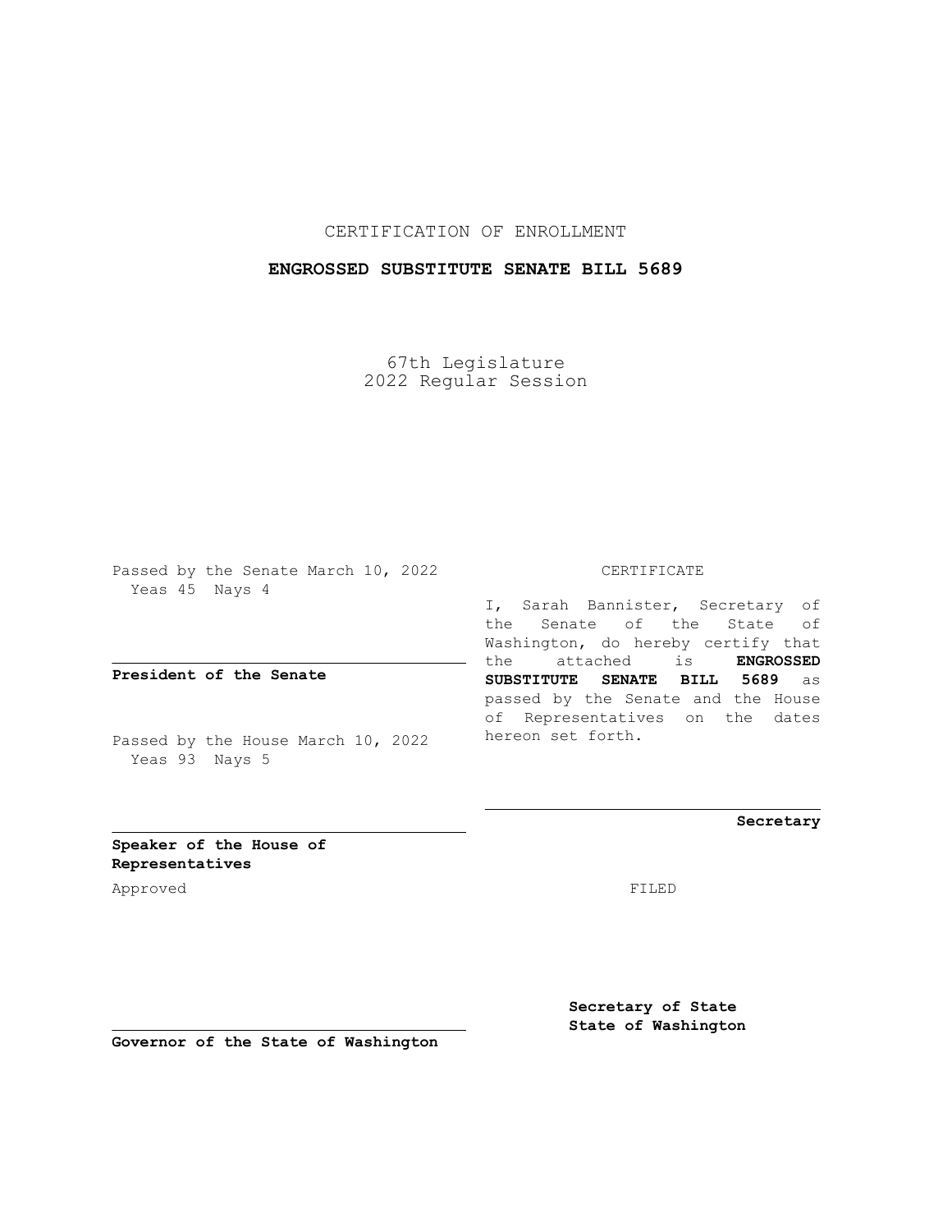CERTIFICATION OF ENROLLMENT

**ENGROSSED SUBSTITUTE SENATE BILL 5689**

67th Legislature
2022 Regular Session

Passed by the Senate March 10, 2022
Yeas 45 Nays 4

**President of the Senate**

Passed by the House March 10, 2022
Yeas 93 Nays 5

**Speaker of the House of Representatives**

Approved

**Governor of the State of Washington**

CERTIFICATE

I, Sarah Bannister, Secretary of the Senate of the State of Washington, do hereby certify that the attached is **ENGROSSED SUBSTITUTE SENATE BILL 5689** as passed by the Senate and the House of Representatives on the dates hereon set forth.

**Secretary**

FILED

**Secretary of State**
**State of Washington**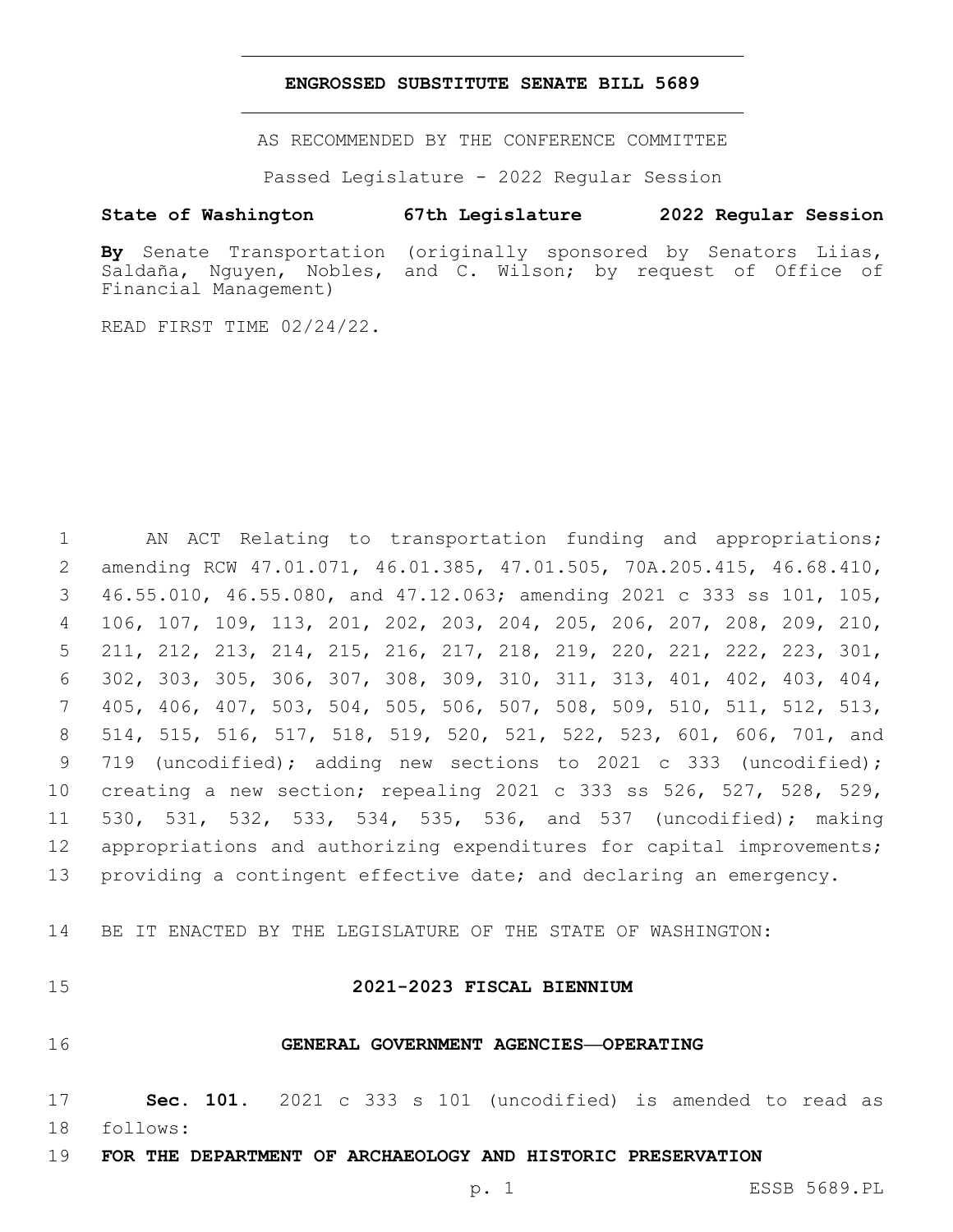# ENGROSSED SUBSTITUTE SENATE BILL 5689

AS RECOMMENDED BY THE CONFERENCE COMMITTEE

Passed Legislature - 2022 Regular Session

**State of Washington 67th Legislature 2022 Regular Session**

**By** Senate Transportation (originally sponsored by Senators Liias, Saldaña, Nguyen, Nobles, and C. Wilson; by request of Office of Financial Management)

READ FIRST TIME 02/24/22.

1 AN ACT Relating to transportation funding and appropriations; 2 amending RCW 47.01.071, 46.01.385, 47.01.505, 70A.205.415, 46.68.410, 3 46.55.010, 46.55.080, and 47.12.063; amending 2021 c 333 ss 101, 105, 4 106, 107, 109, 113, 201, 202, 203, 204, 205, 206, 207, 208, 209, 210, 5 211, 212, 213, 214, 215, 216, 217, 218, 219, 220, 221, 222, 223, 301, 6 302, 303, 305, 306, 307, 308, 309, 310, 311, 313, 401, 402, 403, 404, 7 405, 406, 407, 503, 504, 505, 506, 507, 508, 509, 510, 511, 512, 513, 8 514, 515, 516, 517, 518, 519, 520, 521, 522, 523, 601, 606, 701, and 9 719 (uncodified); adding new sections to 2021 c 333 (uncodified); 10 creating a new section; repealing 2021 c 333 ss 526, 527, 528, 529, 11 530, 531, 532, 533, 534, 535, 536, and 537 (uncodified); making 12 appropriations and authorizing expenditures for capital improvements; 13 providing a contingent effective date; and declaring an emergency.

14 BE IT ENACTED BY THE LEGISLATURE OF THE STATE OF WASHINGTON:

15 **2021-2023 FISCAL BIENNIUM**

16 **GENERAL GOVERNMENT AGENCIES—OPERATING**

17 **Sec. 101.** 2021 c 333 s 101 (uncodified) is amended to read as 18 follows:

19 **FOR THE DEPARTMENT OF ARCHAEOLOGY AND HISTORIC PRESERVATION**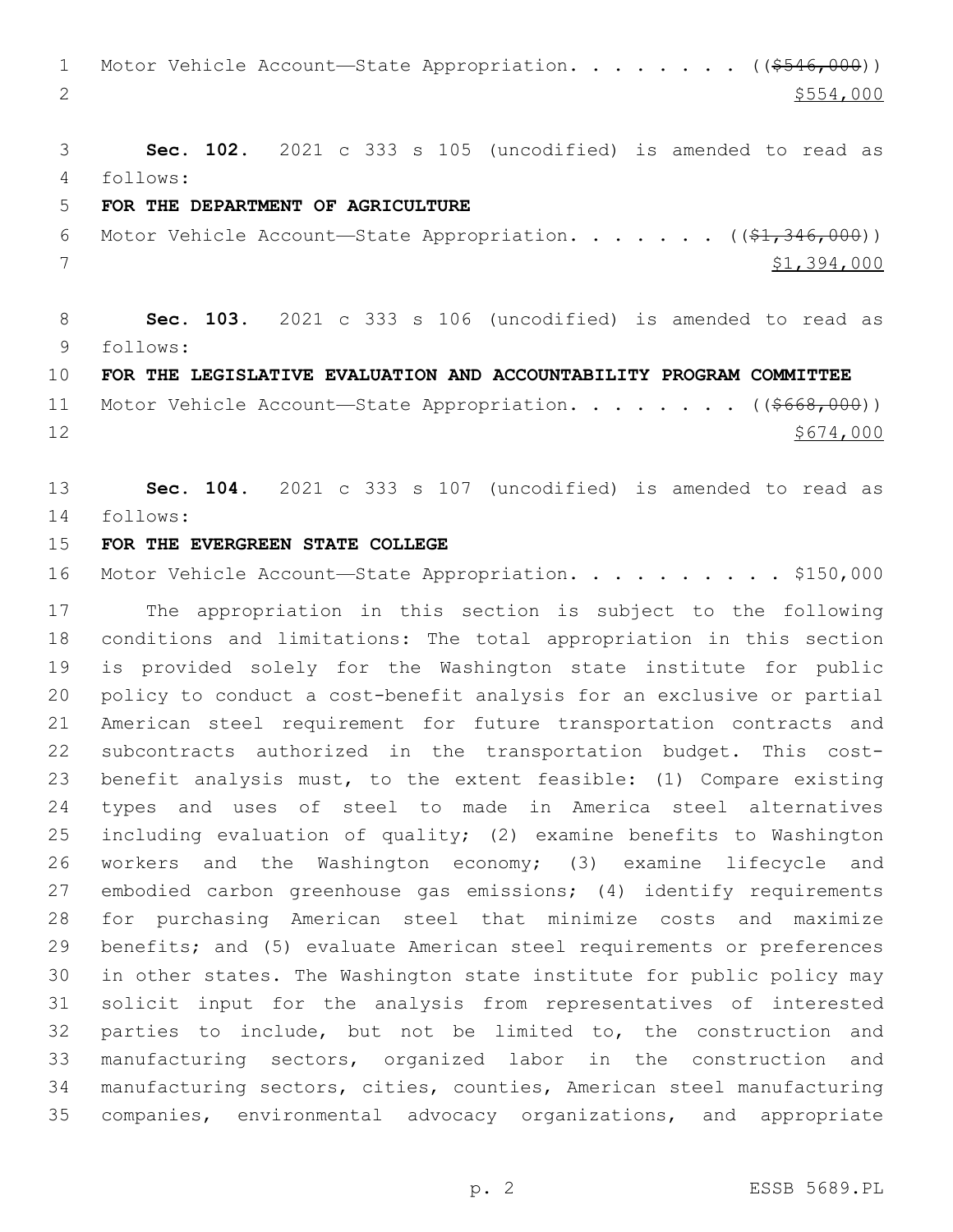Motor Vehicle Account—State Appropriation. . . . . . . . ((~~$546,000~~))
$554,000

**Sec. 102.** 2021 c 333 s 105 (uncodified) is amended to read as follows:

**FOR THE DEPARTMENT OF AGRICULTURE**

Motor Vehicle Account—State Appropriation. . . . . . . ((~~$1,346,000~~))
$1,394,000

**Sec. 103.** 2021 c 333 s 106 (uncodified) is amended to read as follows:

**FOR THE LEGISLATIVE EVALUATION AND ACCOUNTABILITY PROGRAM COMMITTEE**

Motor Vehicle Account—State Appropriation. . . . . . . . ((~~$668,000~~))
$674,000

**Sec. 104.** 2021 c 333 s 107 (uncodified) is amended to read as follows:

**FOR THE EVERGREEN STATE COLLEGE**

Motor Vehicle Account—State Appropriation. . . . . . . . . . $150,000

The appropriation in this section is subject to the following conditions and limitations: The total appropriation in this section is provided solely for the Washington state institute for public policy to conduct a cost-benefit analysis for an exclusive or partial American steel requirement for future transportation contracts and subcontracts authorized in the transportation budget. This cost-benefit analysis must, to the extent feasible: (1) Compare existing types and uses of steel to made in America steel alternatives including evaluation of quality; (2) examine benefits to Washington workers and the Washington economy; (3) examine lifecycle and embodied carbon greenhouse gas emissions; (4) identify requirements for purchasing American steel that minimize costs and maximize benefits; and (5) evaluate American steel requirements or preferences in other states. The Washington state institute for public policy may solicit input for the analysis from representatives of interested parties to include, but not be limited to, the construction and manufacturing sectors, organized labor in the construction and manufacturing sectors, cities, counties, American steel manufacturing companies, environmental advocacy organizations, and appropriate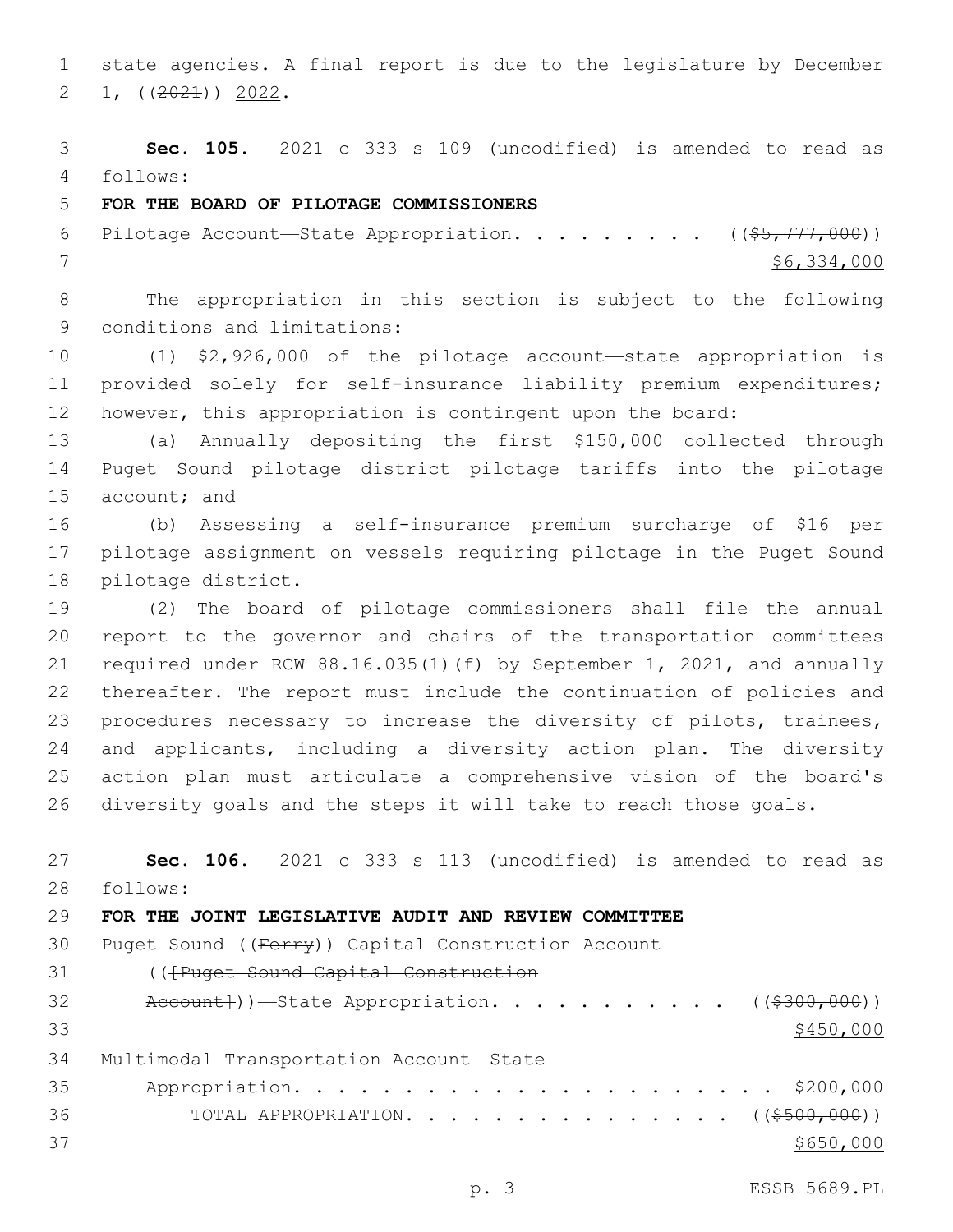state agencies. A final report is due to the legislature by December 1, ((~~2021~~)) 2022.

**Sec. 105.** 2021 c 333 s 109 (uncodified) is amended to read as follows:

**FOR THE BOARD OF PILOTAGE COMMISSIONERS**

Pilotage Account—State Appropriation. . . . . . . . . . ((~~$5,777,000~~)) $6,334,000

The appropriation in this section is subject to the following conditions and limitations:

(1) $2,926,000 of the pilotage account—state appropriation is provided solely for self-insurance liability premium expenditures; however, this appropriation is contingent upon the board:

(a) Annually depositing the first $150,000 collected through Puget Sound pilotage district pilotage tariffs into the pilotage account; and

(b) Assessing a self-insurance premium surcharge of $16 per pilotage assignment on vessels requiring pilotage in the Puget Sound pilotage district.

(2) The board of pilotage commissioners shall file the annual report to the governor and chairs of the transportation committees required under RCW 88.16.035(1)(f) by September 1, 2021, and annually thereafter. The report must include the continuation of policies and procedures necessary to increase the diversity of pilots, trainees, and applicants, including a diversity action plan. The diversity action plan must articulate a comprehensive vision of the board's diversity goals and the steps it will take to reach those goals.

**Sec. 106.** 2021 c 333 s 113 (uncodified) is amended to read as follows:

**FOR THE JOINT LEGISLATIVE AUDIT AND REVIEW COMMITTEE**

Puget Sound ((~~Ferry~~)) Capital Construction Account ((~~[Puget Sound Capital Construction Account]~~))—State Appropriation. . . . . . . . . . . ((~~$300,000~~)) $450,000

Multimodal Transportation Account—State Appropriation. . . . . . . . . . . . . . . . . . . . . . . $200,000

TOTAL APPROPRIATION. . . . . . . . . . . . . . . . ((~~$500,000~~)) $650,000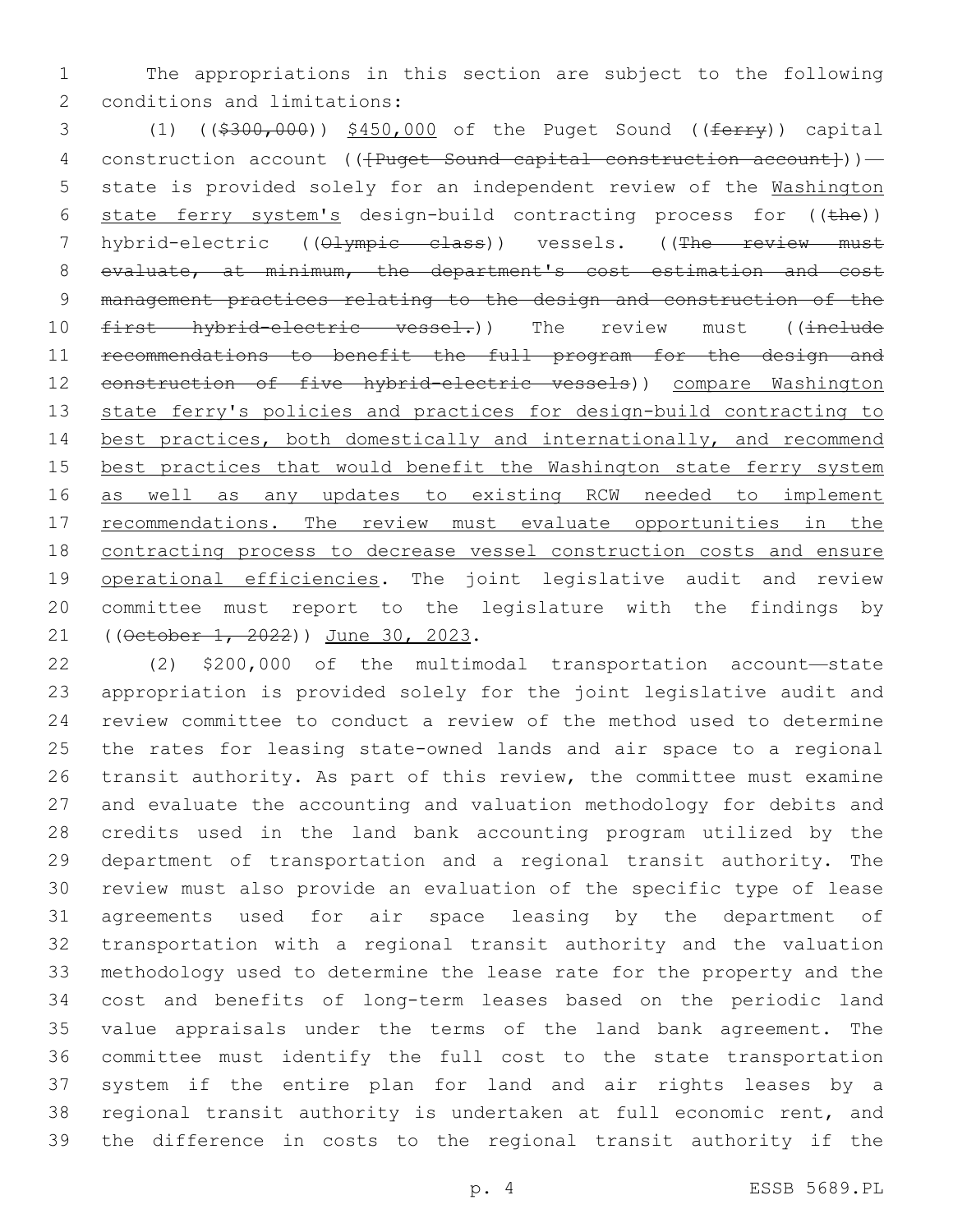The appropriations in this section are subject to the following conditions and limitations:

(1) (($300,000)) $450,000 of the Puget Sound ((ferry)) capital construction account (([Puget Sound capital construction account]))—state is provided solely for an independent review of the Washington state ferry system's design-build contracting process for ((the)) hybrid-electric ((Olympic class)) vessels. ((The review must evaluate, at minimum, the department's cost estimation and cost management practices relating to the design and construction of the first hybrid-electric vessel.)) The review must ((include recommendations to benefit the full program for the design and construction of five hybrid-electric vessels)) compare Washington state ferry's policies and practices for design-build contracting to best practices, both domestically and internationally, and recommend best practices that would benefit the Washington state ferry system as well as any updates to existing RCW needed to implement recommendations. The review must evaluate opportunities in the contracting process to decrease vessel construction costs and ensure operational efficiencies. The joint legislative audit and review committee must report to the legislature with the findings by ((October 1, 2022)) June 30, 2023.

(2) $200,000 of the multimodal transportation account—state appropriation is provided solely for the joint legislative audit and review committee to conduct a review of the method used to determine the rates for leasing state-owned lands and air space to a regional transit authority. As part of this review, the committee must examine and evaluate the accounting and valuation methodology for debits and credits used in the land bank accounting program utilized by the department of transportation and a regional transit authority. The review must also provide an evaluation of the specific type of lease agreements used for air space leasing by the department of transportation with a regional transit authority and the valuation methodology used to determine the lease rate for the property and the cost and benefits of long-term leases based on the periodic land value appraisals under the terms of the land bank agreement. The committee must identify the full cost to the state transportation system if the entire plan for land and air rights leases by a regional transit authority is undertaken at full economic rent, and the difference in costs to the regional transit authority if the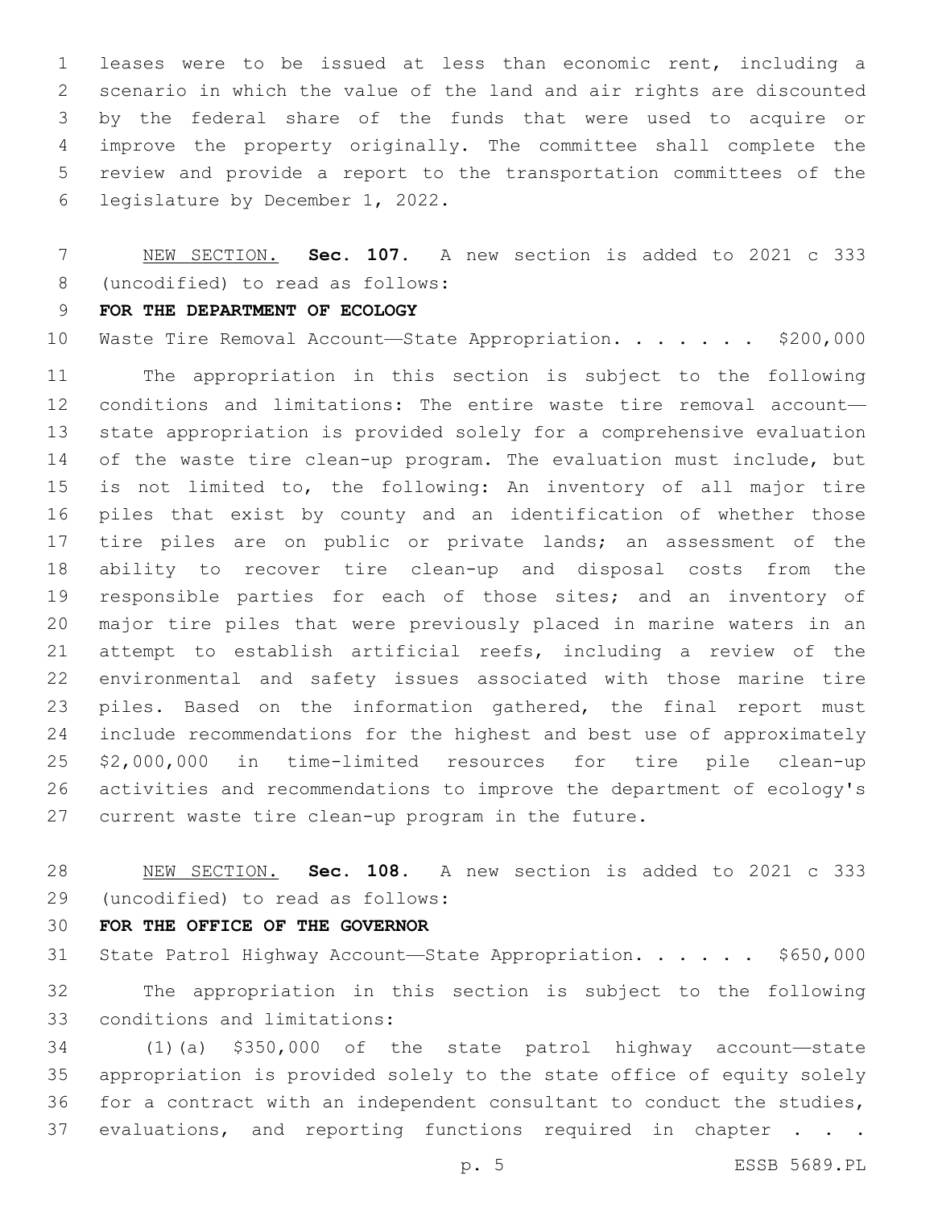leases were to be issued at less than economic rent, including a scenario in which the value of the land and air rights are discounted by the federal share of the funds that were used to acquire or improve the property originally. The committee shall complete the review and provide a report to the transportation committees of the legislature by December 1, 2022.

NEW SECTION. **Sec. 107.** A new section is added to 2021 c 333 (uncodified) to read as follows:

**FOR THE DEPARTMENT OF ECOLOGY**

Waste Tire Removal Account—State Appropriation. . . . . . . $200,000

The appropriation in this section is subject to the following conditions and limitations: The entire waste tire removal account—state appropriation is provided solely for a comprehensive evaluation of the waste tire clean-up program. The evaluation must include, but is not limited to, the following: An inventory of all major tire piles that exist by county and an identification of whether those tire piles are on public or private lands; an assessment of the ability to recover tire clean-up and disposal costs from the responsible parties for each of those sites; and an inventory of major tire piles that were previously placed in marine waters in an attempt to establish artificial reefs, including a review of the environmental and safety issues associated with those marine tire piles. Based on the information gathered, the final report must include recommendations for the highest and best use of approximately $2,000,000 in time-limited resources for tire pile clean-up activities and recommendations to improve the department of ecology's current waste tire clean-up program in the future.

NEW SECTION. **Sec. 108.** A new section is added to 2021 c 333 (uncodified) to read as follows:

**FOR THE OFFICE OF THE GOVERNOR**

State Patrol Highway Account—State Appropriation. . . . . . $650,000

The appropriation in this section is subject to the following conditions and limitations:

(1)(a) $350,000 of the state patrol highway account—state appropriation is provided solely to the state office of equity solely for a contract with an independent consultant to conduct the studies, evaluations, and reporting functions required in chapter . . .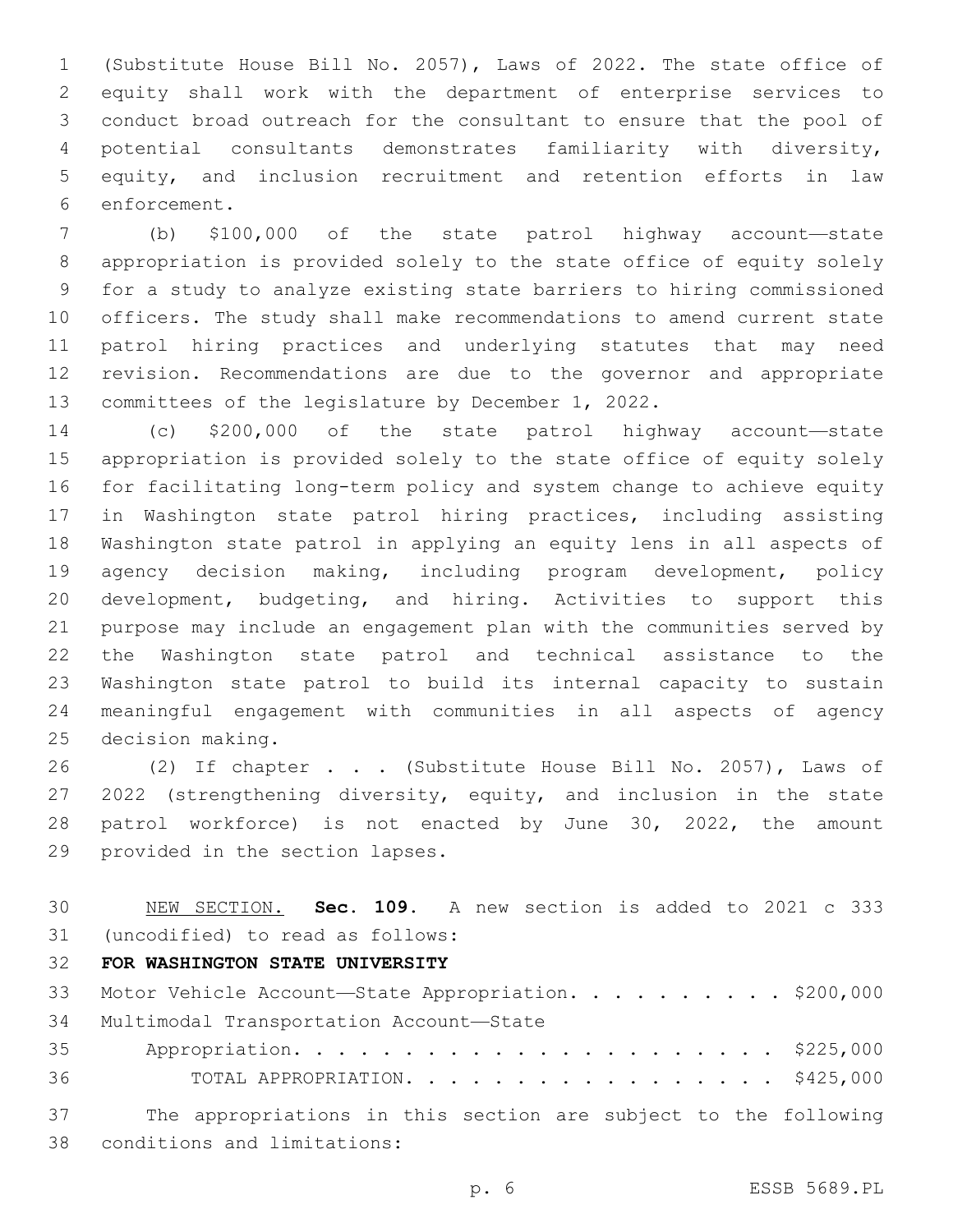(Substitute House Bill No. 2057), Laws of 2022. The state office of equity shall work with the department of enterprise services to conduct broad outreach for the consultant to ensure that the pool of potential consultants demonstrates familiarity with diversity, equity, and inclusion recruitment and retention efforts in law enforcement.

(b) $100,000 of the state patrol highway account—state appropriation is provided solely to the state office of equity solely for a study to analyze existing state barriers to hiring commissioned officers. The study shall make recommendations to amend current state patrol hiring practices and underlying statutes that may need revision. Recommendations are due to the governor and appropriate committees of the legislature by December 1, 2022.

(c) $200,000 of the state patrol highway account—state appropriation is provided solely to the state office of equity solely for facilitating long-term policy and system change to achieve equity in Washington state patrol hiring practices, including assisting Washington state patrol in applying an equity lens in all aspects of agency decision making, including program development, policy development, budgeting, and hiring. Activities to support this purpose may include an engagement plan with the communities served by the Washington state patrol and technical assistance to the Washington state patrol to build its internal capacity to sustain meaningful engagement with communities in all aspects of agency decision making.

(2) If chapter . . . (Substitute House Bill No. 2057), Laws of 2022 (strengthening diversity, equity, and inclusion in the state patrol workforce) is not enacted by June 30, 2022, the amount provided in the section lapses.

NEW SECTION. **Sec. 109.** A new section is added to 2021 c 333 (uncodified) to read as follows:

**FOR WASHINGTON STATE UNIVERSITY**

Motor Vehicle Account—State Appropriation. . . . . . . . . . . $200,000

Multimodal Transportation Account—State Appropriation. . . . . . . . . . . . . . . . . . . . . . . $225,000

TOTAL APPROPRIATION. . . . . . . . . . . . . . . . . . $425,000

The appropriations in this section are subject to the following conditions and limitations: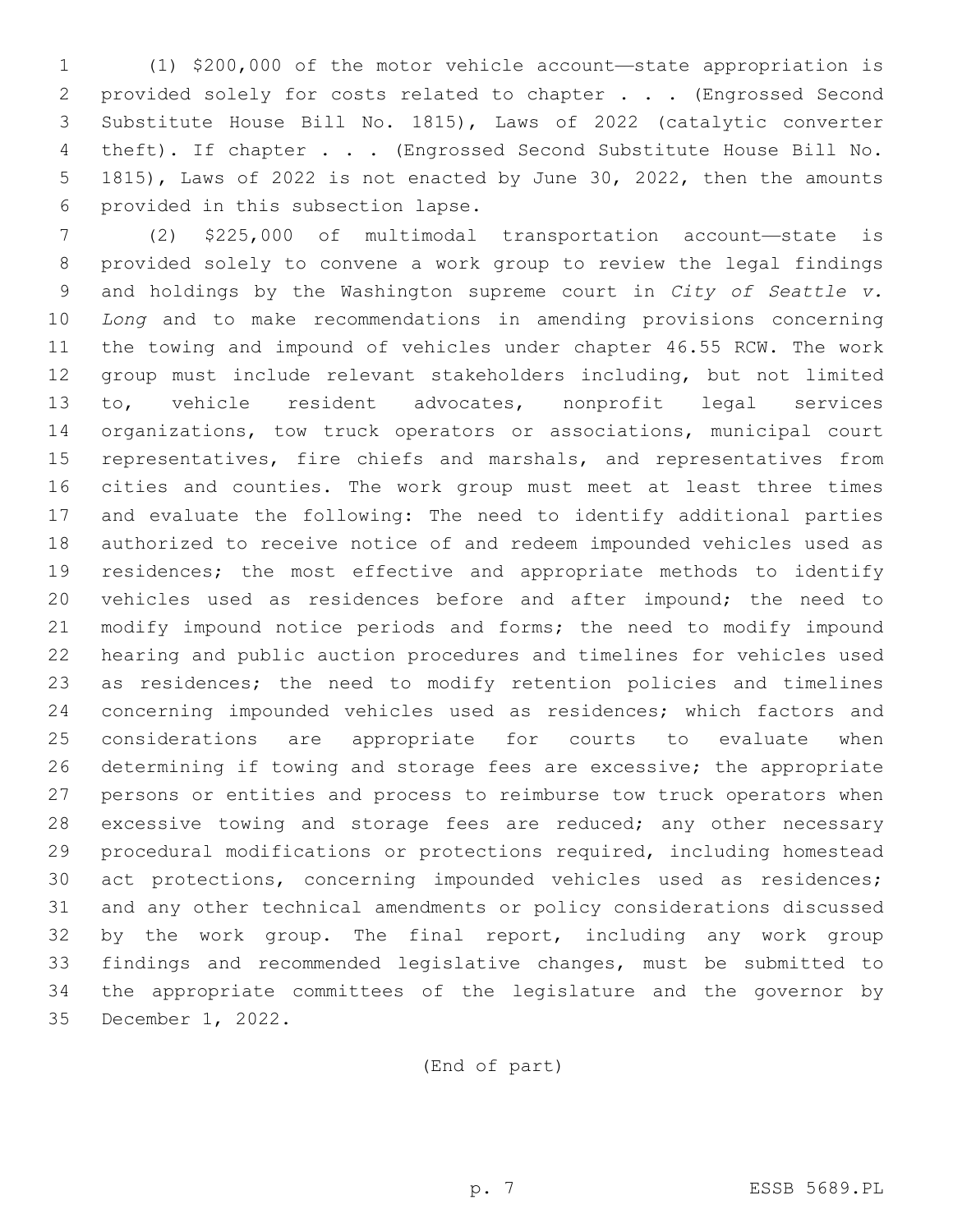(1) $200,000 of the motor vehicle account—state appropriation is provided solely for costs related to chapter . . . (Engrossed Second Substitute House Bill No. 1815), Laws of 2022 (catalytic converter theft). If chapter . . . (Engrossed Second Substitute House Bill No. 1815), Laws of 2022 is not enacted by June 30, 2022, then the amounts provided in this subsection lapse.

(2) $225,000 of multimodal transportation account—state is provided solely to convene a work group to review the legal findings and holdings by the Washington supreme court in *City of Seattle v. Long* and to make recommendations in amending provisions concerning the towing and impound of vehicles under chapter 46.55 RCW. The work group must include relevant stakeholders including, but not limited to, vehicle resident advocates, nonprofit legal services organizations, tow truck operators or associations, municipal court representatives, fire chiefs and marshals, and representatives from cities and counties. The work group must meet at least three times and evaluate the following: The need to identify additional parties authorized to receive notice of and redeem impounded vehicles used as residences; the most effective and appropriate methods to identify vehicles used as residences before and after impound; the need to modify impound notice periods and forms; the need to modify impound hearing and public auction procedures and timelines for vehicles used as residences; the need to modify retention policies and timelines concerning impounded vehicles used as residences; which factors and considerations are appropriate for courts to evaluate when determining if towing and storage fees are excessive; the appropriate persons or entities and process to reimburse tow truck operators when excessive towing and storage fees are reduced; any other necessary procedural modifications or protections required, including homestead act protections, concerning impounded vehicles used as residences; and any other technical amendments or policy considerations discussed by the work group. The final report, including any work group findings and recommended legislative changes, must be submitted to the appropriate committees of the legislature and the governor by December 1, 2022.

(End of part)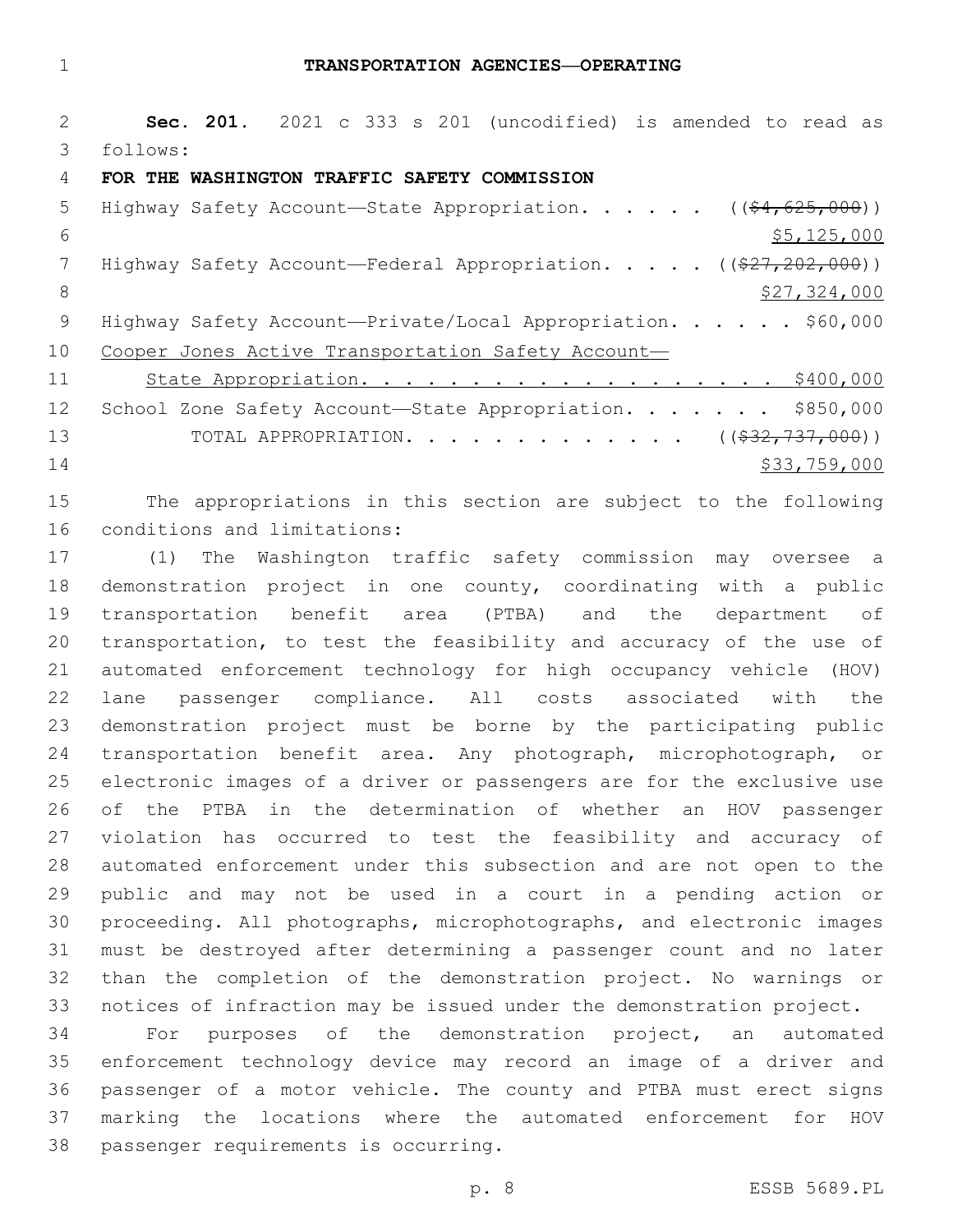## TRANSPORTATION AGENCIES—OPERATING

**Sec. 201.** 2021 c 333 s 201 (uncodified) is amended to read as follows:

**FOR THE WASHINGTON TRAFFIC SAFETY COMMISSION**

Highway Safety Account—State Appropriation. . . . . . ((~~$4,625,000~~)) $5,125,000

Highway Safety Account—Federal Appropriation. . . . . ((~~$27,202,000~~)) $27,324,000

Highway Safety Account—Private/Local Appropriation. . . . . . $60,000

Cooper Jones Active Transportation Safety Account—State Appropriation. . . . . . . . . . . . . . . . . . . . $400,000

School Zone Safety Account—State Appropriation. . . . . . . $850,000

TOTAL APPROPRIATION. . . . . . . . . . . . . ((~~$32,737,000~~)) $33,759,000

The appropriations in this section are subject to the following conditions and limitations:

(1) The Washington traffic safety commission may oversee a demonstration project in one county, coordinating with a public transportation benefit area (PTBA) and the department of transportation, to test the feasibility and accuracy of the use of automated enforcement technology for high occupancy vehicle (HOV) lane passenger compliance. All costs associated with the demonstration project must be borne by the participating public transportation benefit area. Any photograph, microphotograph, or electronic images of a driver or passengers are for the exclusive use of the PTBA in the determination of whether an HOV passenger violation has occurred to test the feasibility and accuracy of automated enforcement under this subsection and are not open to the public and may not be used in a court in a pending action or proceeding. All photographs, microphotographs, and electronic images must be destroyed after determining a passenger count and no later than the completion of the demonstration project. No warnings or notices of infraction may be issued under the demonstration project.

For purposes of the demonstration project, an automated enforcement technology device may record an image of a driver and passenger of a motor vehicle. The county and PTBA must erect signs marking the locations where the automated enforcement for HOV passenger requirements is occurring.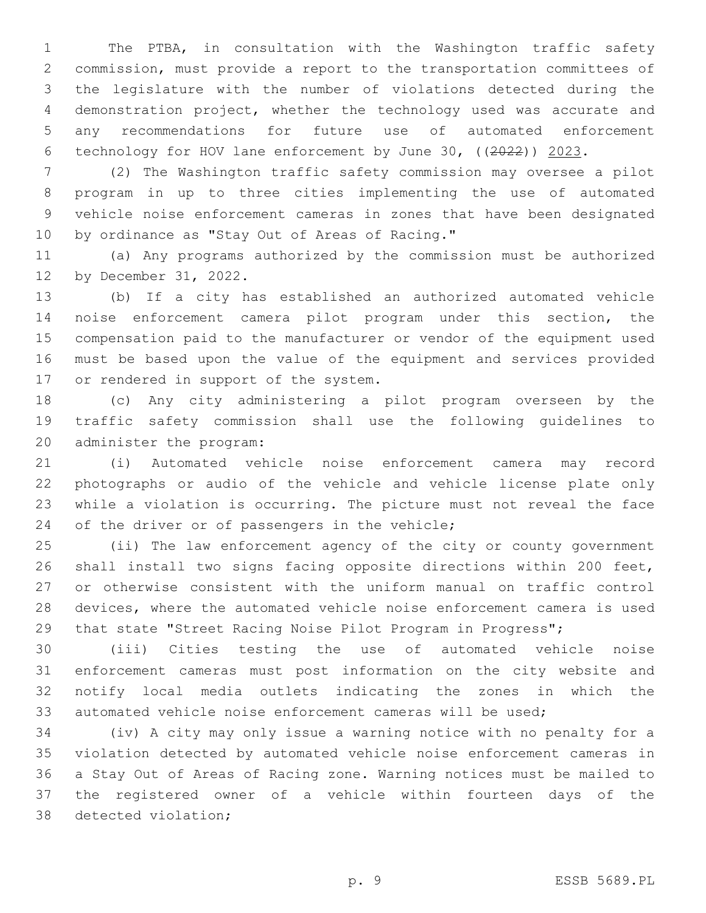The PTBA, in consultation with the Washington traffic safety commission, must provide a report to the transportation committees of the legislature with the number of violations detected during the demonstration project, whether the technology used was accurate and any recommendations for future use of automated enforcement technology for HOV lane enforcement by June 30, ((~~2022~~)) 2023.

(2) The Washington traffic safety commission may oversee a pilot program in up to three cities implementing the use of automated vehicle noise enforcement cameras in zones that have been designated by ordinance as "Stay Out of Areas of Racing."

(a) Any programs authorized by the commission must be authorized by December 31, 2022.

(b) If a city has established an authorized automated vehicle noise enforcement camera pilot program under this section, the compensation paid to the manufacturer or vendor of the equipment used must be based upon the value of the equipment and services provided or rendered in support of the system.

(c) Any city administering a pilot program overseen by the traffic safety commission shall use the following guidelines to administer the program:

(i) Automated vehicle noise enforcement camera may record photographs or audio of the vehicle and vehicle license plate only while a violation is occurring. The picture must not reveal the face of the driver or of passengers in the vehicle;

(ii) The law enforcement agency of the city or county government shall install two signs facing opposite directions within 200 feet, or otherwise consistent with the uniform manual on traffic control devices, where the automated vehicle noise enforcement camera is used that state "Street Racing Noise Pilot Program in Progress";

(iii) Cities testing the use of automated vehicle noise enforcement cameras must post information on the city website and notify local media outlets indicating the zones in which the automated vehicle noise enforcement cameras will be used;

(iv) A city may only issue a warning notice with no penalty for a violation detected by automated vehicle noise enforcement cameras in a Stay Out of Areas of Racing zone. Warning notices must be mailed to the registered owner of a vehicle within fourteen days of the detected violation;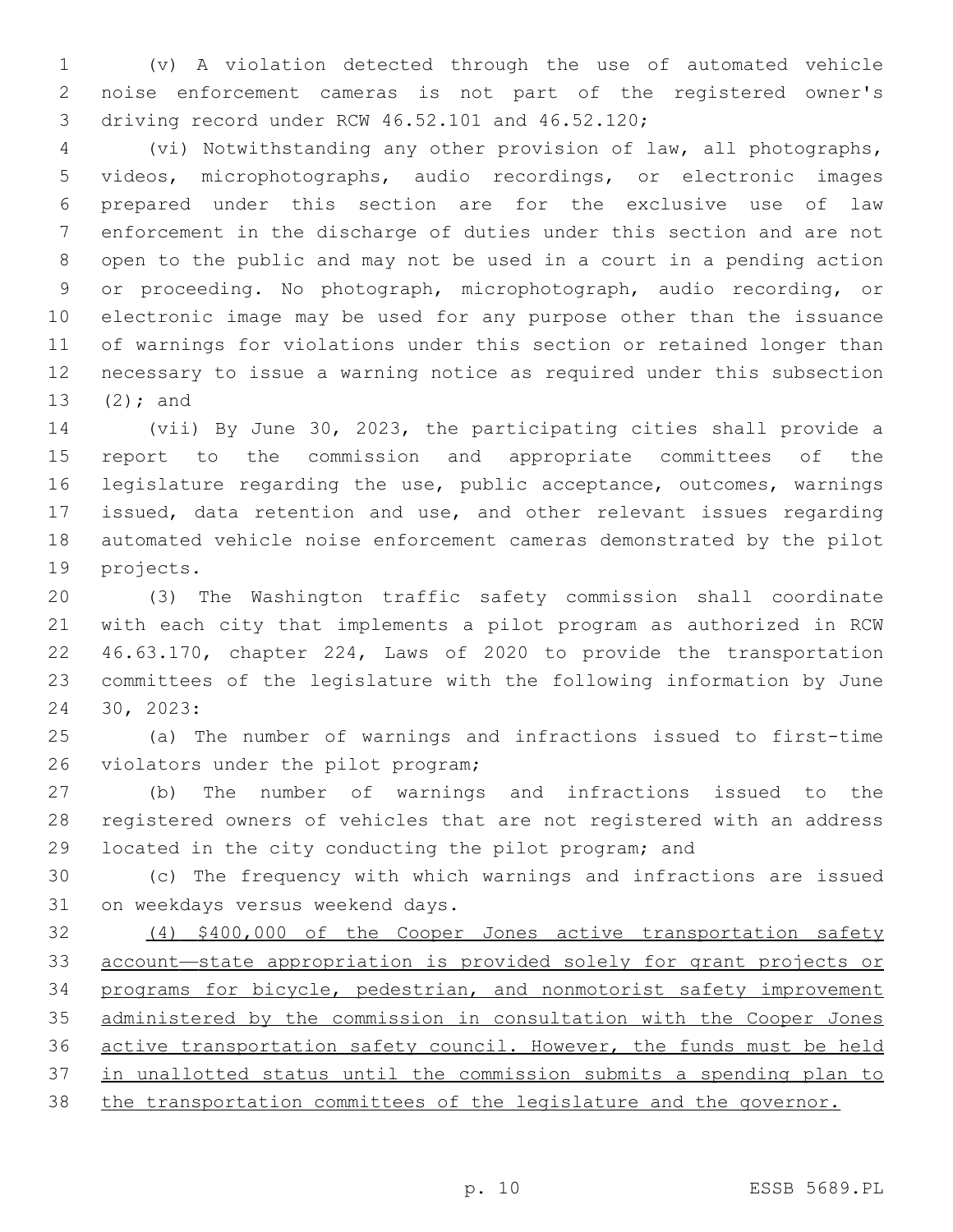(v) A violation detected through the use of automated vehicle noise enforcement cameras is not part of the registered owner's driving record under RCW 46.52.101 and 46.52.120;

(vi) Notwithstanding any other provision of law, all photographs, videos, microphotographs, audio recordings, or electronic images prepared under this section are for the exclusive use of law enforcement in the discharge of duties under this section and are not open to the public and may not be used in a court in a pending action or proceeding. No photograph, microphotograph, audio recording, or electronic image may be used for any purpose other than the issuance of warnings for violations under this section or retained longer than necessary to issue a warning notice as required under this subsection (2); and

(vii) By June 30, 2023, the participating cities shall provide a report to the commission and appropriate committees of the legislature regarding the use, public acceptance, outcomes, warnings issued, data retention and use, and other relevant issues regarding automated vehicle noise enforcement cameras demonstrated by the pilot projects.

(3) The Washington traffic safety commission shall coordinate with each city that implements a pilot program as authorized in RCW 46.63.170, chapter 224, Laws of 2020 to provide the transportation committees of the legislature with the following information by June 30, 2023:

(a) The number of warnings and infractions issued to first-time violators under the pilot program;

(b) The number of warnings and infractions issued to the registered owners of vehicles that are not registered with an address located in the city conducting the pilot program; and

(c) The frequency with which warnings and infractions are issued on weekdays versus weekend days.

<u>(4) $400,000 of the Cooper Jones active transportation safety account—state appropriation is provided solely for grant projects or programs for bicycle, pedestrian, and nonmotorist safety improvement administered by the commission in consultation with the Cooper Jones active transportation safety council. However, the funds must be held in unallotted status until the commission submits a spending plan to the transportation committees of the legislature and the governor.</u>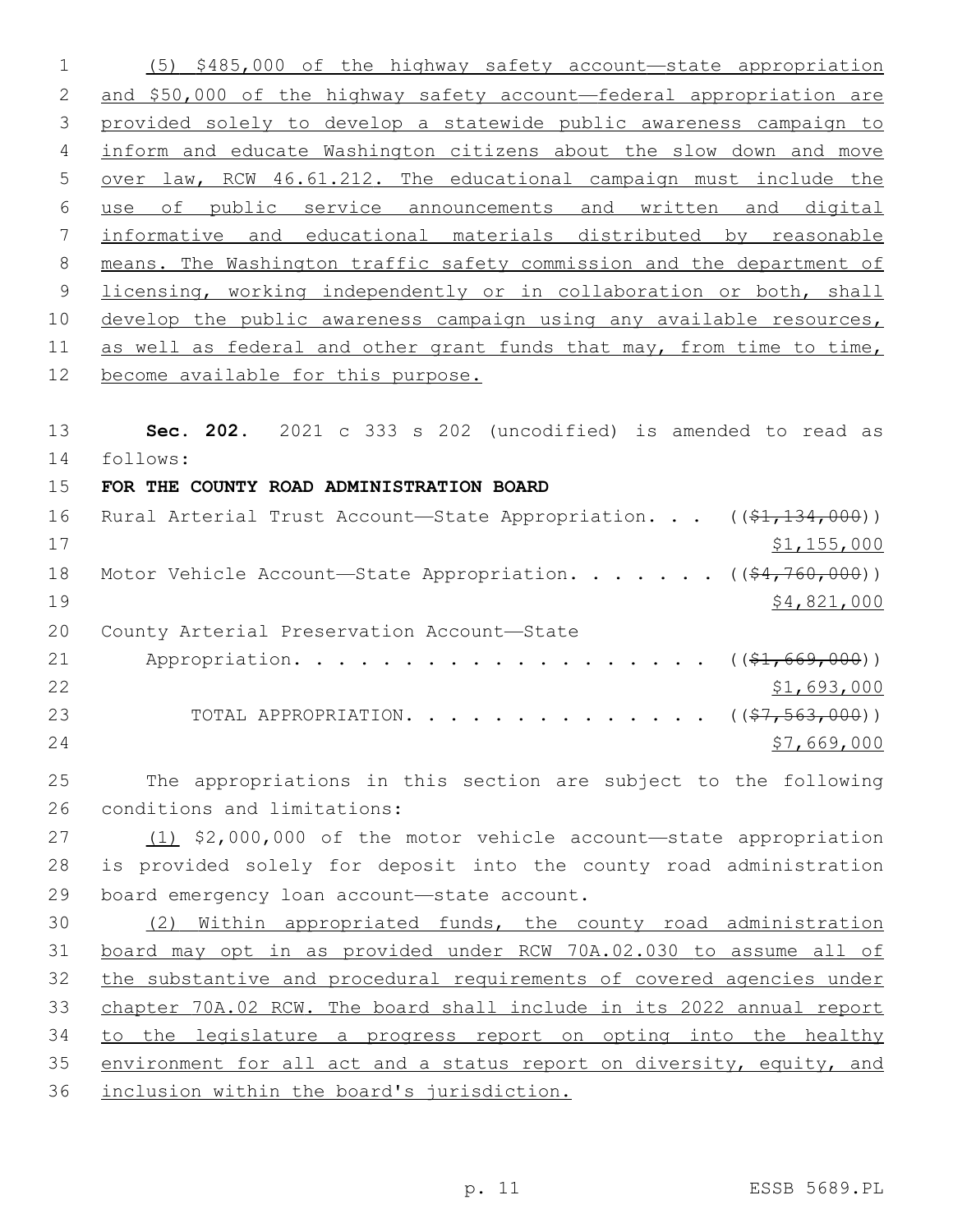(5) $485,000 of the highway safety account—state appropriation and $50,000 of the highway safety account—federal appropriation are provided solely to develop a statewide public awareness campaign to inform and educate Washington citizens about the slow down and move over law, RCW 46.61.212. The educational campaign must include the use of public service announcements and written and digital informative and educational materials distributed by reasonable means. The Washington traffic safety commission and the department of licensing, working independently or in collaboration or both, shall develop the public awareness campaign using any available resources, as well as federal and other grant funds that may, from time to time, become available for this purpose.

**Sec. 202.** 2021 c 333 s 202 (uncodified) is amended to read as follows:

**FOR THE COUNTY ROAD ADMINISTRATION BOARD**

Rural Arterial Trust Account—State Appropriation. . . ((~~$1,134,000~~)) $1,155,000

Motor Vehicle Account—State Appropriation. . . . . . . ((~~$4,760,000~~)) $4,821,000

County Arterial Preservation Account—State Appropriation. . . . . . . . . . . . . . . . . . . . ((~~$1,669,000~~)) $1,693,000

TOTAL APPROPRIATION. . . . . . . . . . . . . . ((~~$7,563,000~~)) $7,669,000

The appropriations in this section are subject to the following conditions and limitations:

(1) $2,000,000 of the motor vehicle account—state appropriation is provided solely for deposit into the county road administration board emergency loan account—state account.

(2) Within appropriated funds, the county road administration board may opt in as provided under RCW 70A.02.030 to assume all of the substantive and procedural requirements of covered agencies under chapter 70A.02 RCW. The board shall include in its 2022 annual report to the legislature a progress report on opting into the healthy environment for all act and a status report on diversity, equity, and inclusion within the board's jurisdiction.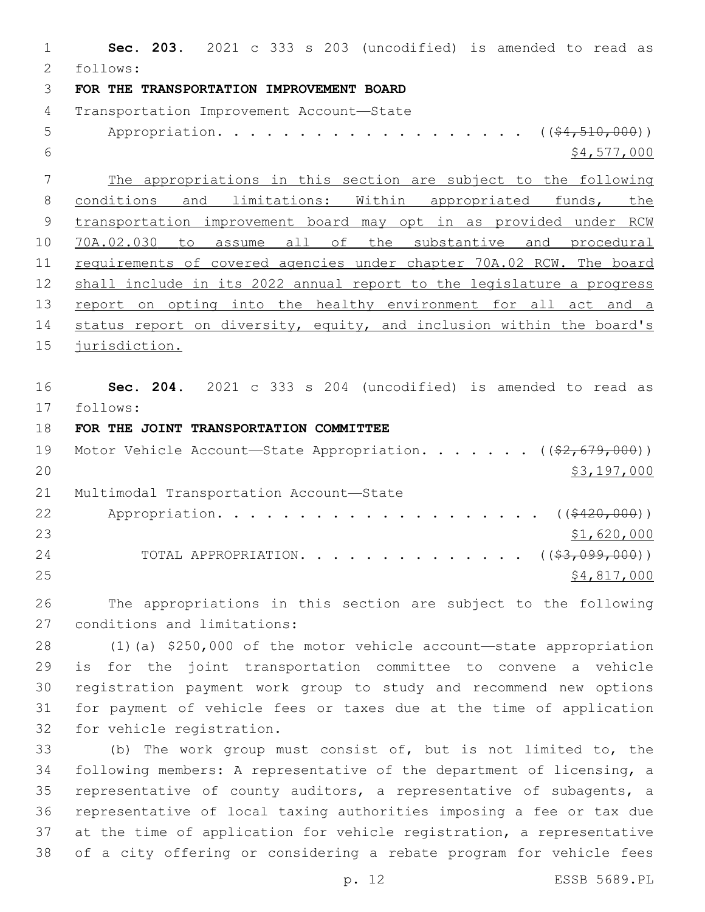**Sec. 203.** 2021 c 333 s 203 (uncodified) is amended to read as follows:

**FOR THE TRANSPORTATION IMPROVEMENT BOARD**

Transportation Improvement Account—State Appropriation. . . . . . . . . . . . . . . . . . . ((~~$4,510,000~~)) $4,577,000

The appropriations in this section are subject to the following conditions and limitations: Within appropriated funds, the transportation improvement board may opt in as provided under RCW 70A.02.030 to assume all of the substantive and procedural requirements of covered agencies under chapter 70A.02 RCW. The board shall include in its 2022 annual report to the legislature a progress report on opting into the healthy environment for all act and a status report on diversity, equity, and inclusion within the board's jurisdiction.

**Sec. 204.** 2021 c 333 s 204 (uncodified) is amended to read as follows:

**FOR THE JOINT TRANSPORTATION COMMITTEE**

Motor Vehicle Account—State Appropriation. . . . . . . ((~~$2,679,000~~)) $3,197,000

Multimodal Transportation Account—State Appropriation. . . . . . . . . . . . . . . . . . . . ((~~$420,000~~)) $1,620,000

TOTAL APPROPRIATION. . . . . . . . . . . . . . ((~~$3,099,000~~)) $4,817,000

The appropriations in this section are subject to the following conditions and limitations:

(1)(a) $250,000 of the motor vehicle account—state appropriation is for the joint transportation committee to convene a vehicle registration payment work group to study and recommend new options for payment of vehicle fees or taxes due at the time of application for vehicle registration.

(b) The work group must consist of, but is not limited to, the following members: A representative of the department of licensing, a representative of county auditors, a representative of subagents, a representative of local taxing authorities imposing a fee or tax due at the time of application for vehicle registration, a representative of a city offering or considering a rebate program for vehicle fees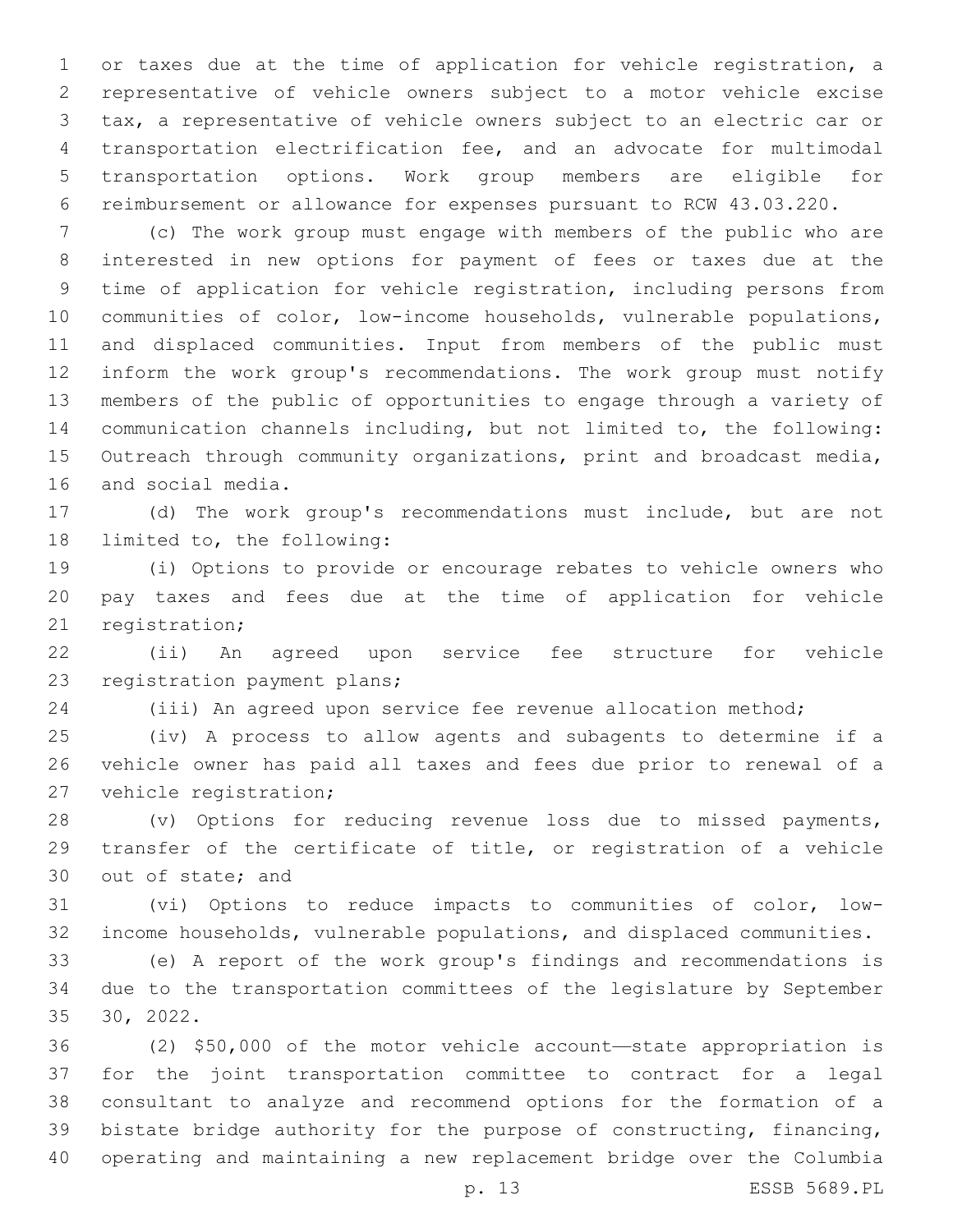or taxes due at the time of application for vehicle registration, a representative of vehicle owners subject to a motor vehicle excise tax, a representative of vehicle owners subject to an electric car or transportation electrification fee, and an advocate for multimodal transportation options. Work group members are eligible for reimbursement or allowance for expenses pursuant to RCW 43.03.220.

(c) The work group must engage with members of the public who are interested in new options for payment of fees or taxes due at the time of application for vehicle registration, including persons from communities of color, low-income households, vulnerable populations, and displaced communities. Input from members of the public must inform the work group's recommendations. The work group must notify members of the public of opportunities to engage through a variety of communication channels including, but not limited to, the following: Outreach through community organizations, print and broadcast media, and social media.

(d) The work group's recommendations must include, but are not limited to, the following:

(i) Options to provide or encourage rebates to vehicle owners who pay taxes and fees due at the time of application for vehicle registration;

(ii) An agreed upon service fee structure for vehicle registration payment plans;

(iii) An agreed upon service fee revenue allocation method;

(iv) A process to allow agents and subagents to determine if a vehicle owner has paid all taxes and fees due prior to renewal of a vehicle registration;

(v) Options for reducing revenue loss due to missed payments, transfer of the certificate of title, or registration of a vehicle out of state; and

(vi) Options to reduce impacts to communities of color, low-income households, vulnerable populations, and displaced communities.

(e) A report of the work group's findings and recommendations is due to the transportation committees of the legislature by September 30, 2022.

(2) $50,000 of the motor vehicle account—state appropriation is for the joint transportation committee to contract for a legal consultant to analyze and recommend options for the formation of a bistate bridge authority for the purpose of constructing, financing, operating and maintaining a new replacement bridge over the Columbia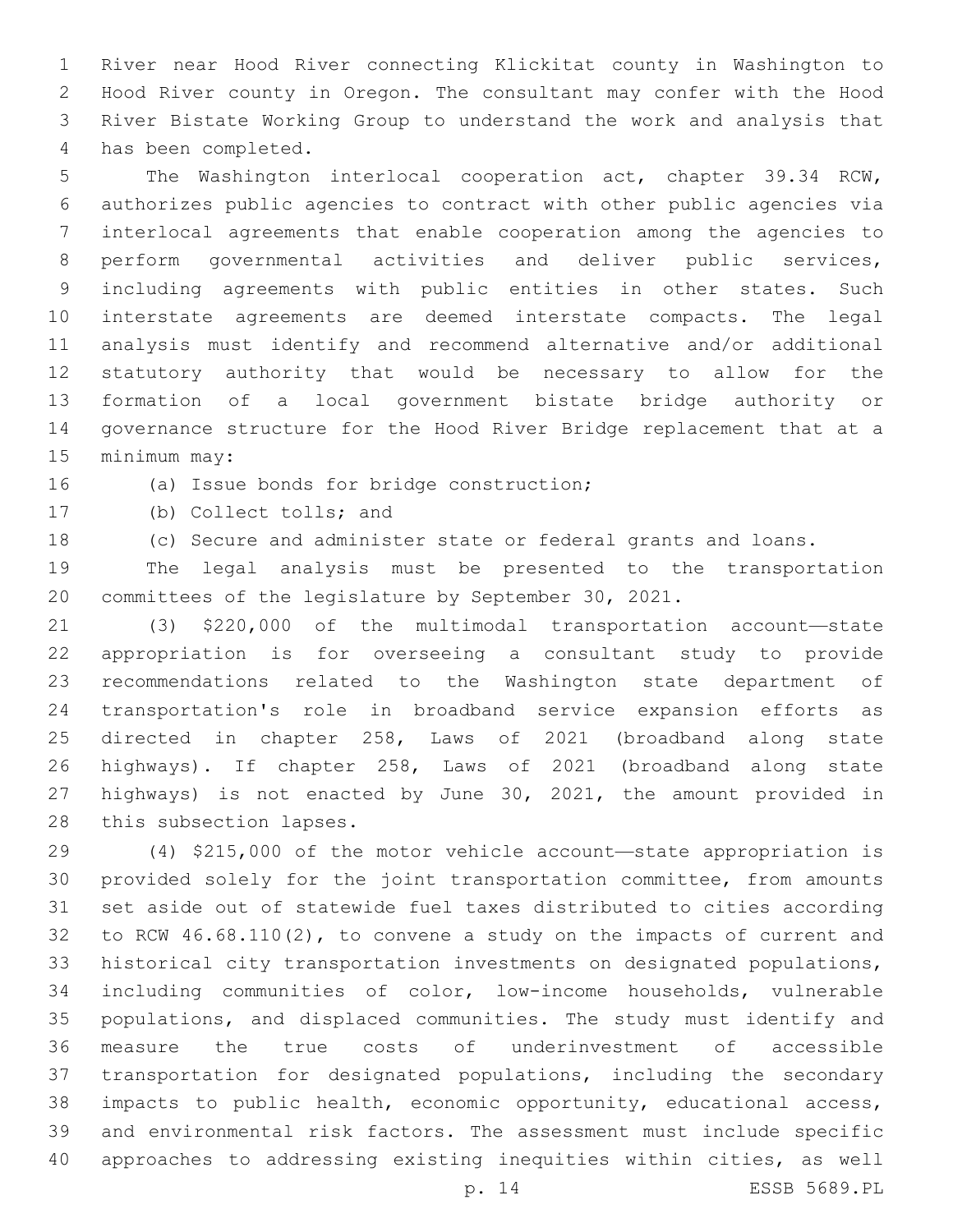River near Hood River connecting Klickitat county in Washington to Hood River county in Oregon. The consultant may confer with the Hood River Bistate Working Group to understand the work and analysis that has been completed.

The Washington interlocal cooperation act, chapter 39.34 RCW, authorizes public agencies to contract with other public agencies via interlocal agreements that enable cooperation among the agencies to perform governmental activities and deliver public services, including agreements with public entities in other states. Such interstate agreements are deemed interstate compacts. The legal analysis must identify and recommend alternative and/or additional statutory authority that would be necessary to allow for the formation of a local government bistate bridge authority or governance structure for the Hood River Bridge replacement that at a minimum may:

(a) Issue bonds for bridge construction;

(b) Collect tolls; and

(c) Secure and administer state or federal grants and loans.

The legal analysis must be presented to the transportation committees of the legislature by September 30, 2021.

(3) $220,000 of the multimodal transportation account—state appropriation is for overseeing a consultant study to provide recommendations related to the Washington state department of transportation's role in broadband service expansion efforts as directed in chapter 258, Laws of 2021 (broadband along state highways). If chapter 258, Laws of 2021 (broadband along state highways) is not enacted by June 30, 2021, the amount provided in this subsection lapses.

(4) $215,000 of the motor vehicle account—state appropriation is provided solely for the joint transportation committee, from amounts set aside out of statewide fuel taxes distributed to cities according to RCW 46.68.110(2), to convene a study on the impacts of current and historical city transportation investments on designated populations, including communities of color, low-income households, vulnerable populations, and displaced communities. The study must identify and measure the true costs of underinvestment of accessible transportation for designated populations, including the secondary impacts to public health, economic opportunity, educational access, and environmental risk factors. The assessment must include specific approaches to addressing existing inequities within cities, as well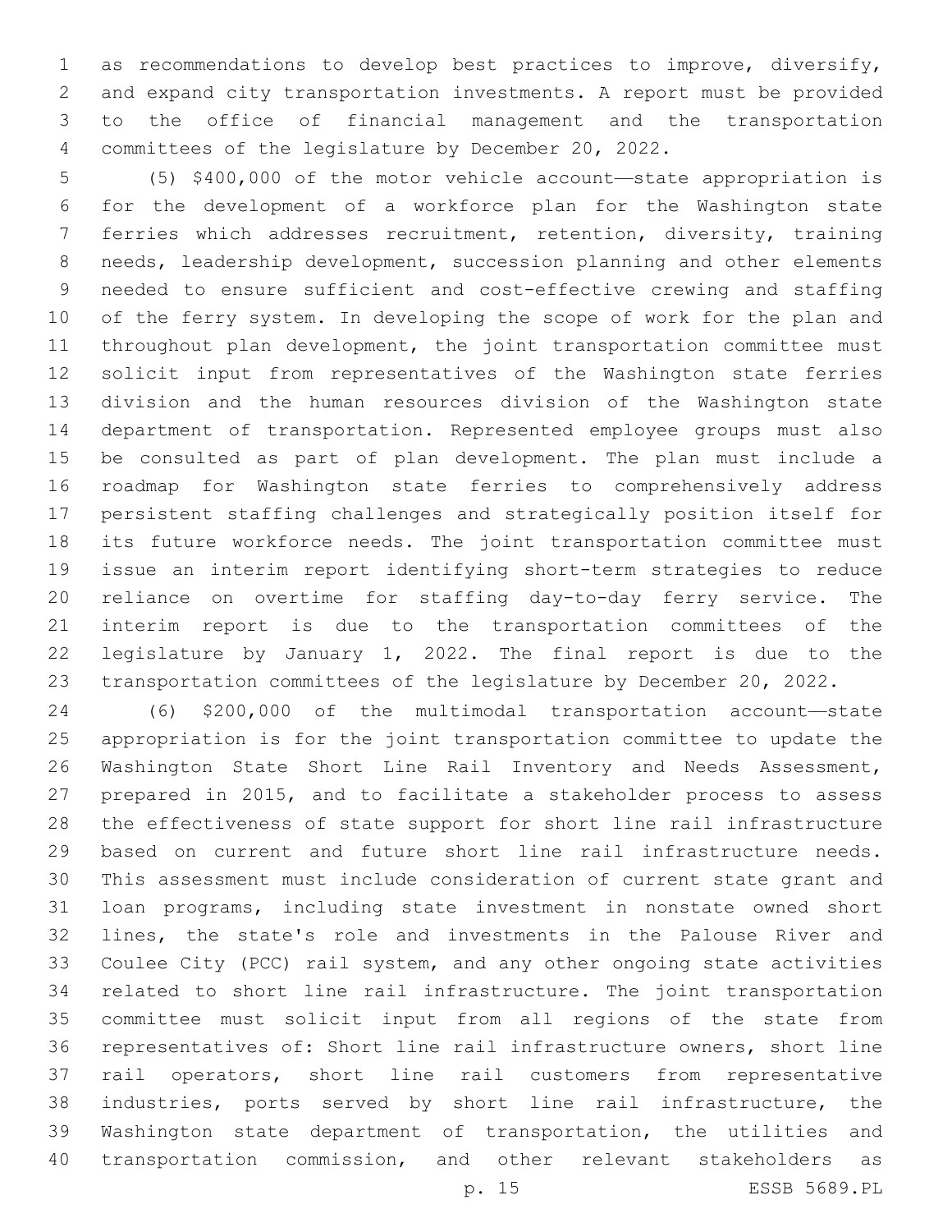as recommendations to develop best practices to improve, diversify, and expand city transportation investments. A report must be provided to the office of financial management and the transportation committees of the legislature by December 20, 2022.

(5) $400,000 of the motor vehicle account—state appropriation is for the development of a workforce plan for the Washington state ferries which addresses recruitment, retention, diversity, training needs, leadership development, succession planning and other elements needed to ensure sufficient and cost-effective crewing and staffing of the ferry system. In developing the scope of work for the plan and throughout plan development, the joint transportation committee must solicit input from representatives of the Washington state ferries division and the human resources division of the Washington state department of transportation. Represented employee groups must also be consulted as part of plan development. The plan must include a roadmap for Washington state ferries to comprehensively address persistent staffing challenges and strategically position itself for its future workforce needs. The joint transportation committee must issue an interim report identifying short-term strategies to reduce reliance on overtime for staffing day-to-day ferry service. The interim report is due to the transportation committees of the legislature by January 1, 2022. The final report is due to the transportation committees of the legislature by December 20, 2022.

(6) $200,000 of the multimodal transportation account—state appropriation is for the joint transportation committee to update the Washington State Short Line Rail Inventory and Needs Assessment, prepared in 2015, and to facilitate a stakeholder process to assess the effectiveness of state support for short line rail infrastructure based on current and future short line rail infrastructure needs. This assessment must include consideration of current state grant and loan programs, including state investment in nonstate owned short lines, the state's role and investments in the Palouse River and Coulee City (PCC) rail system, and any other ongoing state activities related to short line rail infrastructure. The joint transportation committee must solicit input from all regions of the state from representatives of: Short line rail infrastructure owners, short line rail operators, short line rail customers from representative industries, ports served by short line rail infrastructure, the Washington state department of transportation, the utilities and transportation commission, and other relevant stakeholders as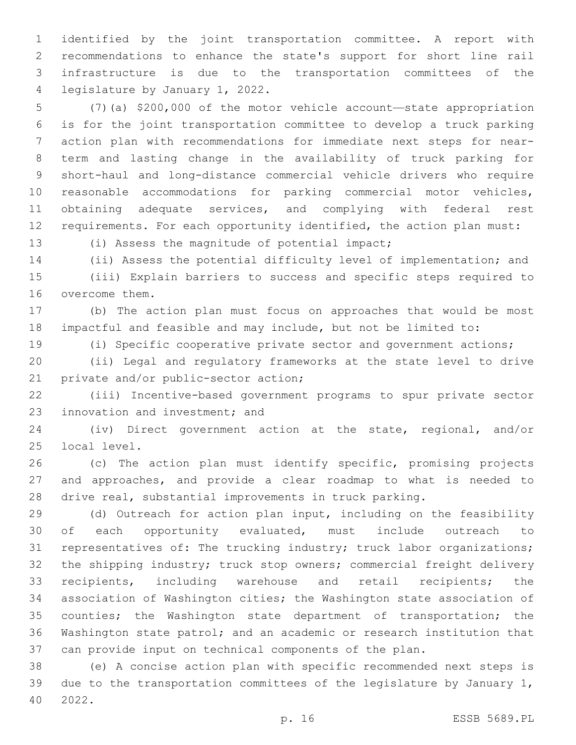identified by the joint transportation committee. A report with recommendations to enhance the state's support for short line rail infrastructure is due to the transportation committees of the legislature by January 1, 2022.

(7)(a) $200,000 of the motor vehicle account—state appropriation is for the joint transportation committee to develop a truck parking action plan with recommendations for immediate next steps for near-term and lasting change in the availability of truck parking for short-haul and long-distance commercial vehicle drivers who require reasonable accommodations for parking commercial motor vehicles, obtaining adequate services, and complying with federal rest requirements. For each opportunity identified, the action plan must:

(i) Assess the magnitude of potential impact;

(ii) Assess the potential difficulty level of implementation; and

(iii) Explain barriers to success and specific steps required to overcome them.

(b) The action plan must focus on approaches that would be most impactful and feasible and may include, but not be limited to:

(i) Specific cooperative private sector and government actions;

(ii) Legal and regulatory frameworks at the state level to drive private and/or public-sector action;

(iii) Incentive-based government programs to spur private sector innovation and investment; and

(iv) Direct government action at the state, regional, and/or local level.

(c) The action plan must identify specific, promising projects and approaches, and provide a clear roadmap to what is needed to drive real, substantial improvements in truck parking.

(d) Outreach for action plan input, including on the feasibility of each opportunity evaluated, must include outreach to representatives of: The trucking industry; truck labor organizations; the shipping industry; truck stop owners; commercial freight delivery recipients, including warehouse and retail recipients; the association of Washington cities; the Washington state association of counties; the Washington state department of transportation; the Washington state patrol; and an academic or research institution that can provide input on technical components of the plan.

(e) A concise action plan with specific recommended next steps is due to the transportation committees of the legislature by January 1, 2022.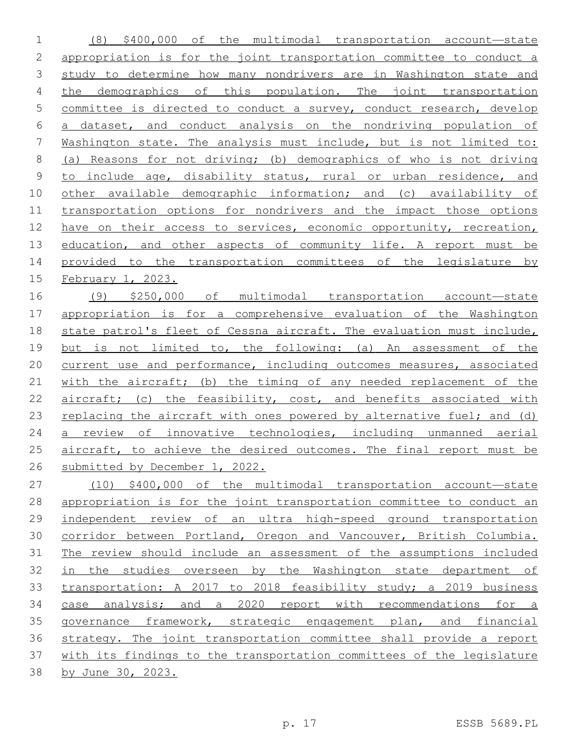(8) $400,000 of the multimodal transportation account—state appropriation is for the joint transportation committee to conduct a study to determine how many nondrivers are in Washington state and the demographics of this population. The joint transportation committee is directed to conduct a survey, conduct research, develop a dataset, and conduct analysis on the nondriving population of Washington state. The analysis must include, but is not limited to: (a) Reasons for not driving; (b) demographics of who is not driving to include age, disability status, rural or urban residence, and other available demographic information; and (c) availability of transportation options for nondrivers and the impact those options have on their access to services, economic opportunity, recreation, education, and other aspects of community life. A report must be provided to the transportation committees of the legislature by February 1, 2023.

(9) $250,000 of multimodal transportation account—state appropriation is for a comprehensive evaluation of the Washington state patrol's fleet of Cessna aircraft. The evaluation must include, but is not limited to, the following: (a) An assessment of the current use and performance, including outcomes measures, associated with the aircraft; (b) the timing of any needed replacement of the aircraft; (c) the feasibility, cost, and benefits associated with replacing the aircraft with ones powered by alternative fuel; and (d) a review of innovative technologies, including unmanned aerial aircraft, to achieve the desired outcomes. The final report must be submitted by December 1, 2022.

(10) $400,000 of the multimodal transportation account—state appropriation is for the joint transportation committee to conduct an independent review of an ultra high-speed ground transportation corridor between Portland, Oregon and Vancouver, British Columbia. The review should include an assessment of the assumptions included in the studies overseen by the Washington state department of transportation: A 2017 to 2018 feasibility study; a 2019 business case analysis; and a 2020 report with recommendations for a governance framework, strategic engagement plan, and financial strategy. The joint transportation committee shall provide a report with its findings to the transportation committees of the legislature by June 30, 2023.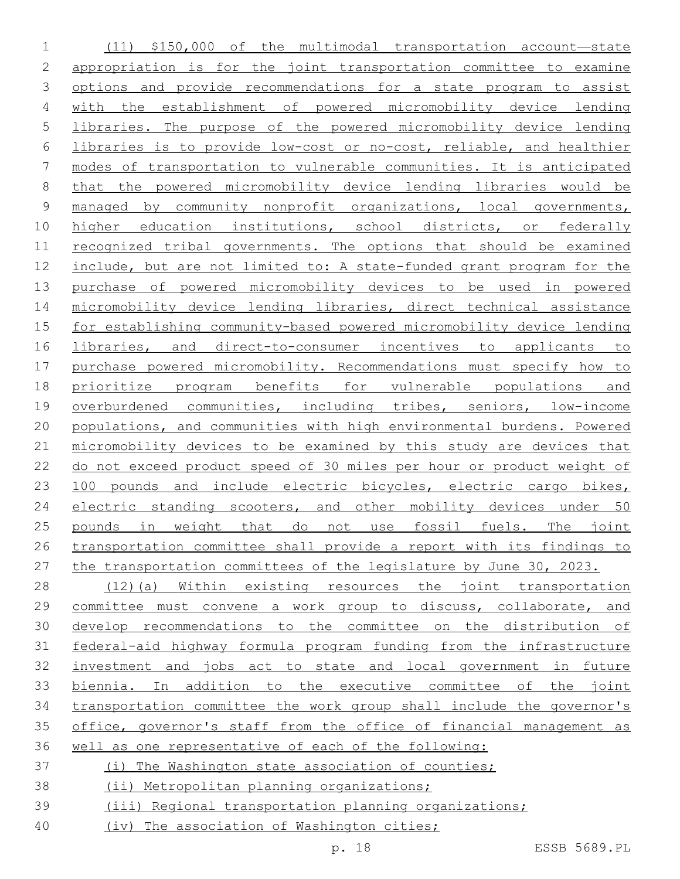(11) $150,000 of the multimodal transportation account—state appropriation is for the joint transportation committee to examine options and provide recommendations for a state program to assist with the establishment of powered micromobility device lending libraries. The purpose of the powered micromobility device lending libraries is to provide low-cost or no-cost, reliable, and healthier modes of transportation to vulnerable communities. It is anticipated that the powered micromobility device lending libraries would be managed by community nonprofit organizations, local governments, higher education institutions, school districts, or federally recognized tribal governments. The options that should be examined include, but are not limited to: A state-funded grant program for the purchase of powered micromobility devices to be used in powered micromobility device lending libraries, direct technical assistance for establishing community-based powered micromobility device lending libraries, and direct-to-consumer incentives to applicants to purchase powered micromobility. Recommendations must specify how to prioritize program benefits for vulnerable populations and overburdened communities, including tribes, seniors, low-income populations, and communities with high environmental burdens. Powered micromobility devices to be examined by this study are devices that do not exceed product speed of 30 miles per hour or product weight of 100 pounds and include electric bicycles, electric cargo bikes, electric standing scooters, and other mobility devices under 50 pounds in weight that do not use fossil fuels. The joint transportation committee shall provide a report with its findings to the transportation committees of the legislature by June 30, 2023.

(12)(a) Within existing resources the joint transportation committee must convene a work group to discuss, collaborate, and develop recommendations to the committee on the distribution of federal-aid highway formula program funding from the infrastructure investment and jobs act to state and local government in future biennia. In addition to the executive committee of the joint transportation committee the work group shall include the governor's office, governor's staff from the office of financial management as well as one representative of each of the following:

(i) The Washington state association of counties;

(ii) Metropolitan planning organizations;

(iii) Regional transportation planning organizations;

(iv) The association of Washington cities;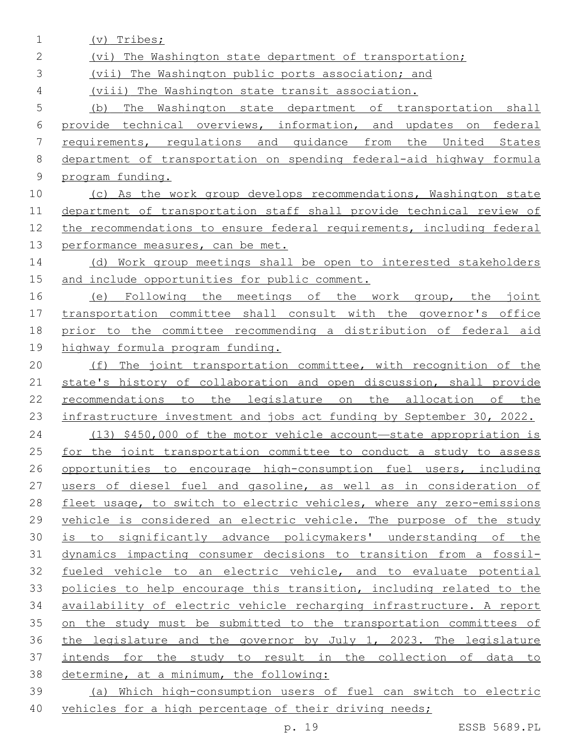(v) Tribes;

(vi) The Washington state department of transportation;

(vii) The Washington public ports association; and

(viii) The Washington state transit association.

(b) The Washington state department of transportation shall provide technical overviews, information, and updates on federal requirements, regulations and guidance from the United States department of transportation on spending federal-aid highway formula program funding.

(c) As the work group develops recommendations, Washington state department of transportation staff shall provide technical review of the recommendations to ensure federal requirements, including federal performance measures, can be met.

(d) Work group meetings shall be open to interested stakeholders and include opportunities for public comment.

(e) Following the meetings of the work group, the joint transportation committee shall consult with the governor's office prior to the committee recommending a distribution of federal aid highway formula program funding.

(f) The joint transportation committee, with recognition of the state's history of collaboration and open discussion, shall provide recommendations to the legislature on the allocation of the infrastructure investment and jobs act funding by September 30, 2022.

(13) $450,000 of the motor vehicle account—state appropriation is for the joint transportation committee to conduct a study to assess opportunities to encourage high-consumption fuel users, including users of diesel fuel and gasoline, as well as in consideration of fleet usage, to switch to electric vehicles, where any zero-emissions vehicle is considered an electric vehicle. The purpose of the study is to significantly advance policymakers' understanding of the dynamics impacting consumer decisions to transition from a fossil-fueled vehicle to an electric vehicle, and to evaluate potential policies to help encourage this transition, including related to the availability of electric vehicle recharging infrastructure. A report on the study must be submitted to the transportation committees of the legislature and the governor by July 1, 2023. The legislature intends for the study to result in the collection of data to determine, at a minimum, the following:

(a) Which high-consumption users of fuel can switch to electric vehicles for a high percentage of their driving needs;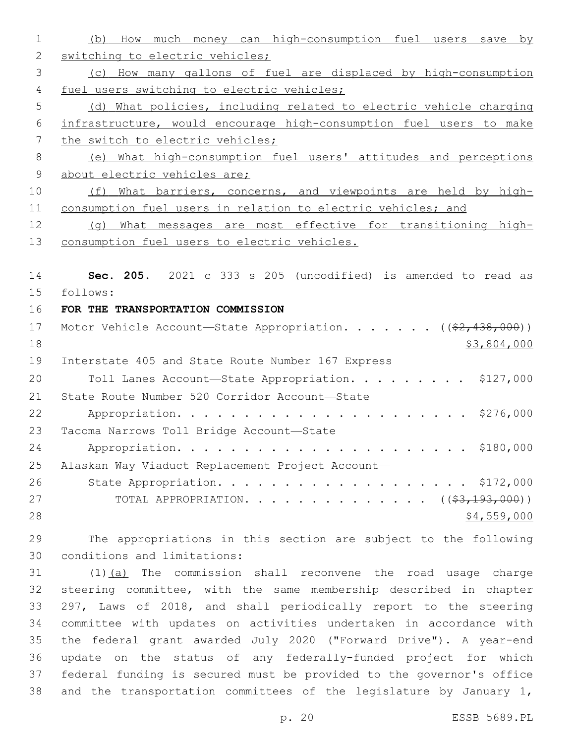(b) How much money can high-consumption fuel users save by switching to electric vehicles;

(c) How many gallons of fuel are displaced by high-consumption fuel users switching to electric vehicles;

(d) What policies, including related to electric vehicle charging infrastructure, would encourage high-consumption fuel users to make the switch to electric vehicles;

(e) What high-consumption fuel users' attitudes and perceptions about electric vehicles are;

(f) What barriers, concerns, and viewpoints are held by high-consumption fuel users in relation to electric vehicles; and

(g) What messages are most effective for transitioning high-consumption fuel users to electric vehicles.

**Sec. 205.** 2021 c 333 s 205 (uncodified) is amended to read as follows:

**FOR THE TRANSPORTATION COMMISSION**

Motor Vehicle Account—State Appropriation. . . . . . . ~~(($2,438,000))~~ $3,804,000

Interstate 405 and State Route Number 167 Express Toll Lanes Account—State Appropriation. . . . . . . . . $127,000

State Route Number 520 Corridor Account—State Appropriation. . . . . . . . . . . . . . . . . . . . . . . $276,000

Tacoma Narrows Toll Bridge Account—State Appropriation. . . . . . . . . . . . . . . . . . . . . . . $180,000

Alaskan Way Viaduct Replacement Project Account—State Appropriation. . . . . . . . . . . . . . . . . . . . $172,000

TOTAL APPROPRIATION. . . . . . . . . . . . . . ~~(($3,193,000))~~ $4,559,000

The appropriations in this section are subject to the following conditions and limitations:

(1)(a) The commission shall reconvene the road usage charge steering committee, with the same membership described in chapter 297, Laws of 2018, and shall periodically report to the steering committee with updates on activities undertaken in accordance with the federal grant awarded July 2020 ("Forward Drive"). A year-end update on the status of any federally-funded project for which federal funding is secured must be provided to the governor's office and the transportation committees of the legislature by January 1,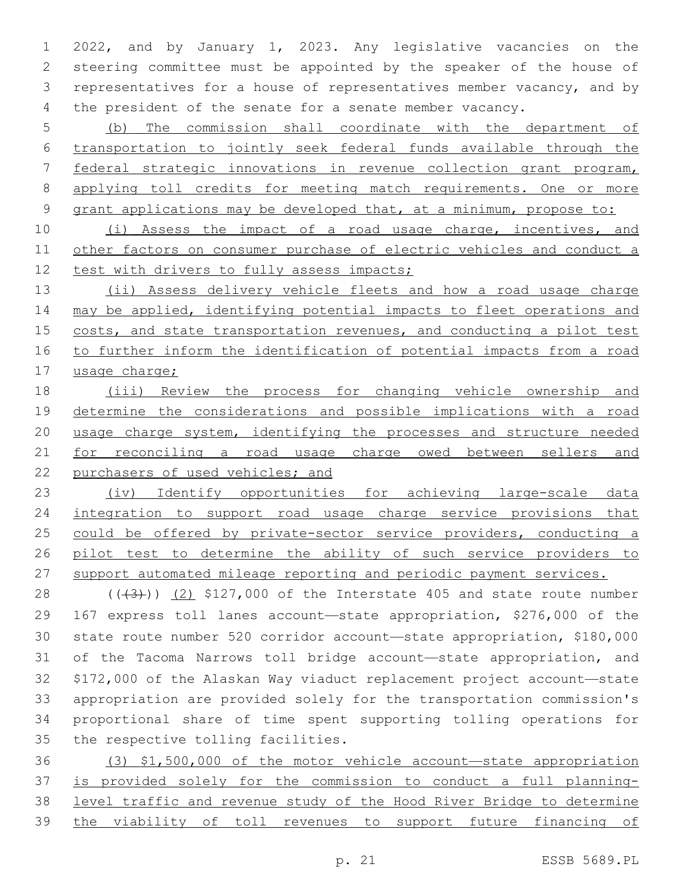2022, and by January 1, 2023. Any legislative vacancies on the steering committee must be appointed by the speaker of the house of representatives for a house of representatives member vacancy, and by the president of the senate for a senate member vacancy.

(b) The commission shall coordinate with the department of transportation to jointly seek federal funds available through the federal strategic innovations in revenue collection grant program, applying toll credits for meeting match requirements. One or more grant applications may be developed that, at a minimum, propose to:

(i) Assess the impact of a road usage charge, incentives, and other factors on consumer purchase of electric vehicles and conduct a test with drivers to fully assess impacts;

(ii) Assess delivery vehicle fleets and how a road usage charge may be applied, identifying potential impacts to fleet operations and costs, and state transportation revenues, and conducting a pilot test to further inform the identification of potential impacts from a road usage charge;

(iii) Review the process for changing vehicle ownership and determine the considerations and possible implications with a road usage charge system, identifying the processes and structure needed for reconciling a road usage charge owed between sellers and purchasers of used vehicles; and

(iv) Identify opportunities for achieving large-scale data integration to support road usage charge service provisions that could be offered by private-sector service providers, conducting a pilot test to determine the ability of such service providers to support automated mileage reporting and periodic payment services.

(((3))) (2) $127,000 of the Interstate 405 and state route number 167 express toll lanes account—state appropriation, $276,000 of the state route number 520 corridor account—state appropriation, $180,000 of the Tacoma Narrows toll bridge account—state appropriation, and $172,000 of the Alaskan Way viaduct replacement project account—state appropriation are provided solely for the transportation commission's proportional share of time spent supporting tolling operations for the respective tolling facilities.

(3) $1,500,000 of the motor vehicle account—state appropriation is provided solely for the commission to conduct a full planning-level traffic and revenue study of the Hood River Bridge to determine the viability of toll revenues to support future financing of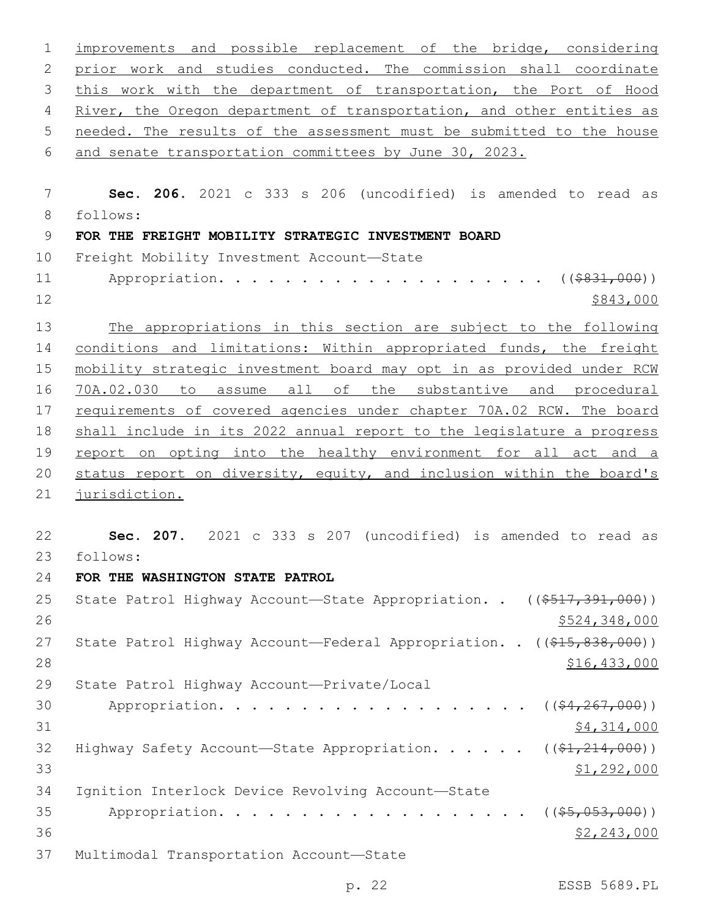improvements and possible replacement of the bridge, considering prior work and studies conducted. The commission shall coordinate this work with the department of transportation, the Port of Hood River, the Oregon department of transportation, and other entities as needed. The results of the assessment must be submitted to the house and senate transportation committees by June 30, 2023.

**Sec. 206.** 2021 c 333 s 206 (uncodified) is amended to read as follows:

**FOR THE FREIGHT MOBILITY STRATEGIC INVESTMENT BOARD**

Freight Mobility Investment Account—State Appropriation. . . . . . . . . . . . . . . . . . . . (( ~~$831,000~~ )) $843,000

The appropriations in this section are subject to the following conditions and limitations: Within appropriated funds, the freight mobility strategic investment board may opt in as provided under RCW 70A.02.030 to assume all of the substantive and procedural requirements of covered agencies under chapter 70A.02 RCW. The board shall include in its 2022 annual report to the legislature a progress report on opting into the healthy environment for all act and a status report on diversity, equity, and inclusion within the board's jurisdiction.

**Sec. 207.** 2021 c 333 s 207 (uncodified) is amended to read as follows:

**FOR THE WASHINGTON STATE PATROL**

State Patrol Highway Account—State Appropriation. . (( ~~$517,391,000~~ )) $524,348,000

State Patrol Highway Account—Federal Appropriation. . (( ~~$15,838,000~~ )) $16,433,000

State Patrol Highway Account—Private/Local Appropriation. . . . . . . . . . . . . . . . . . . . (( ~~$4,267,000~~ )) $4,314,000

Highway Safety Account—State Appropriation. . . . . . (( ~~$1,214,000~~ )) $1,292,000

Ignition Interlock Device Revolving Account—State Appropriation. . . . . . . . . . . . . . . . . . . . (( ~~$5,053,000~~ )) $2,243,000

Multimodal Transportation Account—State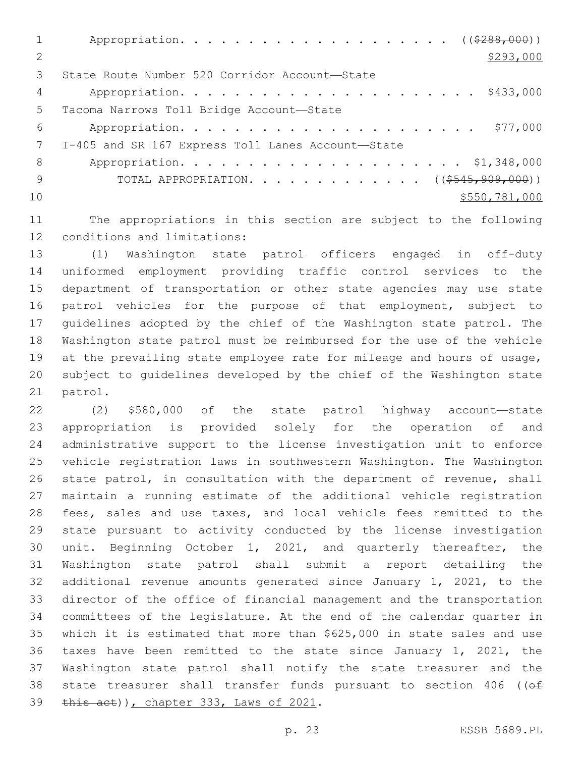Appropriation. . . . . . . . . . . . . . . . . . . . . (($288,000))
$293,000

State Route Number 520 Corridor Account—State
Appropriation. . . . . . . . . . . . . . . . . . . . . . $433,000

Tacoma Narrows Toll Bridge Account—State
Appropriation. . . . . . . . . . . . . . . . . . . . . . $77,000

I-405 and SR 167 Express Toll Lanes Account—State
Appropriation. . . . . . . . . . . . . . . . . . . . . $1,348,000

TOTAL APPROPRIATION. . . . . . . . . . . . . . (($545,909,000))
$550,781,000

The appropriations in this section are subject to the following conditions and limitations:

(1) Washington state patrol officers engaged in off-duty uniformed employment providing traffic control services to the department of transportation or other state agencies may use state patrol vehicles for the purpose of that employment, subject to guidelines adopted by the chief of the Washington state patrol. The Washington state patrol must be reimbursed for the use of the vehicle at the prevailing state employee rate for mileage and hours of usage, subject to guidelines developed by the chief of the Washington state patrol.

(2) $580,000 of the state patrol highway account—state appropriation is provided solely for the operation of and administrative support to the license investigation unit to enforce vehicle registration laws in southwestern Washington. The Washington state patrol, in consultation with the department of revenue, shall maintain a running estimate of the additional vehicle registration fees, sales and use taxes, and local vehicle fees remitted to the state pursuant to activity conducted by the license investigation unit. Beginning October 1, 2021, and quarterly thereafter, the Washington state patrol shall submit a report detailing the additional revenue amounts generated since January 1, 2021, to the director of the office of financial management and the transportation committees of the legislature. At the end of the calendar quarter in which it is estimated that more than $625,000 in state sales and use taxes have been remitted to the state since January 1, 2021, the Washington state patrol shall notify the state treasurer and the state treasurer shall transfer funds pursuant to section 406 ((of this act)), chapter 333, Laws of 2021.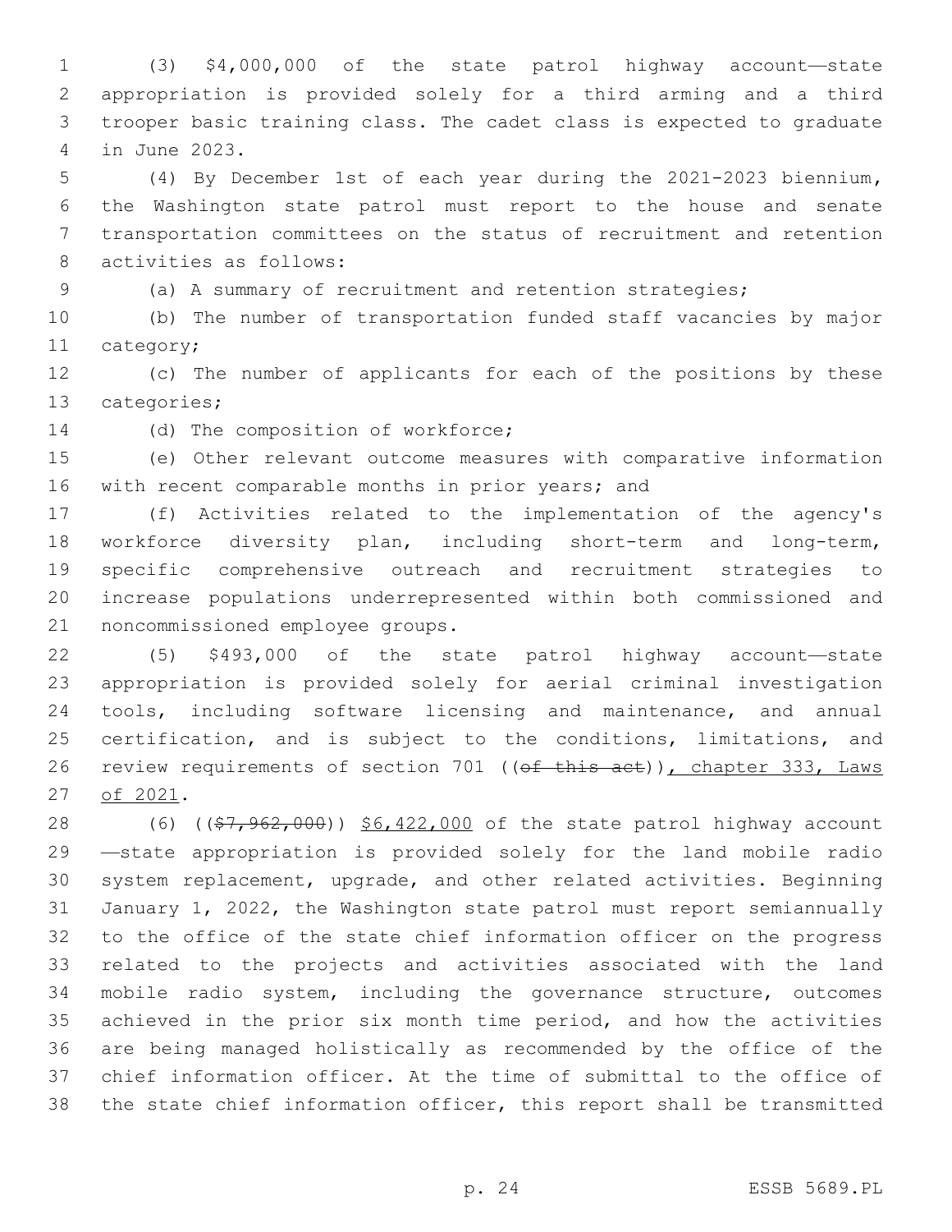(3) $4,000,000 of the state patrol highway account—state appropriation is provided solely for a third arming and a third trooper basic training class. The cadet class is expected to graduate in June 2023.

(4) By December 1st of each year during the 2021-2023 biennium, the Washington state patrol must report to the house and senate transportation committees on the status of recruitment and retention activities as follows:

(a) A summary of recruitment and retention strategies;

(b) The number of transportation funded staff vacancies by major category;

(c) The number of applicants for each of the positions by these categories;

(d) The composition of workforce;

(e) Other relevant outcome measures with comparative information with recent comparable months in prior years; and

(f) Activities related to the implementation of the agency's workforce diversity plan, including short-term and long-term, specific comprehensive outreach and recruitment strategies to increase populations underrepresented within both commissioned and noncommissioned employee groups.

(5) $493,000 of the state patrol highway account—state appropriation is provided solely for aerial criminal investigation tools, including software licensing and maintenance, and annual certification, and is subject to the conditions, limitations, and review requirements of section 701 ((~~of this act~~)), chapter 333, Laws of 2021.

(6) ((~~$7,962,000~~)) $6,422,000 of the state patrol highway account—state appropriation is provided solely for the land mobile radio system replacement, upgrade, and other related activities. Beginning January 1, 2022, the Washington state patrol must report semiannually to the office of the state chief information officer on the progress related to the projects and activities associated with the land mobile radio system, including the governance structure, outcomes achieved in the prior six month time period, and how the activities are being managed holistically as recommended by the office of the chief information officer. At the time of submittal to the office of the state chief information officer, this report shall be transmitted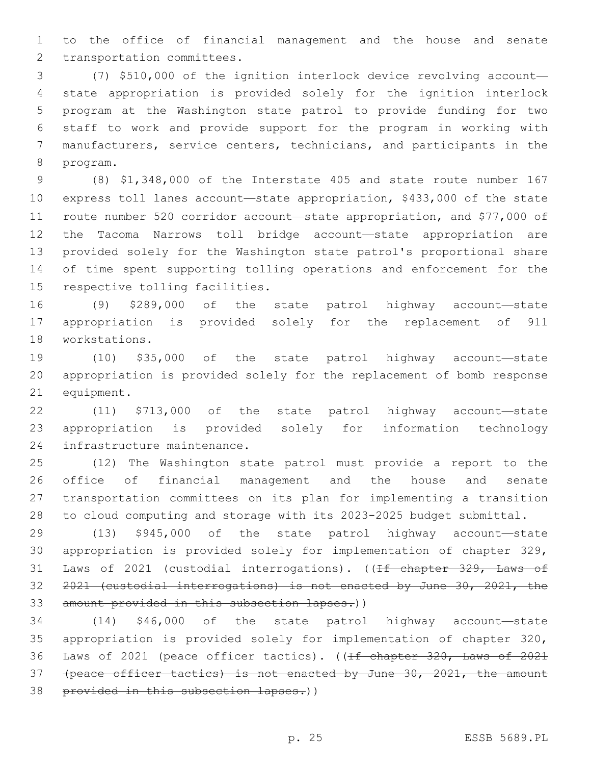to the office of financial management and the house and senate transportation committees.

(7) $510,000 of the ignition interlock device revolving account—state appropriation is provided solely for the ignition interlock program at the Washington state patrol to provide funding for two staff to work and provide support for the program in working with manufacturers, service centers, technicians, and participants in the program.

(8) $1,348,000 of the Interstate 405 and state route number 167 express toll lanes account—state appropriation, $433,000 of the state route number 520 corridor account—state appropriation, and $77,000 of the Tacoma Narrows toll bridge account—state appropriation are provided solely for the Washington state patrol's proportional share of time spent supporting tolling operations and enforcement for the respective tolling facilities.

(9) $289,000 of the state patrol highway account—state appropriation is provided solely for the replacement of 911 workstations.

(10) $35,000 of the state patrol highway account—state appropriation is provided solely for the replacement of bomb response equipment.

(11) $713,000 of the state patrol highway account—state appropriation is provided solely for information technology infrastructure maintenance.

(12) The Washington state patrol must provide a report to the office of financial management and the house and senate transportation committees on its plan for implementing a transition to cloud computing and storage with its 2023-2025 budget submittal.

(13) $945,000 of the state patrol highway account—state appropriation is provided solely for implementation of chapter 329, Laws of 2021 (custodial interrogations). ((~~If chapter 329, Laws of 2021 (custodial interrogations) is not enacted by June 30, 2021, the amount provided in this subsection lapses.~~))

(14) $46,000 of the state patrol highway account—state appropriation is provided solely for implementation of chapter 320, Laws of 2021 (peace officer tactics). ((~~If chapter 320, Laws of 2021 (peace officer tactics) is not enacted by June 30, 2021, the amount provided in this subsection lapses.~~))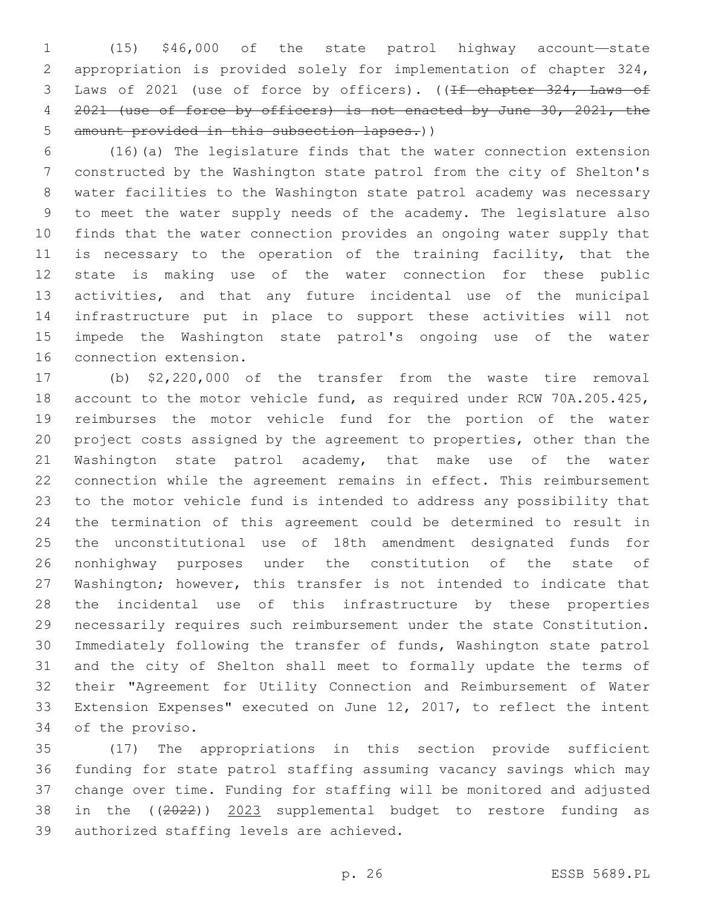(15) $46,000 of the state patrol highway account—state appropriation is provided solely for implementation of chapter 324, Laws of 2021 (use of force by officers). ((~~If chapter 324, Laws of 2021 (use of force by officers) is not enacted by June 30, 2021, the amount provided in this subsection lapses.~~))

(16)(a) The legislature finds that the water connection extension constructed by the Washington state patrol from the city of Shelton's water facilities to the Washington state patrol academy was necessary to meet the water supply needs of the academy. The legislature also finds that the water connection provides an ongoing water supply that is necessary to the operation of the training facility, that the state is making use of the water connection for these public activities, and that any future incidental use of the municipal infrastructure put in place to support these activities will not impede the Washington state patrol's ongoing use of the water connection extension.

(b) $2,220,000 of the transfer from the waste tire removal account to the motor vehicle fund, as required under RCW 70A.205.425, reimburses the motor vehicle fund for the portion of the water project costs assigned by the agreement to properties, other than the Washington state patrol academy, that make use of the water connection while the agreement remains in effect. This reimbursement to the motor vehicle fund is intended to address any possibility that the termination of this agreement could be determined to result in the unconstitutional use of 18th amendment designated funds for nonhighway purposes under the constitution of the state of Washington; however, this transfer is not intended to indicate that the incidental use of this infrastructure by these properties necessarily requires such reimbursement under the state Constitution. Immediately following the transfer of funds, Washington state patrol and the city of Shelton shall meet to formally update the terms of their "Agreement for Utility Connection and Reimbursement of Water Extension Expenses" executed on June 12, 2017, to reflect the intent of the proviso.

(17) The appropriations in this section provide sufficient funding for state patrol staffing assuming vacancy savings which may change over time. Funding for staffing will be monitored and adjusted in the ((2022)) 2023 supplemental budget to restore funding as authorized staffing levels are achieved.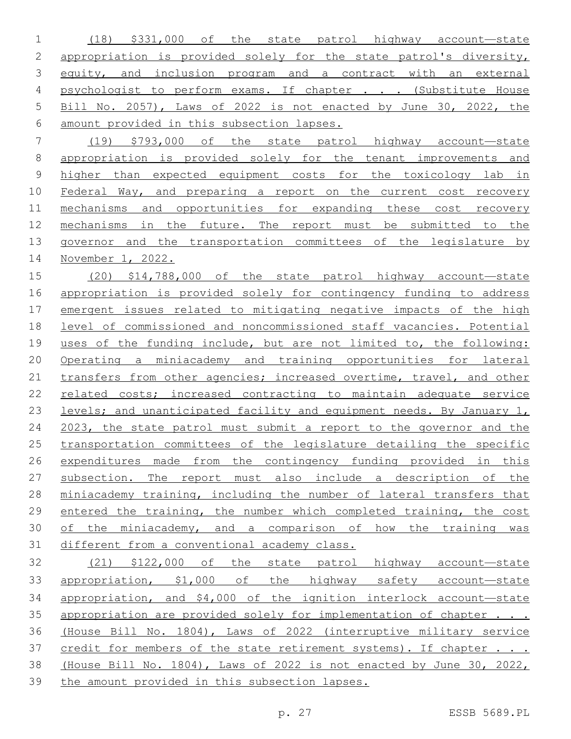(18) $331,000 of the state patrol highway account—state appropriation is provided solely for the state patrol's diversity, equity, and inclusion program and a contract with an external psychologist to perform exams. If chapter . . . (Substitute House Bill No. 2057), Laws of 2022 is not enacted by June 30, 2022, the amount provided in this subsection lapses.

(19) $793,000 of the state patrol highway account—state appropriation is provided solely for the tenant improvements and higher than expected equipment costs for the toxicology lab in Federal Way, and preparing a report on the current cost recovery mechanisms and opportunities for expanding these cost recovery mechanisms in the future. The report must be submitted to the governor and the transportation committees of the legislature by November 1, 2022.

(20) $14,788,000 of the state patrol highway account—state appropriation is provided solely for contingency funding to address emergent issues related to mitigating negative impacts of the high level of commissioned and noncommissioned staff vacancies. Potential uses of the funding include, but are not limited to, the following: Operating a miniacademy and training opportunities for lateral transfers from other agencies; increased overtime, travel, and other related costs; increased contracting to maintain adequate service levels; and unanticipated facility and equipment needs. By January 1, 2023, the state patrol must submit a report to the governor and the transportation committees of the legislature detailing the specific expenditures made from the contingency funding provided in this subsection. The report must also include a description of the miniacademy training, including the number of lateral transfers that entered the training, the number which completed training, the cost of the miniacademy, and a comparison of how the training was different from a conventional academy class.

(21) $122,000 of the state patrol highway account—state appropriation, $1,000 of the highway safety account—state appropriation, and $4,000 of the ignition interlock account—state appropriation are provided solely for implementation of chapter . . . (House Bill No. 1804), Laws of 2022 (interruptive military service credit for members of the state retirement systems). If chapter . . . (House Bill No. 1804), Laws of 2022 is not enacted by June 30, 2022, the amount provided in this subsection lapses.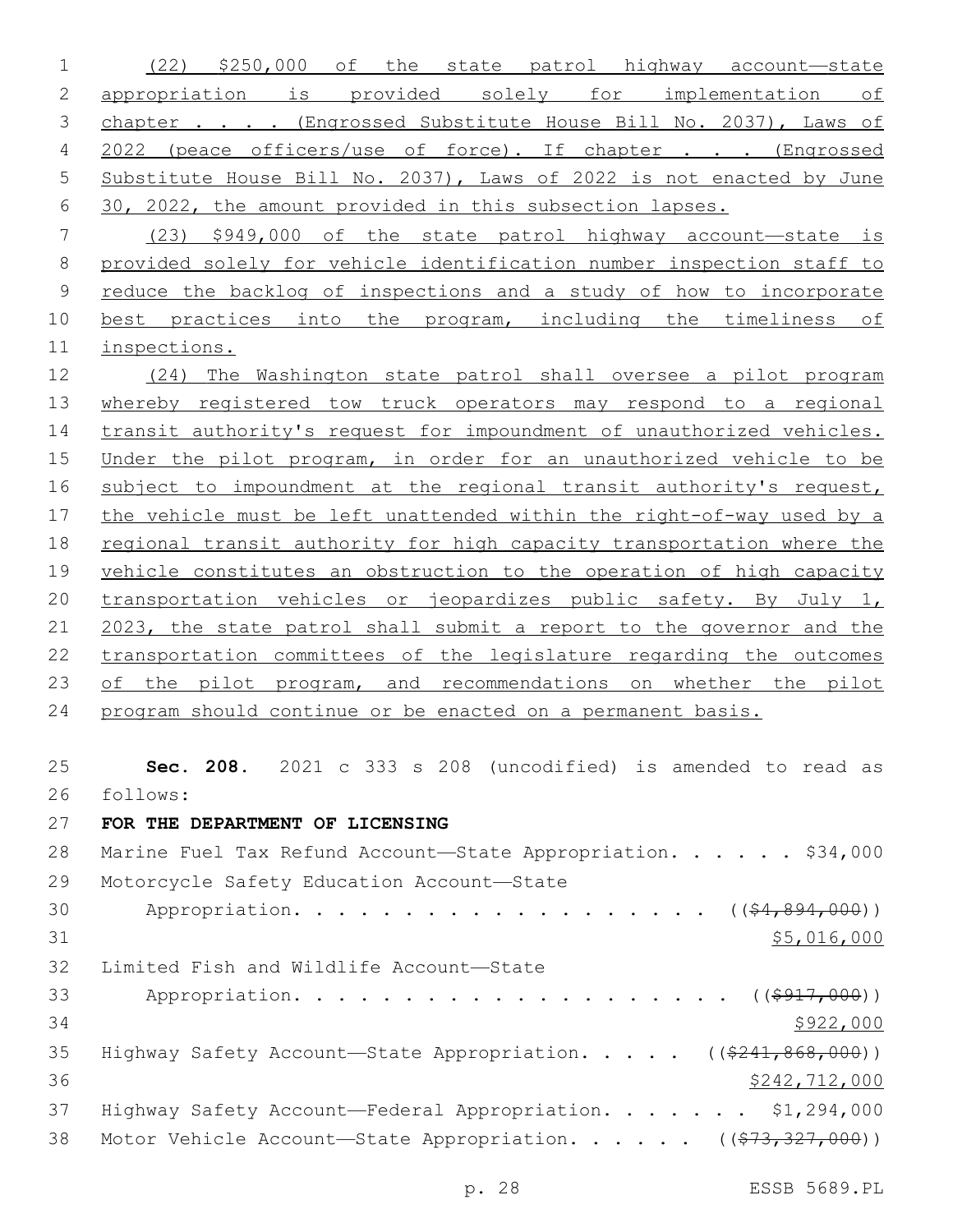(22) $250,000 of the state patrol highway account—state appropriation is provided solely for implementation of chapter . . . . (Engrossed Substitute House Bill No. 2037), Laws of 2022 (peace officers/use of force). If chapter . . . (Engrossed Substitute House Bill No. 2037), Laws of 2022 is not enacted by June 30, 2022, the amount provided in this subsection lapses.

(23) $949,000 of the state patrol highway account—state is provided solely for vehicle identification number inspection staff to reduce the backlog of inspections and a study of how to incorporate best practices into the program, including the timeliness of inspections.

(24) The Washington state patrol shall oversee a pilot program whereby registered tow truck operators may respond to a regional transit authority's request for impoundment of unauthorized vehicles. Under the pilot program, in order for an unauthorized vehicle to be subject to impoundment at the regional transit authority's request, the vehicle must be left unattended within the right-of-way used by a regional transit authority for high capacity transportation where the vehicle constitutes an obstruction to the operation of high capacity transportation vehicles or jeopardizes public safety. By July 1, 2023, the state patrol shall submit a report to the governor and the transportation committees of the legislature regarding the outcomes of the pilot program, and recommendations on whether the pilot program should continue or be enacted on a permanent basis.

**Sec. 208.** 2021 c 333 s 208 (uncodified) is amended to read as follows:

**FOR THE DEPARTMENT OF LICENSING**

Marine Fuel Tax Refund Account—State Appropriation. . . . . . $34,000

Motorcycle Safety Education Account—State Appropriation. . . . . . . . . . . . . . . . . . . . (($4,894,000)) $5,016,000

Limited Fish and Wildlife Account—State Appropriation. . . . . . . . . . . . . . . . . . . . (($917,000)) $922,000

Highway Safety Account—State Appropriation. . . . . (($241,868,000)) $242,712,000

Highway Safety Account—Federal Appropriation. . . . . . . $1,294,000

Motor Vehicle Account—State Appropriation. . . . . . (($73,327,000))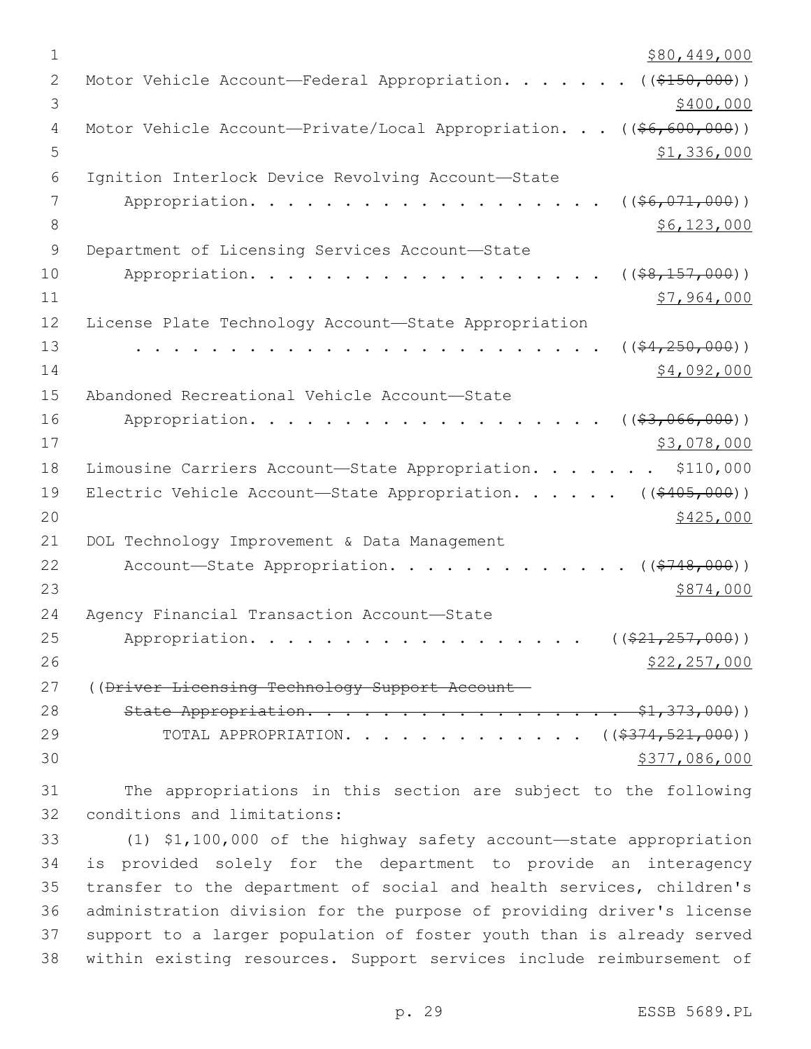$80,449,000

Motor Vehicle Account—Federal Appropriation. . . . . . . ((~~$150,000~~))
$400,000

Motor Vehicle Account—Private/Local Appropriation. . . ((~~$6,600,000~~))
$1,336,000

Ignition Interlock Device Revolving Account—State
Appropriation. . . . . . . . . . . . . . . . . . . ((~~$6,071,000~~))
$6,123,000

Department of Licensing Services Account—State
Appropriation. . . . . . . . . . . . . . . . . . . ((~~$8,157,000~~))
$7,964,000

License Plate Technology Account—State Appropriation
. . . . . . . . . . . . . . . . . . . . . . . . . ((~~$4,250,000~~))
$4,092,000

Abandoned Recreational Vehicle Account—State
Appropriation. . . . . . . . . . . . . . . . . . . ((~~$3,066,000~~))
$3,078,000

Limousine Carriers Account—State Appropriation. . . . . . . $110,000

Electric Vehicle Account—State Appropriation. . . . . . ((~~$405,000~~))
$425,000

DOL Technology Improvement & Data Management
Account—State Appropriation. . . . . . . . . . . . . ((~~$748,000~~))
$874,000

Agency Financial Transaction Account—State
Appropriation. . . . . . . . . . . . . . . . . . . ((~~$21,257,000~~))
$22,257,000

((~~Driver Licensing Technology Support Account—~~
~~State Appropriation. . . . . . . . . . . . . . . . . . $1,373,000~~))

TOTAL APPROPRIATION. . . . . . . . . . . . . ((~~$374,521,000~~))
$377,086,000

The appropriations in this section are subject to the following conditions and limitations:

(1) $1,100,000 of the highway safety account—state appropriation is provided solely for the department to provide an interagency transfer to the department of social and health services, children's administration division for the purpose of providing driver's license support to a larger population of foster youth than is already served within existing resources. Support services include reimbursement of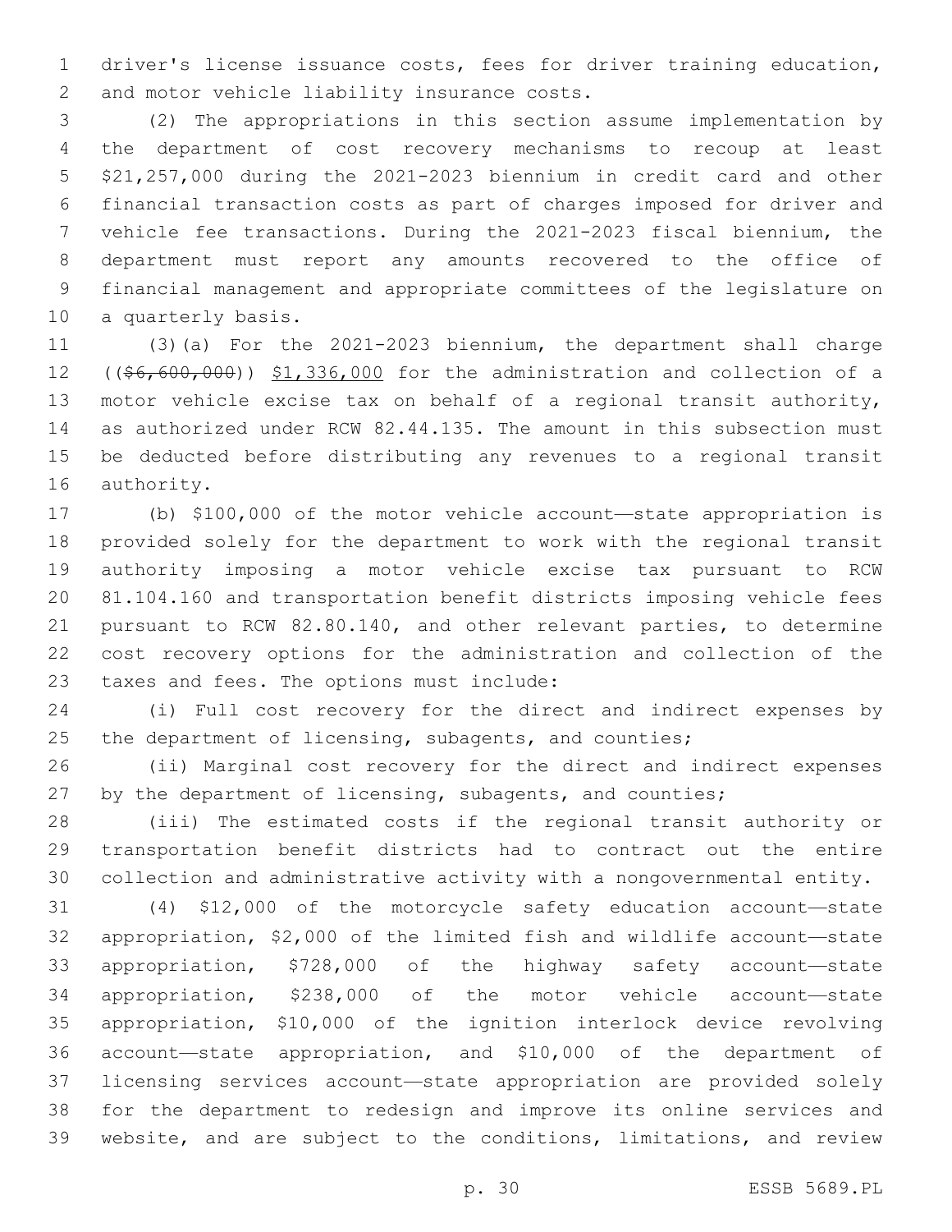driver's license issuance costs, fees for driver training education, and motor vehicle liability insurance costs.

(2) The appropriations in this section assume implementation by the department of cost recovery mechanisms to recoup at least $21,257,000 during the 2021-2023 biennium in credit card and other financial transaction costs as part of charges imposed for driver and vehicle fee transactions. During the 2021-2023 fiscal biennium, the department must report any amounts recovered to the office of financial management and appropriate committees of the legislature on a quarterly basis.

(3)(a) For the 2021-2023 biennium, the department shall charge ((~~$6,600,000~~)) <u>$1,336,000</u> for the administration and collection of a motor vehicle excise tax on behalf of a regional transit authority, as authorized under RCW 82.44.135. The amount in this subsection must be deducted before distributing any revenues to a regional transit authority.

(b) $100,000 of the motor vehicle account—state appropriation is provided solely for the department to work with the regional transit authority imposing a motor vehicle excise tax pursuant to RCW 81.104.160 and transportation benefit districts imposing vehicle fees pursuant to RCW 82.80.140, and other relevant parties, to determine cost recovery options for the administration and collection of the taxes and fees. The options must include:

(i) Full cost recovery for the direct and indirect expenses by the department of licensing, subagents, and counties;

(ii) Marginal cost recovery for the direct and indirect expenses by the department of licensing, subagents, and counties;

(iii) The estimated costs if the regional transit authority or transportation benefit districts had to contract out the entire collection and administrative activity with a nongovernmental entity.

(4) $12,000 of the motorcycle safety education account—state appropriation, $2,000 of the limited fish and wildlife account—state appropriation, $728,000 of the highway safety account—state appropriation, $238,000 of the motor vehicle account—state appropriation, $10,000 of the ignition interlock device revolving account—state appropriation, and $10,000 of the department of licensing services account—state appropriation are provided solely for the department to redesign and improve its online services and website, and are subject to the conditions, limitations, and review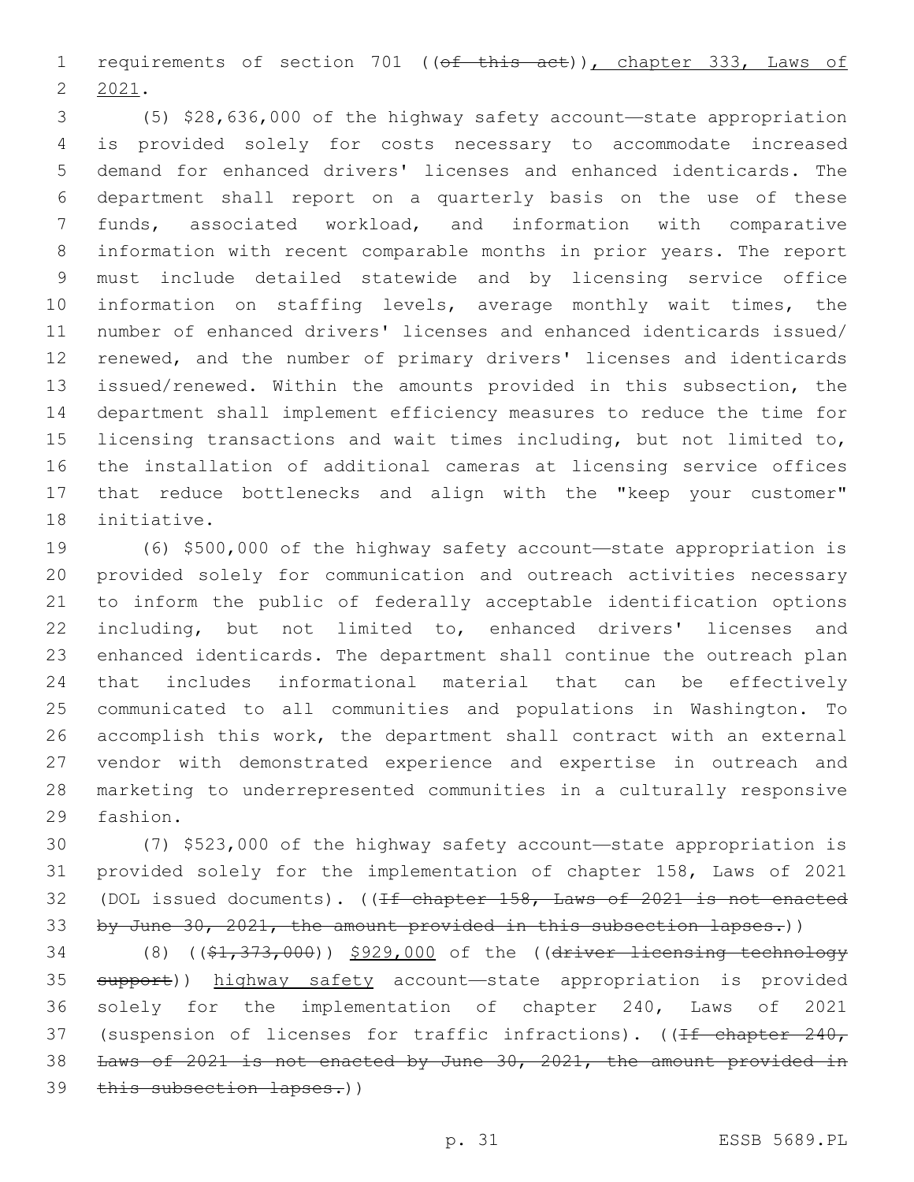requirements of section 701 ((~~of this act~~)), chapter 333, Laws of 2021.

(5) $28,636,000 of the highway safety account—state appropriation is provided solely for costs necessary to accommodate increased demand for enhanced drivers' licenses and enhanced identicards. The department shall report on a quarterly basis on the use of these funds, associated workload, and information with comparative information with recent comparable months in prior years. The report must include detailed statewide and by licensing service office information on staffing levels, average monthly wait times, the number of enhanced drivers' licenses and enhanced identicards issued/renewed, and the number of primary drivers' licenses and identicards issued/renewed. Within the amounts provided in this subsection, the department shall implement efficiency measures to reduce the time for licensing transactions and wait times including, but not limited to, the installation of additional cameras at licensing service offices that reduce bottlenecks and align with the "keep your customer" initiative.

(6) $500,000 of the highway safety account—state appropriation is provided solely for communication and outreach activities necessary to inform the public of federally acceptable identification options including, but not limited to, enhanced drivers' licenses and enhanced identicards. The department shall continue the outreach plan that includes informational material that can be effectively communicated to all communities and populations in Washington. To accomplish this work, the department shall contract with an external vendor with demonstrated experience and expertise in outreach and marketing to underrepresented communities in a culturally responsive fashion.

(7) $523,000 of the highway safety account—state appropriation is provided solely for the implementation of chapter 158, Laws of 2021 (DOL issued documents). ((~~If chapter 158, Laws of 2021 is not enacted by June 30, 2021, the amount provided in this subsection lapses.~~))

(8) ((~~$1,373,000~~)) $929,000 of the ((~~driver licensing technology support~~)) highway safety account—state appropriation is provided solely for the implementation of chapter 240, Laws of 2021 (suspension of licenses for traffic infractions). ((~~If chapter 240, Laws of 2021 is not enacted by June 30, 2021, the amount provided in this subsection lapses.~~))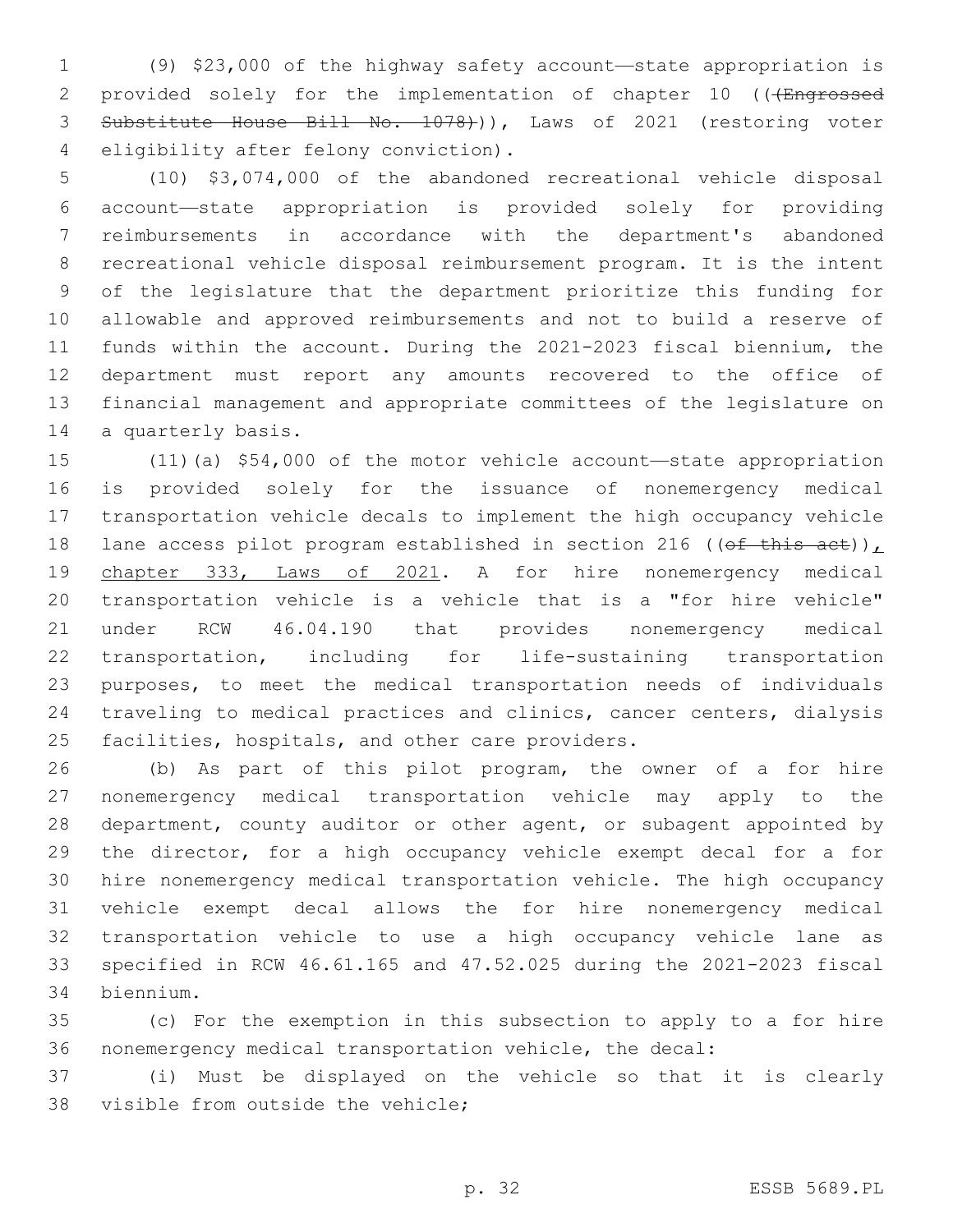(9) $23,000 of the highway safety account—state appropriation is provided solely for the implementation of chapter 10 ((~~(Engrossed Substitute House Bill No. 1078)~~)), Laws of 2021 (restoring voter eligibility after felony conviction).

(10) $3,074,000 of the abandoned recreational vehicle disposal account—state appropriation is provided solely for providing reimbursements in accordance with the department's abandoned recreational vehicle disposal reimbursement program. It is the intent of the legislature that the department prioritize this funding for allowable and approved reimbursements and not to build a reserve of funds within the account. During the 2021-2023 fiscal biennium, the department must report any amounts recovered to the office of financial management and appropriate committees of the legislature on a quarterly basis.

(11)(a) $54,000 of the motor vehicle account—state appropriation is provided solely for the issuance of nonemergency medical transportation vehicle decals to implement the high occupancy vehicle lane access pilot program established in section 216 ((~~of this act~~)), chapter 333, Laws of 2021. A for hire nonemergency medical transportation vehicle is a vehicle that is a "for hire vehicle" under RCW 46.04.190 that provides nonemergency medical transportation, including for life-sustaining transportation purposes, to meet the medical transportation needs of individuals traveling to medical practices and clinics, cancer centers, dialysis facilities, hospitals, and other care providers.

(b) As part of this pilot program, the owner of a for hire nonemergency medical transportation vehicle may apply to the department, county auditor or other agent, or subagent appointed by the director, for a high occupancy vehicle exempt decal for a for hire nonemergency medical transportation vehicle. The high occupancy vehicle exempt decal allows the for hire nonemergency medical transportation vehicle to use a high occupancy vehicle lane as specified in RCW 46.61.165 and 47.52.025 during the 2021-2023 fiscal biennium.

(c) For the exemption in this subsection to apply to a for hire nonemergency medical transportation vehicle, the decal:

(i) Must be displayed on the vehicle so that it is clearly visible from outside the vehicle;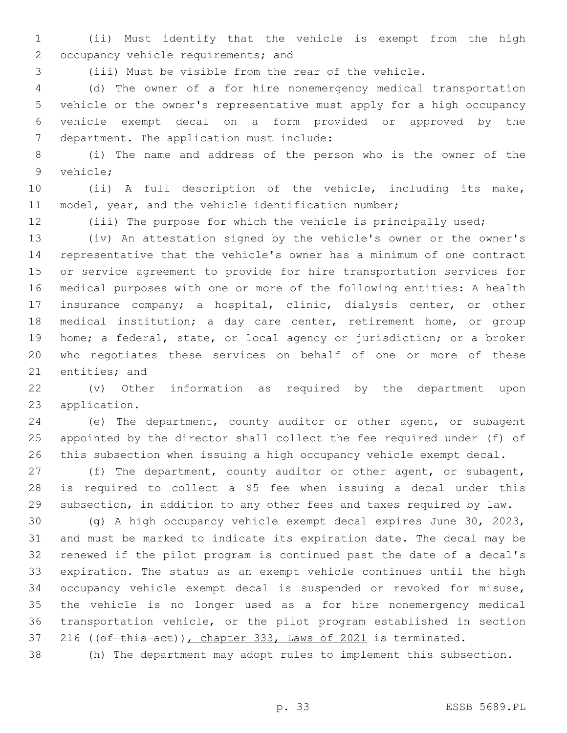(ii) Must identify that the vehicle is exempt from the high occupancy vehicle requirements; and

(iii) Must be visible from the rear of the vehicle.

(d) The owner of a for hire nonemergency medical transportation vehicle or the owner's representative must apply for a high occupancy vehicle exempt decal on a form provided or approved by the department. The application must include:

(i) The name and address of the person who is the owner of the vehicle;

(ii) A full description of the vehicle, including its make, model, year, and the vehicle identification number;

(iii) The purpose for which the vehicle is principally used;

(iv) An attestation signed by the vehicle's owner or the owner's representative that the vehicle's owner has a minimum of one contract or service agreement to provide for hire transportation services for medical purposes with one or more of the following entities: A health insurance company; a hospital, clinic, dialysis center, or other medical institution; a day care center, retirement home, or group home; a federal, state, or local agency or jurisdiction; or a broker who negotiates these services on behalf of one or more of these entities; and

(v) Other information as required by the department upon application.

(e) The department, county auditor or other agent, or subagent appointed by the director shall collect the fee required under (f) of this subsection when issuing a high occupancy vehicle exempt decal.

(f) The department, county auditor or other agent, or subagent, is required to collect a $5 fee when issuing a decal under this subsection, in addition to any other fees and taxes required by law.

(g) A high occupancy vehicle exempt decal expires June 30, 2023, and must be marked to indicate its expiration date. The decal may be renewed if the pilot program is continued past the date of a decal's expiration. The status as an exempt vehicle continues until the high occupancy vehicle exempt decal is suspended or revoked for misuse, the vehicle is no longer used as a for hire nonemergency medical transportation vehicle, or the pilot program established in section 216 ((~~of this act~~)), chapter 333, Laws of 2021 is terminated.

(h) The department may adopt rules to implement this subsection.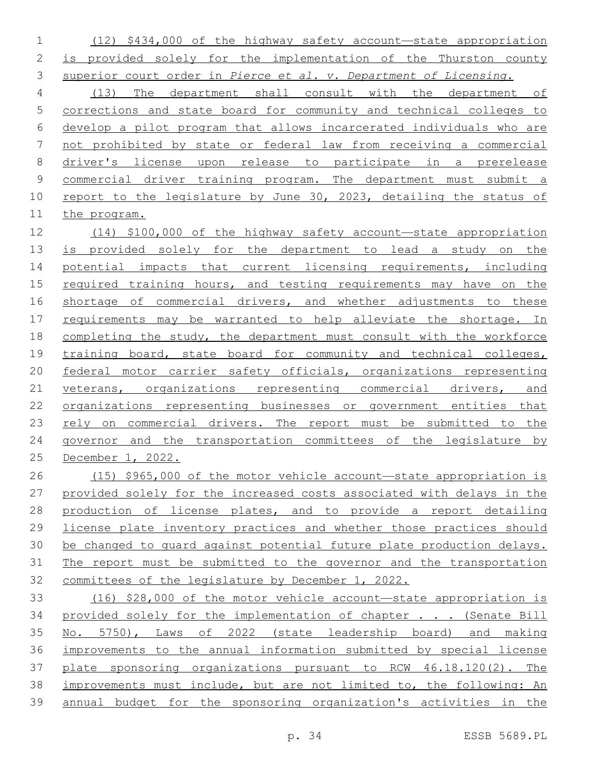(12) $434,000 of the highway safety account—state appropriation is provided solely for the implementation of the Thurston county superior court order in *Pierce et al. v. Department of Licensing*.

(13) The department shall consult with the department of corrections and state board for community and technical colleges to develop a pilot program that allows incarcerated individuals who are not prohibited by state or federal law from receiving a commercial driver's license upon release to participate in a prerelease commercial driver training program. The department must submit a report to the legislature by June 30, 2023, detailing the status of the program.

(14) $100,000 of the highway safety account—state appropriation is provided solely for the department to lead a study on the potential impacts that current licensing requirements, including required training hours, and testing requirements may have on the shortage of commercial drivers, and whether adjustments to these requirements may be warranted to help alleviate the shortage. In completing the study, the department must consult with the workforce training board, state board for community and technical colleges, federal motor carrier safety officials, organizations representing veterans, organizations representing commercial drivers, and organizations representing businesses or government entities that rely on commercial drivers. The report must be submitted to the governor and the transportation committees of the legislature by December 1, 2022.

(15) $965,000 of the motor vehicle account—state appropriation is provided solely for the increased costs associated with delays in the production of license plates, and to provide a report detailing license plate inventory practices and whether those practices should be changed to guard against potential future plate production delays. The report must be submitted to the governor and the transportation committees of the legislature by December 1, 2022.

(16) $28,000 of the motor vehicle account—state appropriation is provided solely for the implementation of chapter . . . (Senate Bill No. 5750), Laws of 2022 (state leadership board) and making improvements to the annual information submitted by special license plate sponsoring organizations pursuant to RCW 46.18.120(2). The improvements must include, but are not limited to, the following: An annual budget for the sponsoring organization's activities in the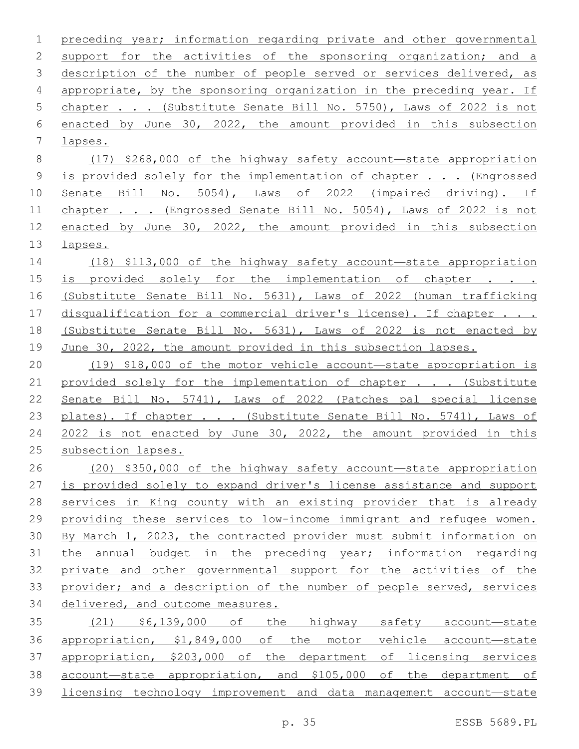preceding year; information regarding private and other governmental support for the activities of the sponsoring organization; and a description of the number of people served or services delivered, as appropriate, by the sponsoring organization in the preceding year. If chapter . . . (Substitute Senate Bill No. 5750), Laws of 2022 is not enacted by June 30, 2022, the amount provided in this subsection lapses.

(17) $268,000 of the highway safety account—state appropriation is provided solely for the implementation of chapter . . . (Engrossed Senate Bill No. 5054), Laws of 2022 (impaired driving). If chapter . . . (Engrossed Senate Bill No. 5054), Laws of 2022 is not enacted by June 30, 2022, the amount provided in this subsection lapses.

(18) $113,000 of the highway safety account—state appropriation is provided solely for the implementation of chapter . . . (Substitute Senate Bill No. 5631), Laws of 2022 (human trafficking disqualification for a commercial driver's license). If chapter . . . (Substitute Senate Bill No. 5631), Laws of 2022 is not enacted by June 30, 2022, the amount provided in this subsection lapses.

(19) $18,000 of the motor vehicle account—state appropriation is provided solely for the implementation of chapter . . . (Substitute Senate Bill No. 5741), Laws of 2022 (Patches pal special license plates). If chapter . . . (Substitute Senate Bill No. 5741), Laws of 2022 is not enacted by June 30, 2022, the amount provided in this subsection lapses.

(20) $350,000 of the highway safety account—state appropriation is provided solely to expand driver's license assistance and support services in King county with an existing provider that is already providing these services to low-income immigrant and refugee women. By March 1, 2023, the contracted provider must submit information on the annual budget in the preceding year; information regarding private and other governmental support for the activities of the provider; and a description of the number of people served, services delivered, and outcome measures.

(21) $6,139,000 of the highway safety account—state appropriation, $1,849,000 of the motor vehicle account—state appropriation, $203,000 of the department of licensing services account—state appropriation, and $105,000 of the department of licensing technology improvement and data management account—state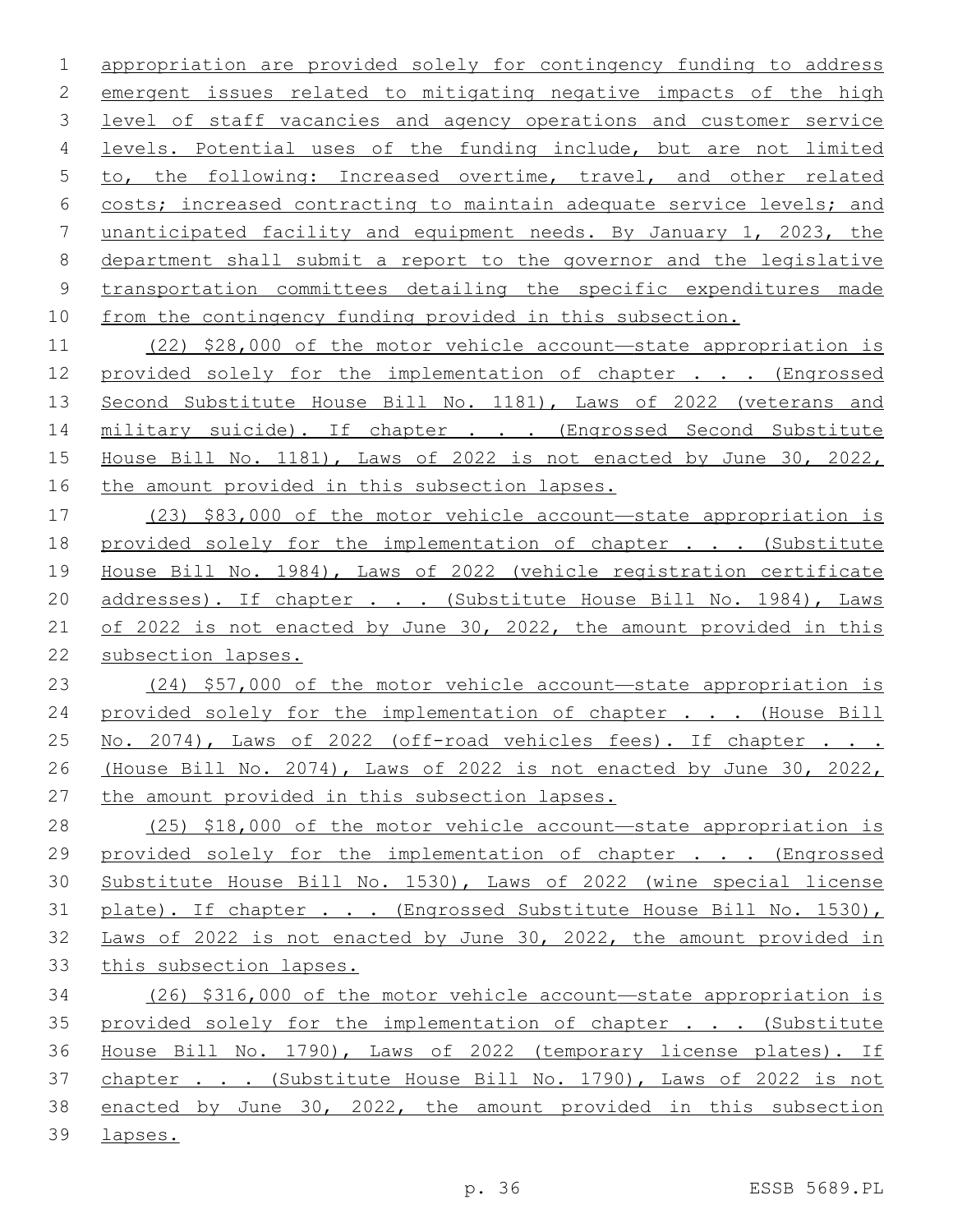appropriation are provided solely for contingency funding to address emergent issues related to mitigating negative impacts of the high level of staff vacancies and agency operations and customer service levels. Potential uses of the funding include, but are not limited to, the following: Increased overtime, travel, and other related costs; increased contracting to maintain adequate service levels; and unanticipated facility and equipment needs. By January 1, 2023, the department shall submit a report to the governor and the legislative transportation committees detailing the specific expenditures made from the contingency funding provided in this subsection.

(22) $28,000 of the motor vehicle account—state appropriation is provided solely for the implementation of chapter . . . (Engrossed Second Substitute House Bill No. 1181), Laws of 2022 (veterans and military suicide). If chapter . . . (Engrossed Second Substitute House Bill No. 1181), Laws of 2022 is not enacted by June 30, 2022, the amount provided in this subsection lapses.

(23) $83,000 of the motor vehicle account—state appropriation is provided solely for the implementation of chapter . . . (Substitute House Bill No. 1984), Laws of 2022 (vehicle registration certificate addresses). If chapter . . . (Substitute House Bill No. 1984), Laws of 2022 is not enacted by June 30, 2022, the amount provided in this subsection lapses.

(24) $57,000 of the motor vehicle account—state appropriation is provided solely for the implementation of chapter . . . (House Bill No. 2074), Laws of 2022 (off-road vehicles fees). If chapter . . . (House Bill No. 2074), Laws of 2022 is not enacted by June 30, 2022, the amount provided in this subsection lapses.

(25) $18,000 of the motor vehicle account—state appropriation is provided solely for the implementation of chapter . . . (Engrossed Substitute House Bill No. 1530), Laws of 2022 (wine special license plate). If chapter . . . (Engrossed Substitute House Bill No. 1530), Laws of 2022 is not enacted by June 30, 2022, the amount provided in this subsection lapses.

(26) $316,000 of the motor vehicle account—state appropriation is provided solely for the implementation of chapter . . . (Substitute House Bill No. 1790), Laws of 2022 (temporary license plates). If chapter . . . (Substitute House Bill No. 1790), Laws of 2022 is not enacted by June 30, 2022, the amount provided in this subsection lapses.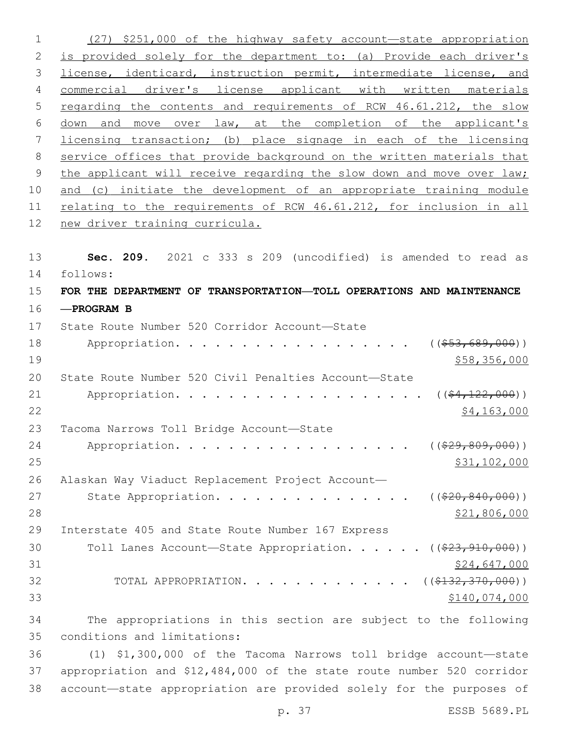(27) $251,000 of the highway safety account—state appropriation is provided solely for the department to: (a) Provide each driver's license, identicard, instruction permit, intermediate license, and commercial driver's license applicant with written materials regarding the contents and requirements of RCW 46.61.212, the slow down and move over law, at the completion of the applicant's licensing transaction; (b) place signage in each of the licensing service offices that provide background on the written materials that the applicant will receive regarding the slow down and move over law; and (c) initiate the development of an appropriate training module relating to the requirements of RCW 46.61.212, for inclusion in all new driver training curricula.

**Sec. 209.** 2021 c 333 s 209 (uncodified) is amended to read as follows:

**FOR THE DEPARTMENT OF TRANSPORTATION—TOLL OPERATIONS AND MAINTENANCE —PROGRAM B**

State Route Number 520 Corridor Account—State Appropriation. . . . . . . . . . . . . . . . . . ((~~$53,689,000~~)) $58,356,000

State Route Number 520 Civil Penalties Account—State Appropriation. . . . . . . . . . . . . . . . . . . ((~~$4,122,000~~)) $4,163,000

Tacoma Narrows Toll Bridge Account—State Appropriation. . . . . . . . . . . . . . . . . . ((~~$29,809,000~~)) $31,102,000

Alaskan Way Viaduct Replacement Project Account—State Appropriation. . . . . . . . . . . . . . . ((~~$20,840,000~~)) $21,806,000

Interstate 405 and State Route Number 167 Express Toll Lanes Account—State Appropriation. . . . . . ((~~$23,910,000~~)) $24,647,000

TOTAL APPROPRIATION. . . . . . . . . . . . . . ((~~$132,370,000~~)) $140,074,000

The appropriations in this section are subject to the following conditions and limitations:

(1) $1,300,000 of the Tacoma Narrows toll bridge account—state appropriation and $12,484,000 of the state route number 520 corridor account—state appropriation are provided solely for the purposes of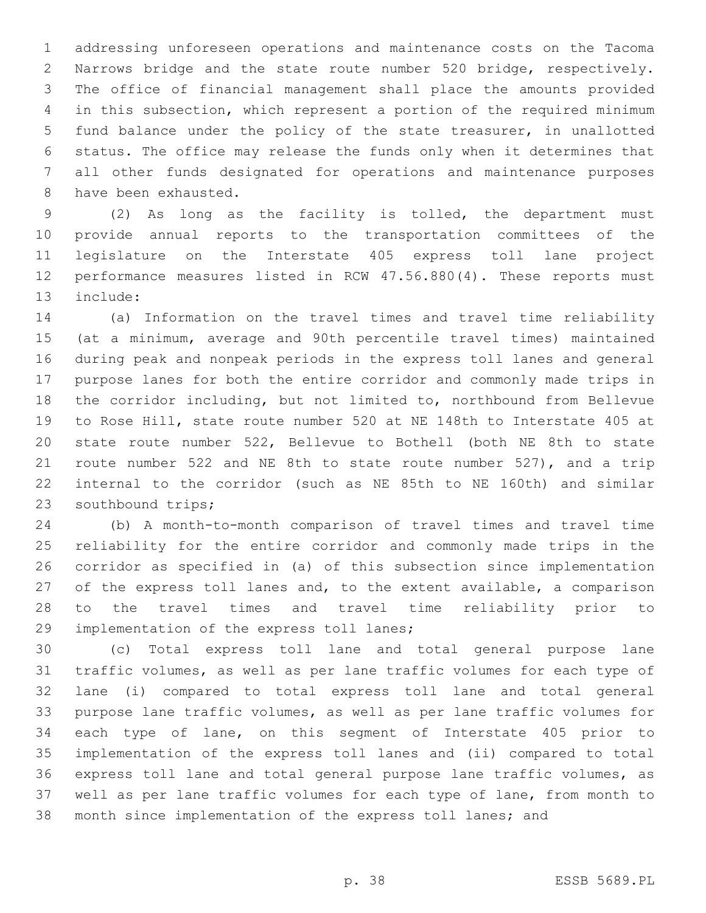addressing unforeseen operations and maintenance costs on the Tacoma Narrows bridge and the state route number 520 bridge, respectively. The office of financial management shall place the amounts provided in this subsection, which represent a portion of the required minimum fund balance under the policy of the state treasurer, in unallotted status. The office may release the funds only when it determines that all other funds designated for operations and maintenance purposes have been exhausted.

(2) As long as the facility is tolled, the department must provide annual reports to the transportation committees of the legislature on the Interstate 405 express toll lane project performance measures listed in RCW 47.56.880(4). These reports must include:

(a) Information on the travel times and travel time reliability (at a minimum, average and 90th percentile travel times) maintained during peak and nonpeak periods in the express toll lanes and general purpose lanes for both the entire corridor and commonly made trips in the corridor including, but not limited to, northbound from Bellevue to Rose Hill, state route number 520 at NE 148th to Interstate 405 at state route number 522, Bellevue to Bothell (both NE 8th to state route number 522 and NE 8th to state route number 527), and a trip internal to the corridor (such as NE 85th to NE 160th) and similar southbound trips;

(b) A month-to-month comparison of travel times and travel time reliability for the entire corridor and commonly made trips in the corridor as specified in (a) of this subsection since implementation of the express toll lanes and, to the extent available, a comparison to the travel times and travel time reliability prior to implementation of the express toll lanes;

(c) Total express toll lane and total general purpose lane traffic volumes, as well as per lane traffic volumes for each type of lane (i) compared to total express toll lane and total general purpose lane traffic volumes, as well as per lane traffic volumes for each type of lane, on this segment of Interstate 405 prior to implementation of the express toll lanes and (ii) compared to total express toll lane and total general purpose lane traffic volumes, as well as per lane traffic volumes for each type of lane, from month to month since implementation of the express toll lanes; and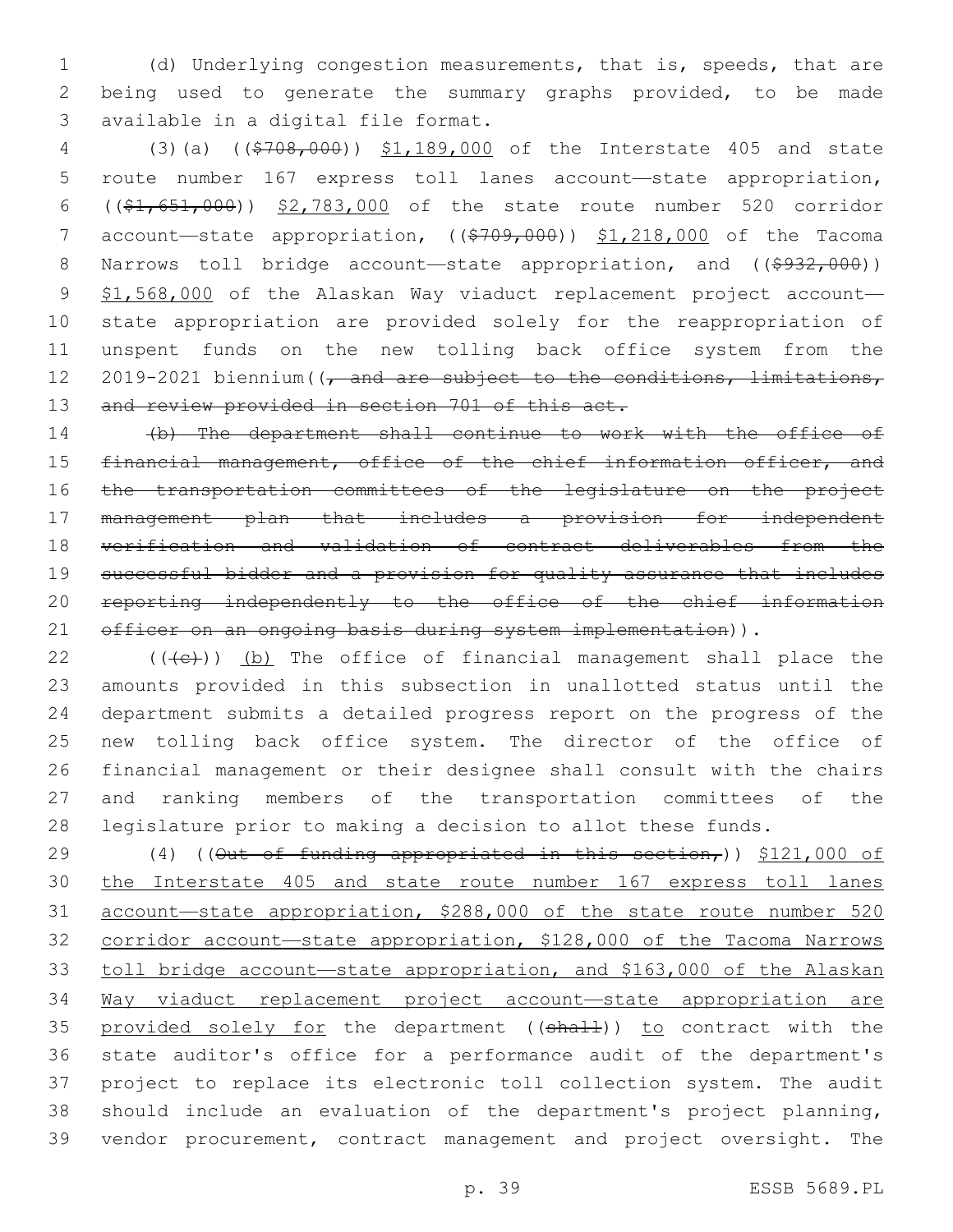(d) Underlying congestion measurements, that is, speeds, that are being used to generate the summary graphs provided, to be made available in a digital file format.

(3)(a) (($708,000)) $1,189,000 of the Interstate 405 and state route number 167 express toll lanes account—state appropriation, (($1,651,000)) $2,783,000 of the state route number 520 corridor account—state appropriation, (($709,000)) $1,218,000 of the Tacoma Narrows toll bridge account—state appropriation, and (($932,000)) $1,568,000 of the Alaskan Way viaduct replacement project account—state appropriation are provided solely for the reappropriation of unspent funds on the new tolling back office system from the 2019-2021 biennium((, and are subject to the conditions, limitations, and review provided in section 701 of this act.

(b) The department shall continue to work with the office of financial management, office of the chief information officer, and the transportation committees of the legislature on the project management plan that includes a provision for independent verification and validation of contract deliverables from the successful bidder and a provision for quality assurance that includes reporting independently to the office of the chief information officer on an ongoing basis during system implementation)).

(((c))) (b) The office of financial management shall place the amounts provided in this subsection in unallotted status until the department submits a detailed progress report on the progress of the new tolling back office system. The director of the office of financial management or their designee shall consult with the chairs and ranking members of the transportation committees of the legislature prior to making a decision to allot these funds.

(4) ((Out of funding appropriated in this section,)) $121,000 of the Interstate 405 and state route number 167 express toll lanes account—state appropriation, $288,000 of the state route number 520 corridor account—state appropriation, $128,000 of the Tacoma Narrows toll bridge account—state appropriation, and $163,000 of the Alaskan Way viaduct replacement project account—state appropriation are provided solely for the department ((shall)) to contract with the state auditor's office for a performance audit of the department's project to replace its electronic toll collection system. The audit should include an evaluation of the department's project planning, vendor procurement, contract management and project oversight. The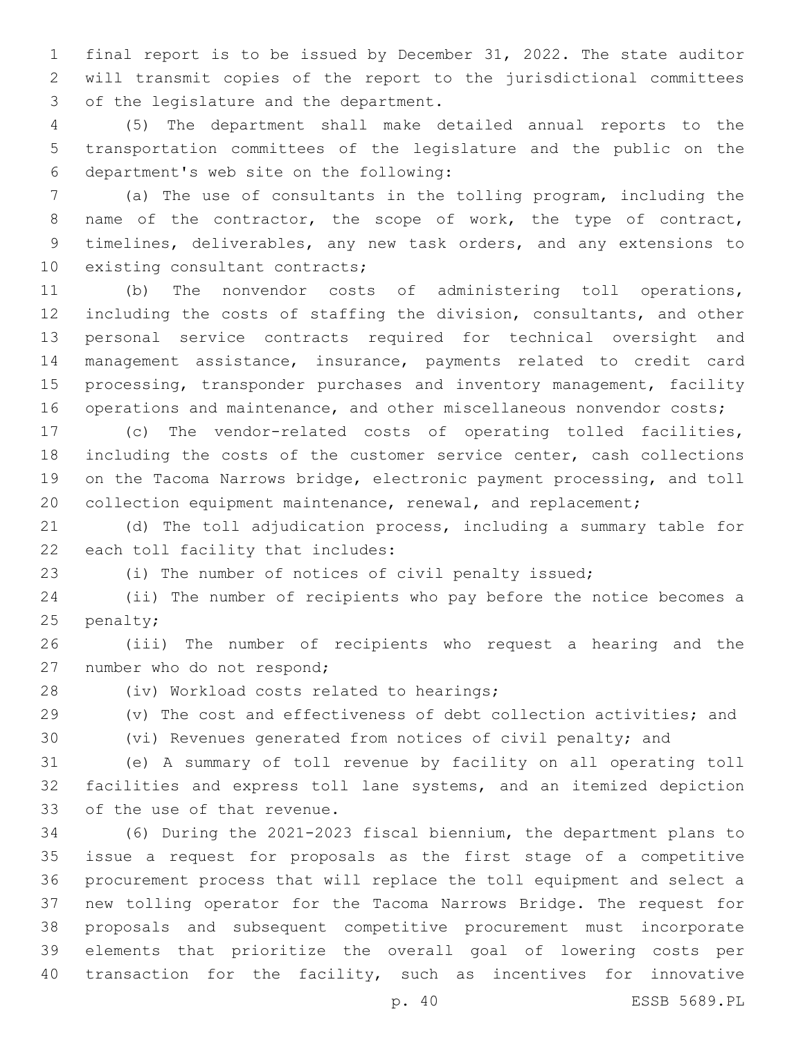final report is to be issued by December 31, 2022. The state auditor will transmit copies of the report to the jurisdictional committees of the legislature and the department.

(5) The department shall make detailed annual reports to the transportation committees of the legislature and the public on the department's web site on the following:

(a) The use of consultants in the tolling program, including the name of the contractor, the scope of work, the type of contract, timelines, deliverables, any new task orders, and any extensions to existing consultant contracts;

(b) The nonvendor costs of administering toll operations, including the costs of staffing the division, consultants, and other personal service contracts required for technical oversight and management assistance, insurance, payments related to credit card processing, transponder purchases and inventory management, facility operations and maintenance, and other miscellaneous nonvendor costs;

(c) The vendor-related costs of operating tolled facilities, including the costs of the customer service center, cash collections on the Tacoma Narrows bridge, electronic payment processing, and toll collection equipment maintenance, renewal, and replacement;

(d) The toll adjudication process, including a summary table for each toll facility that includes:

(i) The number of notices of civil penalty issued;

(ii) The number of recipients who pay before the notice becomes a penalty;

(iii) The number of recipients who request a hearing and the number who do not respond;

(iv) Workload costs related to hearings;

(v) The cost and effectiveness of debt collection activities; and

(vi) Revenues generated from notices of civil penalty; and

(e) A summary of toll revenue by facility on all operating toll facilities and express toll lane systems, and an itemized depiction of the use of that revenue.

(6) During the 2021-2023 fiscal biennium, the department plans to issue a request for proposals as the first stage of a competitive procurement process that will replace the toll equipment and select a new tolling operator for the Tacoma Narrows Bridge. The request for proposals and subsequent competitive procurement must incorporate elements that prioritize the overall goal of lowering costs per transaction for the facility, such as incentives for innovative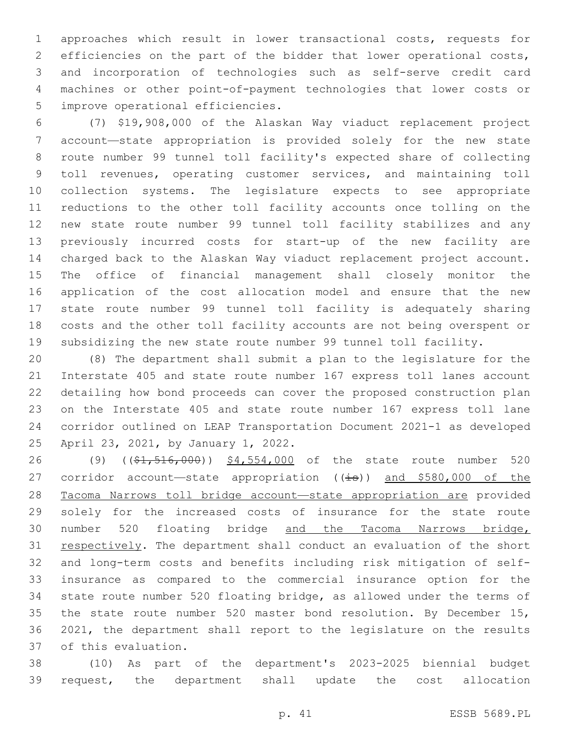approaches which result in lower transactional costs, requests for efficiencies on the part of the bidder that lower operational costs, and incorporation of technologies such as self-serve credit card machines or other point-of-payment technologies that lower costs or improve operational efficiencies.

(7) $19,908,000 of the Alaskan Way viaduct replacement project account—state appropriation is provided solely for the new state route number 99 tunnel toll facility's expected share of collecting toll revenues, operating customer services, and maintaining toll collection systems. The legislature expects to see appropriate reductions to the other toll facility accounts once tolling on the new state route number 99 tunnel toll facility stabilizes and any previously incurred costs for start-up of the new facility are charged back to the Alaskan Way viaduct replacement project account. The office of financial management shall closely monitor the application of the cost allocation model and ensure that the new state route number 99 tunnel toll facility is adequately sharing costs and the other toll facility accounts are not being overspent or subsidizing the new state route number 99 tunnel toll facility.

(8) The department shall submit a plan to the legislature for the Interstate 405 and state route number 167 express toll lanes account detailing how bond proceeds can cover the proposed construction plan on the Interstate 405 and state route number 167 express toll lane corridor outlined on LEAP Transportation Document 2021-1 as developed April 23, 2021, by January 1, 2022.

(9) ((~~$1,516,000~~)) <u>$4,554,000</u> of the state route number 520 corridor account—state appropriation ((~~is~~)) <u>and $580,000 of the Tacoma Narrows toll bridge account—state appropriation are</u> provided solely for the increased costs of insurance for the state route number 520 floating bridge <u>and the Tacoma Narrows bridge, respectively</u>. The department shall conduct an evaluation of the short and long-term costs and benefits including risk mitigation of self-insurance as compared to the commercial insurance option for the state route number 520 floating bridge, as allowed under the terms of the state route number 520 master bond resolution. By December 15, 2021, the department shall report to the legislature on the results of this evaluation.

(10) As part of the department's 2023-2025 biennial budget request, the department shall update the cost allocation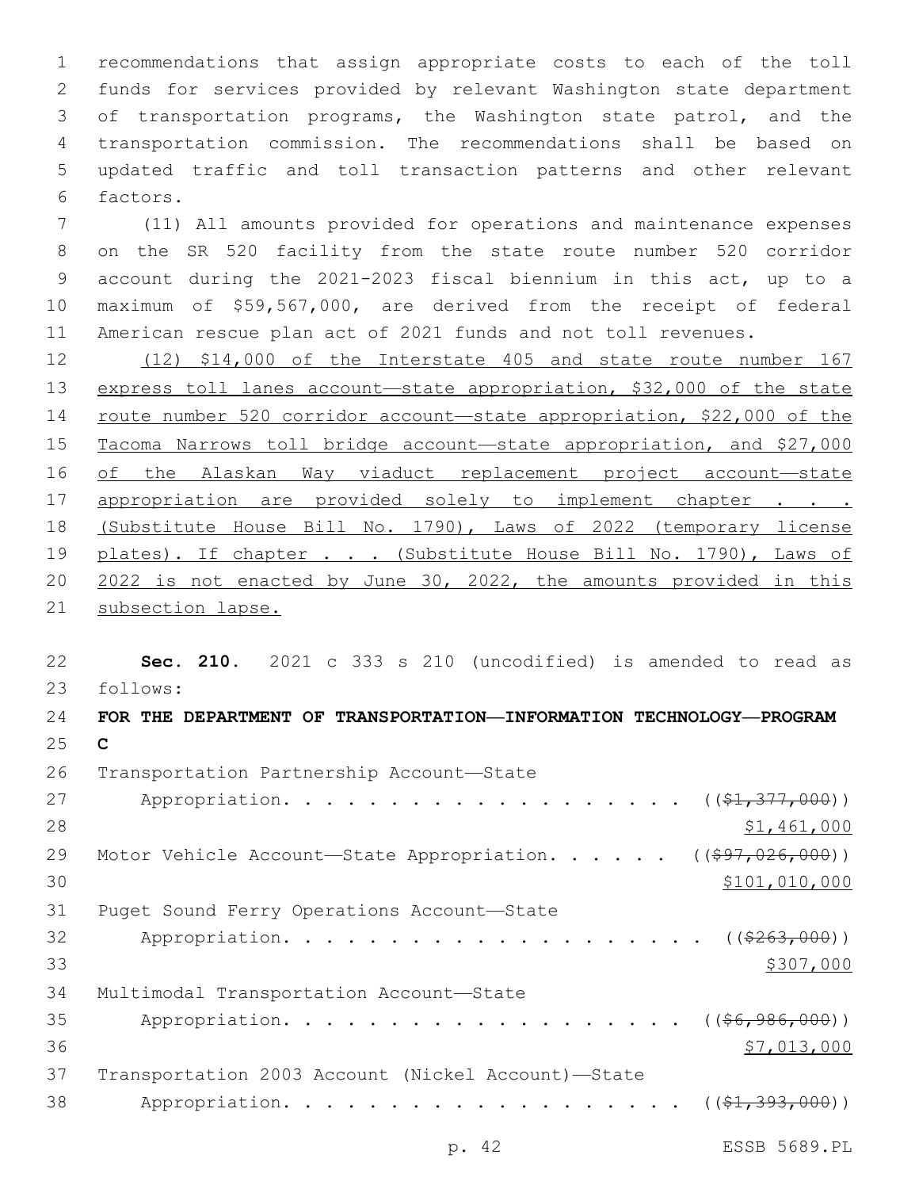recommendations that assign appropriate costs to each of the toll funds for services provided by relevant Washington state department of transportation programs, the Washington state patrol, and the transportation commission. The recommendations shall be based on updated traffic and toll transaction patterns and other relevant factors.

(11) All amounts provided for operations and maintenance expenses on the SR 520 facility from the state route number 520 corridor account during the 2021-2023 fiscal biennium in this act, up to a maximum of $59,567,000, are derived from the receipt of federal American rescue plan act of 2021 funds and not toll revenues.

(12) $14,000 of the Interstate 405 and state route number 167 express toll lanes account—state appropriation, $32,000 of the state route number 520 corridor account—state appropriation, $22,000 of the Tacoma Narrows toll bridge account—state appropriation, and $27,000 of the Alaskan Way viaduct replacement project account—state appropriation are provided solely to implement chapter . . . (Substitute House Bill No. 1790), Laws of 2022 (temporary license plates). If chapter . . . (Substitute House Bill No. 1790), Laws of 2022 is not enacted by June 30, 2022, the amounts provided in this subsection lapse.

**Sec. 210.** 2021 c 333 s 210 (uncodified) is amended to read as follows:

**FOR THE DEPARTMENT OF TRANSPORTATION—INFORMATION TECHNOLOGY—PROGRAM C**

Transportation Partnership Account—State Appropriation. . . . . . . . . . . . . . . . . . . ((~~$1,377,000~~)) $1,461,000

Motor Vehicle Account—State Appropriation. . . . . . ((~~$97,026,000~~)) $101,010,000

Puget Sound Ferry Operations Account—State Appropriation. . . . . . . . . . . . . . . . . . . . ((~~$263,000~~)) $307,000

Multimodal Transportation Account—State Appropriation. . . . . . . . . . . . . . . . . . . ((~~$6,986,000~~)) $7,013,000

Transportation 2003 Account (Nickel Account)—State Appropriation. . . . . . . . . . . . . . . . . . . . ((~~$1,393,000~~))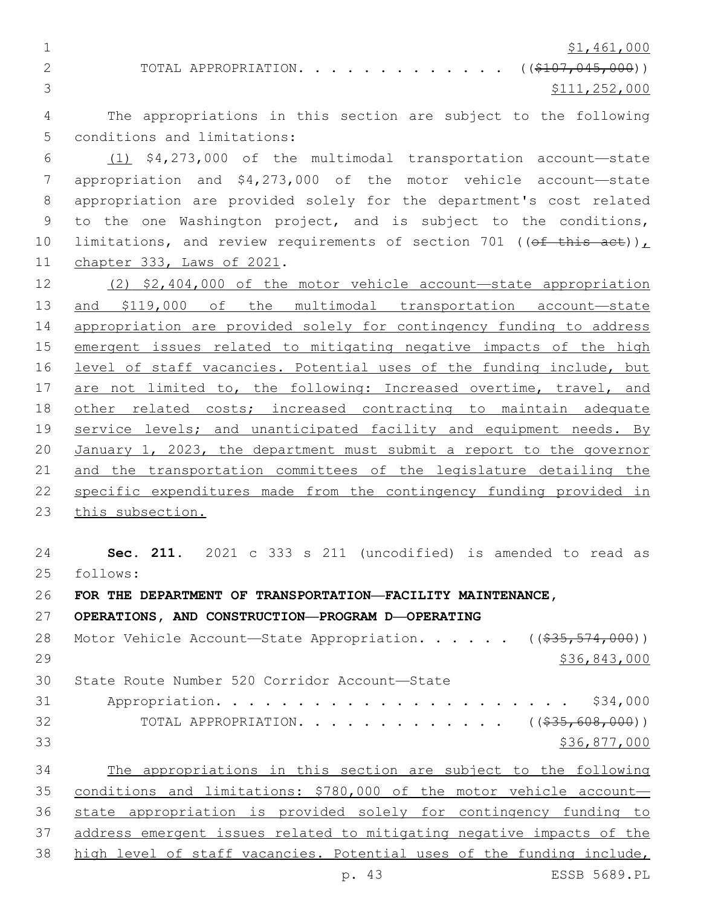$1,461,000

TOTAL APPROPRIATION. . . . . . . . . . . . . . ((~~$107,045,000~~))
$111,252,000

The appropriations in this section are subject to the following conditions and limitations:

(1) $4,273,000 of the multimodal transportation account—state appropriation and $4,273,000 of the motor vehicle account—state appropriation are provided solely for the department's cost related to the one Washington project, and is subject to the conditions, limitations, and review requirements of section 701 ((~~of this act~~)), chapter 333, Laws of 2021.

(2) $2,404,000 of the motor vehicle account—state appropriation and $119,000 of the multimodal transportation account—state appropriation are provided solely for contingency funding to address emergent issues related to mitigating negative impacts of the high level of staff vacancies. Potential uses of the funding include, but are not limited to, the following: Increased overtime, travel, and other related costs; increased contracting to maintain adequate service levels; and unanticipated facility and equipment needs. By January 1, 2023, the department must submit a report to the governor and the transportation committees of the legislature detailing the specific expenditures made from the contingency funding provided in this subsection.

**Sec. 211.** 2021 c 333 s 211 (uncodified) is amended to read as follows:

**FOR THE DEPARTMENT OF TRANSPORTATION—FACILITY MAINTENANCE, OPERATIONS, AND CONSTRUCTION—PROGRAM D—OPERATING**

Motor Vehicle Account—State Appropriation. . . . . . ((~~$35,574,000~~))
$36,843,000

State Route Number 520 Corridor Account—State Appropriation. . . . . . . . . . . . . . . . . . . . . . $34,000

TOTAL APPROPRIATION. . . . . . . . . . . . . . ((~~$35,608,000~~))
$36,877,000

The appropriations in this section are subject to the following conditions and limitations: $780,000 of the motor vehicle account—state appropriation is provided solely for contingency funding to address emergent issues related to mitigating negative impacts of the high level of staff vacancies. Potential uses of the funding include,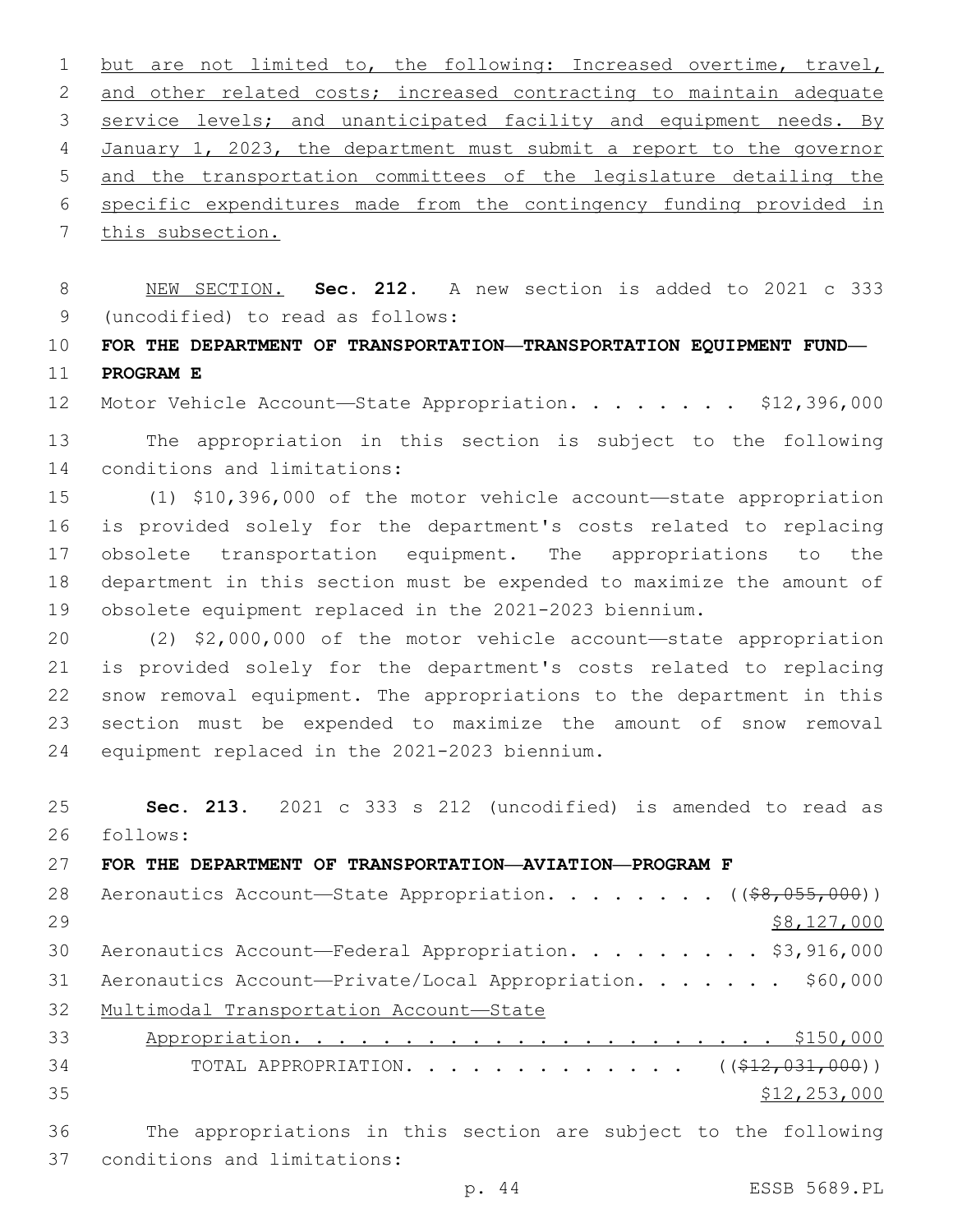but are not limited to, the following: Increased overtime, travel, and other related costs; increased contracting to maintain adequate service levels; and unanticipated facility and equipment needs. By January 1, 2023, the department must submit a report to the governor and the transportation committees of the legislature detailing the specific expenditures made from the contingency funding provided in this subsection.

NEW SECTION. **Sec. 212.** A new section is added to 2021 c 333 (uncodified) to read as follows:

**FOR THE DEPARTMENT OF TRANSPORTATION—TRANSPORTATION EQUIPMENT FUND—PROGRAM E**

Motor Vehicle Account—State Appropriation. . . . . . . . $12,396,000

The appropriation in this section is subject to the following conditions and limitations:

(1) $10,396,000 of the motor vehicle account—state appropriation is provided solely for the department's costs related to replacing obsolete transportation equipment. The appropriations to the department in this section must be expended to maximize the amount of obsolete equipment replaced in the 2021-2023 biennium.

(2) $2,000,000 of the motor vehicle account—state appropriation is provided solely for the department's costs related to replacing snow removal equipment. The appropriations to the department in this section must be expended to maximize the amount of snow removal equipment replaced in the 2021-2023 biennium.

**Sec. 213.** 2021 c 333 s 212 (uncodified) is amended to read as follows:

**FOR THE DEPARTMENT OF TRANSPORTATION—AVIATION—PROGRAM F**

Aeronautics Account—State Appropriation. . . . . . . . ((~~$8,055,000~~))
$8,127,000

Aeronautics Account—Federal Appropriation. . . . . . . . . $3,916,000

Aeronautics Account—Private/Local Appropriation. . . . . . . $60,000

Multimodal Transportation Account—State
Appropriation. . . . . . . . . . . . . . . . . . . . . . $150,000

TOTAL APPROPRIATION. . . . . . . . . . . . . ((~~$12,031,000~~))
$12,253,000

The appropriations in this section are subject to the following conditions and limitations: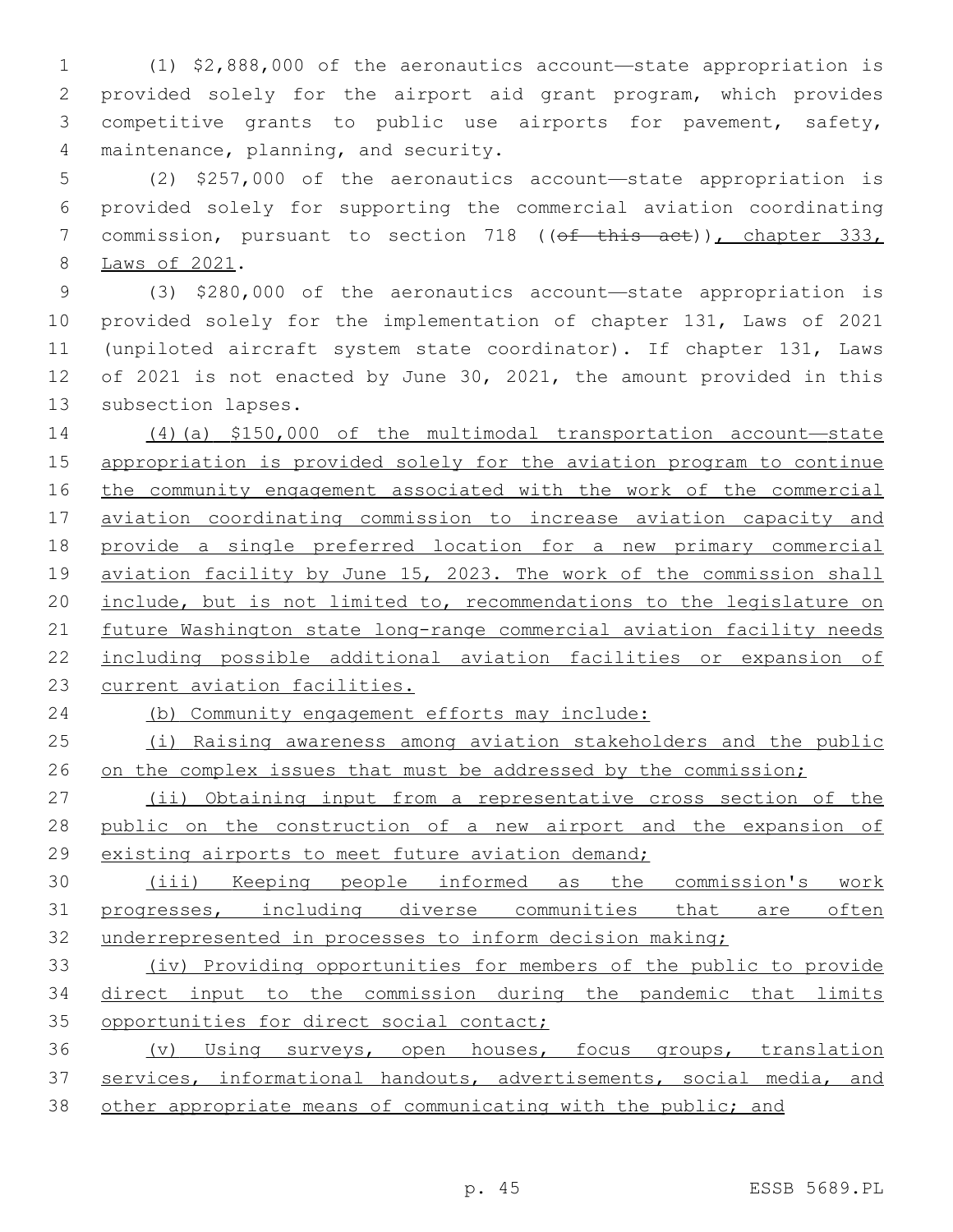(1) $2,888,000 of the aeronautics account—state appropriation is provided solely for the airport aid grant program, which provides competitive grants to public use airports for pavement, safety, maintenance, planning, and security.

(2) $257,000 of the aeronautics account—state appropriation is provided solely for supporting the commercial aviation coordinating commission, pursuant to section 718 ((~~of this act~~)), chapter 333, Laws of 2021.

(3) $280,000 of the aeronautics account—state appropriation is provided solely for the implementation of chapter 131, Laws of 2021 (unpiloted aircraft system state coordinator). If chapter 131, Laws of 2021 is not enacted by June 30, 2021, the amount provided in this subsection lapses.

(4)(a) $150,000 of the multimodal transportation account—state appropriation is provided solely for the aviation program to continue the community engagement associated with the work of the commercial aviation coordinating commission to increase aviation capacity and provide a single preferred location for a new primary commercial aviation facility by June 15, 2023. The work of the commission shall include, but is not limited to, recommendations to the legislature on future Washington state long-range commercial aviation facility needs including possible additional aviation facilities or expansion of current aviation facilities.

(b) Community engagement efforts may include:

(i) Raising awareness among aviation stakeholders and the public on the complex issues that must be addressed by the commission;

(ii) Obtaining input from a representative cross section of the public on the construction of a new airport and the expansion of existing airports to meet future aviation demand;

(iii) Keeping people informed as the commission's work progresses, including diverse communities that are often underrepresented in processes to inform decision making;

(iv) Providing opportunities for members of the public to provide direct input to the commission during the pandemic that limits opportunities for direct social contact;

(v) Using surveys, open houses, focus groups, translation services, informational handouts, advertisements, social media, and other appropriate means of communicating with the public; and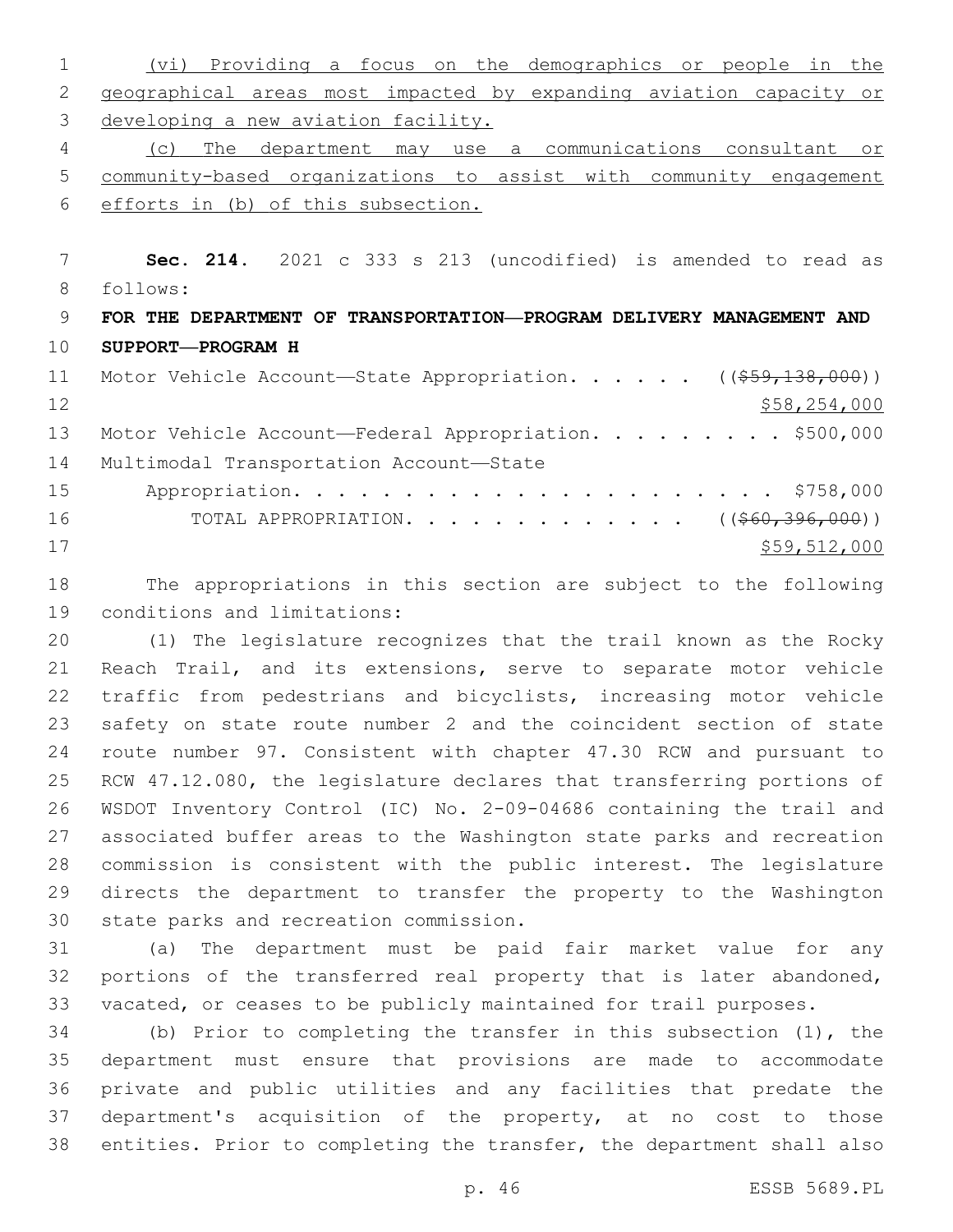(vi) Providing a focus on the demographics or people in the geographical areas most impacted by expanding aviation capacity or developing a new aviation facility.

(c) The department may use a communications consultant or community-based organizations to assist with community engagement efforts in (b) of this subsection.

**Sec. 214.** 2021 c 333 s 213 (uncodified) is amended to read as follows:

**FOR THE DEPARTMENT OF TRANSPORTATION—PROGRAM DELIVERY MANAGEMENT AND SUPPORT—PROGRAM H**

Motor Vehicle Account—State Appropriation. . . . . . ((~~$59,138,000~~)) $58,254,000

Motor Vehicle Account—Federal Appropriation. . . . . . . . . $500,000

Multimodal Transportation Account—State Appropriation. . . . . . . . . . . . . . . . . . . . . . $758,000

TOTAL APPROPRIATION. . . . . . . . . . . . . ((~~$60,396,000~~)) $59,512,000

The appropriations in this section are subject to the following conditions and limitations:

(1) The legislature recognizes that the trail known as the Rocky Reach Trail, and its extensions, serve to separate motor vehicle traffic from pedestrians and bicyclists, increasing motor vehicle safety on state route number 2 and the coincident section of state route number 97. Consistent with chapter 47.30 RCW and pursuant to RCW 47.12.080, the legislature declares that transferring portions of WSDOT Inventory Control (IC) No. 2-09-04686 containing the trail and associated buffer areas to the Washington state parks and recreation commission is consistent with the public interest. The legislature directs the department to transfer the property to the Washington state parks and recreation commission.

(a) The department must be paid fair market value for any portions of the transferred real property that is later abandoned, vacated, or ceases to be publicly maintained for trail purposes.

(b) Prior to completing the transfer in this subsection (1), the department must ensure that provisions are made to accommodate private and public utilities and any facilities that predate the department's acquisition of the property, at no cost to those entities. Prior to completing the transfer, the department shall also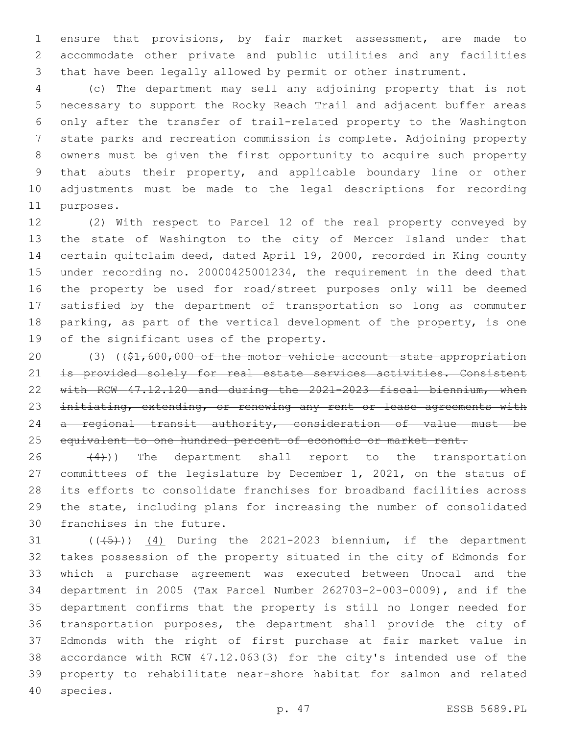ensure that provisions, by fair market assessment, are made to accommodate other private and public utilities and any facilities that have been legally allowed by permit or other instrument.

(c) The department may sell any adjoining property that is not necessary to support the Rocky Reach Trail and adjacent buffer areas only after the transfer of trail-related property to the Washington state parks and recreation commission is complete. Adjoining property owners must be given the first opportunity to acquire such property that abuts their property, and applicable boundary line or other adjustments must be made to the legal descriptions for recording purposes.

(2) With respect to Parcel 12 of the real property conveyed by the state of Washington to the city of Mercer Island under that certain quitclaim deed, dated April 19, 2000, recorded in King county under recording no. 20000425001234, the requirement in the deed that the property be used for road/street purposes only will be deemed satisfied by the department of transportation so long as commuter parking, as part of the vertical development of the property, is one of the significant uses of the property.

(3) ((~~$1,600,000 of the motor vehicle account—state appropriation is provided solely for real estate services activities. Consistent with RCW 47.12.120 and during the 2021-2023 fiscal biennium, when initiating, extending, or renewing any rent or lease agreements with a regional transit authority, consideration of value must be equivalent to one hundred percent of economic or market rent.~~

~~(4)~~)) The department shall report to the transportation committees of the legislature by December 1, 2021, on the status of its efforts to consolidate franchises for broadband facilities across the state, including plans for increasing the number of consolidated franchises in the future.

((~~(5)~~)) <u>(4)</u> During the 2021-2023 biennium, if the department takes possession of the property situated in the city of Edmonds for which a purchase agreement was executed between Unocal and the department in 2005 (Tax Parcel Number 262703-2-003-0009), and if the department confirms that the property is still no longer needed for transportation purposes, the department shall provide the city of Edmonds with the right of first purchase at fair market value in accordance with RCW 47.12.063(3) for the city's intended use of the property to rehabilitate near-shore habitat for salmon and related species.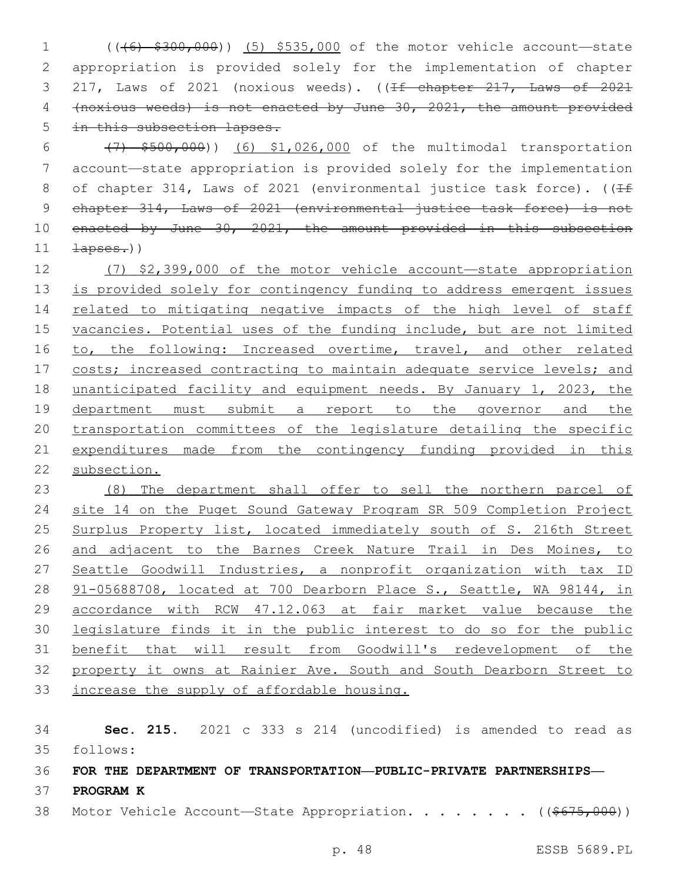((~~(6) $300,000~~)) (5) $535,000 of the motor vehicle account—state appropriation is provided solely for the implementation of chapter 217, Laws of 2021 (noxious weeds). ((~~If chapter 217, Laws of 2021 (noxious weeds) is not enacted by June 30, 2021, the amount provided in this subsection lapses.~~

~~(7) $500,000~~)) (6) $1,026,000 of the multimodal transportation account—state appropriation is provided solely for the implementation of chapter 314, Laws of 2021 (environmental justice task force). ((~~If chapter 314, Laws of 2021 (environmental justice task force) is not enacted by June 30, 2021, the amount provided in this subsection lapses.~~))

(7) $2,399,000 of the motor vehicle account—state appropriation is provided solely for contingency funding to address emergent issues related to mitigating negative impacts of the high level of staff vacancies. Potential uses of the funding include, but are not limited to, the following: Increased overtime, travel, and other related costs; increased contracting to maintain adequate service levels; and unanticipated facility and equipment needs. By January 1, 2023, the department must submit a report to the governor and the transportation committees of the legislature detailing the specific expenditures made from the contingency funding provided in this subsection.

(8) The department shall offer to sell the northern parcel of site 14 on the Puget Sound Gateway Program SR 509 Completion Project Surplus Property list, located immediately south of S. 216th Street and adjacent to the Barnes Creek Nature Trail in Des Moines, to Seattle Goodwill Industries, a nonprofit organization with tax ID 91-05688708, located at 700 Dearborn Place S., Seattle, WA 98144, in accordance with RCW 47.12.063 at fair market value because the legislature finds it in the public interest to do so for the public benefit that will result from Goodwill's redevelopment of the property it owns at Rainier Ave. South and South Dearborn Street to increase the supply of affordable housing.

**Sec. 215.** 2021 c 333 s 214 (uncodified) is amended to read as follows:

**FOR THE DEPARTMENT OF TRANSPORTATION—PUBLIC-PRIVATE PARTNERSHIPS—PROGRAM K**

Motor Vehicle Account—State Appropriation. . . . . . . . ((~~$675,000~~))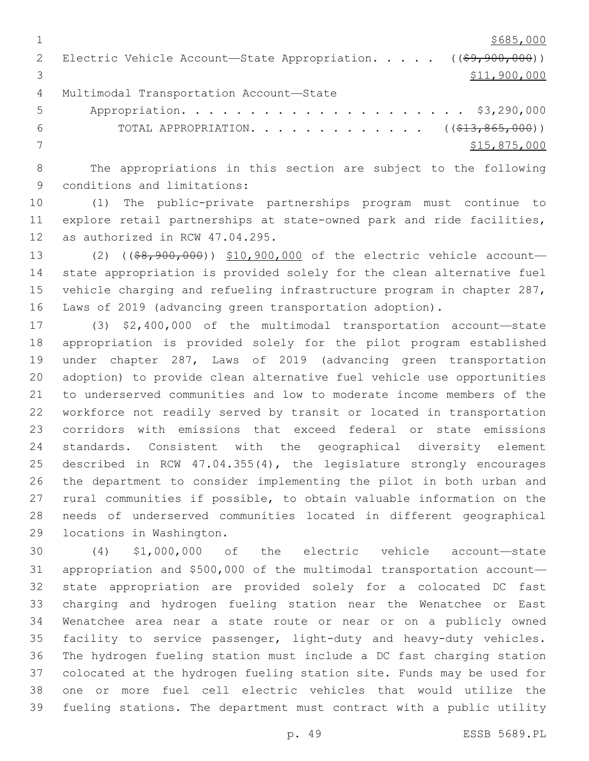$685,000

Electric Vehicle Account—State Appropriation. . . . . ~~(($9,900,000))~~ $11,900,000

Multimodal Transportation Account—State Appropriation. . . . . . . . . . . . . . . . . . . . . . $3,290,000

TOTAL APPROPRIATION. . . . . . . . . . . . . ~~(($13,865,000))~~ $15,875,000

The appropriations in this section are subject to the following conditions and limitations:

(1) The public-private partnerships program must continue to explore retail partnerships at state-owned park and ride facilities, as authorized in RCW 47.04.295.

(2) ~~(($8,900,000))~~ $10,900,000 of the electric vehicle account—state appropriation is provided solely for the clean alternative fuel vehicle charging and refueling infrastructure program in chapter 287, Laws of 2019 (advancing green transportation adoption).

(3) $2,400,000 of the multimodal transportation account—state appropriation is provided solely for the pilot program established under chapter 287, Laws of 2019 (advancing green transportation adoption) to provide clean alternative fuel vehicle use opportunities to underserved communities and low to moderate income members of the workforce not readily served by transit or located in transportation corridors with emissions that exceed federal or state emissions standards. Consistent with the geographical diversity element described in RCW 47.04.355(4), the legislature strongly encourages the department to consider implementing the pilot in both urban and rural communities if possible, to obtain valuable information on the needs of underserved communities located in different geographical locations in Washington.

(4) $1,000,000 of the electric vehicle account—state appropriation and $500,000 of the multimodal transportation account—state appropriation are provided solely for a colocated DC fast charging and hydrogen fueling station near the Wenatchee or East Wenatchee area near a state route or near or on a publicly owned facility to service passenger, light-duty and heavy-duty vehicles. The hydrogen fueling station must include a DC fast charging station colocated at the hydrogen fueling station site. Funds may be used for one or more fuel cell electric vehicles that would utilize the fueling stations. The department must contract with a public utility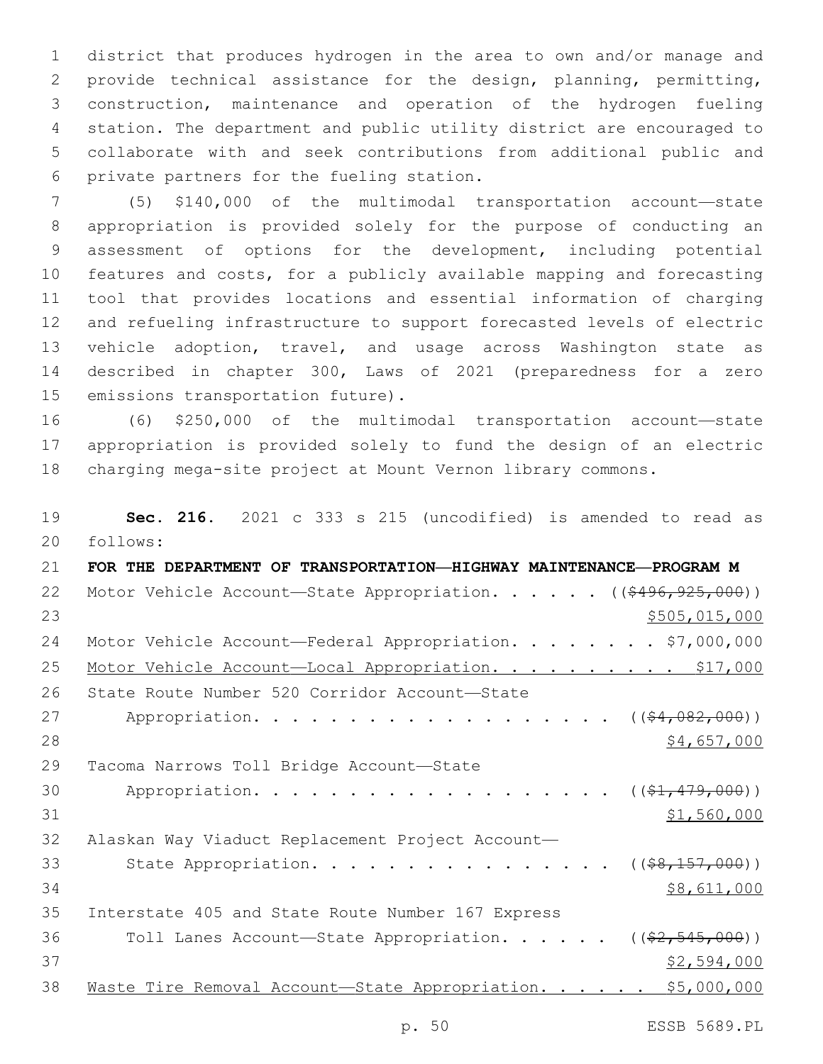district that produces hydrogen in the area to own and/or manage and provide technical assistance for the design, planning, permitting, construction, maintenance and operation of the hydrogen fueling station. The department and public utility district are encouraged to collaborate with and seek contributions from additional public and private partners for the fueling station.

(5) $140,000 of the multimodal transportation account—state appropriation is provided solely for the purpose of conducting an assessment of options for the development, including potential features and costs, for a publicly available mapping and forecasting tool that provides locations and essential information of charging and refueling infrastructure to support forecasted levels of electric vehicle adoption, travel, and usage across Washington state as described in chapter 300, Laws of 2021 (preparedness for a zero emissions transportation future).

(6) $250,000 of the multimodal transportation account—state appropriation is provided solely to fund the design of an electric charging mega-site project at Mount Vernon library commons.

**Sec. 216.** 2021 c 333 s 215 (uncodified) is amended to read as follows:

**FOR THE DEPARTMENT OF TRANSPORTATION—HIGHWAY MAINTENANCE—PROGRAM M**

Motor Vehicle Account—State Appropriation. . . . . . ((~~$496,925,000~~)) $505,015,000

Motor Vehicle Account—Federal Appropriation. . . . . . . . $7,000,000

Motor Vehicle Account—Local Appropriation. . . . . . . . . . $17,000

State Route Number 520 Corridor Account—State Appropriation. . . . . . . . . . . . . . . . . . . ((~~$4,082,000~~)) $4,657,000

Tacoma Narrows Toll Bridge Account—State Appropriation. . . . . . . . . . . . . . . . . . . ((~~$1,479,000~~)) $1,560,000

Alaskan Way Viaduct Replacement Project Account—State Appropriation. . . . . . . . . . . . . . . . ((~~$8,157,000~~)) $8,611,000

Interstate 405 and State Route Number 167 Express Toll Lanes Account—State Appropriation. . . . . . ((~~$2,545,000~~)) $2,594,000

Waste Tire Removal Account—State Appropriation. . . . . . $5,000,000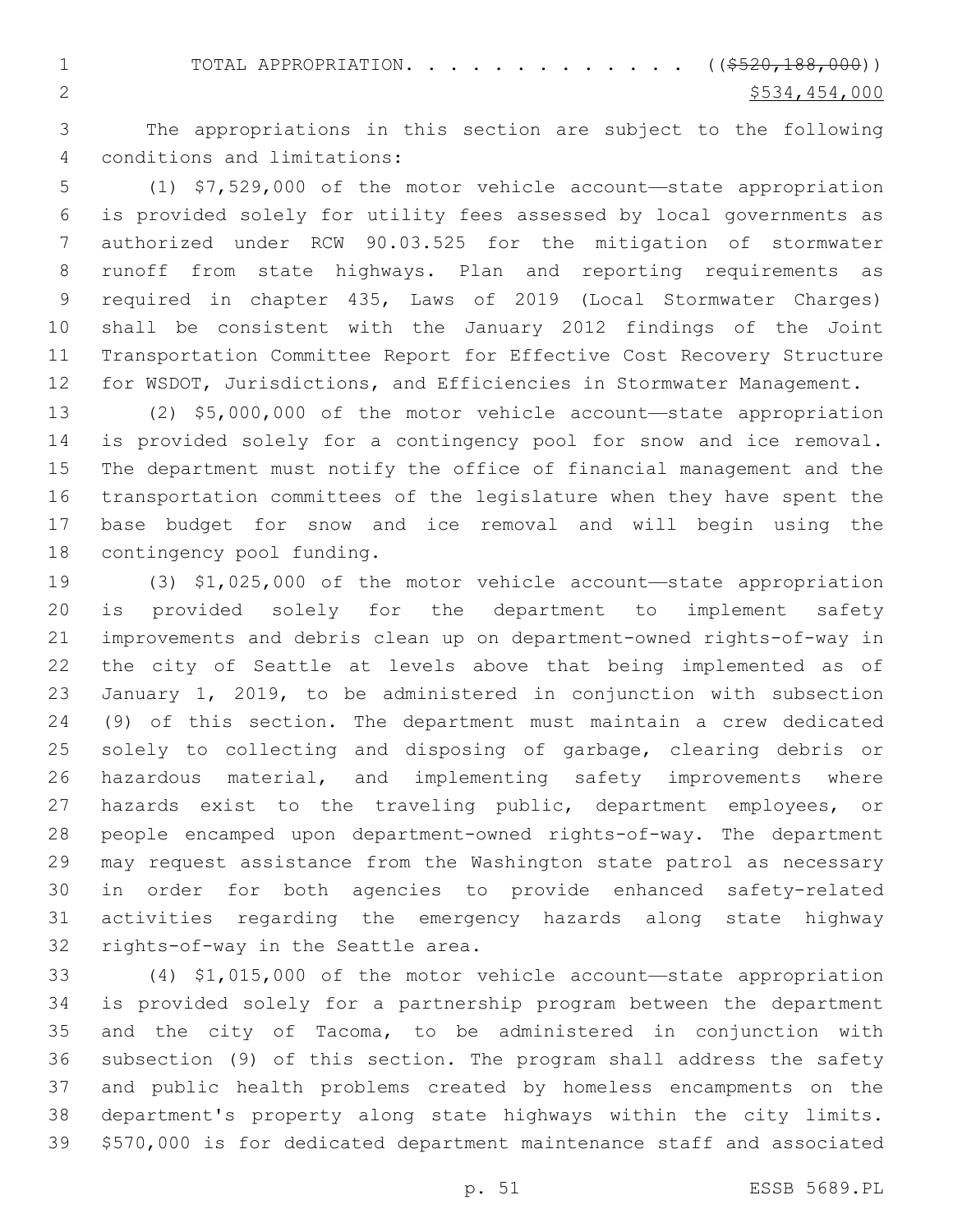TOTAL APPROPRIATION. . . . . . . . . . . . . . ((~~$520,188,000~~))
<u>$534,454,000</u>

The appropriations in this section are subject to the following conditions and limitations:

(1) $7,529,000 of the motor vehicle account—state appropriation is provided solely for utility fees assessed by local governments as authorized under RCW 90.03.525 for the mitigation of stormwater runoff from state highways. Plan and reporting requirements as required in chapter 435, Laws of 2019 (Local Stormwater Charges) shall be consistent with the January 2012 findings of the Joint Transportation Committee Report for Effective Cost Recovery Structure for WSDOT, Jurisdictions, and Efficiencies in Stormwater Management.

(2) $5,000,000 of the motor vehicle account—state appropriation is provided solely for a contingency pool for snow and ice removal. The department must notify the office of financial management and the transportation committees of the legislature when they have spent the base budget for snow and ice removal and will begin using the contingency pool funding.

(3) $1,025,000 of the motor vehicle account—state appropriation is provided solely for the department to implement safety improvements and debris clean up on department-owned rights-of-way in the city of Seattle at levels above that being implemented as of January 1, 2019, to be administered in conjunction with subsection (9) of this section. The department must maintain a crew dedicated solely to collecting and disposing of garbage, clearing debris or hazardous material, and implementing safety improvements where hazards exist to the traveling public, department employees, or people encamped upon department-owned rights-of-way. The department may request assistance from the Washington state patrol as necessary in order for both agencies to provide enhanced safety-related activities regarding the emergency hazards along state highway rights-of-way in the Seattle area.

(4) $1,015,000 of the motor vehicle account—state appropriation is provided solely for a partnership program between the department and the city of Tacoma, to be administered in conjunction with subsection (9) of this section. The program shall address the safety and public health problems created by homeless encampments on the department's property along state highways within the city limits. $570,000 is for dedicated department maintenance staff and associated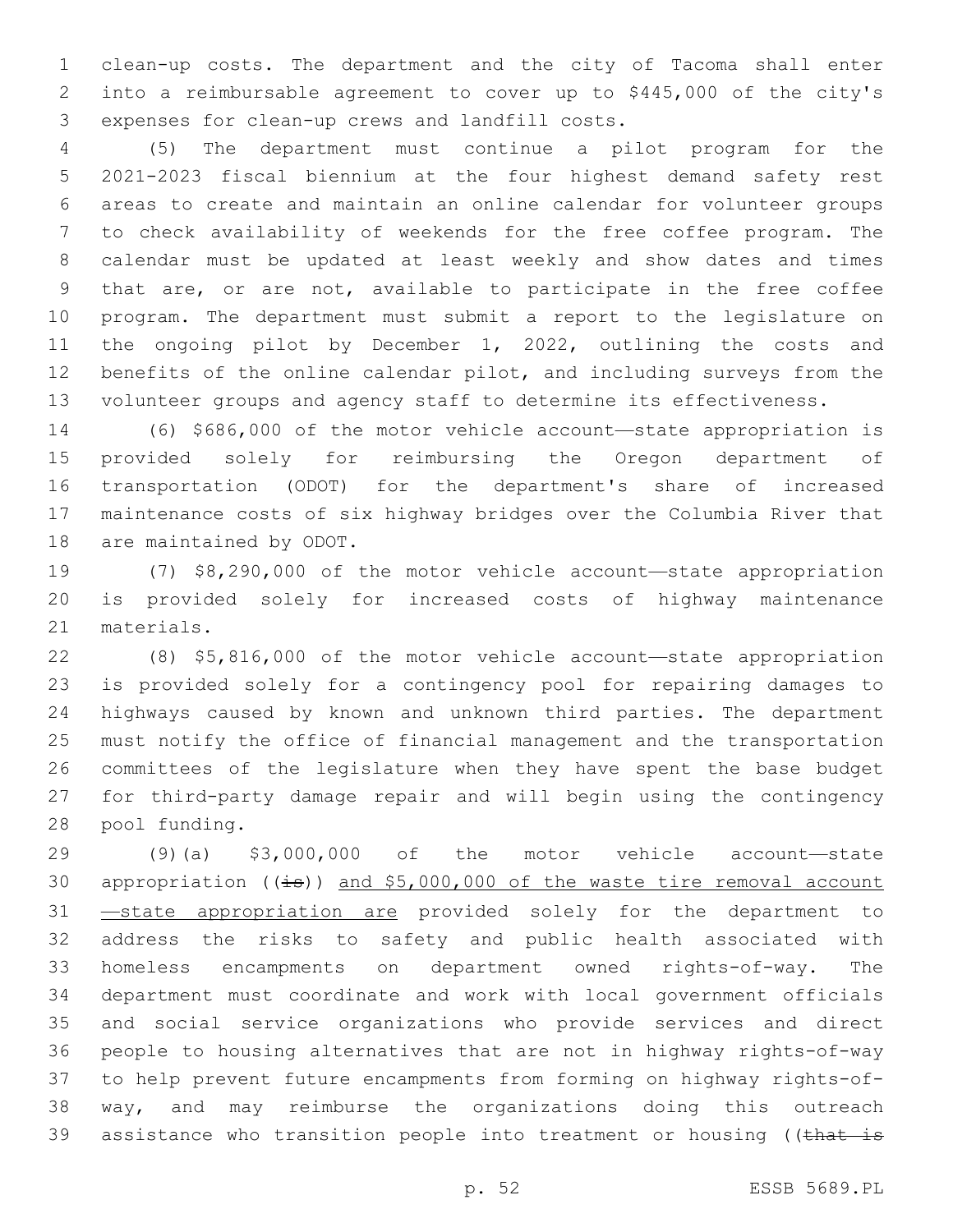clean-up costs. The department and the city of Tacoma shall enter into a reimbursable agreement to cover up to $445,000 of the city's expenses for clean-up crews and landfill costs.

(5) The department must continue a pilot program for the 2021-2023 fiscal biennium at the four highest demand safety rest areas to create and maintain an online calendar for volunteer groups to check availability of weekends for the free coffee program. The calendar must be updated at least weekly and show dates and times that are, or are not, available to participate in the free coffee program. The department must submit a report to the legislature on the ongoing pilot by December 1, 2022, outlining the costs and benefits of the online calendar pilot, and including surveys from the volunteer groups and agency staff to determine its effectiveness.

(6) $686,000 of the motor vehicle account—state appropriation is provided solely for reimbursing the Oregon department of transportation (ODOT) for the department's share of increased maintenance costs of six highway bridges over the Columbia River that are maintained by ODOT.

(7) $8,290,000 of the motor vehicle account—state appropriation is provided solely for increased costs of highway maintenance materials.

(8) $5,816,000 of the motor vehicle account—state appropriation is provided solely for a contingency pool for repairing damages to highways caused by known and unknown third parties. The department must notify the office of financial management and the transportation committees of the legislature when they have spent the base budget for third-party damage repair and will begin using the contingency pool funding.

(9)(a) $3,000,000 of the motor vehicle account—state appropriation ((~~is~~)) <u>and $5,000,000 of the waste tire removal account—state appropriation are</u> provided solely for the department to address the risks to safety and public health associated with homeless encampments on department owned rights-of-way. The department must coordinate and work with local government officials and social service organizations who provide services and direct people to housing alternatives that are not in highway rights-of-way to help prevent future encampments from forming on highway rights-of-way, and may reimburse the organizations doing this outreach assistance who transition people into treatment or housing ((~~that is~~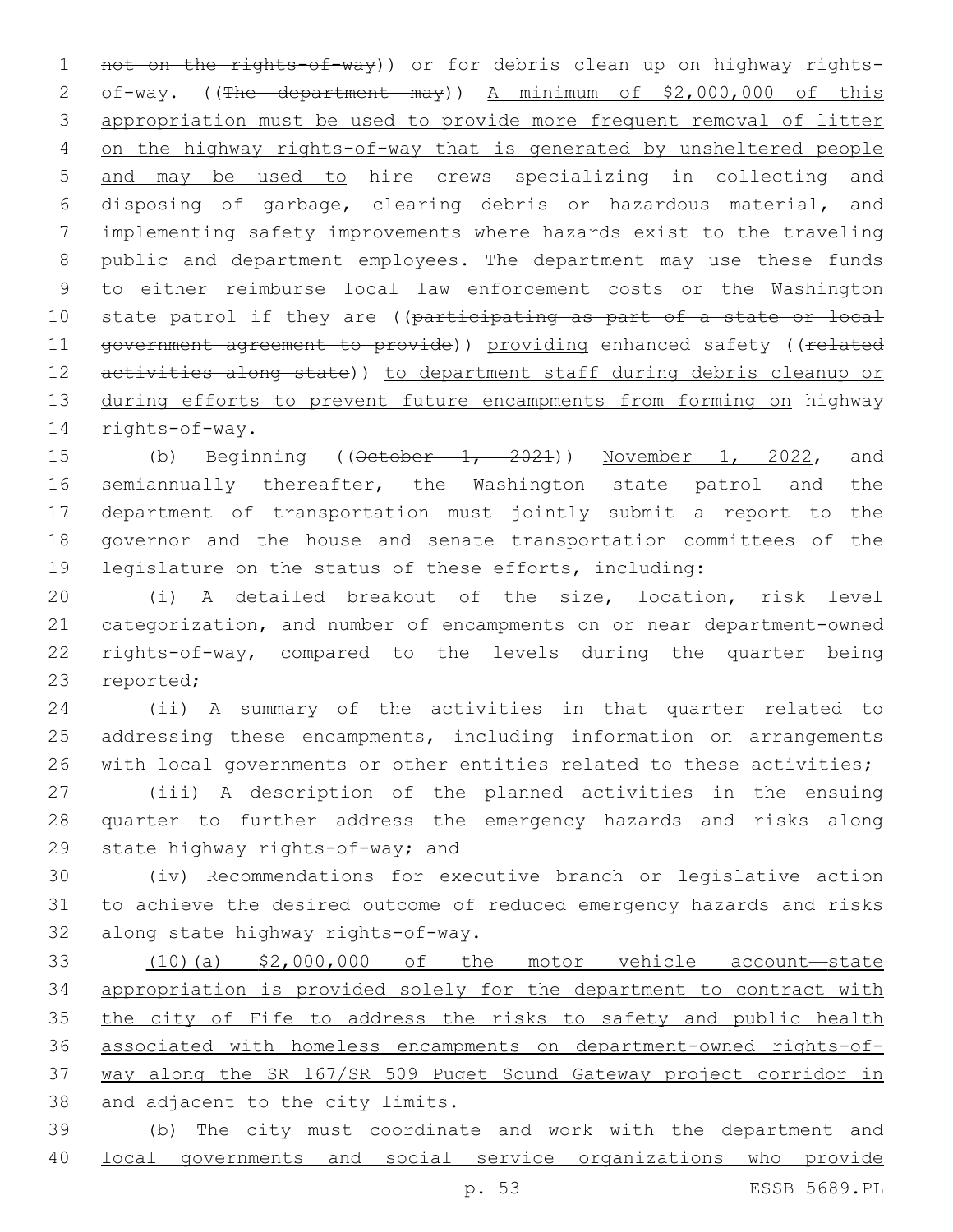not on the rights-of-way)) or for debris clean up on highway rights-of-way. ((The department may)) A minimum of $2,000,000 of this appropriation must be used to provide more frequent removal of litter on the highway rights-of-way that is generated by unsheltered people and may be used to hire crews specializing in collecting and disposing of garbage, clearing debris or hazardous material, and implementing safety improvements where hazards exist to the traveling public and department employees. The department may use these funds to either reimburse local law enforcement costs or the Washington state patrol if they are ((participating as part of a state or local government agreement to provide)) providing enhanced safety ((related activities along state)) to department staff during debris cleanup or during efforts to prevent future encampments from forming on highway rights-of-way.

(b) Beginning ((October 1, 2021)) November 1, 2022, and semiannually thereafter, the Washington state patrol and the department of transportation must jointly submit a report to the governor and the house and senate transportation committees of the legislature on the status of these efforts, including:

(i) A detailed breakout of the size, location, risk level categorization, and number of encampments on or near department-owned rights-of-way, compared to the levels during the quarter being reported;

(ii) A summary of the activities in that quarter related to addressing these encampments, including information on arrangements with local governments or other entities related to these activities;

(iii) A description of the planned activities in the ensuing quarter to further address the emergency hazards and risks along state highway rights-of-way; and

(iv) Recommendations for executive branch or legislative action to achieve the desired outcome of reduced emergency hazards and risks along state highway rights-of-way.

(10)(a) $2,000,000 of the motor vehicle account—state appropriation is provided solely for the department to contract with the city of Fife to address the risks to safety and public health associated with homeless encampments on department-owned rights-of-way along the SR 167/SR 509 Puget Sound Gateway project corridor in and adjacent to the city limits.

(b) The city must coordinate and work with the department and local governments and social service organizations who provide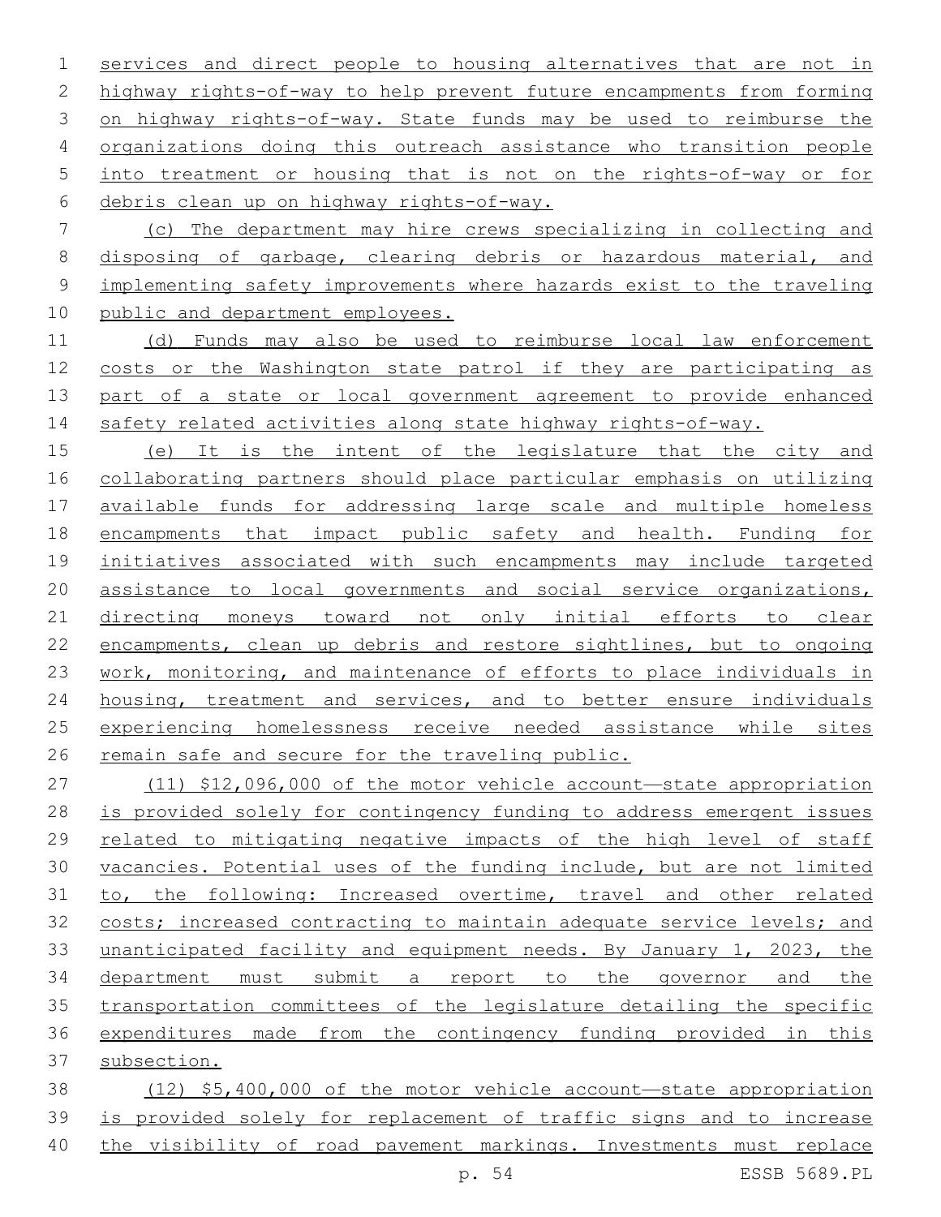services and direct people to housing alternatives that are not in highway rights-of-way to help prevent future encampments from forming on highway rights-of-way. State funds may be used to reimburse the organizations doing this outreach assistance who transition people into treatment or housing that is not on the rights-of-way or for debris clean up on highway rights-of-way.

(c) The department may hire crews specializing in collecting and disposing of garbage, clearing debris or hazardous material, and implementing safety improvements where hazards exist to the traveling public and department employees.

(d) Funds may also be used to reimburse local law enforcement costs or the Washington state patrol if they are participating as part of a state or local government agreement to provide enhanced safety related activities along state highway rights-of-way.

(e) It is the intent of the legislature that the city and collaborating partners should place particular emphasis on utilizing available funds for addressing large scale and multiple homeless encampments that impact public safety and health. Funding for initiatives associated with such encampments may include targeted assistance to local governments and social service organizations, directing moneys toward not only initial efforts to clear encampments, clean up debris and restore sightlines, but to ongoing work, monitoring, and maintenance of efforts to place individuals in housing, treatment and services, and to better ensure individuals experiencing homelessness receive needed assistance while sites remain safe and secure for the traveling public.

(11) $12,096,000 of the motor vehicle account—state appropriation is provided solely for contingency funding to address emergent issues related to mitigating negative impacts of the high level of staff vacancies. Potential uses of the funding include, but are not limited to, the following: Increased overtime, travel and other related costs; increased contracting to maintain adequate service levels; and unanticipated facility and equipment needs. By January 1, 2023, the department must submit a report to the governor and the transportation committees of the legislature detailing the specific expenditures made from the contingency funding provided in this subsection.

(12) $5,400,000 of the motor vehicle account—state appropriation is provided solely for replacement of traffic signs and to increase the visibility of road pavement markings. Investments must replace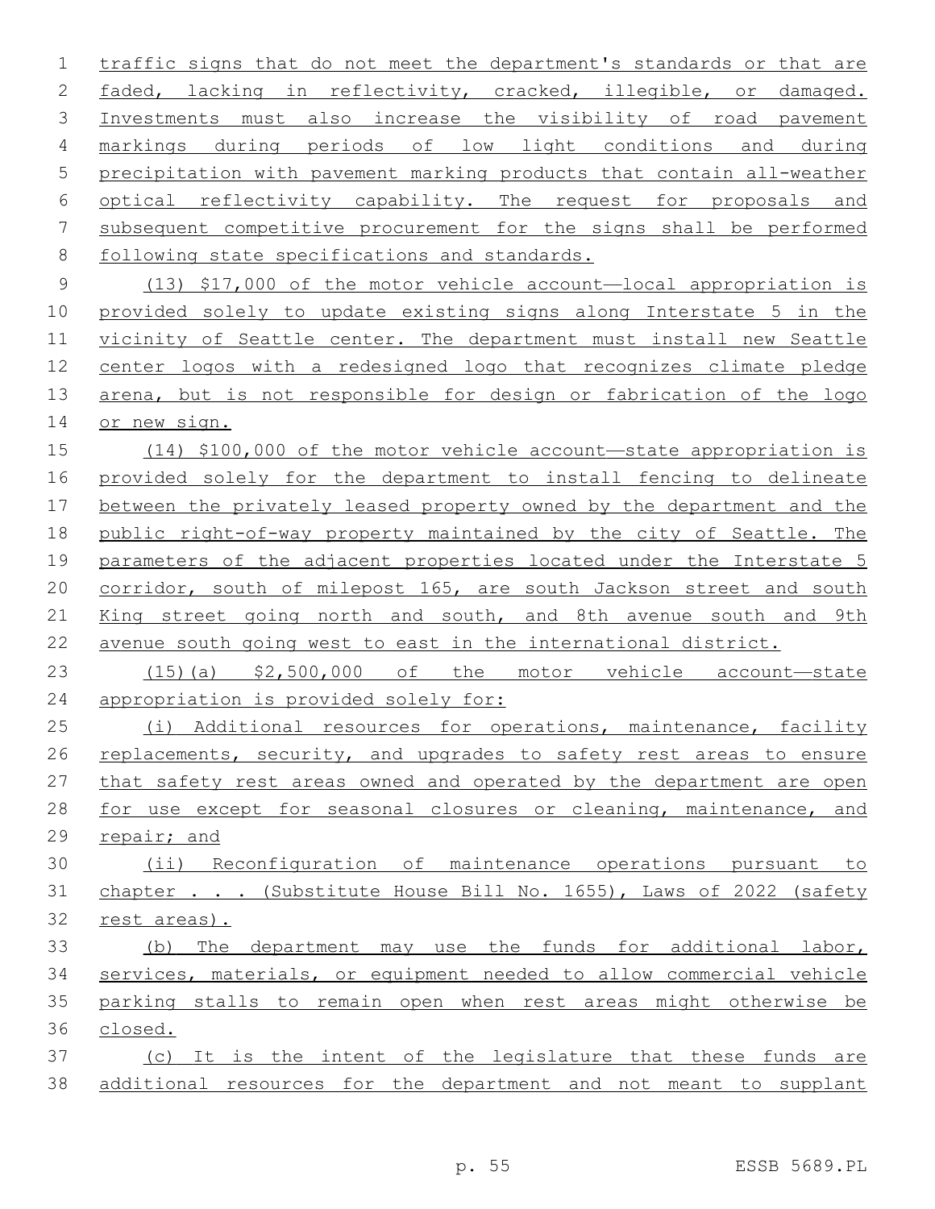traffic signs that do not meet the department's standards or that are faded, lacking in reflectivity, cracked, illegible, or damaged. Investments must also increase the visibility of road pavement markings during periods of low light conditions and during precipitation with pavement marking products that contain all-weather optical reflectivity capability. The request for proposals and subsequent competitive procurement for the signs shall be performed following state specifications and standards.

(13) $17,000 of the motor vehicle account—local appropriation is provided solely to update existing signs along Interstate 5 in the vicinity of Seattle center. The department must install new Seattle center logos with a redesigned logo that recognizes climate pledge arena, but is not responsible for design or fabrication of the logo or new sign.

(14) $100,000 of the motor vehicle account—state appropriation is provided solely for the department to install fencing to delineate between the privately leased property owned by the department and the public right-of-way property maintained by the city of Seattle. The parameters of the adjacent properties located under the Interstate 5 corridor, south of milepost 165, are south Jackson street and south King street going north and south, and 8th avenue south and 9th avenue south going west to east in the international district.

(15)(a) $2,500,000 of the motor vehicle account—state appropriation is provided solely for:

(i) Additional resources for operations, maintenance, facility replacements, security, and upgrades to safety rest areas to ensure that safety rest areas owned and operated by the department are open for use except for seasonal closures or cleaning, maintenance, and repair; and

(ii) Reconfiguration of maintenance operations pursuant to chapter . . . (Substitute House Bill No. 1655), Laws of 2022 (safety rest areas).

(b) The department may use the funds for additional labor, services, materials, or equipment needed to allow commercial vehicle parking stalls to remain open when rest areas might otherwise be closed.

(c) It is the intent of the legislature that these funds are additional resources for the department and not meant to supplant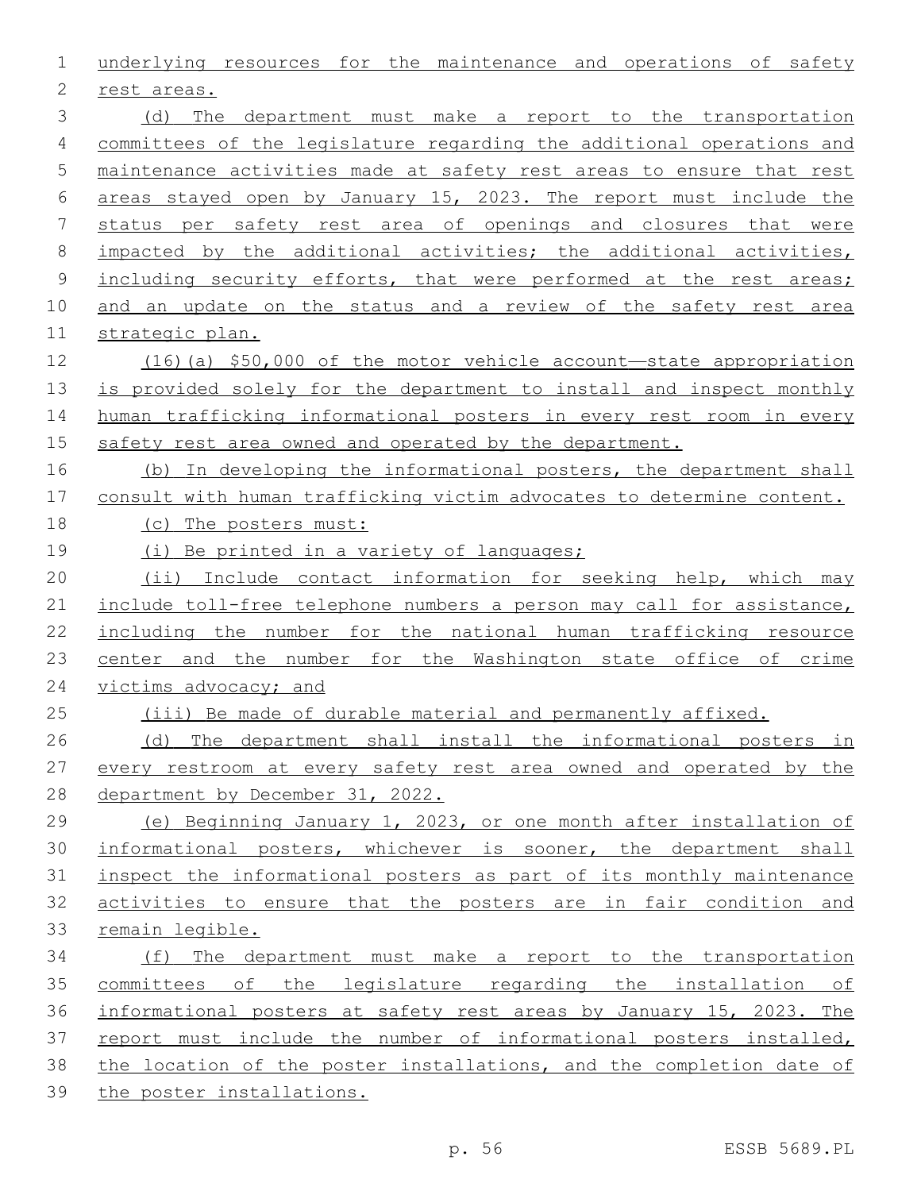underlying resources for the maintenance and operations of safety rest areas.

(d) The department must make a report to the transportation committees of the legislature regarding the additional operations and maintenance activities made at safety rest areas to ensure that rest areas stayed open by January 15, 2023. The report must include the status per safety rest area of openings and closures that were impacted by the additional activities; the additional activities, including security efforts, that were performed at the rest areas; and an update on the status and a review of the safety rest area strategic plan.

(16)(a) $50,000 of the motor vehicle account—state appropriation is provided solely for the department to install and inspect monthly human trafficking informational posters in every rest room in every safety rest area owned and operated by the department.

(b) In developing the informational posters, the department shall consult with human trafficking victim advocates to determine content.

(c) The posters must:

(i) Be printed in a variety of languages;

(ii) Include contact information for seeking help, which may include toll-free telephone numbers a person may call for assistance, including the number for the national human trafficking resource center and the number for the Washington state office of crime victims advocacy; and

(iii) Be made of durable material and permanently affixed.

(d) The department shall install the informational posters in every restroom at every safety rest area owned and operated by the department by December 31, 2022.

(e) Beginning January 1, 2023, or one month after installation of informational posters, whichever is sooner, the department shall inspect the informational posters as part of its monthly maintenance activities to ensure that the posters are in fair condition and remain legible.

(f) The department must make a report to the transportation committees of the legislature regarding the installation of informational posters at safety rest areas by January 15, 2023. The report must include the number of informational posters installed, the location of the poster installations, and the completion date of the poster installations.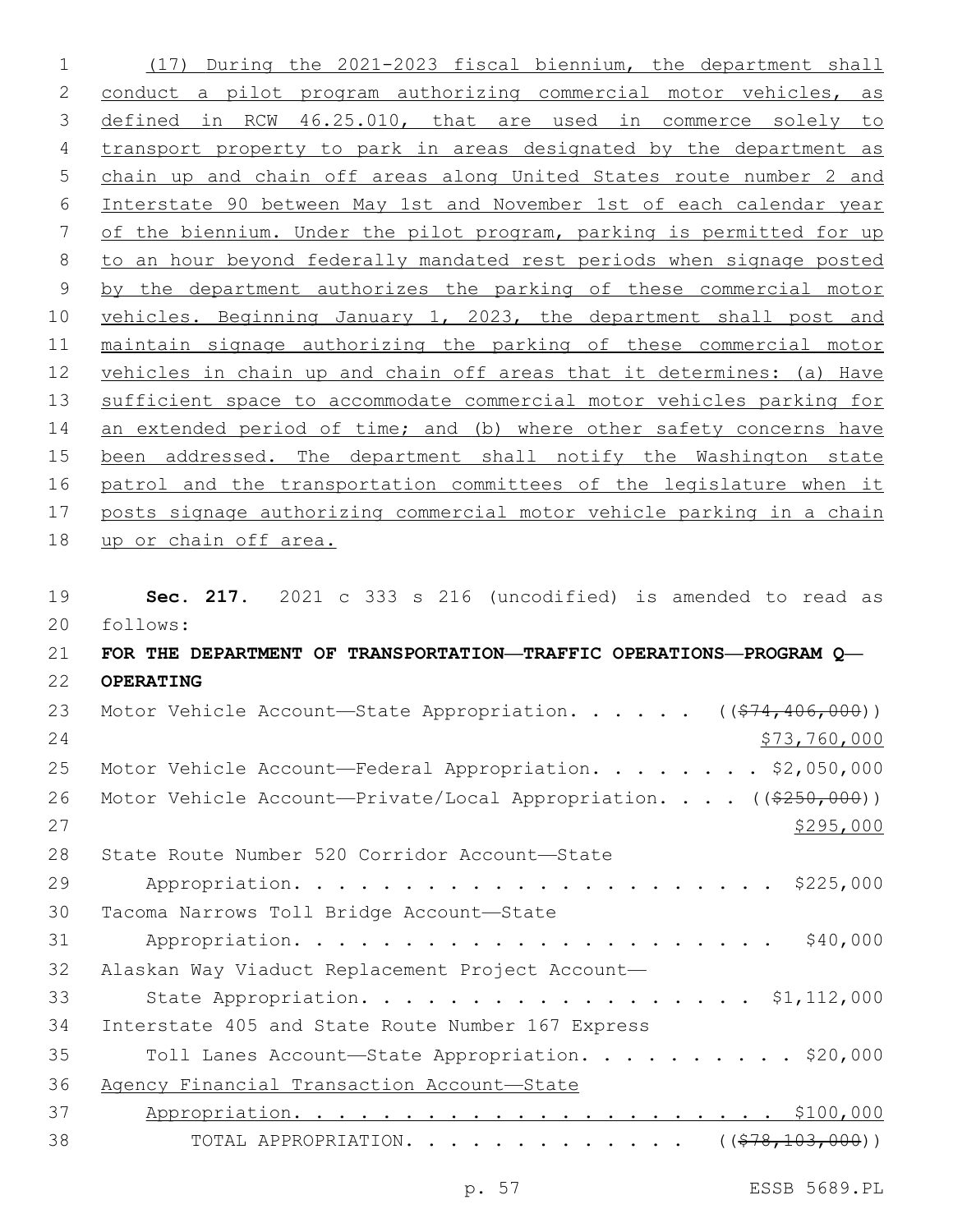(17) During the 2021-2023 fiscal biennium, the department shall conduct a pilot program authorizing commercial motor vehicles, as defined in RCW 46.25.010, that are used in commerce solely to transport property to park in areas designated by the department as chain up and chain off areas along United States route number 2 and Interstate 90 between May 1st and November 1st of each calendar year of the biennium. Under the pilot program, parking is permitted for up to an hour beyond federally mandated rest periods when signage posted by the department authorizes the parking of these commercial motor vehicles. Beginning January 1, 2023, the department shall post and maintain signage authorizing the parking of these commercial motor vehicles in chain up and chain off areas that it determines: (a) Have sufficient space to accommodate commercial motor vehicles parking for an extended period of time; and (b) where other safety concerns have been addressed. The department shall notify the Washington state patrol and the transportation committees of the legislature when it posts signage authorizing commercial motor vehicle parking in a chain up or chain off area.

**Sec. 217.** 2021 c 333 s 216 (uncodified) is amended to read as follows:

**FOR THE DEPARTMENT OF TRANSPORTATION—TRAFFIC OPERATIONS—PROGRAM Q—OPERATING**

Motor Vehicle Account—State Appropriation. . . . . . ((~~$74,406,000~~)) $73,760,000

Motor Vehicle Account—Federal Appropriation. . . . . . . . $2,050,000

Motor Vehicle Account—Private/Local Appropriation. . . . ((~~$250,000~~)) $295,000

State Route Number 520 Corridor Account—State Appropriation. . . . . . . . . . . . . . . . . . . . . . $225,000

Tacoma Narrows Toll Bridge Account—State Appropriation. . . . . . . . . . . . . . . . . . . . . . $40,000

Alaskan Way Viaduct Replacement Project Account—State Appropriation. . . . . . . . . . . . . . . . . . $1,112,000

Interstate 405 and State Route Number 167 Express Toll Lanes Account—State Appropriation. . . . . . . . . . $20,000

Agency Financial Transaction Account—State Appropriation. . . . . . . . . . . . . . . . . . . . . . $100,000

TOTAL APPROPRIATION. . . . . . . . . . . . . ((~~$78,103,000~~))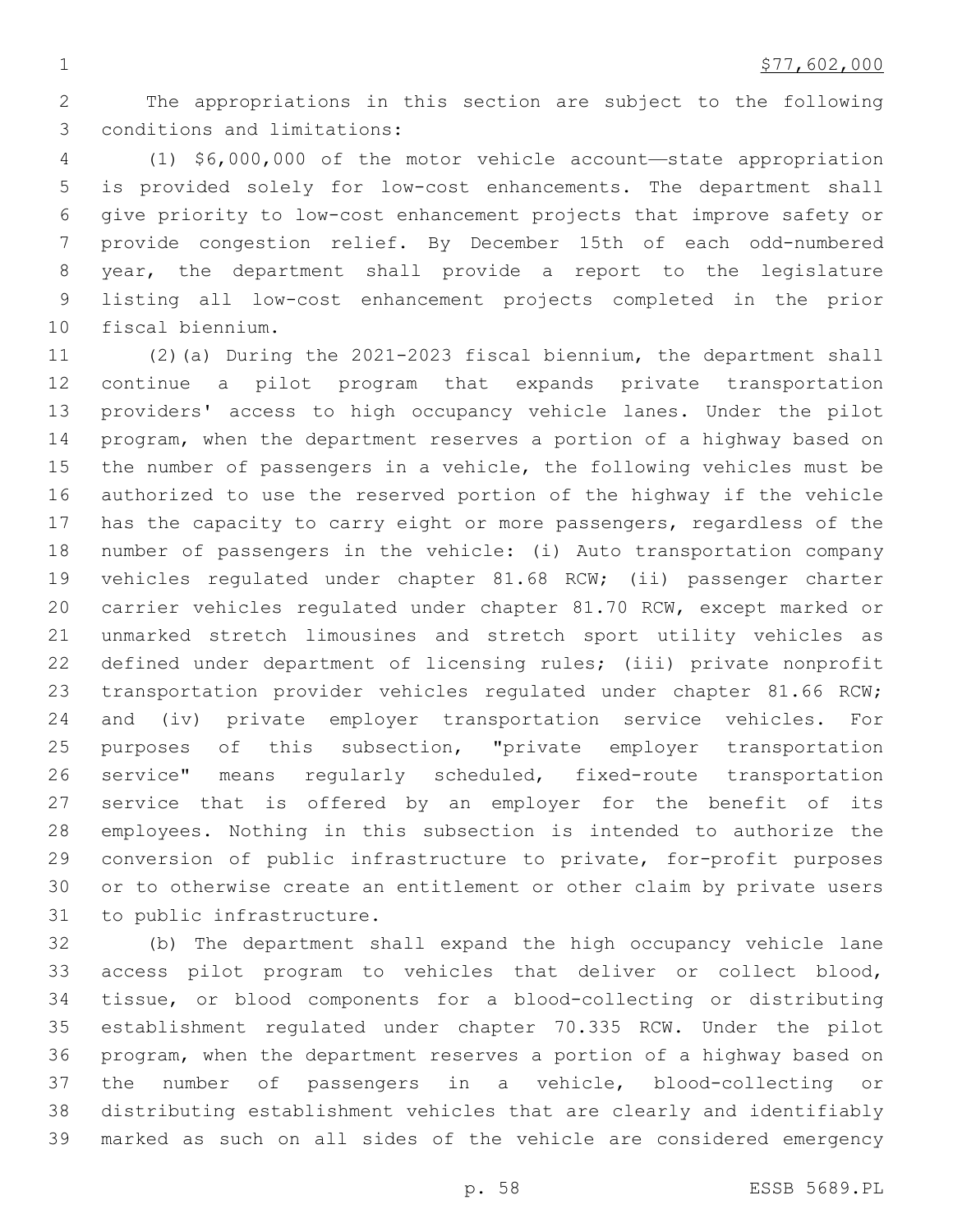$77,602,000

The appropriations in this section are subject to the following conditions and limitations:

(1) $6,000,000 of the motor vehicle account—state appropriation is provided solely for low-cost enhancements. The department shall give priority to low-cost enhancement projects that improve safety or provide congestion relief. By December 15th of each odd-numbered year, the department shall provide a report to the legislature listing all low-cost enhancement projects completed in the prior fiscal biennium.

(2)(a) During the 2021-2023 fiscal biennium, the department shall continue a pilot program that expands private transportation providers' access to high occupancy vehicle lanes. Under the pilot program, when the department reserves a portion of a highway based on the number of passengers in a vehicle, the following vehicles must be authorized to use the reserved portion of the highway if the vehicle has the capacity to carry eight or more passengers, regardless of the number of passengers in the vehicle: (i) Auto transportation company vehicles regulated under chapter 81.68 RCW; (ii) passenger charter carrier vehicles regulated under chapter 81.70 RCW, except marked or unmarked stretch limousines and stretch sport utility vehicles as defined under department of licensing rules; (iii) private nonprofit transportation provider vehicles regulated under chapter 81.66 RCW; and (iv) private employer transportation service vehicles. For purposes of this subsection, "private employer transportation service" means regularly scheduled, fixed-route transportation service that is offered by an employer for the benefit of its employees. Nothing in this subsection is intended to authorize the conversion of public infrastructure to private, for-profit purposes or to otherwise create an entitlement or other claim by private users to public infrastructure.

(b) The department shall expand the high occupancy vehicle lane access pilot program to vehicles that deliver or collect blood, tissue, or blood components for a blood-collecting or distributing establishment regulated under chapter 70.335 RCW. Under the pilot program, when the department reserves a portion of a highway based on the number of passengers in a vehicle, blood-collecting or distributing establishment vehicles that are clearly and identifiably marked as such on all sides of the vehicle are considered emergency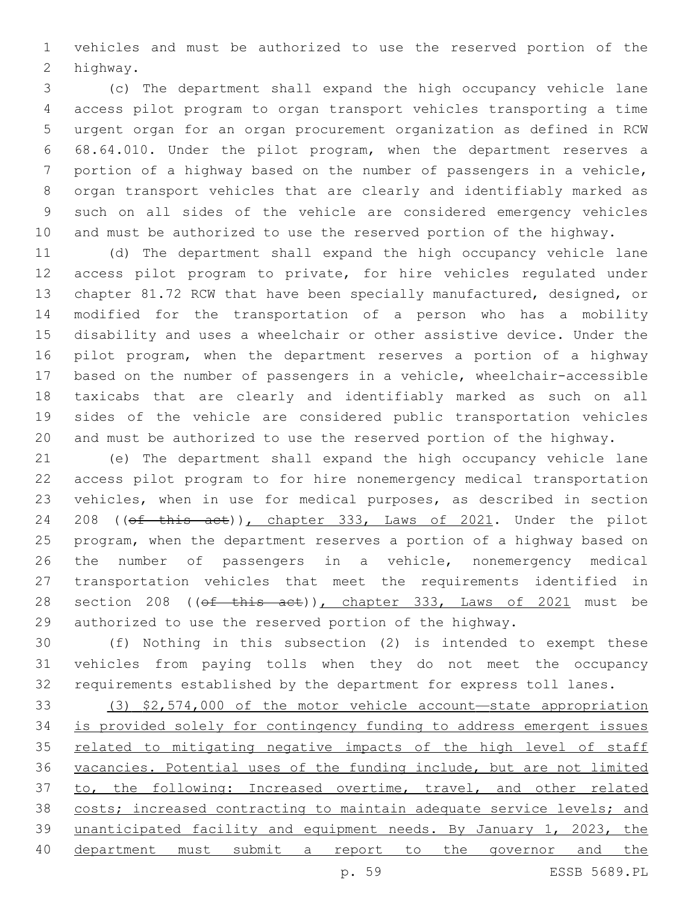vehicles and must be authorized to use the reserved portion of the highway.

(c) The department shall expand the high occupancy vehicle lane access pilot program to organ transport vehicles transporting a time urgent organ for an organ procurement organization as defined in RCW 68.64.010. Under the pilot program, when the department reserves a portion of a highway based on the number of passengers in a vehicle, organ transport vehicles that are clearly and identifiably marked as such on all sides of the vehicle are considered emergency vehicles and must be authorized to use the reserved portion of the highway.

(d) The department shall expand the high occupancy vehicle lane access pilot program to private, for hire vehicles regulated under chapter 81.72 RCW that have been specially manufactured, designed, or modified for the transportation of a person who has a mobility disability and uses a wheelchair or other assistive device. Under the pilot program, when the department reserves a portion of a highway based on the number of passengers in a vehicle, wheelchair-accessible taxicabs that are clearly and identifiably marked as such on all sides of the vehicle are considered public transportation vehicles and must be authorized to use the reserved portion of the highway.

(e) The department shall expand the high occupancy vehicle lane access pilot program to for hire nonemergency medical transportation vehicles, when in use for medical purposes, as described in section 208 ((~~of this act~~)), chapter 333, Laws of 2021. Under the pilot program, when the department reserves a portion of a highway based on the number of passengers in a vehicle, nonemergency medical transportation vehicles that meet the requirements identified in section 208 ((~~of this act~~)), chapter 333, Laws of 2021 must be authorized to use the reserved portion of the highway.

(f) Nothing in this subsection (2) is intended to exempt these vehicles from paying tolls when they do not meet the occupancy requirements established by the department for express toll lanes.

(3) $2,574,000 of the motor vehicle account—state appropriation is provided solely for contingency funding to address emergent issues related to mitigating negative impacts of the high level of staff vacancies. Potential uses of the funding include, but are not limited to, the following: Increased overtime, travel, and other related costs; increased contracting to maintain adequate service levels; and unanticipated facility and equipment needs. By January 1, 2023, the department must submit a report to the governor and the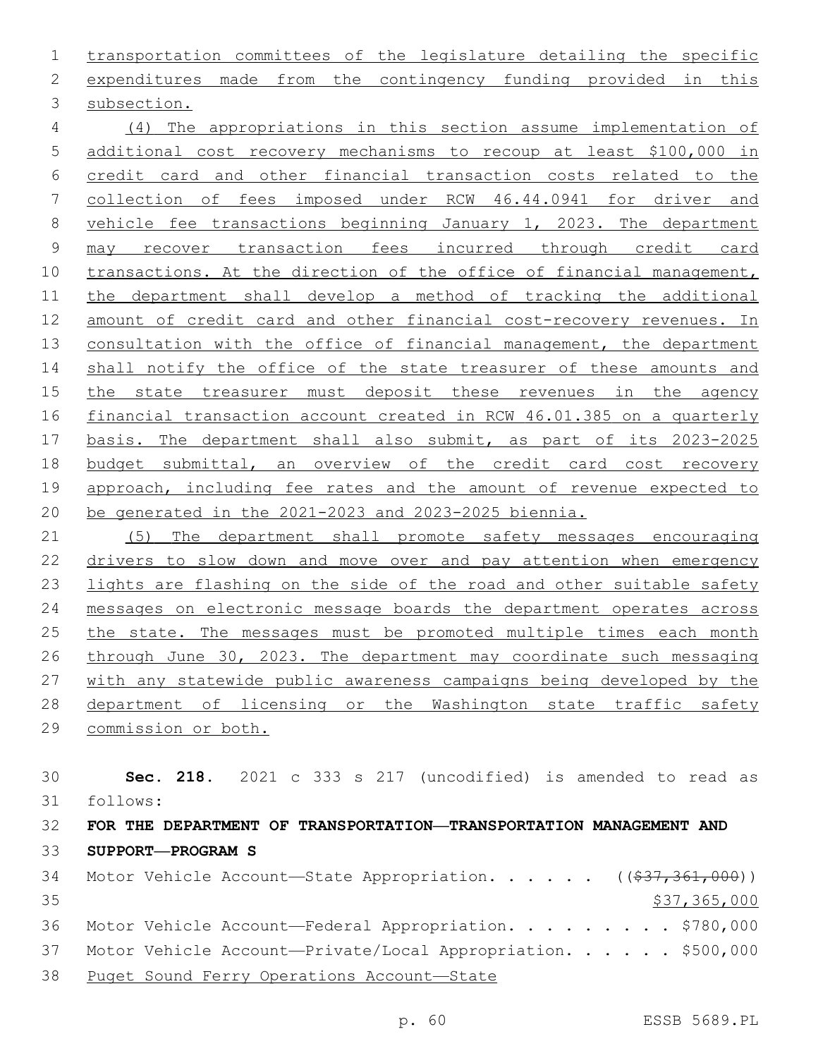transportation committees of the legislature detailing the specific expenditures made from the contingency funding provided in this subsection.

(4) The appropriations in this section assume implementation of additional cost recovery mechanisms to recoup at least $100,000 in credit card and other financial transaction costs related to the collection of fees imposed under RCW 46.44.0941 for driver and vehicle fee transactions beginning January 1, 2023. The department may recover transaction fees incurred through credit card transactions. At the direction of the office of financial management, the department shall develop a method of tracking the additional amount of credit card and other financial cost-recovery revenues. In consultation with the office of financial management, the department shall notify the office of the state treasurer of these amounts and the state treasurer must deposit these revenues in the agency financial transaction account created in RCW 46.01.385 on a quarterly basis. The department shall also submit, as part of its 2023-2025 budget submittal, an overview of the credit card cost recovery approach, including fee rates and the amount of revenue expected to be generated in the 2021-2023 and 2023-2025 biennia.

(5) The department shall promote safety messages encouraging drivers to slow down and move over and pay attention when emergency lights are flashing on the side of the road and other suitable safety messages on electronic message boards the department operates across the state. The messages must be promoted multiple times each month through June 30, 2023. The department may coordinate such messaging with any statewide public awareness campaigns being developed by the department of licensing or the Washington state traffic safety commission or both.

**Sec. 218.** 2021 c 333 s 217 (uncodified) is amended to read as follows:

**FOR THE DEPARTMENT OF TRANSPORTATION—TRANSPORTATION MANAGEMENT AND SUPPORT—PROGRAM S**

Motor Vehicle Account—State Appropriation. . . . . . ((~~$37,361,000~~))
$37,365,000

Motor Vehicle Account—Federal Appropriation. . . . . . . . . $780,000

Motor Vehicle Account—Private/Local Appropriation. . . . . . $500,000

Puget Sound Ferry Operations Account—State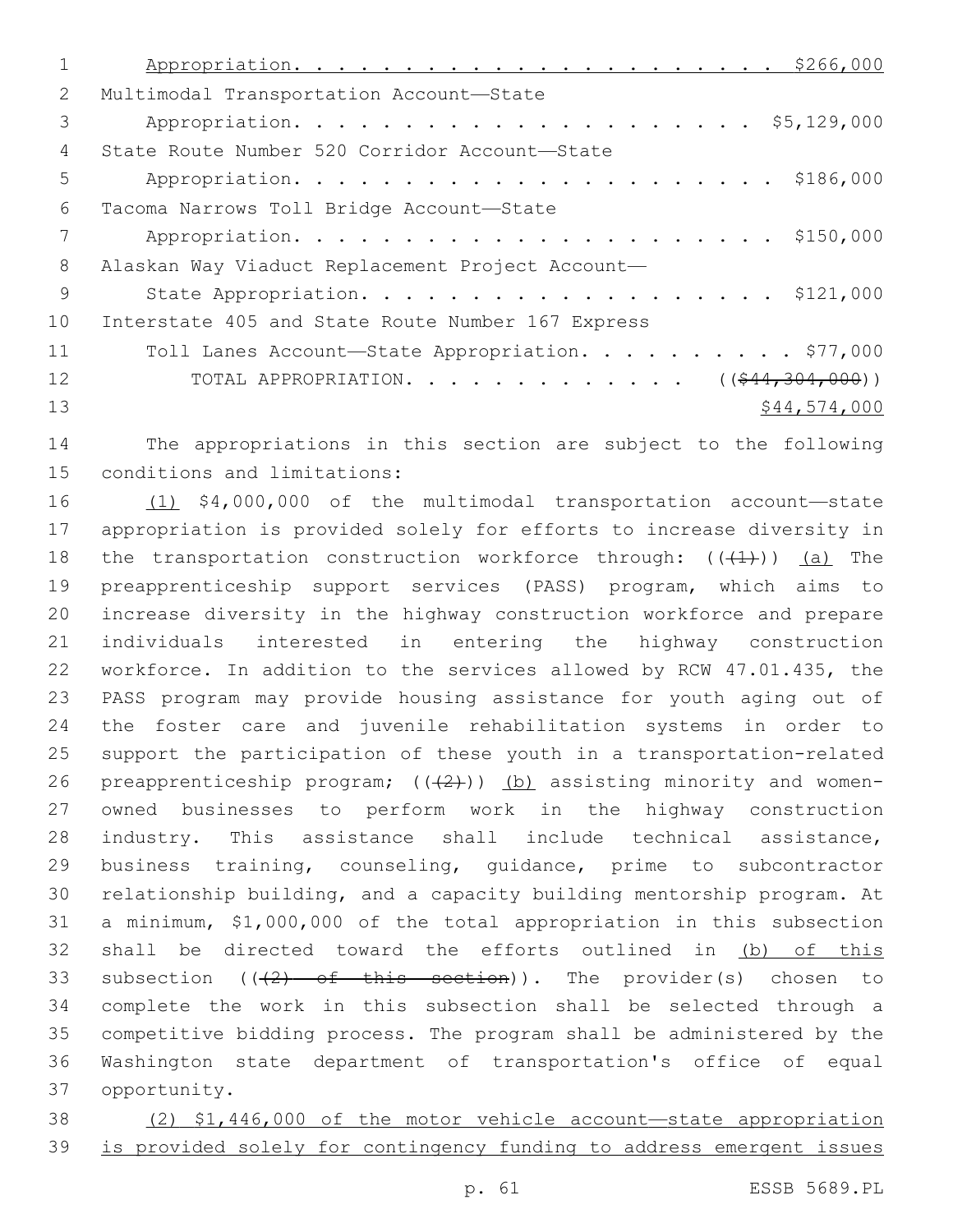Appropriation. . . . . . . . . . . . . . . . . . . . . . $266,000

Multimodal Transportation Account—State Appropriation. . . . . . . . . . . . . . . . . . . . . . $5,129,000

State Route Number 520 Corridor Account—State Appropriation. . . . . . . . . . . . . . . . . . . . . . $186,000

Tacoma Narrows Toll Bridge Account—State Appropriation. . . . . . . . . . . . . . . . . . . . . . $150,000

Alaskan Way Viaduct Replacement Project Account—State Appropriation. . . . . . . . . . . . . . . . . . . . $121,000

Interstate 405 and State Route Number 167 Express Toll Lanes Account—State Appropriation. . . . . . . . . . $77,000

TOTAL APPROPRIATION. . . . . . . . . . . . . . ((~~$44,304,000~~))
<u>$44,574,000</u>

The appropriations in this section are subject to the following conditions and limitations:

<u>(1)</u> $4,000,000 of the multimodal transportation account—state appropriation is provided solely for efforts to increase diversity in the transportation construction workforce through: ((~~(1)~~)) <u>(a)</u> The preapprenticeship support services (PASS) program, which aims to increase diversity in the highway construction workforce and prepare individuals interested in entering the highway construction workforce. In addition to the services allowed by RCW 47.01.435, the PASS program may provide housing assistance for youth aging out of the foster care and juvenile rehabilitation systems in order to support the participation of these youth in a transportation-related preapprenticeship program; ((~~(2)~~)) <u>(b)</u> assisting minority and women-owned businesses to perform work in the highway construction industry. This assistance shall include technical assistance, business training, counseling, guidance, prime to subcontractor relationship building, and a capacity building mentorship program. At a minimum, $1,000,000 of the total appropriation in this subsection shall be directed toward the efforts outlined in <u>(b) of this</u> subsection ((~~(2) of this section~~)). The provider(s) chosen to complete the work in this subsection shall be selected through a competitive bidding process. The program shall be administered by the Washington state department of transportation's office of equal opportunity.

<u>(2) $1,446,000 of the motor vehicle account—state appropriation is provided solely for contingency funding to address emergent issues</u>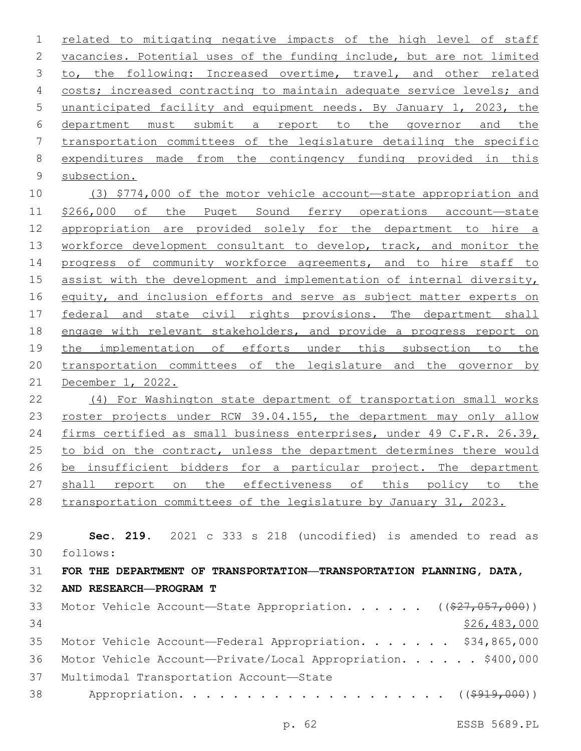related to mitigating negative impacts of the high level of staff vacancies. Potential uses of the funding include, but are not limited to, the following: Increased overtime, travel, and other related costs; increased contracting to maintain adequate service levels; and unanticipated facility and equipment needs. By January 1, 2023, the department must submit a report to the governor and the transportation committees of the legislature detailing the specific expenditures made from the contingency funding provided in this subsection.

(3) $774,000 of the motor vehicle account—state appropriation and $266,000 of the Puget Sound ferry operations account—state appropriation are provided solely for the department to hire a workforce development consultant to develop, track, and monitor the progress of community workforce agreements, and to hire staff to assist with the development and implementation of internal diversity, equity, and inclusion efforts and serve as subject matter experts on federal and state civil rights provisions. The department shall engage with relevant stakeholders, and provide a progress report on the implementation of efforts under this subsection to the transportation committees of the legislature and the governor by December 1, 2022.

(4) For Washington state department of transportation small works roster projects under RCW 39.04.155, the department may only allow firms certified as small business enterprises, under 49 C.F.R. 26.39, to bid on the contract, unless the department determines there would be insufficient bidders for a particular project. The department shall report on the effectiveness of this policy to the transportation committees of the legislature by January 31, 2023.

**Sec. 219.** 2021 c 333 s 218 (uncodified) is amended to read as follows:

**FOR THE DEPARTMENT OF TRANSPORTATION—TRANSPORTATION PLANNING, DATA, AND RESEARCH—PROGRAM T**

Motor Vehicle Account—State Appropriation. . . . . . (($27,057,000)) $26,483,000

Motor Vehicle Account—Federal Appropriation. . . . . . . $34,865,000

Motor Vehicle Account—Private/Local Appropriation. . . . . . $400,000

Multimodal Transportation Account—State Appropriation. . . . . . . . . . . . . . . . . . . . (($919,000))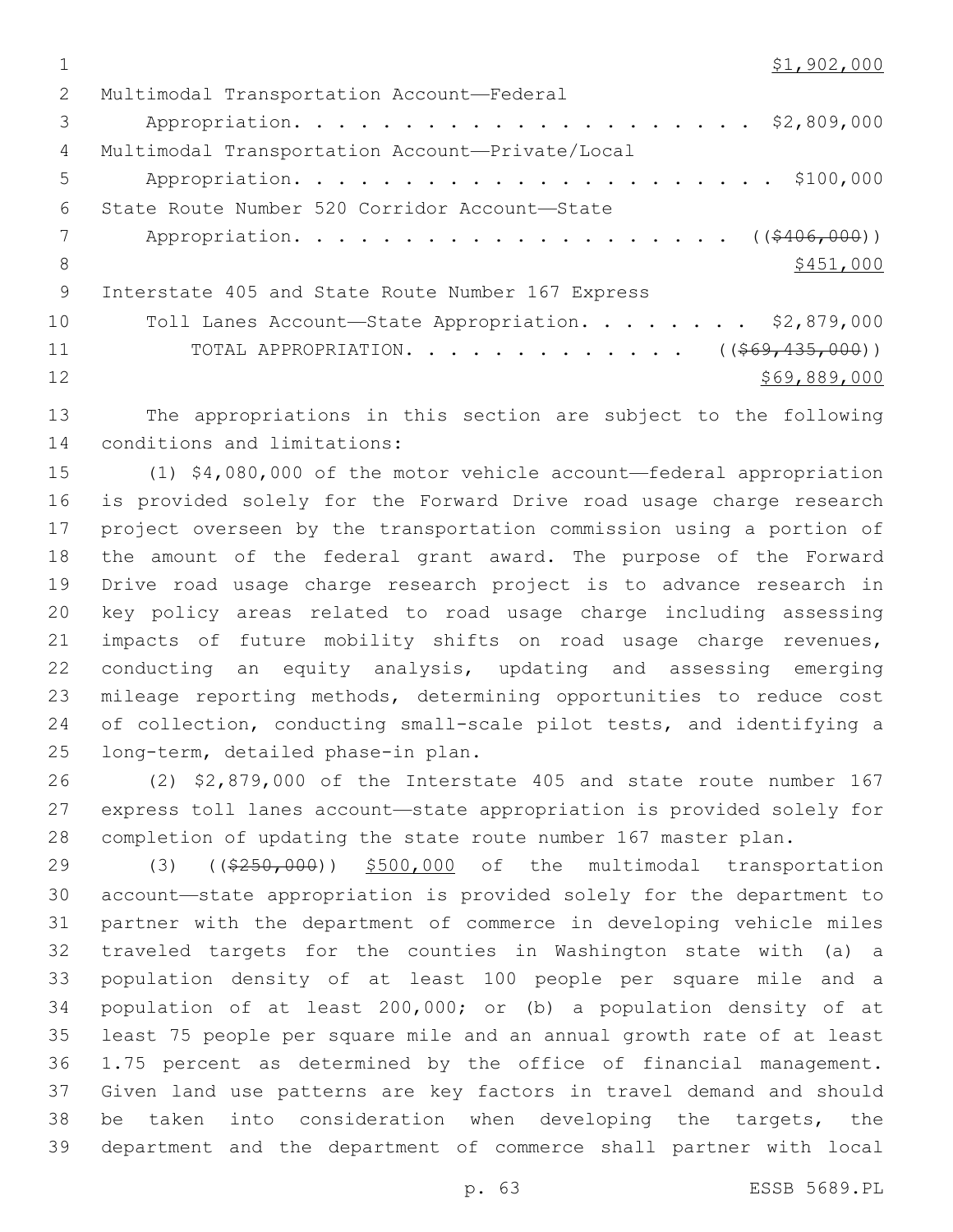$1,902,000

Multimodal Transportation Account—Federal Appropriation. . . . . . . . . . . . . . . . . . . . . . $2,809,000

Multimodal Transportation Account—Private/Local Appropriation. . . . . . . . . . . . . . . . . . . . . . $100,000

State Route Number 520 Corridor Account—State Appropriation. . . . . . . . . . . . . . . . . . . . . ((~~$406,000~~))

$451,000

Interstate 405 and State Route Number 167 Express Toll Lanes Account—State Appropriation. . . . . . . . . $2,879,000

TOTAL APPROPRIATION. . . . . . . . . . . . . . ((~~$69,435,000~~))

$69,889,000

The appropriations in this section are subject to the following conditions and limitations:

(1) $4,080,000 of the motor vehicle account—federal appropriation is provided solely for the Forward Drive road usage charge research project overseen by the transportation commission using a portion of the amount of the federal grant award. The purpose of the Forward Drive road usage charge research project is to advance research in key policy areas related to road usage charge including assessing impacts of future mobility shifts on road usage charge revenues, conducting an equity analysis, updating and assessing emerging mileage reporting methods, determining opportunities to reduce cost of collection, conducting small-scale pilot tests, and identifying a long-term, detailed phase-in plan.

(2) $2,879,000 of the Interstate 405 and state route number 167 express toll lanes account—state appropriation is provided solely for completion of updating the state route number 167 master plan.

(3) ((~~$250,000~~)) $500,000 of the multimodal transportation account—state appropriation is provided solely for the department to partner with the department of commerce in developing vehicle miles traveled targets for the counties in Washington state with (a) a population density of at least 100 people per square mile and a population of at least 200,000; or (b) a population density of at least 75 people per square mile and an annual growth rate of at least 1.75 percent as determined by the office of financial management. Given land use patterns are key factors in travel demand and should be taken into consideration when developing the targets, the department and the department of commerce shall partner with local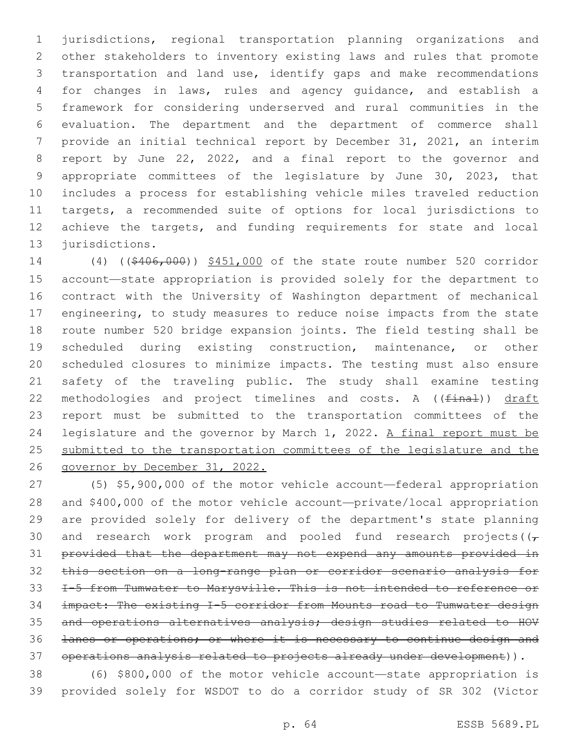jurisdictions, regional transportation planning organizations and other stakeholders to inventory existing laws and rules that promote transportation and land use, identify gaps and make recommendations for changes in laws, rules and agency guidance, and establish a framework for considering underserved and rural communities in the evaluation. The department and the department of commerce shall provide an initial technical report by December 31, 2021, an interim report by June 22, 2022, and a final report to the governor and appropriate committees of the legislature by June 30, 2023, that includes a process for establishing vehicle miles traveled reduction targets, a recommended suite of options for local jurisdictions to achieve the targets, and funding requirements for state and local jurisdictions.

(4) ((~~$406,000~~)) $451,000 of the state route number 520 corridor account—state appropriation is provided solely for the department to contract with the University of Washington department of mechanical engineering, to study measures to reduce noise impacts from the state route number 520 bridge expansion joints. The field testing shall be scheduled during existing construction, maintenance, or other scheduled closures to minimize impacts. The testing must also ensure safety of the traveling public. The study shall examine testing methodologies and project timelines and costs. A ((~~final~~)) draft report must be submitted to the transportation committees of the legislature and the governor by March 1, 2022. A final report must be submitted to the transportation committees of the legislature and the governor by December 31, 2022.

(5) $5,900,000 of the motor vehicle account—federal appropriation and $400,000 of the motor vehicle account—private/local appropriation are provided solely for delivery of the department's state planning and research work program and pooled fund research projects((~~, provided that the department may not expend any amounts provided in this section on a long-range plan or corridor scenario analysis for I-5 from Tumwater to Marysville. This is not intended to reference or impact: The existing I-5 corridor from Mounts road to Tumwater design and operations alternatives analysis; design studies related to HOV lanes or operations; or where it is necessary to continue design and operations analysis related to projects already under development~~)).

(6) $800,000 of the motor vehicle account—state appropriation is provided solely for WSDOT to do a corridor study of SR 302 (Victor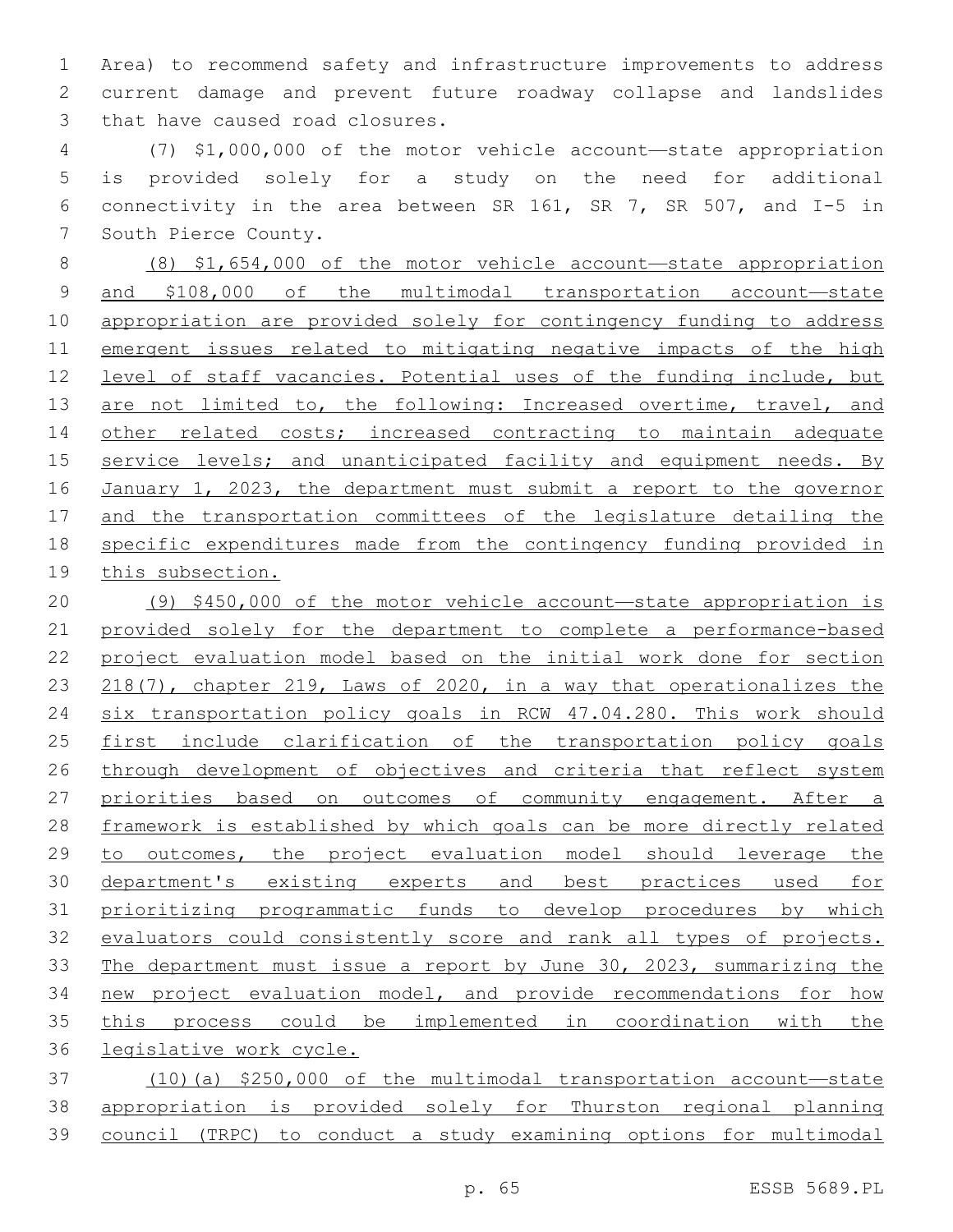Area) to recommend safety and infrastructure improvements to address current damage and prevent future roadway collapse and landslides that have caused road closures.

(7) $1,000,000 of the motor vehicle account—state appropriation is provided solely for a study on the need for additional connectivity in the area between SR 161, SR 7, SR 507, and I-5 in South Pierce County.

(8) $1,654,000 of the motor vehicle account—state appropriation and $108,000 of the multimodal transportation account—state appropriation are provided solely for contingency funding to address emergent issues related to mitigating negative impacts of the high level of staff vacancies. Potential uses of the funding include, but are not limited to, the following: Increased overtime, travel, and other related costs; increased contracting to maintain adequate service levels; and unanticipated facility and equipment needs. By January 1, 2023, the department must submit a report to the governor and the transportation committees of the legislature detailing the specific expenditures made from the contingency funding provided in this subsection.

(9) $450,000 of the motor vehicle account—state appropriation is provided solely for the department to complete a performance-based project evaluation model based on the initial work done for section 218(7), chapter 219, Laws of 2020, in a way that operationalizes the six transportation policy goals in RCW 47.04.280. This work should first include clarification of the transportation policy goals through development of objectives and criteria that reflect system priorities based on outcomes of community engagement. After a framework is established by which goals can be more directly related to outcomes, the project evaluation model should leverage the department's existing experts and best practices used for prioritizing programmatic funds to develop procedures by which evaluators could consistently score and rank all types of projects. The department must issue a report by June 30, 2023, summarizing the new project evaluation model, and provide recommendations for how this process could be implemented in coordination with the legislative work cycle.

(10)(a) $250,000 of the multimodal transportation account—state appropriation is provided solely for Thurston regional planning council (TRPC) to conduct a study examining options for multimodal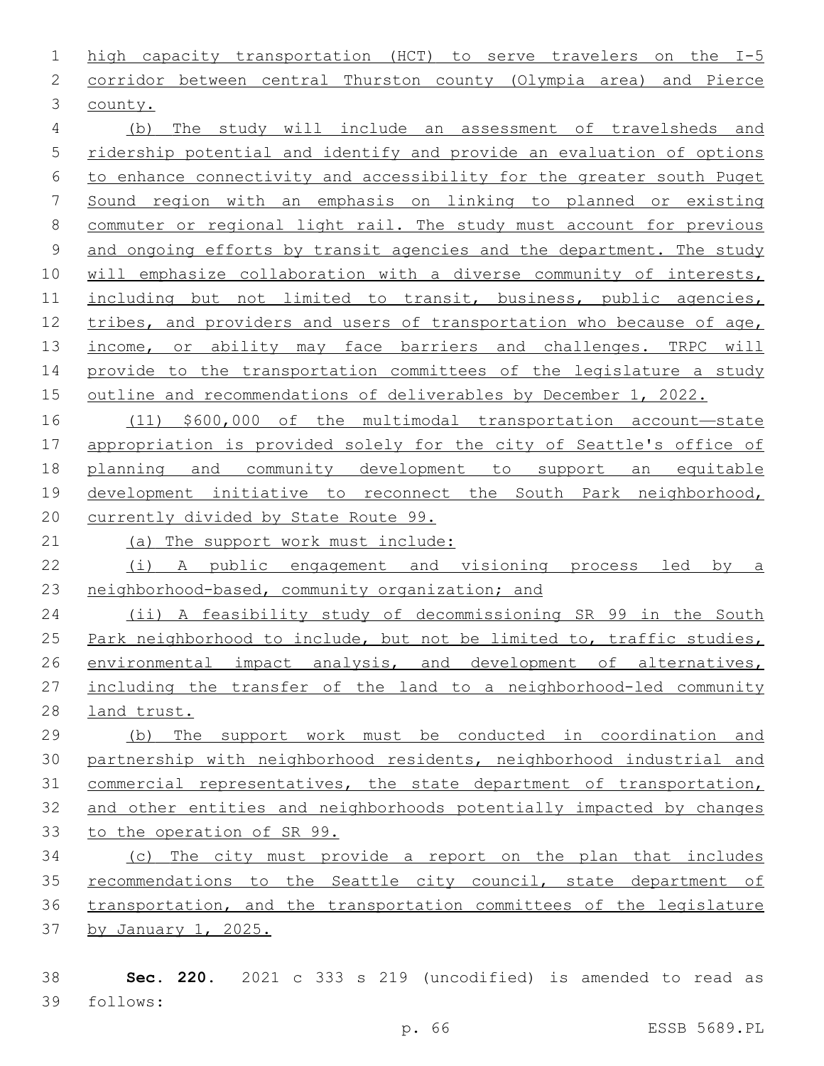high capacity transportation (HCT) to serve travelers on the I-5 corridor between central Thurston county (Olympia area) and Pierce county.

(b) The study will include an assessment of travelsheds and ridership potential and identify and provide an evaluation of options to enhance connectivity and accessibility for the greater south Puget Sound region with an emphasis on linking to planned or existing commuter or regional light rail. The study must account for previous and ongoing efforts by transit agencies and the department. The study will emphasize collaboration with a diverse community of interests, including but not limited to transit, business, public agencies, tribes, and providers and users of transportation who because of age, income, or ability may face barriers and challenges. TRPC will provide to the transportation committees of the legislature a study outline and recommendations of deliverables by December 1, 2022.

(11) $600,000 of the multimodal transportation account—state appropriation is provided solely for the city of Seattle's office of planning and community development to support an equitable development initiative to reconnect the South Park neighborhood, currently divided by State Route 99.

(a) The support work must include:

(i) A public engagement and visioning process led by a neighborhood-based, community organization; and

(ii) A feasibility study of decommissioning SR 99 in the South Park neighborhood to include, but not be limited to, traffic studies, environmental impact analysis, and development of alternatives, including the transfer of the land to a neighborhood-led community land trust.

(b) The support work must be conducted in coordination and partnership with neighborhood residents, neighborhood industrial and commercial representatives, the state department of transportation, and other entities and neighborhoods potentially impacted by changes to the operation of SR 99.

(c) The city must provide a report on the plan that includes recommendations to the Seattle city council, state department of transportation, and the transportation committees of the legislature by January 1, 2025.

**Sec. 220.** 2021 c 333 s 219 (uncodified) is amended to read as follows: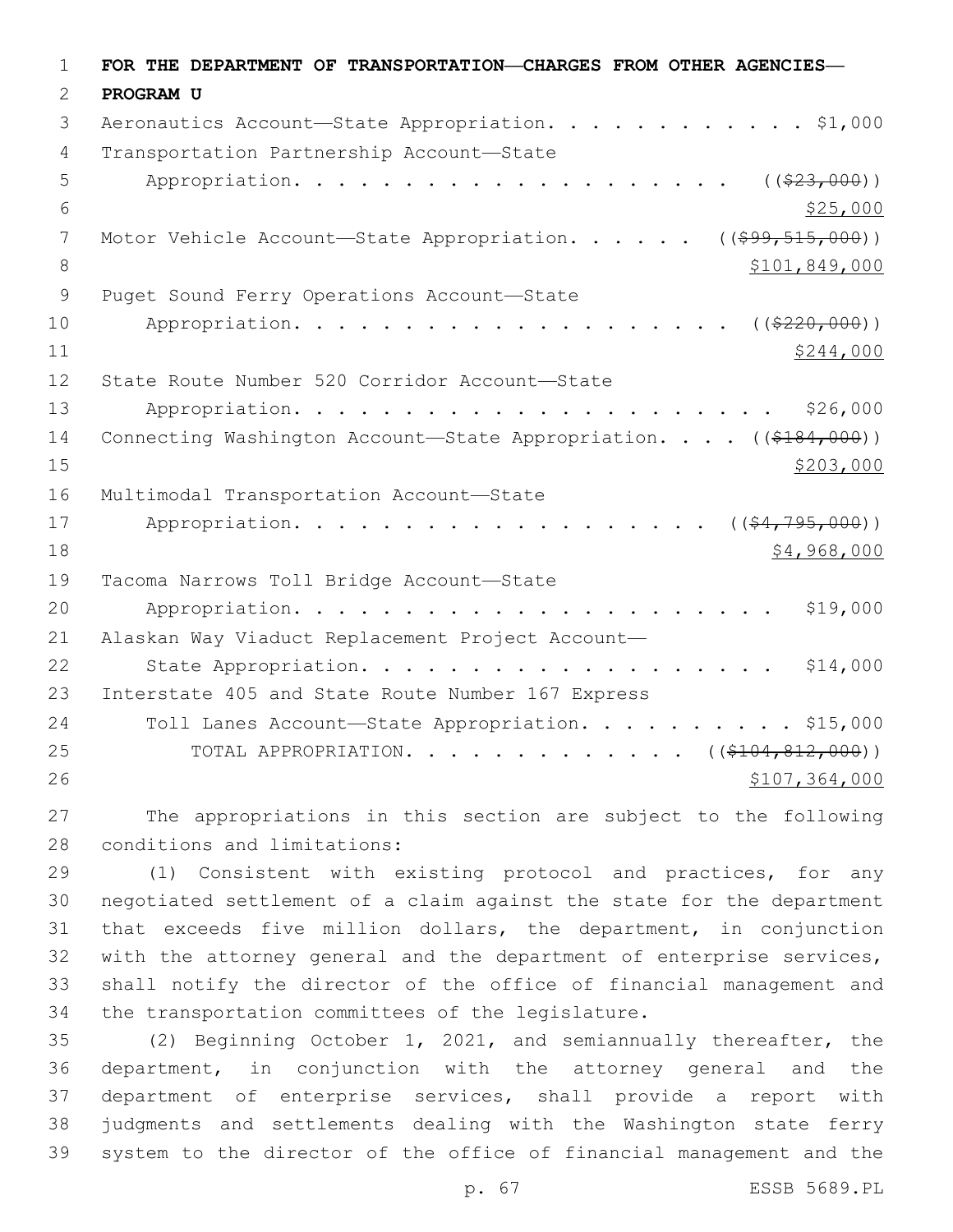**FOR THE DEPARTMENT OF TRANSPORTATION—CHARGES FROM OTHER AGENCIES—PROGRAM U**

Aeronautics Account—State Appropriation. . . . . . . . . . . . . $1,000

Transportation Partnership Account—State Appropriation. . . . . . . . . . . . . . . . . . . . ((~~$23,000~~)) $25,000

Motor Vehicle Account—State Appropriation. . . . . . ((~~$99,515,000~~)) $101,849,000

Puget Sound Ferry Operations Account—State Appropriation. . . . . . . . . . . . . . . . . . . . ((~~$220,000~~)) $244,000

State Route Number 520 Corridor Account—State Appropriation. . . . . . . . . . . . . . . . . . . . . . . $26,000

Connecting Washington Account—State Appropriation. . . . ((~~$184,000~~)) $203,000

Multimodal Transportation Account—State Appropriation. . . . . . . . . . . . . . . . . . . . ((~~$4,795,000~~)) $4,968,000

Tacoma Narrows Toll Bridge Account—State Appropriation. . . . . . . . . . . . . . . . . . . . . . . $19,000

Alaskan Way Viaduct Replacement Project Account—State Appropriation. . . . . . . . . . . . . . . . . . . . $14,000

Interstate 405 and State Route Number 167 Express Toll Lanes Account—State Appropriation. . . . . . . . . . . $15,000

TOTAL APPROPRIATION. . . . . . . . . . . . . . ((~~$104,812,000~~)) $107,364,000

The appropriations in this section are subject to the following conditions and limitations:

(1) Consistent with existing protocol and practices, for any negotiated settlement of a claim against the state for the department that exceeds five million dollars, the department, in conjunction with the attorney general and the department of enterprise services, shall notify the director of the office of financial management and the transportation committees of the legislature.

(2) Beginning October 1, 2021, and semiannually thereafter, the department, in conjunction with the attorney general and the department of enterprise services, shall provide a report with judgments and settlements dealing with the Washington state ferry system to the director of the office of financial management and the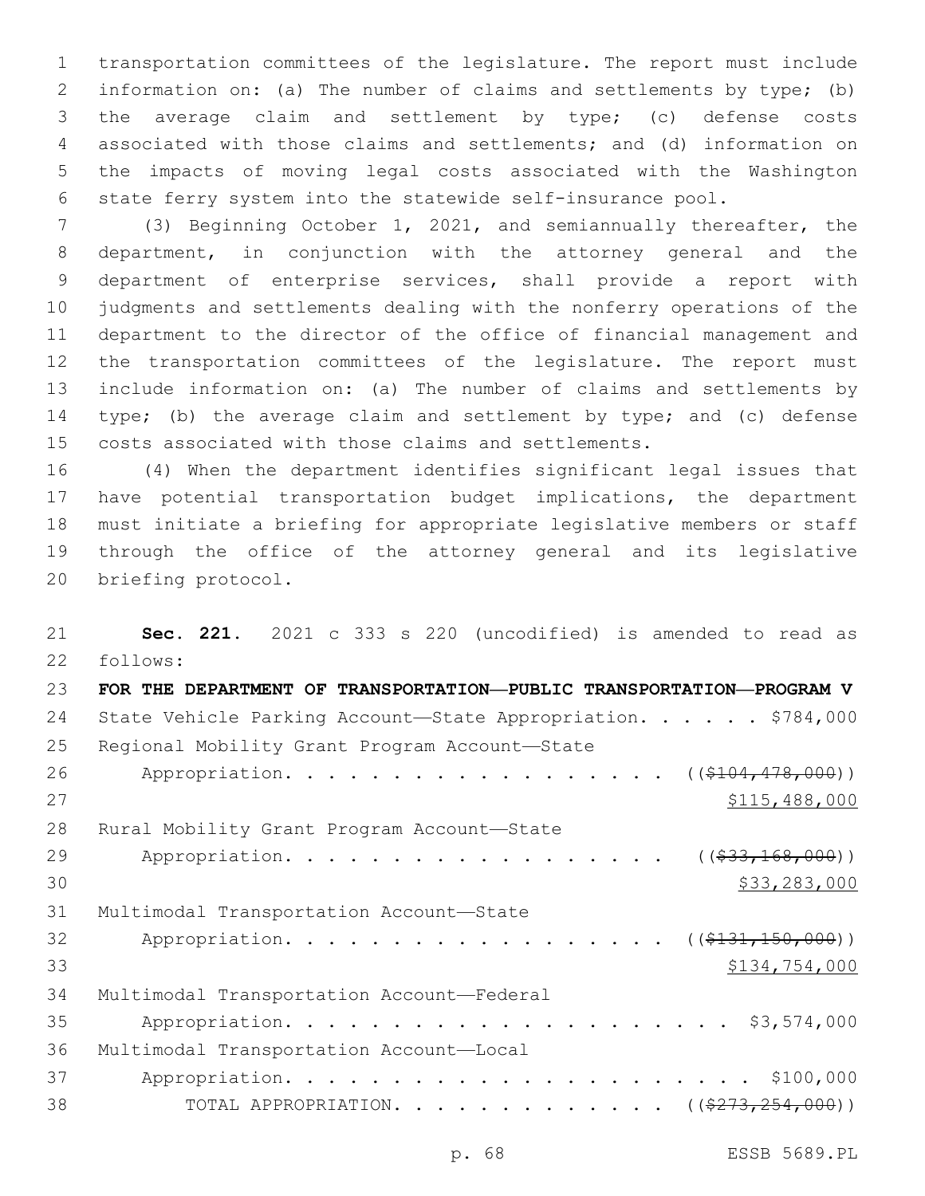transportation committees of the legislature. The report must include information on: (a) The number of claims and settlements by type; (b) the average claim and settlement by type; (c) defense costs associated with those claims and settlements; and (d) information on the impacts of moving legal costs associated with the Washington state ferry system into the statewide self-insurance pool.

(3) Beginning October 1, 2021, and semiannually thereafter, the department, in conjunction with the attorney general and the department of enterprise services, shall provide a report with judgments and settlements dealing with the nonferry operations of the department to the director of the office of financial management and the transportation committees of the legislature. The report must include information on: (a) The number of claims and settlements by type; (b) the average claim and settlement by type; and (c) defense costs associated with those claims and settlements.

(4) When the department identifies significant legal issues that have potential transportation budget implications, the department must initiate a briefing for appropriate legislative members or staff through the office of the attorney general and its legislative briefing protocol.

**Sec. 221.** 2021 c 333 s 220 (uncodified) is amended to read as follows:

**FOR THE DEPARTMENT OF TRANSPORTATION—PUBLIC TRANSPORTATION—PROGRAM V**

State Vehicle Parking Account—State Appropriation. . . . . . $784,000

Regional Mobility Grant Program Account—State Appropriation. . . . . . . . . . . . . . . . . . . ((~~$104,478,000~~)) $115,488,000

Rural Mobility Grant Program Account—State Appropriation. . . . . . . . . . . . . . . . . . . ((~~$33,168,000~~)) $33,283,000

Multimodal Transportation Account—State Appropriation. . . . . . . . . . . . . . . . . . . ((~~$131,150,000~~)) $134,754,000

Multimodal Transportation Account—Federal Appropriation. . . . . . . . . . . . . . . . . . . . . . $3,574,000

Multimodal Transportation Account—Local Appropriation. . . . . . . . . . . . . . . . . . . . . . . $100,000

TOTAL APPROPRIATION. . . . . . . . . . . . . . ((~~$273,254,000~~))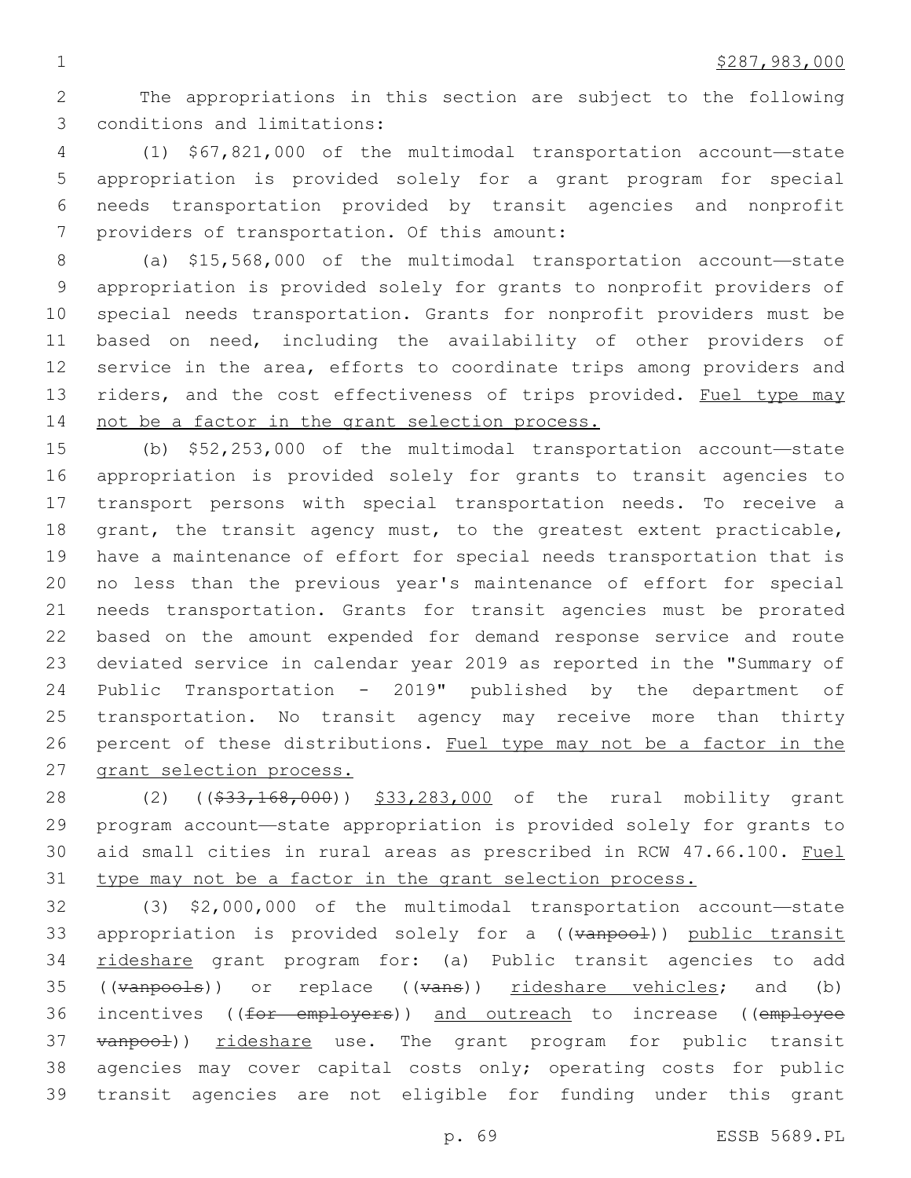$287,983,000

The appropriations in this section are subject to the following conditions and limitations:

(1) $67,821,000 of the multimodal transportation account—state appropriation is provided solely for a grant program for special needs transportation provided by transit agencies and nonprofit providers of transportation. Of this amount:

(a) $15,568,000 of the multimodal transportation account—state appropriation is provided solely for grants to nonprofit providers of special needs transportation. Grants for nonprofit providers must be based on need, including the availability of other providers of service in the area, efforts to coordinate trips among providers and riders, and the cost effectiveness of trips provided. <u>Fuel type may not be a factor in the grant selection process.</u>

(b) $52,253,000 of the multimodal transportation account—state appropriation is provided solely for grants to transit agencies to transport persons with special transportation needs. To receive a grant, the transit agency must, to the greatest extent practicable, have a maintenance of effort for special needs transportation that is no less than the previous year's maintenance of effort for special needs transportation. Grants for transit agencies must be prorated based on the amount expended for demand response service and route deviated service in calendar year 2019 as reported in the "Summary of Public Transportation - 2019" published by the department of transportation. No transit agency may receive more than thirty percent of these distributions. <u>Fuel type may not be a factor in the grant selection process.</u>

(2) ((~~$33,168,000~~)) <u>$33,283,000</u> of the rural mobility grant program account—state appropriation is provided solely for grants to aid small cities in rural areas as prescribed in RCW 47.66.100. <u>Fuel type may not be a factor in the grant selection process.</u>

(3) $2,000,000 of the multimodal transportation account—state appropriation is provided solely for a ((~~vanpool~~)) <u>public transit rideshare</u> grant program for: (a) Public transit agencies to add ((~~vanpools~~)) or replace ((~~vans~~)) <u>rideshare vehicles</u>; and (b) incentives ((~~for employers~~)) <u>and outreach</u> to increase ((~~employee vanpool~~)) <u>rideshare</u> use. The grant program for public transit agencies may cover capital costs only; operating costs for public transit agencies are not eligible for funding under this grant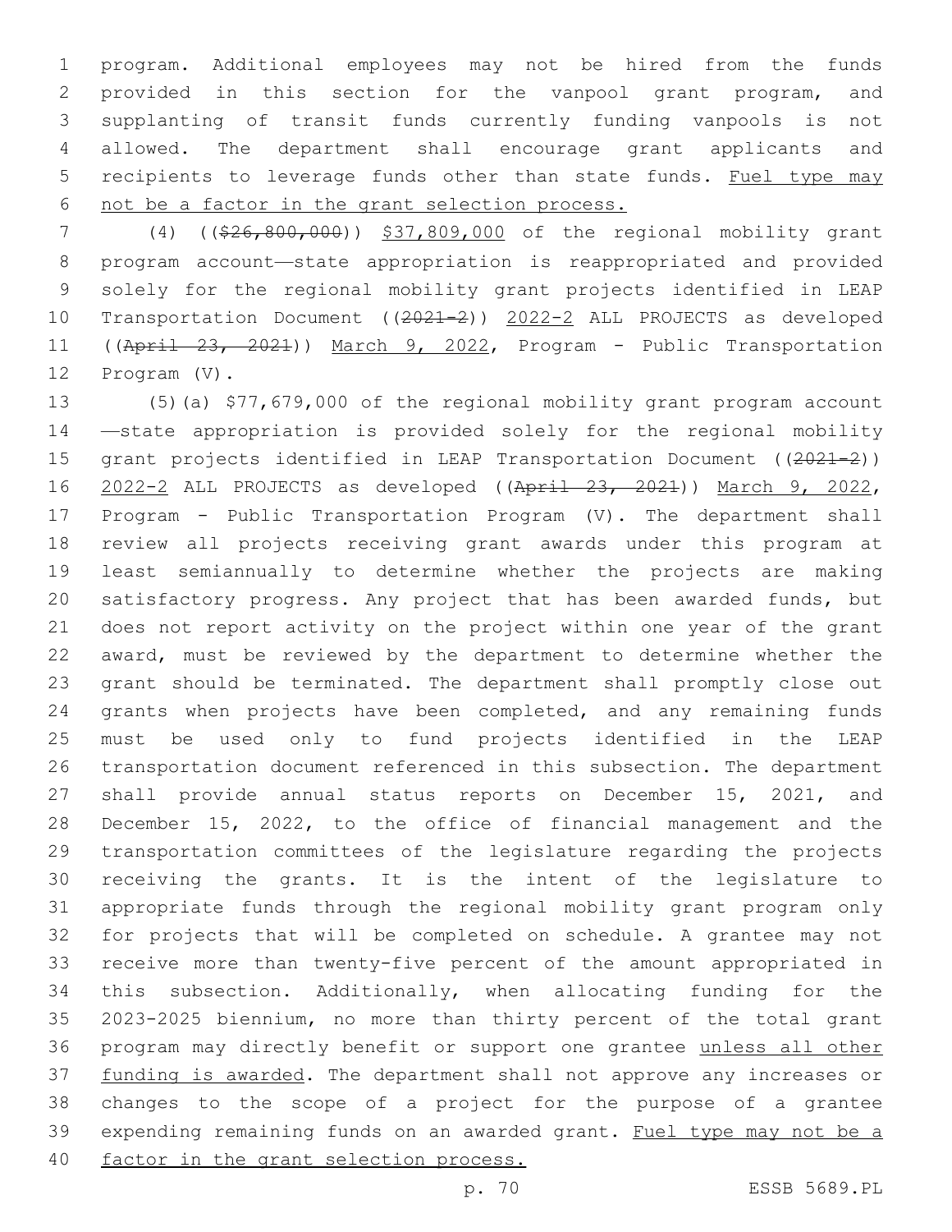program. Additional employees may not be hired from the funds provided in this section for the vanpool grant program, and supplanting of transit funds currently funding vanpools is not allowed. The department shall encourage grant applicants and recipients to leverage funds other than state funds. Fuel type may not be a factor in the grant selection process.

(4) ((~~$26,800,000~~)) $37,809,000 of the regional mobility grant program account—state appropriation is reappropriated and provided solely for the regional mobility grant projects identified in LEAP Transportation Document ((~~2021-2~~)) 2022-2 ALL PROJECTS as developed ((~~April 23, 2021~~)) March 9, 2022, Program - Public Transportation Program (V).

(5)(a) $77,679,000 of the regional mobility grant program account—state appropriation is provided solely for the regional mobility grant projects identified in LEAP Transportation Document ((~~2021-2~~)) 2022-2 ALL PROJECTS as developed ((~~April 23, 2021~~)) March 9, 2022, Program - Public Transportation Program (V). The department shall review all projects receiving grant awards under this program at least semiannually to determine whether the projects are making satisfactory progress. Any project that has been awarded funds, but does not report activity on the project within one year of the grant award, must be reviewed by the department to determine whether the grant should be terminated. The department shall promptly close out grants when projects have been completed, and any remaining funds must be used only to fund projects identified in the LEAP transportation document referenced in this subsection. The department shall provide annual status reports on December 15, 2021, and December 15, 2022, to the office of financial management and the transportation committees of the legislature regarding the projects receiving the grants. It is the intent of the legislature to appropriate funds through the regional mobility grant program only for projects that will be completed on schedule. A grantee may not receive more than twenty-five percent of the amount appropriated in this subsection. Additionally, when allocating funding for the 2023-2025 biennium, no more than thirty percent of the total grant program may directly benefit or support one grantee unless all other funding is awarded. The department shall not approve any increases or changes to the scope of a project for the purpose of a grantee expending remaining funds on an awarded grant. Fuel type may not be a factor in the grant selection process.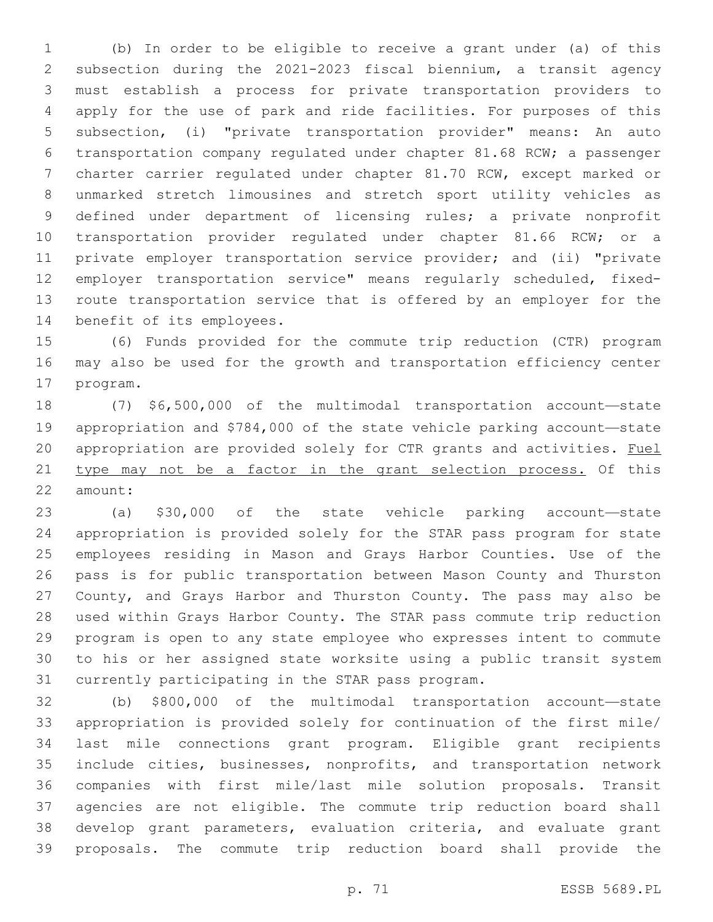(b) In order to be eligible to receive a grant under (a) of this subsection during the 2021-2023 fiscal biennium, a transit agency must establish a process for private transportation providers to apply for the use of park and ride facilities. For purposes of this subsection, (i) "private transportation provider" means: An auto transportation company regulated under chapter 81.68 RCW; a passenger charter carrier regulated under chapter 81.70 RCW, except marked or unmarked stretch limousines and stretch sport utility vehicles as defined under department of licensing rules; a private nonprofit transportation provider regulated under chapter 81.66 RCW; or a private employer transportation service provider; and (ii) "private employer transportation service" means regularly scheduled, fixed-route transportation service that is offered by an employer for the benefit of its employees.

(6) Funds provided for the commute trip reduction (CTR) program may also be used for the growth and transportation efficiency center program.

(7) $6,500,000 of the multimodal transportation account—state appropriation and $784,000 of the state vehicle parking account—state appropriation are provided solely for CTR grants and activities. <u>Fuel type may not be a factor in the grant selection process.</u> Of this amount:

(a) $30,000 of the state vehicle parking account—state appropriation is provided solely for the STAR pass program for state employees residing in Mason and Grays Harbor Counties. Use of the pass is for public transportation between Mason County and Thurston County, and Grays Harbor and Thurston County. The pass may also be used within Grays Harbor County. The STAR pass commute trip reduction program is open to any state employee who expresses intent to commute to his or her assigned state worksite using a public transit system currently participating in the STAR pass program.

(b) $800,000 of the multimodal transportation account—state appropriation is provided solely for continuation of the first mile/last mile connections grant program. Eligible grant recipients include cities, businesses, nonprofits, and transportation network companies with first mile/last mile solution proposals. Transit agencies are not eligible. The commute trip reduction board shall develop grant parameters, evaluation criteria, and evaluate grant proposals. The commute trip reduction board shall provide the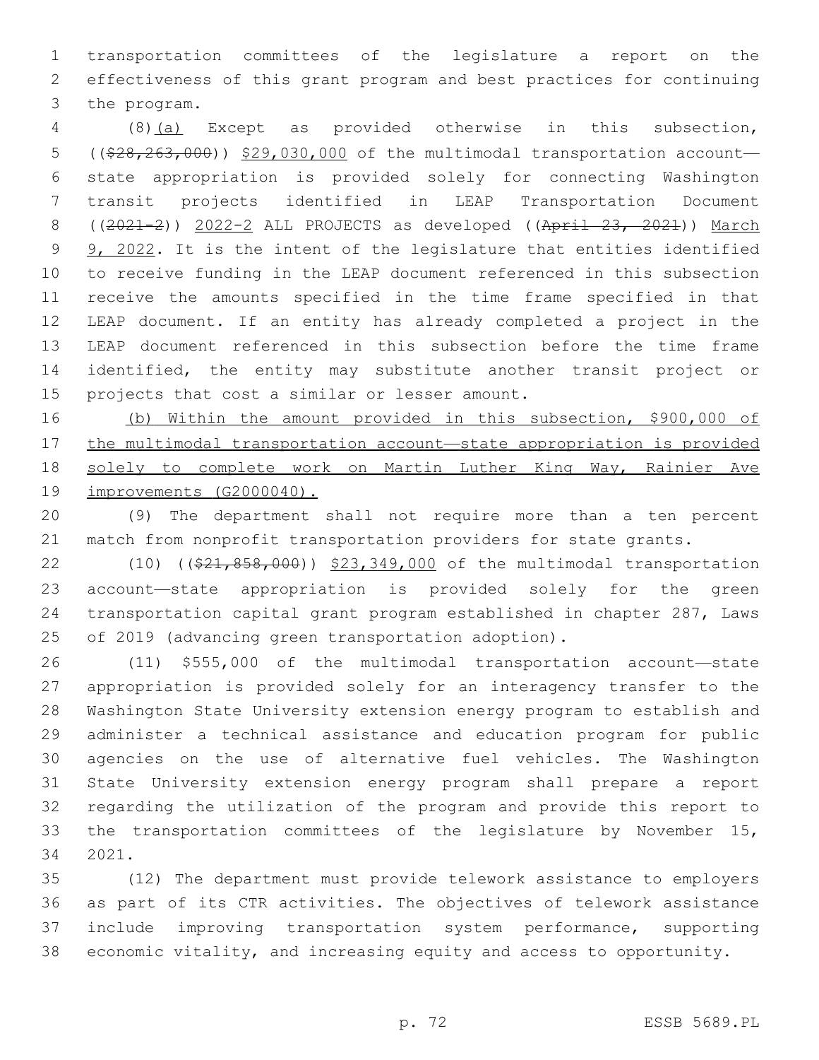transportation committees of the legislature a report on the effectiveness of this grant program and best practices for continuing the program.

(8)(a) Except as provided otherwise in this subsection, (($28,263,000)) $29,030,000 of the multimodal transportation account—state appropriation is provided solely for connecting Washington transit projects identified in LEAP Transportation Document ((2021-2)) 2022-2 ALL PROJECTS as developed ((April 23, 2021)) March 9, 2022. It is the intent of the legislature that entities identified to receive funding in the LEAP document referenced in this subsection receive the amounts specified in the time frame specified in that LEAP document. If an entity has already completed a project in the LEAP document referenced in this subsection before the time frame identified, the entity may substitute another transit project or projects that cost a similar or lesser amount.

(b) Within the amount provided in this subsection, $900,000 of the multimodal transportation account—state appropriation is provided solely to complete work on Martin Luther King Way, Rainier Ave improvements (G2000040).

(9) The department shall not require more than a ten percent match from nonprofit transportation providers for state grants.

(10) (($21,858,000)) $23,349,000 of the multimodal transportation account—state appropriation is provided solely for the green transportation capital grant program established in chapter 287, Laws of 2019 (advancing green transportation adoption).

(11) $555,000 of the multimodal transportation account—state appropriation is provided solely for an interagency transfer to the Washington State University extension energy program to establish and administer a technical assistance and education program for public agencies on the use of alternative fuel vehicles. The Washington State University extension energy program shall prepare a report regarding the utilization of the program and provide this report to the transportation committees of the legislature by November 15, 2021.

(12) The department must provide telework assistance to employers as part of its CTR activities. The objectives of telework assistance include improving transportation system performance, supporting economic vitality, and increasing equity and access to opportunity.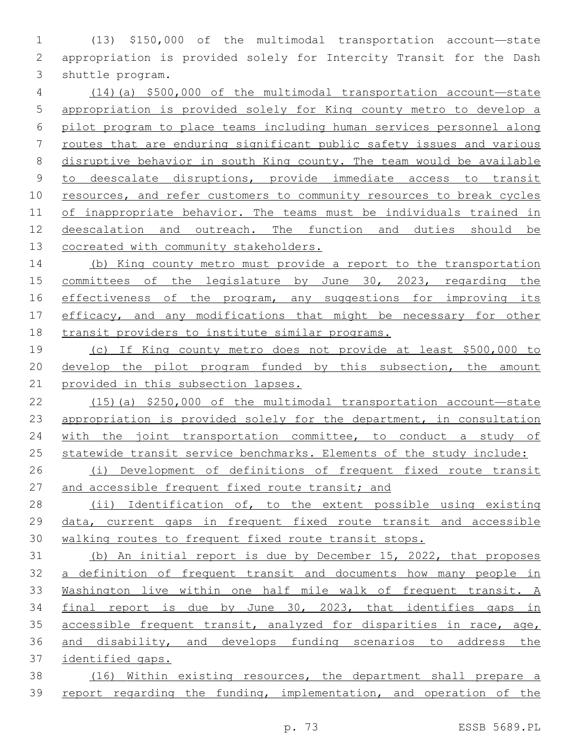(13) $150,000 of the multimodal transportation account—state appropriation is provided solely for Intercity Transit for the Dash shuttle program.

(14)(a) $500,000 of the multimodal transportation account—state appropriation is provided solely for King county metro to develop a pilot program to place teams including human services personnel along routes that are enduring significant public safety issues and various disruptive behavior in south King county. The team would be available to deescalate disruptions, provide immediate access to transit resources, and refer customers to community resources to break cycles of inappropriate behavior. The teams must be individuals trained in deescalation and outreach. The function and duties should be cocreated with community stakeholders.

(b) King county metro must provide a report to the transportation committees of the legislature by June 30, 2023, regarding the effectiveness of the program, any suggestions for improving its efficacy, and any modifications that might be necessary for other transit providers to institute similar programs.

(c) If King county metro does not provide at least $500,000 to develop the pilot program funded by this subsection, the amount provided in this subsection lapses.

(15)(a) $250,000 of the multimodal transportation account—state appropriation is provided solely for the department, in consultation with the joint transportation committee, to conduct a study of statewide transit service benchmarks. Elements of the study include:

(i) Development of definitions of frequent fixed route transit and accessible frequent fixed route transit; and

(ii) Identification of, to the extent possible using existing data, current gaps in frequent fixed route transit and accessible walking routes to frequent fixed route transit stops.

(b) An initial report is due by December 15, 2022, that proposes a definition of frequent transit and documents how many people in Washington live within one half mile walk of frequent transit. A final report is due by June 30, 2023, that identifies gaps in accessible frequent transit, analyzed for disparities in race, age, and disability, and develops funding scenarios to address the identified gaps.

(16) Within existing resources, the department shall prepare a report regarding the funding, implementation, and operation of the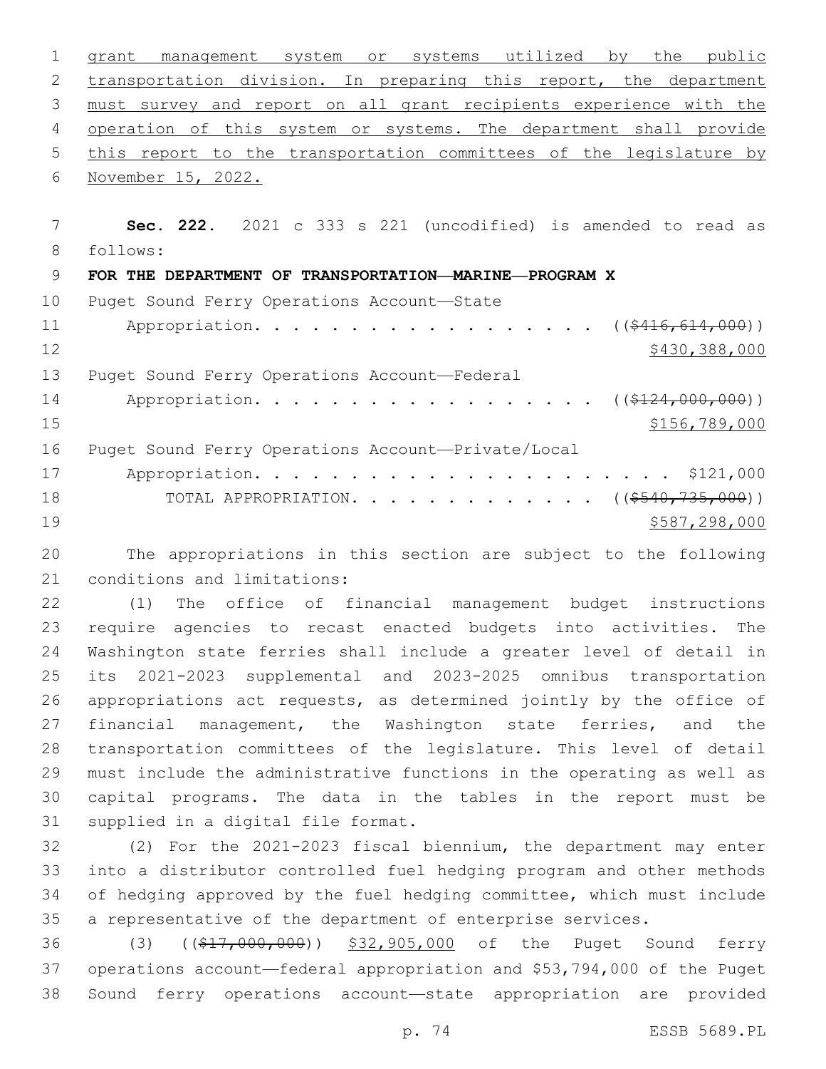grant management system or systems utilized by the public transportation division. In preparing this report, the department must survey and report on all grant recipients experience with the operation of this system or systems. The department shall provide this report to the transportation committees of the legislature by November 15, 2022.

**Sec. 222.** 2021 c 333 s 221 (uncodified) is amended to read as follows:

**FOR THE DEPARTMENT OF TRANSPORTATION—MARINE—PROGRAM X**

Puget Sound Ferry Operations Account—State
Appropriation. . . . . . . . . . . . . . . . . . . ((~~$416,614,000~~))
$430,388,000

Puget Sound Ferry Operations Account—Federal
Appropriation. . . . . . . . . . . . . . . . . . . ((~~$124,000,000~~))
$156,789,000

Puget Sound Ferry Operations Account—Private/Local
Appropriation. . . . . . . . . . . . . . . . . . . . . . . . $121,000

TOTAL APPROPRIATION. . . . . . . . . . . . . . ((~~$540,735,000~~))
$587,298,000

The appropriations in this section are subject to the following conditions and limitations:

(1) The office of financial management budget instructions require agencies to recast enacted budgets into activities. The Washington state ferries shall include a greater level of detail in its 2021-2023 supplemental and 2023-2025 omnibus transportation appropriations act requests, as determined jointly by the office of financial management, the Washington state ferries, and the transportation committees of the legislature. This level of detail must include the administrative functions in the operating as well as capital programs. The data in the tables in the report must be supplied in a digital file format.

(2) For the 2021-2023 fiscal biennium, the department may enter into a distributor controlled fuel hedging program and other methods of hedging approved by the fuel hedging committee, which must include a representative of the department of enterprise services.

(3) ((~~$17,000,000~~)) $32,905,000 of the Puget Sound ferry operations account—federal appropriation and $53,794,000 of the Puget Sound ferry operations account—state appropriation are provided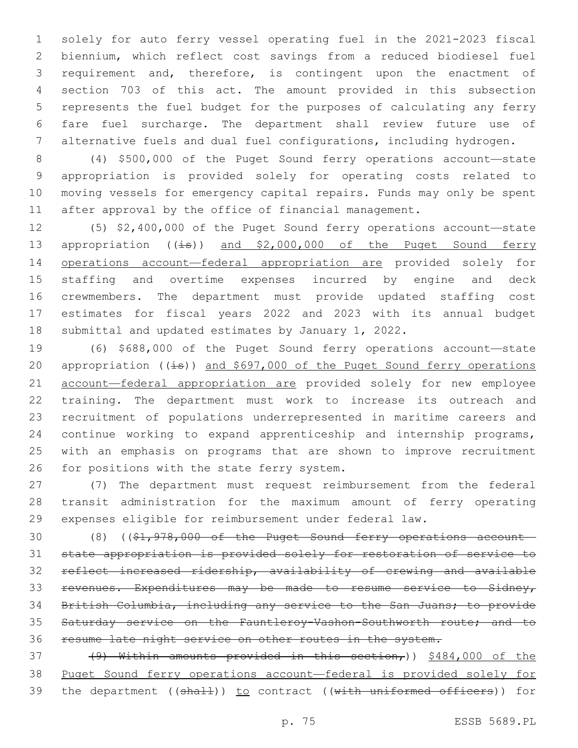solely for auto ferry vessel operating fuel in the 2021-2023 fiscal biennium, which reflect cost savings from a reduced biodiesel fuel requirement and, therefore, is contingent upon the enactment of section 703 of this act. The amount provided in this subsection represents the fuel budget for the purposes of calculating any ferry fare fuel surcharge. The department shall review future use of alternative fuels and dual fuel configurations, including hydrogen.

(4) $500,000 of the Puget Sound ferry operations account—state appropriation is provided solely for operating costs related to moving vessels for emergency capital repairs. Funds may only be spent after approval by the office of financial management.

(5) $2,400,000 of the Puget Sound ferry operations account—state appropriation ((~~is~~)) and $2,000,000 of the Puget Sound ferry operations account—federal appropriation are provided solely for staffing and overtime expenses incurred by engine and deck crewmembers. The department must provide updated staffing cost estimates for fiscal years 2022 and 2023 with its annual budget submittal and updated estimates by January 1, 2022.

(6) $688,000 of the Puget Sound ferry operations account—state appropriation ((~~is~~)) and $697,000 of the Puget Sound ferry operations account—federal appropriation are provided solely for new employee training. The department must work to increase its outreach and recruitment of populations underrepresented in maritime careers and continue working to expand apprenticeship and internship programs, with an emphasis on programs that are shown to improve recruitment for positions with the state ferry system.

(7) The department must request reimbursement from the federal transit administration for the maximum amount of ferry operating expenses eligible for reimbursement under federal law.

(8) ((~~$1,978,000 of the Puget Sound ferry operations account—state appropriation is provided solely for restoration of service to reflect increased ridership, availability of crewing and available revenues. Expenditures may be made to resume service to Sidney, British Columbia, including any service to the San Juans; to provide Saturday service on the Fauntleroy-Vashon-Southworth route; and to resume late night service on other routes in the system.~~

~~(9) Within amounts provided in this section,~~)) $484,000 of the Puget Sound ferry operations account—federal is provided solely for the department ((~~shall~~)) to contract ((~~with uniformed officers~~)) for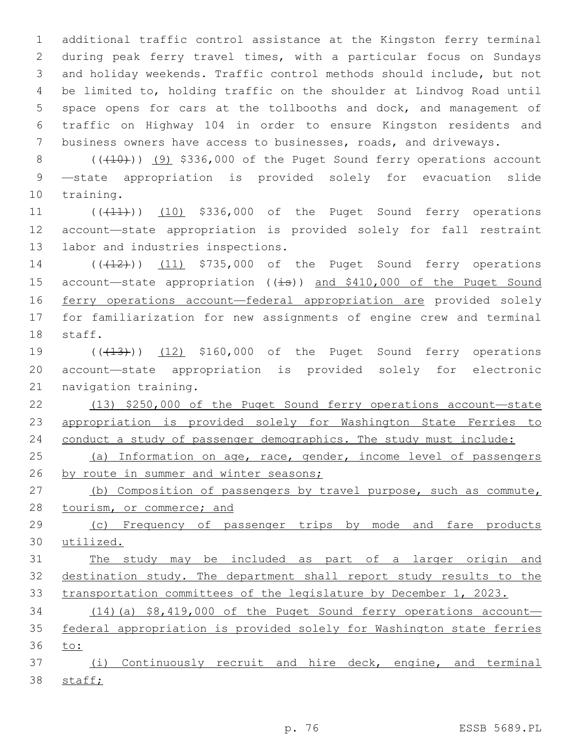additional traffic control assistance at the Kingston ferry terminal during peak ferry travel times, with a particular focus on Sundays and holiday weekends. Traffic control methods should include, but not be limited to, holding traffic on the shoulder at Lindvog Road until space opens for cars at the tollbooths and dock, and management of traffic on Highway 104 in order to ensure Kingston residents and business owners have access to businesses, roads, and driveways.

(((10))) (9) $336,000 of the Puget Sound ferry operations account—state appropriation is provided solely for evacuation slide training.

(((11))) (10) $336,000 of the Puget Sound ferry operations account—state appropriation is provided solely for fall restraint labor and industries inspections.

(((12))) (11) $735,000 of the Puget Sound ferry operations account—state appropriation ((is)) and $410,000 of the Puget Sound ferry operations account—federal appropriation are provided solely for familiarization for new assignments of engine crew and terminal staff.

(((13))) (12) $160,000 of the Puget Sound ferry operations account—state appropriation is provided solely for electronic navigation training.

(13) $250,000 of the Puget Sound ferry operations account—state appropriation is provided solely for Washington State Ferries to conduct a study of passenger demographics. The study must include:

(a) Information on age, race, gender, income level of passengers by route in summer and winter seasons;

(b) Composition of passengers by travel purpose, such as commute, tourism, or commerce; and

(c) Frequency of passenger trips by mode and fare products utilized.

The study may be included as part of a larger origin and destination study. The department shall report study results to the transportation committees of the legislature by December 1, 2023.

(14)(a) $8,419,000 of the Puget Sound ferry operations account—federal appropriation is provided solely for Washington state ferries to:

(i) Continuously recruit and hire deck, engine, and terminal staff;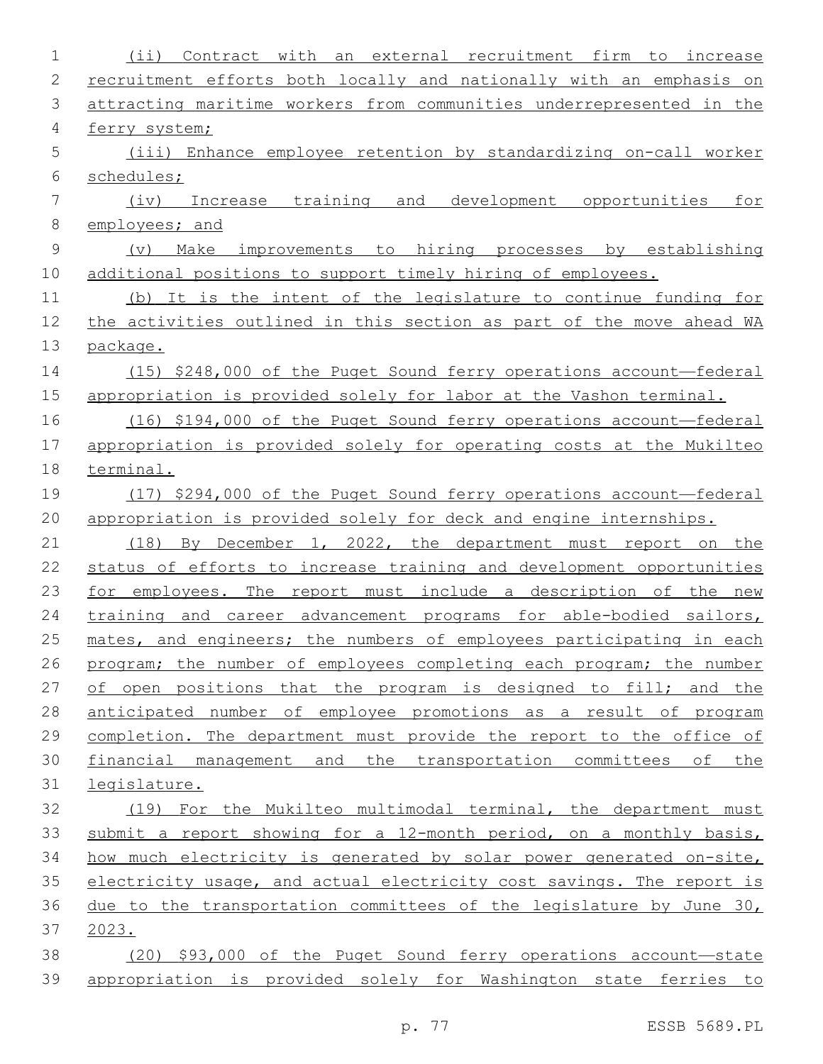(ii) Contract with an external recruitment firm to increase recruitment efforts both locally and nationally with an emphasis on attracting maritime workers from communities underrepresented in the ferry system;

(iii) Enhance employee retention by standardizing on-call worker schedules;

(iv) Increase training and development opportunities for employees; and

(v) Make improvements to hiring processes by establishing additional positions to support timely hiring of employees.

(b) It is the intent of the legislature to continue funding for the activities outlined in this section as part of the move ahead WA package.

(15) $248,000 of the Puget Sound ferry operations account—federal appropriation is provided solely for labor at the Vashon terminal.

(16) $194,000 of the Puget Sound ferry operations account—federal appropriation is provided solely for operating costs at the Mukilteo terminal.

(17) $294,000 of the Puget Sound ferry operations account—federal appropriation is provided solely for deck and engine internships.

(18) By December 1, 2022, the department must report on the status of efforts to increase training and development opportunities for employees. The report must include a description of the new training and career advancement programs for able-bodied sailors, mates, and engineers; the numbers of employees participating in each program; the number of employees completing each program; the number of open positions that the program is designed to fill; and the anticipated number of employee promotions as a result of program completion. The department must provide the report to the office of financial management and the transportation committees of the legislature.

(19) For the Mukilteo multimodal terminal, the department must submit a report showing for a 12-month period, on a monthly basis, how much electricity is generated by solar power generated on-site, electricity usage, and actual electricity cost savings. The report is due to the transportation committees of the legislature by June 30, 2023.

(20) $93,000 of the Puget Sound ferry operations account—state appropriation is provided solely for Washington state ferries to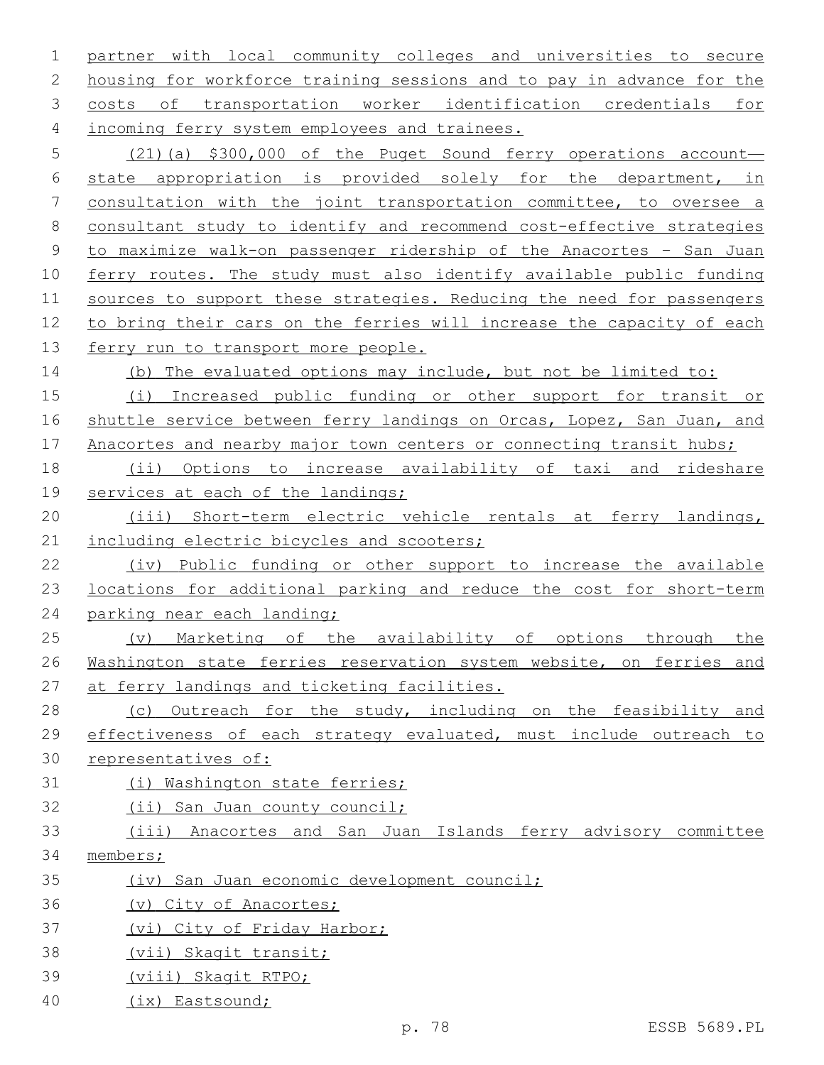partner with local community colleges and universities to secure housing for workforce training sessions and to pay in advance for the costs of transportation worker identification credentials for incoming ferry system employees and trainees.

(21)(a) $300,000 of the Puget Sound ferry operations account—state appropriation is provided solely for the department, in consultation with the joint transportation committee, to oversee a consultant study to identify and recommend cost-effective strategies to maximize walk-on passenger ridership of the Anacortes - San Juan ferry routes. The study must also identify available public funding sources to support these strategies. Reducing the need for passengers to bring their cars on the ferries will increase the capacity of each ferry run to transport more people.

(b) The evaluated options may include, but not be limited to:

(i) Increased public funding or other support for transit or shuttle service between ferry landings on Orcas, Lopez, San Juan, and Anacortes and nearby major town centers or connecting transit hubs;

(ii) Options to increase availability of taxi and rideshare services at each of the landings;

(iii) Short-term electric vehicle rentals at ferry landings, including electric bicycles and scooters;

(iv) Public funding or other support to increase the available locations for additional parking and reduce the cost for short-term parking near each landing;

(v) Marketing of the availability of options through the Washington state ferries reservation system website, on ferries and at ferry landings and ticketing facilities.

(c) Outreach for the study, including on the feasibility and effectiveness of each strategy evaluated, must include outreach to representatives of:

(i) Washington state ferries;

(ii) San Juan county council;

(iii) Anacortes and San Juan Islands ferry advisory committee members;

(iv) San Juan economic development council;

(v) City of Anacortes;

(vi) City of Friday Harbor;

(vii) Skagit transit;

(viii) Skagit RTPO;

(ix) Eastsound;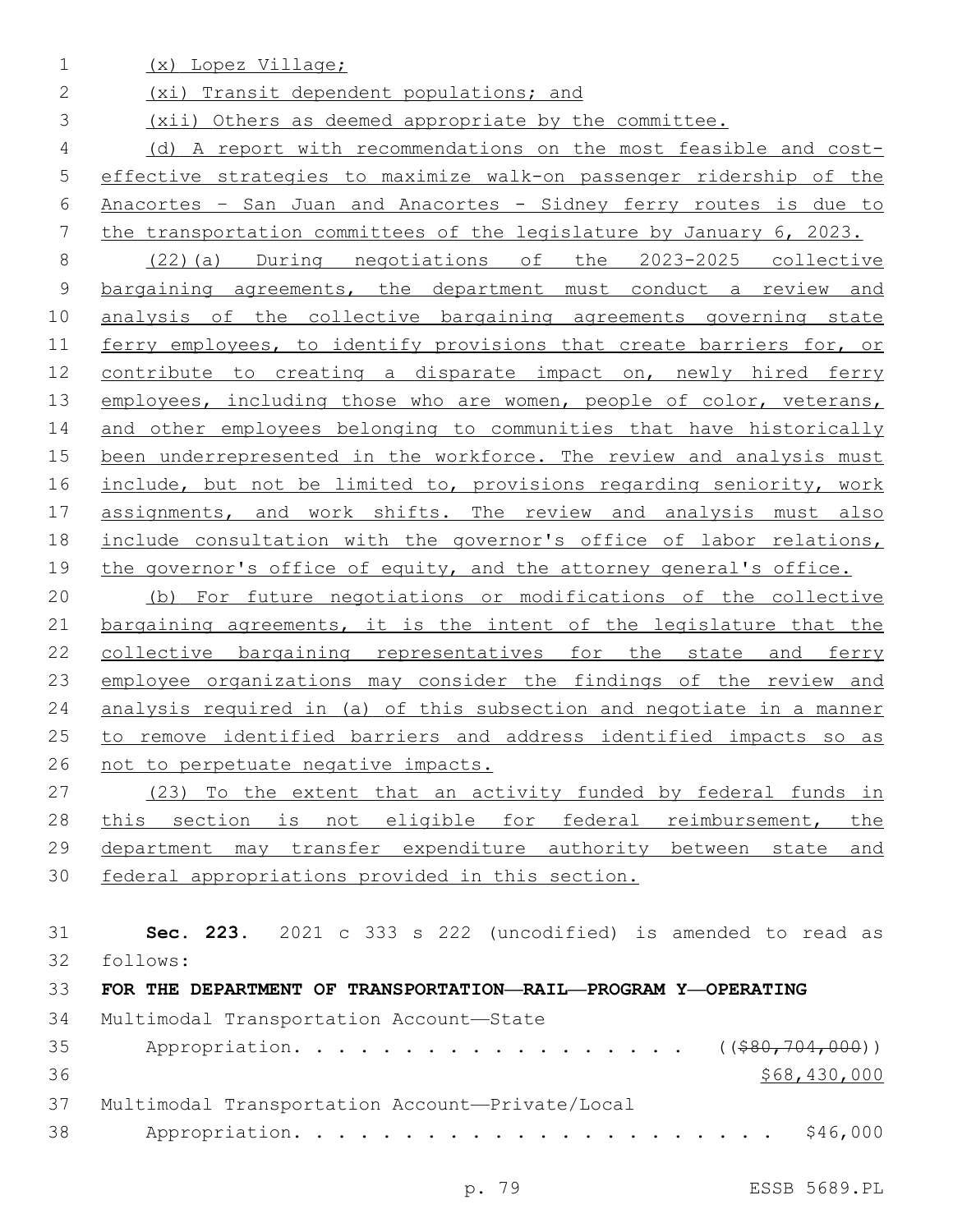(x) Lopez Village;

(xi) Transit dependent populations; and

(xii) Others as deemed appropriate by the committee.

(d) A report with recommendations on the most feasible and cost-effective strategies to maximize walk-on passenger ridership of the Anacortes - San Juan and Anacortes - Sidney ferry routes is due to the transportation committees of the legislature by January 6, 2023.

(22)(a) During negotiations of the 2023-2025 collective bargaining agreements, the department must conduct a review and analysis of the collective bargaining agreements governing state ferry employees, to identify provisions that create barriers for, or contribute to creating a disparate impact on, newly hired ferry employees, including those who are women, people of color, veterans, and other employees belonging to communities that have historically been underrepresented in the workforce. The review and analysis must include, but not be limited to, provisions regarding seniority, work assignments, and work shifts. The review and analysis must also include consultation with the governor's office of labor relations, the governor's office of equity, and the attorney general's office.

(b) For future negotiations or modifications of the collective bargaining agreements, it is the intent of the legislature that the collective bargaining representatives for the state and ferry employee organizations may consider the findings of the review and analysis required in (a) of this subsection and negotiate in a manner to remove identified barriers and address identified impacts so as not to perpetuate negative impacts.

(23) To the extent that an activity funded by federal funds in this section is not eligible for federal reimbursement, the department may transfer expenditure authority between state and federal appropriations provided in this section.

**Sec. 223.** 2021 c 333 s 222 (uncodified) is amended to read as follows:

**FOR THE DEPARTMENT OF TRANSPORTATION—RAIL—PROGRAM Y—OPERATING**

Multimodal Transportation Account—State
Appropriation. . . . . . . . . . . . . . . . . . . ((~~$80,704,000~~))
$68,430,000

Multimodal Transportation Account—Private/Local
Appropriation. . . . . . . . . . . . . . . . . . . . . . $46,000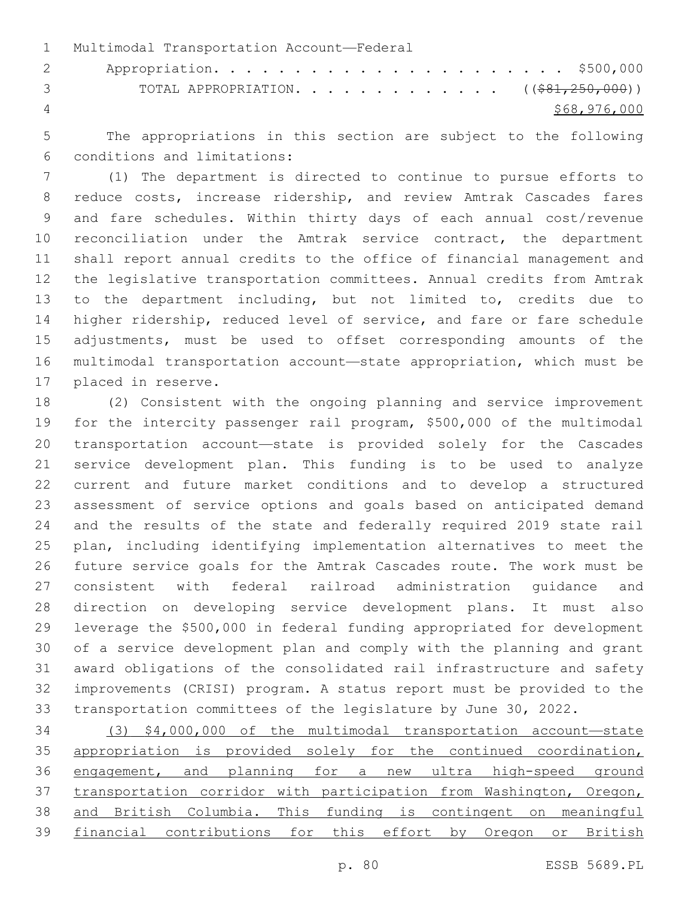Multimodal Transportation Account—Federal
Appropriation. . . . . . . . . . . . . . . . . . . . . . $500,000
TOTAL APPROPRIATION. . . . . . . . . . . . . . ~~(($81,250,000))~~
<u>$68,976,000</u>

The appropriations in this section are subject to the following conditions and limitations:

(1) The department is directed to continue to pursue efforts to reduce costs, increase ridership, and review Amtrak Cascades fares and fare schedules. Within thirty days of each annual cost/revenue reconciliation under the Amtrak service contract, the department shall report annual credits to the office of financial management and the legislative transportation committees. Annual credits from Amtrak to the department including, but not limited to, credits due to higher ridership, reduced level of service, and fare or fare schedule adjustments, must be used to offset corresponding amounts of the multimodal transportation account—state appropriation, which must be placed in reserve.

(2) Consistent with the ongoing planning and service improvement for the intercity passenger rail program, $500,000 of the multimodal transportation account—state is provided solely for the Cascades service development plan. This funding is to be used to analyze current and future market conditions and to develop a structured assessment of service options and goals based on anticipated demand and the results of the state and federally required 2019 state rail plan, including identifying implementation alternatives to meet the future service goals for the Amtrak Cascades route. The work must be consistent with federal railroad administration guidance and direction on developing service development plans. It must also leverage the $500,000 in federal funding appropriated for development of a service development plan and comply with the planning and grant award obligations of the consolidated rail infrastructure and safety improvements (CRISI) program. A status report must be provided to the transportation committees of the legislature by June 30, 2022.

<u>(3) $4,000,000 of the multimodal transportation account—state appropriation is provided solely for the continued coordination, engagement, and planning for a new ultra high-speed ground transportation corridor with participation from Washington, Oregon, and British Columbia. This funding is contingent on meaningful financial contributions for this effort by Oregon or British</u>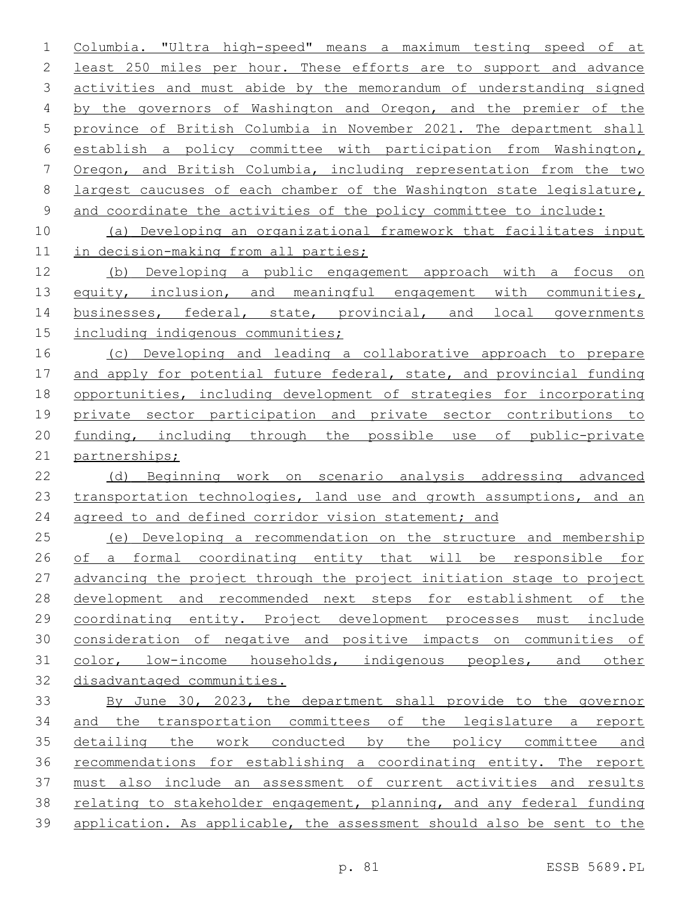Columbia. "Ultra high-speed" means a maximum testing speed of at least 250 miles per hour. These efforts are to support and advance activities and must abide by the memorandum of understanding signed by the governors of Washington and Oregon, and the premier of the province of British Columbia in November 2021. The department shall establish a policy committee with participation from Washington, Oregon, and British Columbia, including representation from the two largest caucuses of each chamber of the Washington state legislature, and coordinate the activities of the policy committee to include:

(a) Developing an organizational framework that facilitates input in decision-making from all parties;

(b) Developing a public engagement approach with a focus on equity, inclusion, and meaningful engagement with communities, businesses, federal, state, provincial, and local governments including indigenous communities;

(c) Developing and leading a collaborative approach to prepare and apply for potential future federal, state, and provincial funding opportunities, including development of strategies for incorporating private sector participation and private sector contributions to funding, including through the possible use of public-private partnerships;

(d) Beginning work on scenario analysis addressing advanced transportation technologies, land use and growth assumptions, and an agreed to and defined corridor vision statement; and

(e) Developing a recommendation on the structure and membership of a formal coordinating entity that will be responsible for advancing the project through the project initiation stage to project development and recommended next steps for establishment of the coordinating entity. Project development processes must include consideration of negative and positive impacts on communities of color, low-income households, indigenous peoples, and other disadvantaged communities.

By June 30, 2023, the department shall provide to the governor and the transportation committees of the legislature a report detailing the work conducted by the policy committee and recommendations for establishing a coordinating entity. The report must also include an assessment of current activities and results relating to stakeholder engagement, planning, and any federal funding application. As applicable, the assessment should also be sent to the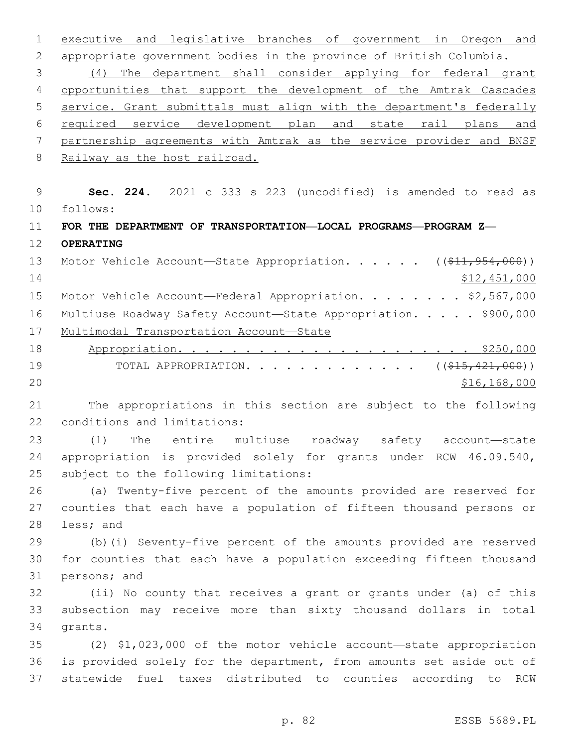executive and legislative branches of government in Oregon and appropriate government bodies in the province of British Columbia.

(4) The department shall consider applying for federal grant opportunities that support the development of the Amtrak Cascades service. Grant submittals must align with the department's federally required service development plan and state rail plans and partnership agreements with Amtrak as the service provider and BNSF Railway as the host railroad.

**Sec. 224.** 2021 c 333 s 223 (uncodified) is amended to read as follows:

**FOR THE DEPARTMENT OF TRANSPORTATION—LOCAL PROGRAMS—PROGRAM Z—OPERATING**

Motor Vehicle Account—State Appropriation. . . . . . ((~~$11,954,000~~)) $12,451,000

Motor Vehicle Account—Federal Appropriation. . . . . . . . $2,567,000

Multiuse Roadway Safety Account—State Appropriation. . . . . $900,000

Multimodal Transportation Account—State Appropriation. . . . . . . . . . . . . . . . . . . . . . $250,000

TOTAL APPROPRIATION. . . . . . . . . . . . . ((~~$15,421,000~~)) $16,168,000

The appropriations in this section are subject to the following conditions and limitations:

(1) The entire multiuse roadway safety account—state appropriation is provided solely for grants under RCW 46.09.540, subject to the following limitations:

(a) Twenty-five percent of the amounts provided are reserved for counties that each have a population of fifteen thousand persons or less; and

(b)(i) Seventy-five percent of the amounts provided are reserved for counties that each have a population exceeding fifteen thousand persons; and

(ii) No county that receives a grant or grants under (a) of this subsection may receive more than sixty thousand dollars in total grants.

(2) $1,023,000 of the motor vehicle account—state appropriation is provided solely for the department, from amounts set aside out of statewide fuel taxes distributed to counties according to RCW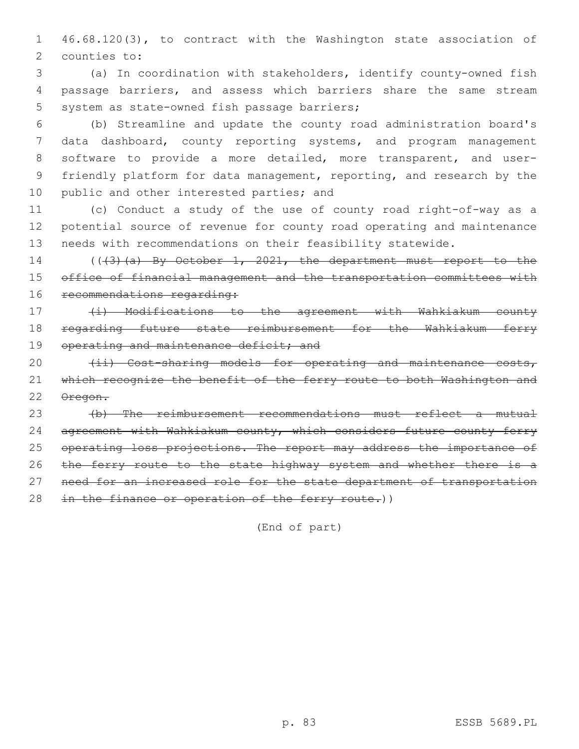46.68.120(3), to contract with the Washington state association of counties to:

(a) In coordination with stakeholders, identify county-owned fish passage barriers, and assess which barriers share the same stream system as state-owned fish passage barriers;

(b) Streamline and update the county road administration board's data dashboard, county reporting systems, and program management software to provide a more detailed, more transparent, and user-friendly platform for data management, reporting, and research by the public and other interested parties; and

(c) Conduct a study of the use of county road right-of-way as a potential source of revenue for county road operating and maintenance needs with recommendations on their feasibility statewide.

((~~(3)(a) By October 1, 2021, the department must report to the office of financial management and the transportation committees with recommendations regarding:~~

~~(i) Modifications to the agreement with Wahkiakum county regarding future state reimbursement for the Wahkiakum ferry operating and maintenance deficit; and~~

~~(ii) Cost-sharing models for operating and maintenance costs, which recognize the benefit of the ferry route to both Washington and Oregon.~~

~~(b) The reimbursement recommendations must reflect a mutual agreement with Wahkiakum county, which considers future county ferry operating loss projections. The report may address the importance of the ferry route to the state highway system and whether there is a need for an increased role for the state department of transportation in the finance or operation of the ferry route.~~))

(End of part)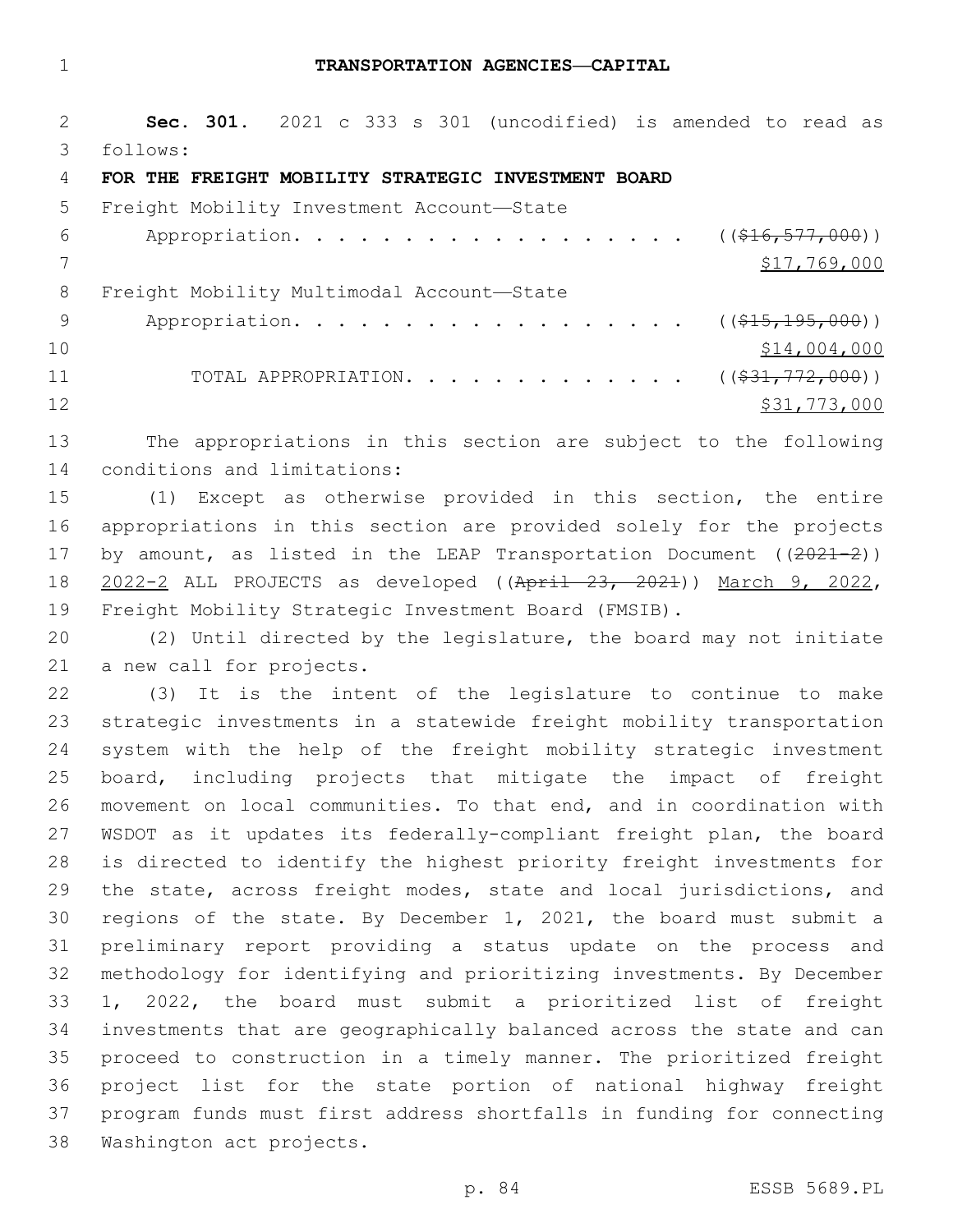# TRANSPORTATION AGENCIES—CAPITAL

**Sec. 301.** 2021 c 333 s 301 (uncodified) is amended to read as follows:

**FOR THE FREIGHT MOBILITY STRATEGIC INVESTMENT BOARD**

Freight Mobility Investment Account—State Appropriation. . . . . . . . . . . . . . . . . . . ((~~$16,577,000~~)) $17,769,000

Freight Mobility Multimodal Account—State Appropriation. . . . . . . . . . . . . . . . . . . ((~~$15,195,000~~)) $14,004,000

TOTAL APPROPRIATION. . . . . . . . . . . . . ((~~$31,772,000~~)) $31,773,000

The appropriations in this section are subject to the following conditions and limitations:

(1) Except as otherwise provided in this section, the entire appropriations in this section are provided solely for the projects by amount, as listed in the LEAP Transportation Document ((~~2021-2~~)) 2022-2 ALL PROJECTS as developed ((~~April 23, 2021~~)) March 9, 2022, Freight Mobility Strategic Investment Board (FMSIB).

(2) Until directed by the legislature, the board may not initiate a new call for projects.

(3) It is the intent of the legislature to continue to make strategic investments in a statewide freight mobility transportation system with the help of the freight mobility strategic investment board, including projects that mitigate the impact of freight movement on local communities. To that end, and in coordination with WSDOT as it updates its federally-compliant freight plan, the board is directed to identify the highest priority freight investments for the state, across freight modes, state and local jurisdictions, and regions of the state. By December 1, 2021, the board must submit a preliminary report providing a status update on the process and methodology for identifying and prioritizing investments. By December 1, 2022, the board must submit a prioritized list of freight investments that are geographically balanced across the state and can proceed to construction in a timely manner. The prioritized freight project list for the state portion of national highway freight program funds must first address shortfalls in funding for connecting Washington act projects.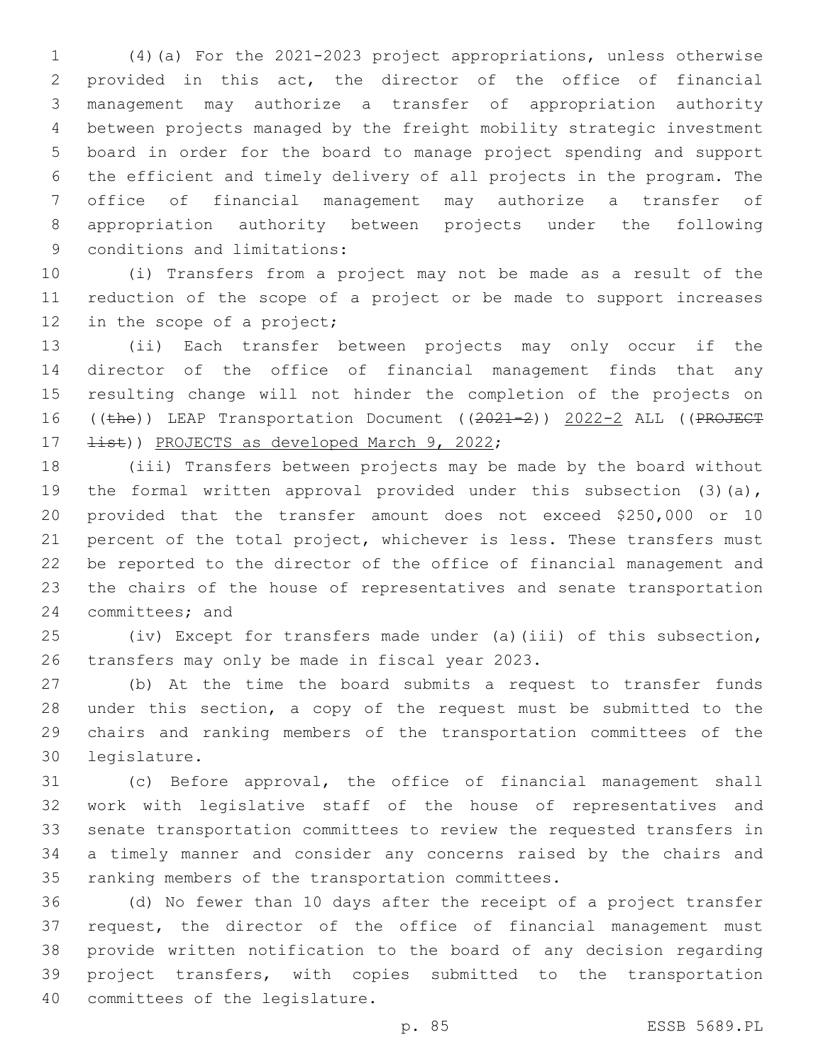(4)(a) For the 2021-2023 project appropriations, unless otherwise provided in this act, the director of the office of financial management may authorize a transfer of appropriation authority between projects managed by the freight mobility strategic investment board in order for the board to manage project spending and support the efficient and timely delivery of all projects in the program. The office of financial management may authorize a transfer of appropriation authority between projects under the following conditions and limitations:

(i) Transfers from a project may not be made as a result of the reduction of the scope of a project or be made to support increases in the scope of a project;

(ii) Each transfer between projects may only occur if the director of the office of financial management finds that any resulting change will not hinder the completion of the projects on ((~~the~~)) LEAP Transportation Document ((~~2021-2~~)) <u>2022-2</u> ALL ((~~PROJECT list~~)) <u>PROJECTS as developed March 9, 2022</u>;

(iii) Transfers between projects may be made by the board without the formal written approval provided under this subsection (3)(a), provided that the transfer amount does not exceed $250,000 or 10 percent of the total project, whichever is less. These transfers must be reported to the director of the office of financial management and the chairs of the house of representatives and senate transportation committees; and

(iv) Except for transfers made under (a)(iii) of this subsection, transfers may only be made in fiscal year 2023.

(b) At the time the board submits a request to transfer funds under this section, a copy of the request must be submitted to the chairs and ranking members of the transportation committees of the legislature.

(c) Before approval, the office of financial management shall work with legislative staff of the house of representatives and senate transportation committees to review the requested transfers in a timely manner and consider any concerns raised by the chairs and ranking members of the transportation committees.

(d) No fewer than 10 days after the receipt of a project transfer request, the director of the office of financial management must provide written notification to the board of any decision regarding project transfers, with copies submitted to the transportation committees of the legislature.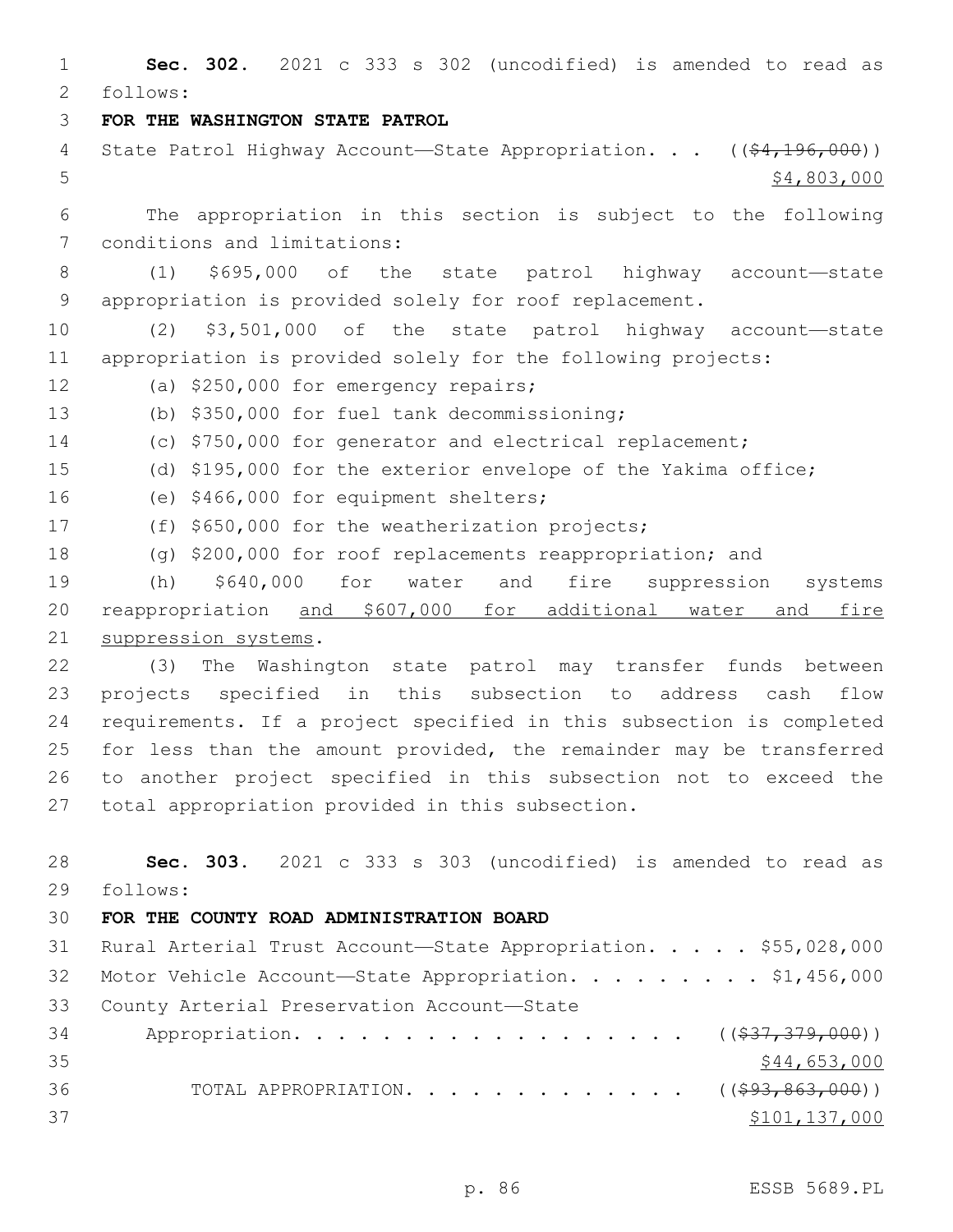**Sec. 302.** 2021 c 333 s 302 (uncodified) is amended to read as follows:

**FOR THE WASHINGTON STATE PATROL**

State Patrol Highway Account—State Appropriation. . . ((~~$4,196,000~~))
<u>$4,803,000</u>

The appropriation in this section is subject to the following conditions and limitations:

(1) $695,000 of the state patrol highway account—state appropriation is provided solely for roof replacement.

(2) $3,501,000 of the state patrol highway account—state appropriation is provided solely for the following projects:

(a) $250,000 for emergency repairs;

(b) $350,000 for fuel tank decommissioning;

(c) $750,000 for generator and electrical replacement;

(d) $195,000 for the exterior envelope of the Yakima office;

(e) $466,000 for equipment shelters;

(f) $650,000 for the weatherization projects;

(g) $200,000 for roof replacements reappropriation; and

(h) $640,000 for water and fire suppression systems reappropriation <u>and $607,000 for additional water and fire suppression systems</u>.

(3) The Washington state patrol may transfer funds between projects specified in this subsection to address cash flow requirements. If a project specified in this subsection is completed for less than the amount provided, the remainder may be transferred to another project specified in this subsection not to exceed the total appropriation provided in this subsection.

**Sec. 303.** 2021 c 333 s 303 (uncodified) is amended to read as follows:

**FOR THE COUNTY ROAD ADMINISTRATION BOARD**

Rural Arterial Trust Account—State Appropriation. . . . . $55,028,000

Motor Vehicle Account—State Appropriation. . . . . . . . . $1,456,000

County Arterial Preservation Account—State Appropriation. . . . . . . . . . . . . . . . . . ((~~$37,379,000~~))
<u>$44,653,000</u>

TOTAL APPROPRIATION. . . . . . . . . . . . . ((~~$93,863,000~~))
<u>$101,137,000</u>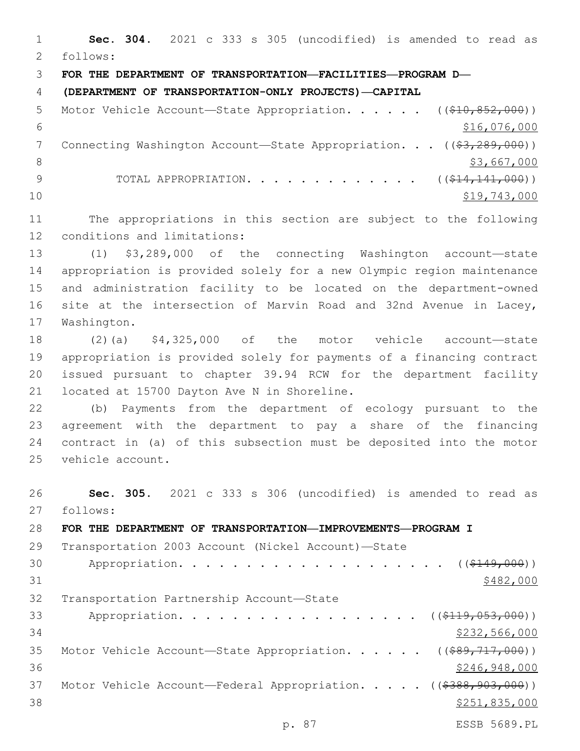**Sec. 304.** 2021 c 333 s 305 (uncodified) is amended to read as follows:

**FOR THE DEPARTMENT OF TRANSPORTATION—FACILITIES—PROGRAM D— (DEPARTMENT OF TRANSPORTATION-ONLY PROJECTS)—CAPITAL**

Motor Vehicle Account—State Appropriation. . . . . . ((~~$10,852,000~~)) $16,076,000

Connecting Washington Account—State Appropriation. . . ((~~$3,289,000~~)) $3,667,000

TOTAL APPROPRIATION. . . . . . . . . . . . . . ((~~$14,141,000~~)) $19,743,000

The appropriations in this section are subject to the following conditions and limitations:

(1) $3,289,000 of the connecting Washington account—state appropriation is provided solely for a new Olympic region maintenance and administration facility to be located on the department-owned site at the intersection of Marvin Road and 32nd Avenue in Lacey, Washington.

(2)(a) $4,325,000 of the motor vehicle account—state appropriation is provided solely for payments of a financing contract issued pursuant to chapter 39.94 RCW for the department facility located at 15700 Dayton Ave N in Shoreline.

(b) Payments from the department of ecology pursuant to the agreement with the department to pay a share of the financing contract in (a) of this subsection must be deposited into the motor vehicle account.

**Sec. 305.** 2021 c 333 s 306 (uncodified) is amended to read as follows:

**FOR THE DEPARTMENT OF TRANSPORTATION—IMPROVEMENTS—PROGRAM I**

Transportation 2003 Account (Nickel Account)—State Appropriation. . . . . . . . . . . . . . . . . . . . ((~~$149,000~~)) $482,000

Transportation Partnership Account—State Appropriation. . . . . . . . . . . . . . . . . . ((~~$119,053,000~~)) $232,566,000

Motor Vehicle Account—State Appropriation. . . . . . ((~~$89,717,000~~)) $246,948,000

Motor Vehicle Account—Federal Appropriation. . . . . ((~~$388,903,000~~)) $251,835,000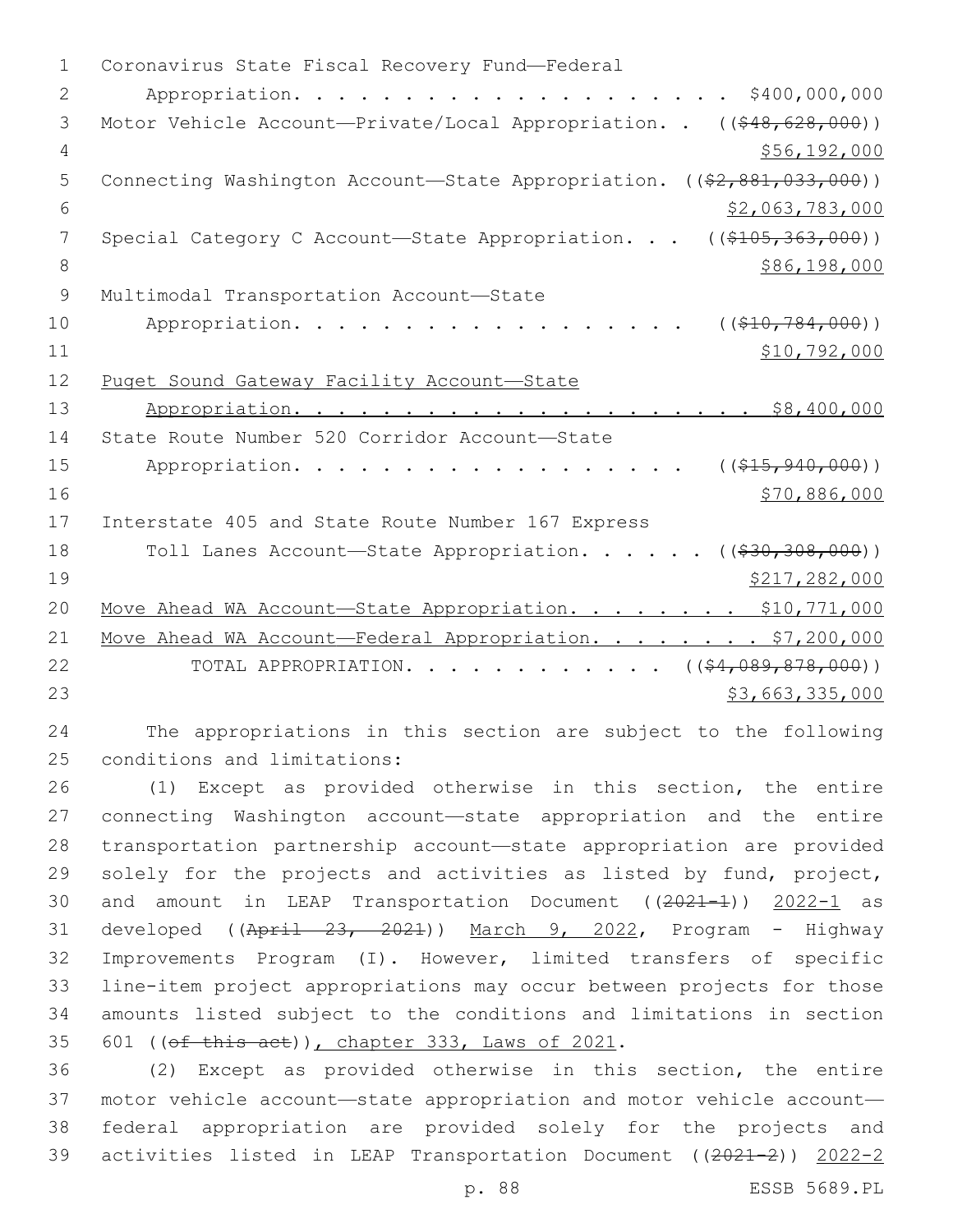Coronavirus State Fiscal Recovery Fund—Federal Appropriation. . . . . . . . . . . . . . . . . . . . . $400,000,000

Motor Vehicle Account—Private/Local Appropriation. . ((~~$48,628,000~~)) $56,192,000

Connecting Washington Account—State Appropriation. ((~~$2,881,033,000~~)) $2,063,783,000

Special Category C Account—State Appropriation. . . ((~~$105,363,000~~)) $86,198,000

Multimodal Transportation Account—State Appropriation. . . . . . . . . . . . . . . . . . ((~~$10,784,000~~)) $10,792,000

Puget Sound Gateway Facility Account—State Appropriation. . . . . . . . . . . . . . . . . . . . . $8,400,000

State Route Number 520 Corridor Account—State Appropriation. . . . . . . . . . . . . . . . . . ((~~$15,940,000~~)) $70,886,000

Interstate 405 and State Route Number 167 Express Toll Lanes Account—State Appropriation. . . . . . ((~~$30,308,000~~)) $217,282,000

Move Ahead WA Account—State Appropriation. . . . . . . . $10,771,000

Move Ahead WA Account—Federal Appropriation. . . . . . . . $7,200,000

TOTAL APPROPRIATION. . . . . . . . . . . . ((~~$4,089,878,000~~)) $3,663,335,000

The appropriations in this section are subject to the following conditions and limitations:

(1) Except as provided otherwise in this section, the entire connecting Washington account—state appropriation and the entire transportation partnership account—state appropriation are provided solely for the projects and activities as listed by fund, project, and amount in LEAP Transportation Document ((~~2021-1~~)) 2022-1 as developed ((~~April 23, 2021~~)) March 9, 2022, Program - Highway Improvements Program (I). However, limited transfers of specific line-item project appropriations may occur between projects for those amounts listed subject to the conditions and limitations in section 601 ((~~of this act~~)), chapter 333, Laws of 2021.

(2) Except as provided otherwise in this section, the entire motor vehicle account—state appropriation and motor vehicle account—federal appropriation are provided solely for the projects and activities listed in LEAP Transportation Document ((~~2021-2~~)) 2022-2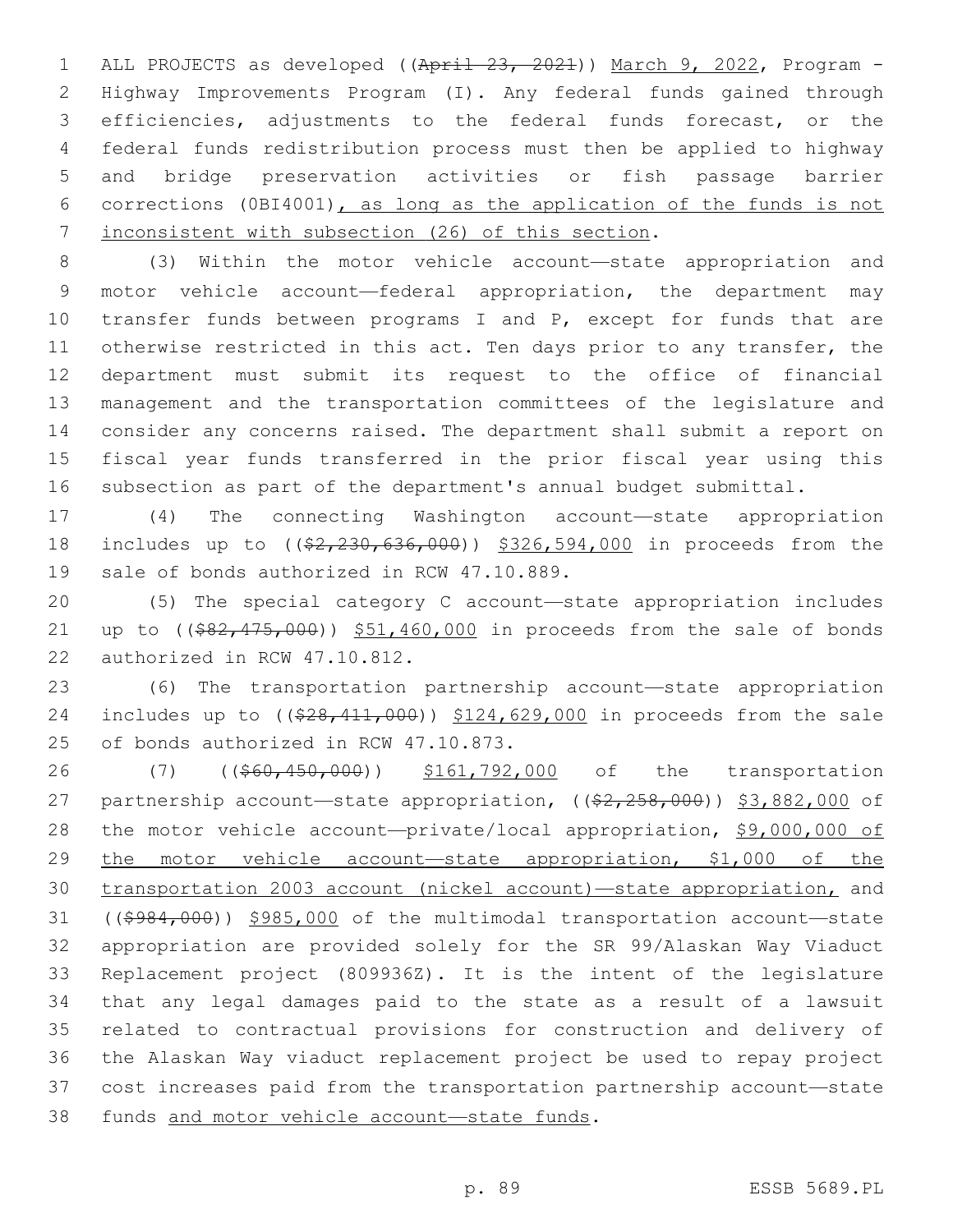ALL PROJECTS as developed ((~~April 23, 2021~~)) <u>March 9, 2022</u>, Program - Highway Improvements Program (I). Any federal funds gained through efficiencies, adjustments to the federal funds forecast, or the federal funds redistribution process must then be applied to highway and bridge preservation activities or fish passage barrier corrections (0BI4001)<u>, as long as the application of the funds is not inconsistent with subsection (26) of this section</u>.

(3) Within the motor vehicle account—state appropriation and motor vehicle account—federal appropriation, the department may transfer funds between programs I and P, except for funds that are otherwise restricted in this act. Ten days prior to any transfer, the department must submit its request to the office of financial management and the transportation committees of the legislature and consider any concerns raised. The department shall submit a report on fiscal year funds transferred in the prior fiscal year using this subsection as part of the department's annual budget submittal.

(4) The connecting Washington account—state appropriation includes up to ((~~$2,230,636,000~~)) <u>$326,594,000</u> in proceeds from the sale of bonds authorized in RCW 47.10.889.

(5) The special category C account—state appropriation includes up to ((~~$82,475,000~~)) <u>$51,460,000</u> in proceeds from the sale of bonds authorized in RCW 47.10.812.

(6) The transportation partnership account—state appropriation includes up to ((~~$28,411,000~~)) <u>$124,629,000</u> in proceeds from the sale of bonds authorized in RCW 47.10.873.

(7) ((~~$60,450,000~~)) <u>$161,792,000</u> of the transportation partnership account—state appropriation, ((~~$2,258,000~~)) <u>$3,882,000</u> of the motor vehicle account—private/local appropriation, <u>$9,000,000 of the motor vehicle account—state appropriation, $1,000 of the transportation 2003 account (nickel account)—state appropriation,</u> and ((~~$984,000~~)) <u>$985,000</u> of the multimodal transportation account—state appropriation are provided solely for the SR 99/Alaskan Way Viaduct Replacement project (809936Z). It is the intent of the legislature that any legal damages paid to the state as a result of a lawsuit related to contractual provisions for construction and delivery of the Alaskan Way viaduct replacement project be used to repay project cost increases paid from the transportation partnership account—state funds <u>and motor vehicle account—state funds</u>.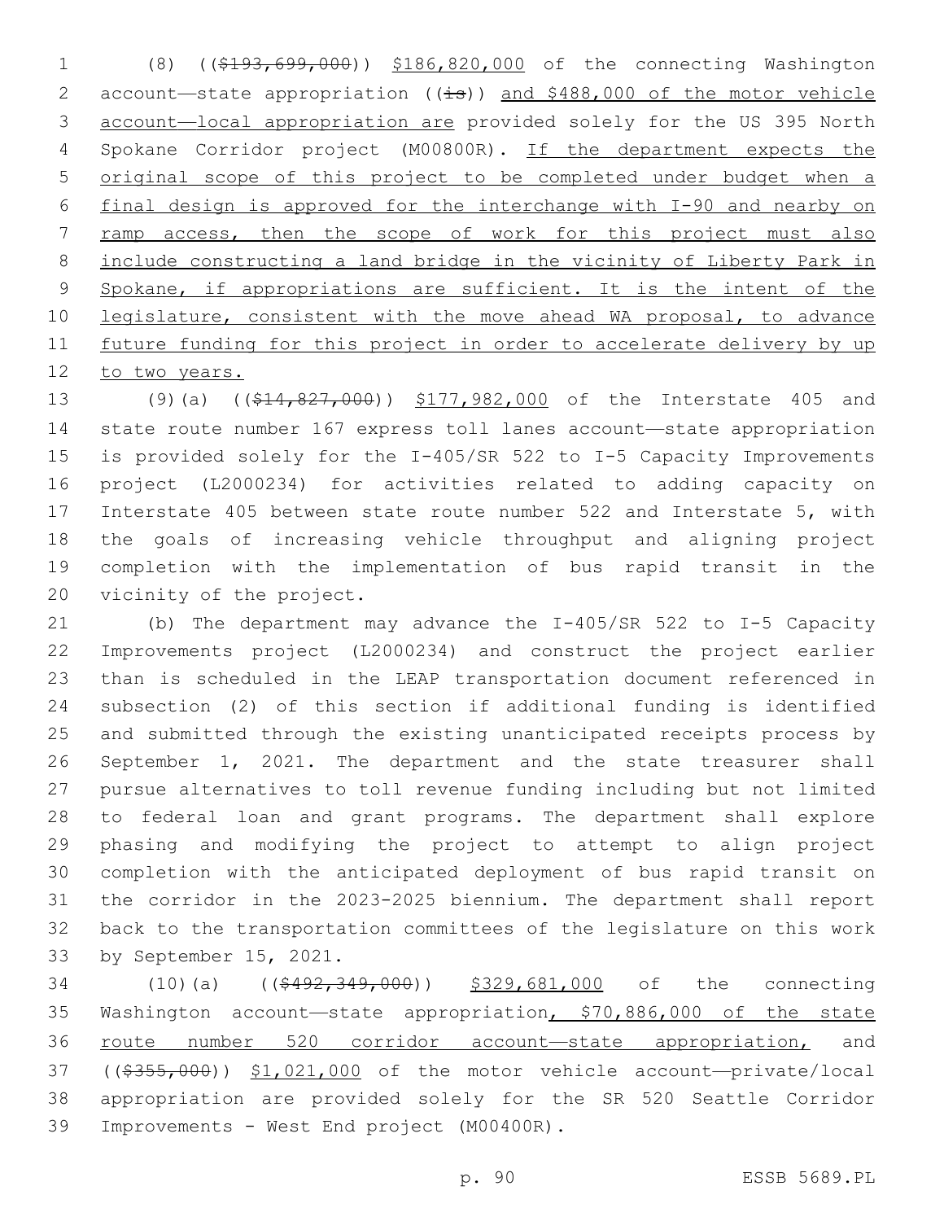(8) ((~~$193,699,000~~)) <u>$186,820,000</u> of the connecting Washington account—state appropriation ((~~is~~)) <u>and $488,000 of the motor vehicle account—local appropriation are</u> provided solely for the US 395 North Spokane Corridor project (M00800R). <u>If the department expects the original scope of this project to be completed under budget when a final design is approved for the interchange with I-90 and nearby on ramp access, then the scope of work for this project must also include constructing a land bridge in the vicinity of Liberty Park in Spokane, if appropriations are sufficient. It is the intent of the legislature, consistent with the move ahead WA proposal, to advance future funding for this project in order to accelerate delivery by up to two years.</u>

(9)(a) ((~~$14,827,000~~)) <u>$177,982,000</u> of the Interstate 405 and state route number 167 express toll lanes account—state appropriation is provided solely for the I-405/SR 522 to I-5 Capacity Improvements project (L2000234) for activities related to adding capacity on Interstate 405 between state route number 522 and Interstate 5, with the goals of increasing vehicle throughput and aligning project completion with the implementation of bus rapid transit in the vicinity of the project.

(b) The department may advance the I-405/SR 522 to I-5 Capacity Improvements project (L2000234) and construct the project earlier than is scheduled in the LEAP transportation document referenced in subsection (2) of this section if additional funding is identified and submitted through the existing unanticipated receipts process by September 1, 2021. The department and the state treasurer shall pursue alternatives to toll revenue funding including but not limited to federal loan and grant programs. The department shall explore phasing and modifying the project to attempt to align project completion with the anticipated deployment of bus rapid transit on the corridor in the 2023-2025 biennium. The department shall report back to the transportation committees of the legislature on this work by September 15, 2021.

(10)(a) ((~~$492,349,000~~)) <u>$329,681,000</u> of the connecting Washington account—state appropriation<u>, $70,886,000 of the state route number 520 corridor account—state appropriation,</u> and ((~~$355,000~~)) <u>$1,021,000</u> of the motor vehicle account—private/local appropriation are provided solely for the SR 520 Seattle Corridor Improvements - West End project (M00400R).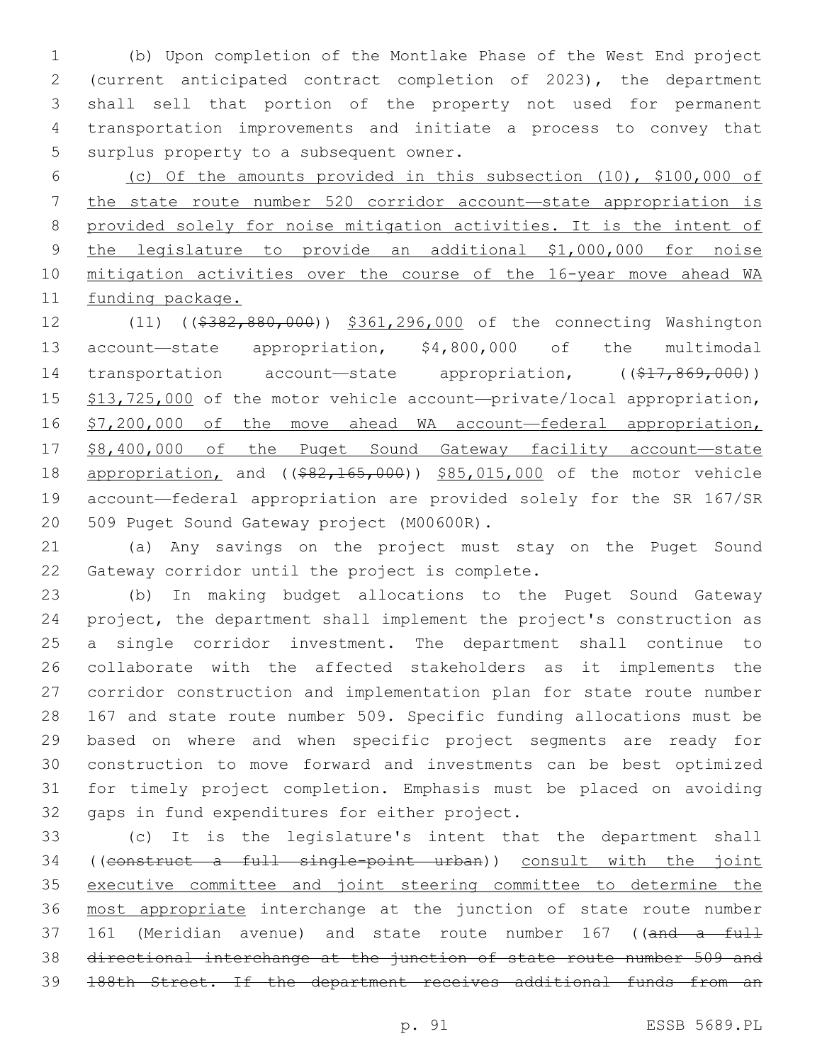(b) Upon completion of the Montlake Phase of the West End project (current anticipated contract completion of 2023), the department shall sell that portion of the property not used for permanent transportation improvements and initiate a process to convey that surplus property to a subsequent owner.

(c) Of the amounts provided in this subsection (10), $100,000 of the state route number 520 corridor account—state appropriation is provided solely for noise mitigation activities. It is the intent of the legislature to provide an additional $1,000,000 for noise mitigation activities over the course of the 16-year move ahead WA funding package.

(11) ((~~$382,880,000~~)) $361,296,000 of the connecting Washington account—state appropriation, $4,800,000 of the multimodal transportation account—state appropriation, ((~~$17,869,000~~)) $13,725,000 of the motor vehicle account—private/local appropriation, $7,200,000 of the move ahead WA account—federal appropriation, $8,400,000 of the Puget Sound Gateway facility account—state appropriation, and ((~~$82,165,000~~)) $85,015,000 of the motor vehicle account—federal appropriation are provided solely for the SR 167/SR 509 Puget Sound Gateway project (M00600R).

(a) Any savings on the project must stay on the Puget Sound Gateway corridor until the project is complete.

(b) In making budget allocations to the Puget Sound Gateway project, the department shall implement the project's construction as a single corridor investment. The department shall continue to collaborate with the affected stakeholders as it implements the corridor construction and implementation plan for state route number 167 and state route number 509. Specific funding allocations must be based on where and when specific project segments are ready for construction to move forward and investments can be best optimized for timely project completion. Emphasis must be placed on avoiding gaps in fund expenditures for either project.

(c) It is the legislature's intent that the department shall ((~~construct a full single-point urban~~)) consult with the joint executive committee and joint steering committee to determine the most appropriate interchange at the junction of state route number 161 (Meridian avenue) and state route number 167 ((~~and a full directional interchange at the junction of state route number 509 and 188th Street. If the department receives additional funds from an~~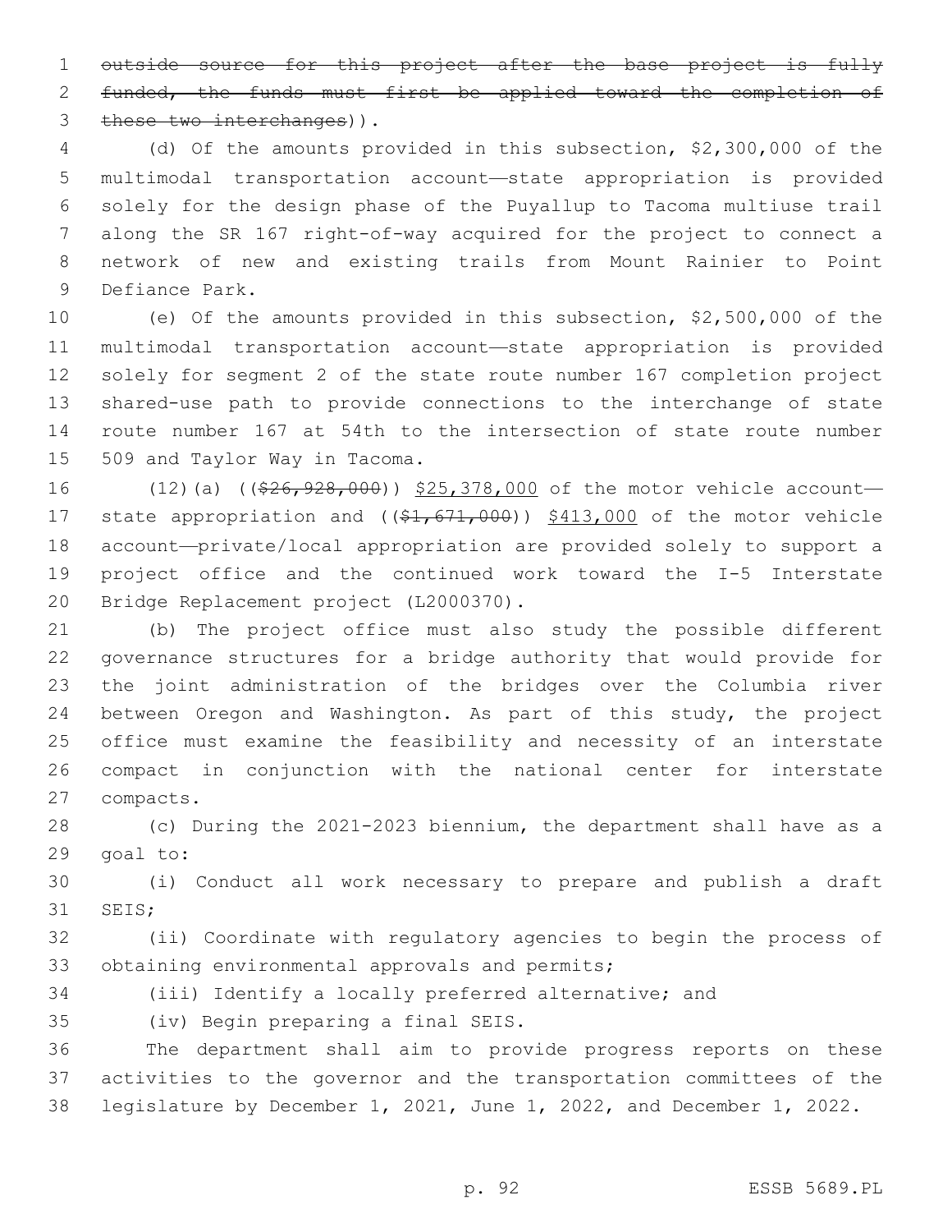~~outside source for this project after the base project is fully funded, the funds must first be applied toward the completion of these two interchanges~~)).

(d) Of the amounts provided in this subsection, $2,300,000 of the multimodal transportation account—state appropriation is provided solely for the design phase of the Puyallup to Tacoma multiuse trail along the SR 167 right-of-way acquired for the project to connect a network of new and existing trails from Mount Rainier to Point Defiance Park.

(e) Of the amounts provided in this subsection, $2,500,000 of the multimodal transportation account—state appropriation is provided solely for segment 2 of the state route number 167 completion project shared-use path to provide connections to the interchange of state route number 167 at 54th to the intersection of state route number 509 and Taylor Way in Tacoma.

(12)(a) ((~~$26,928,000~~)) $25,378,000 of the motor vehicle account—state appropriation and ((~~$1,671,000~~)) $413,000 of the motor vehicle account—private/local appropriation are provided solely to support a project office and the continued work toward the I-5 Interstate Bridge Replacement project (L2000370).

(b) The project office must also study the possible different governance structures for a bridge authority that would provide for the joint administration of the bridges over the Columbia river between Oregon and Washington. As part of this study, the project office must examine the feasibility and necessity of an interstate compact in conjunction with the national center for interstate compacts.

(c) During the 2021-2023 biennium, the department shall have as a goal to:

(i) Conduct all work necessary to prepare and publish a draft SEIS;

(ii) Coordinate with regulatory agencies to begin the process of obtaining environmental approvals and permits;

(iii) Identify a locally preferred alternative; and

(iv) Begin preparing a final SEIS.

The department shall aim to provide progress reports on these activities to the governor and the transportation committees of the legislature by December 1, 2021, June 1, 2022, and December 1, 2022.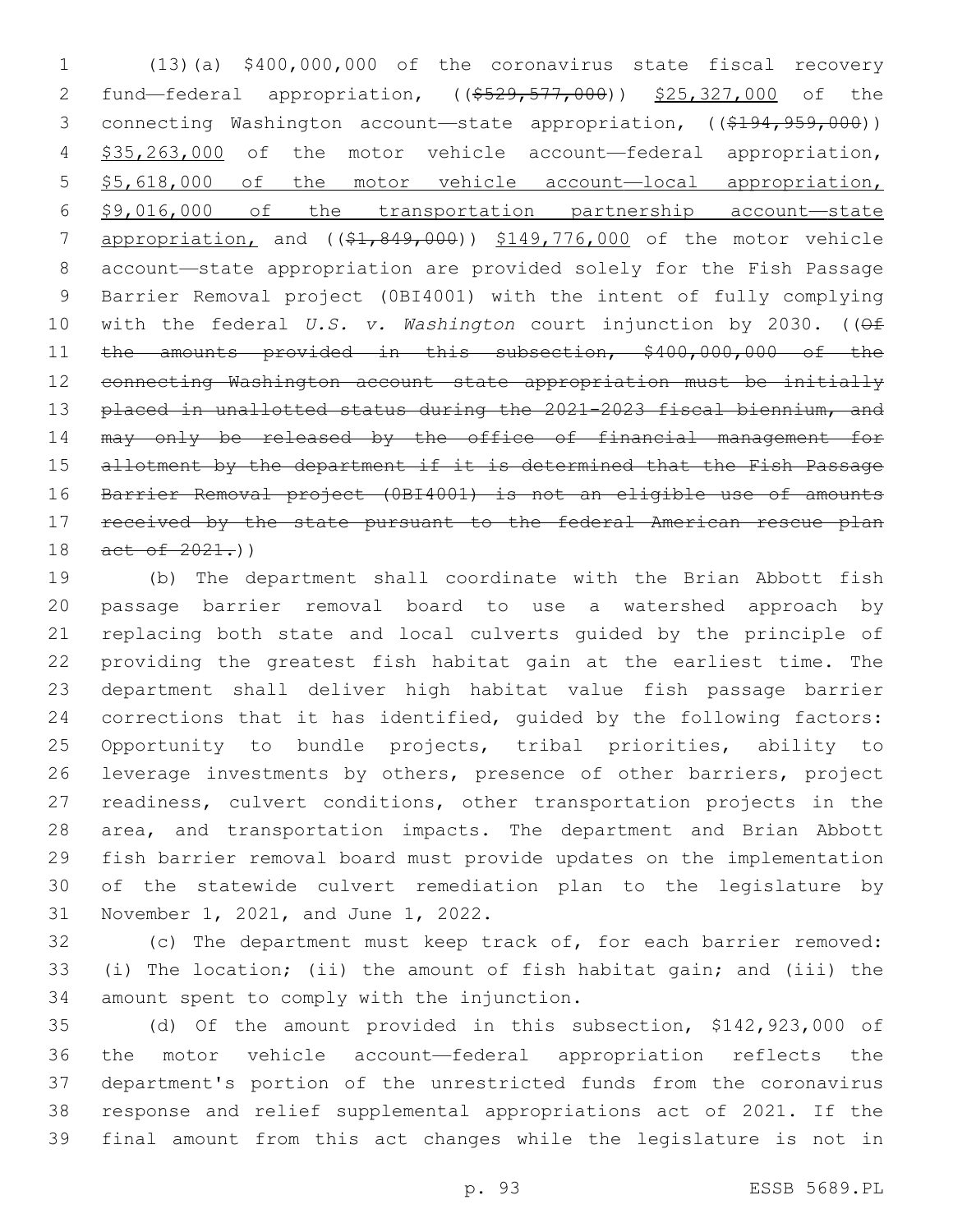(13)(a) $400,000,000 of the coronavirus state fiscal recovery fund—federal appropriation, ((~~$529,577,000~~)) <u>$25,327,000</u> of the connecting Washington account—state appropriation, ((~~$194,959,000~~)) <u>$35,263,000</u> of the motor vehicle account—federal appropriation, <u>$5,618,000 of the motor vehicle account—local appropriation, $9,016,000 of the transportation partnership account—state appropriation,</u> and ((~~$1,849,000~~)) <u>$149,776,000</u> of the motor vehicle account—state appropriation are provided solely for the Fish Passage Barrier Removal project (0BI4001) with the intent of fully complying with the federal *U.S. v. Washington* court injunction by 2030. ((~~Of the amounts provided in this subsection, $400,000,000 of the connecting Washington account—state appropriation must be initially placed in unallotted status during the 2021-2023 fiscal biennium, and may only be released by the office of financial management for allotment by the department if it is determined that the Fish Passage Barrier Removal project (0BI4001) is not an eligible use of amounts received by the state pursuant to the federal American rescue plan act of 2021.~~))

(b) The department shall coordinate with the Brian Abbott fish passage barrier removal board to use a watershed approach by replacing both state and local culverts guided by the principle of providing the greatest fish habitat gain at the earliest time. The department shall deliver high habitat value fish passage barrier corrections that it has identified, guided by the following factors: Opportunity to bundle projects, tribal priorities, ability to leverage investments by others, presence of other barriers, project readiness, culvert conditions, other transportation projects in the area, and transportation impacts. The department and Brian Abbott fish barrier removal board must provide updates on the implementation of the statewide culvert remediation plan to the legislature by November 1, 2021, and June 1, 2022.

(c) The department must keep track of, for each barrier removed: (i) The location; (ii) the amount of fish habitat gain; and (iii) the amount spent to comply with the injunction.

(d) Of the amount provided in this subsection, $142,923,000 of the motor vehicle account—federal appropriation reflects the department's portion of the unrestricted funds from the coronavirus response and relief supplemental appropriations act of 2021. If the final amount from this act changes while the legislature is not in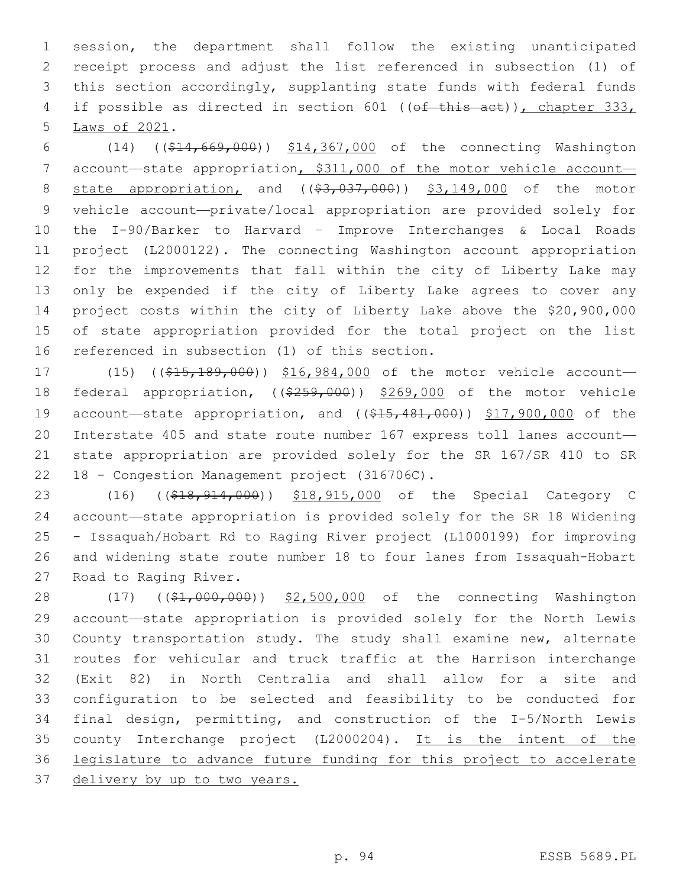session, the department shall follow the existing unanticipated receipt process and adjust the list referenced in subsection (1) of this section accordingly, supplanting state funds with federal funds if possible as directed in section 601 ((~~of this act~~)), chapter 333, Laws of 2021.

(14) ((~~$14,669,000~~)) $14,367,000 of the connecting Washington account—state appropriation, $311,000 of the motor vehicle account—state appropriation, and ((~~$3,037,000~~)) $3,149,000 of the motor vehicle account—private/local appropriation are provided solely for the I-90/Barker to Harvard – Improve Interchanges & Local Roads project (L2000122). The connecting Washington account appropriation for the improvements that fall within the city of Liberty Lake may only be expended if the city of Liberty Lake agrees to cover any project costs within the city of Liberty Lake above the $20,900,000 of state appropriation provided for the total project on the list referenced in subsection (1) of this section.

(15) ((~~$15,189,000~~)) $16,984,000 of the motor vehicle account—federal appropriation, ((~~$259,000~~)) $269,000 of the motor vehicle account—state appropriation, and ((~~$15,481,000~~)) $17,900,000 of the Interstate 405 and state route number 167 express toll lanes account—state appropriation are provided solely for the SR 167/SR 410 to SR 18 - Congestion Management project (316706C).

(16) ((~~$18,914,000~~)) $18,915,000 of the Special Category C account—state appropriation is provided solely for the SR 18 Widening - Issaquah/Hobart Rd to Raging River project (L1000199) for improving and widening state route number 18 to four lanes from Issaquah-Hobart Road to Raging River.

(17) ((~~$1,000,000~~)) $2,500,000 of the connecting Washington account—state appropriation is provided solely for the North Lewis County transportation study. The study shall examine new, alternate routes for vehicular and truck traffic at the Harrison interchange (Exit 82) in North Centralia and shall allow for a site and configuration to be selected and feasibility to be conducted for final design, permitting, and construction of the I-5/North Lewis county Interchange project (L2000204). It is the intent of the legislature to advance future funding for this project to accelerate delivery by up to two years.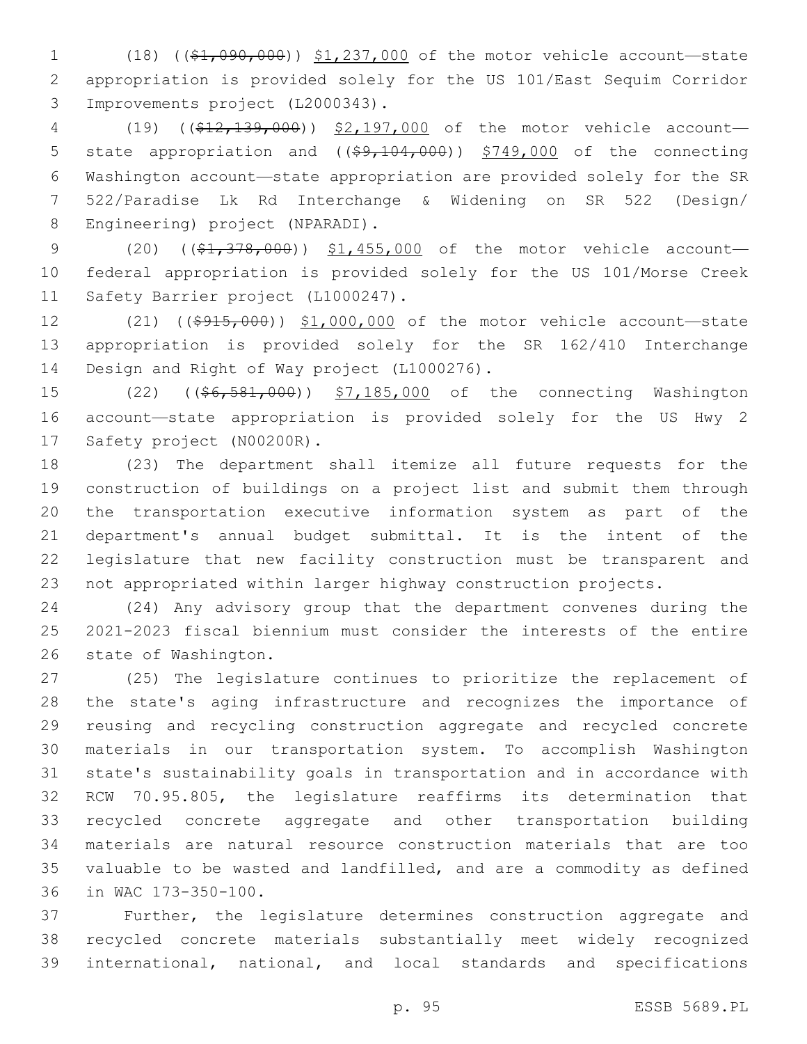(18) ((~~$1,090,000~~)) $1,237,000 of the motor vehicle account—state appropriation is provided solely for the US 101/East Sequim Corridor Improvements project (L2000343).

(19) ((~~$12,139,000~~)) $2,197,000 of the motor vehicle account—state appropriation and ((~~$9,104,000~~)) $749,000 of the connecting Washington account—state appropriation are provided solely for the SR 522/Paradise Lk Rd Interchange & Widening on SR 522 (Design/Engineering) project (NPARADI).

(20) ((~~$1,378,000~~)) $1,455,000 of the motor vehicle account—federal appropriation is provided solely for the US 101/Morse Creek Safety Barrier project (L1000247).

(21) ((~~$915,000~~)) $1,000,000 of the motor vehicle account—state appropriation is provided solely for the SR 162/410 Interchange Design and Right of Way project (L1000276).

(22) ((~~$6,581,000~~)) $7,185,000 of the connecting Washington account—state appropriation is provided solely for the US Hwy 2 Safety project (N00200R).

(23) The department shall itemize all future requests for the construction of buildings on a project list and submit them through the transportation executive information system as part of the department's annual budget submittal. It is the intent of the legislature that new facility construction must be transparent and not appropriated within larger highway construction projects.

(24) Any advisory group that the department convenes during the 2021-2023 fiscal biennium must consider the interests of the entire state of Washington.

(25) The legislature continues to prioritize the replacement of the state's aging infrastructure and recognizes the importance of reusing and recycling construction aggregate and recycled concrete materials in our transportation system. To accomplish Washington state's sustainability goals in transportation and in accordance with RCW 70.95.805, the legislature reaffirms its determination that recycled concrete aggregate and other transportation building materials are natural resource construction materials that are too valuable to be wasted and landfilled, and are a commodity as defined in WAC 173-350-100.

Further, the legislature determines construction aggregate and recycled concrete materials substantially meet widely recognized international, national, and local standards and specifications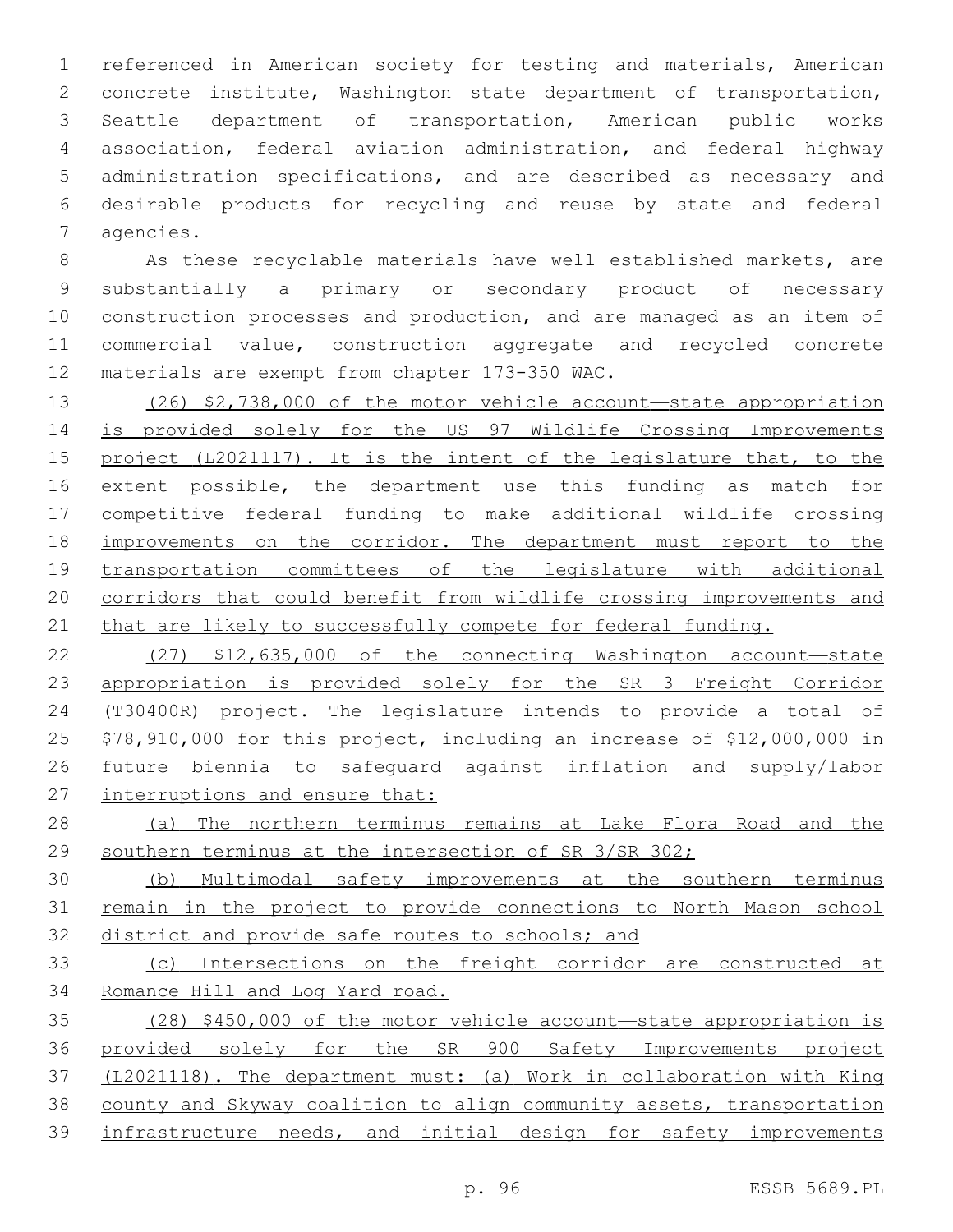referenced in American society for testing and materials, American concrete institute, Washington state department of transportation, Seattle department of transportation, American public works association, federal aviation administration, and federal highway administration specifications, and are described as necessary and desirable products for recycling and reuse by state and federal agencies.

As these recyclable materials have well established markets, are substantially a primary or secondary product of necessary construction processes and production, and are managed as an item of commercial value, construction aggregate and recycled concrete materials are exempt from chapter 173-350 WAC.

(26) $2,738,000 of the motor vehicle account—state appropriation is provided solely for the US 97 Wildlife Crossing Improvements project (L2021117). It is the intent of the legislature that, to the extent possible, the department use this funding as match for competitive federal funding to make additional wildlife crossing improvements on the corridor. The department must report to the transportation committees of the legislature with additional corridors that could benefit from wildlife crossing improvements and that are likely to successfully compete for federal funding.

(27) $12,635,000 of the connecting Washington account—state appropriation is provided solely for the SR 3 Freight Corridor (T30400R) project. The legislature intends to provide a total of $78,910,000 for this project, including an increase of $12,000,000 in future biennia to safeguard against inflation and supply/labor interruptions and ensure that:

(a) The northern terminus remains at Lake Flora Road and the southern terminus at the intersection of SR 3/SR 302;

(b) Multimodal safety improvements at the southern terminus remain in the project to provide connections to North Mason school district and provide safe routes to schools; and

(c) Intersections on the freight corridor are constructed at Romance Hill and Log Yard road.

(28) $450,000 of the motor vehicle account—state appropriation is provided solely for the SR 900 Safety Improvements project (L2021118). The department must: (a) Work in collaboration with King county and Skyway coalition to align community assets, transportation infrastructure needs, and initial design for safety improvements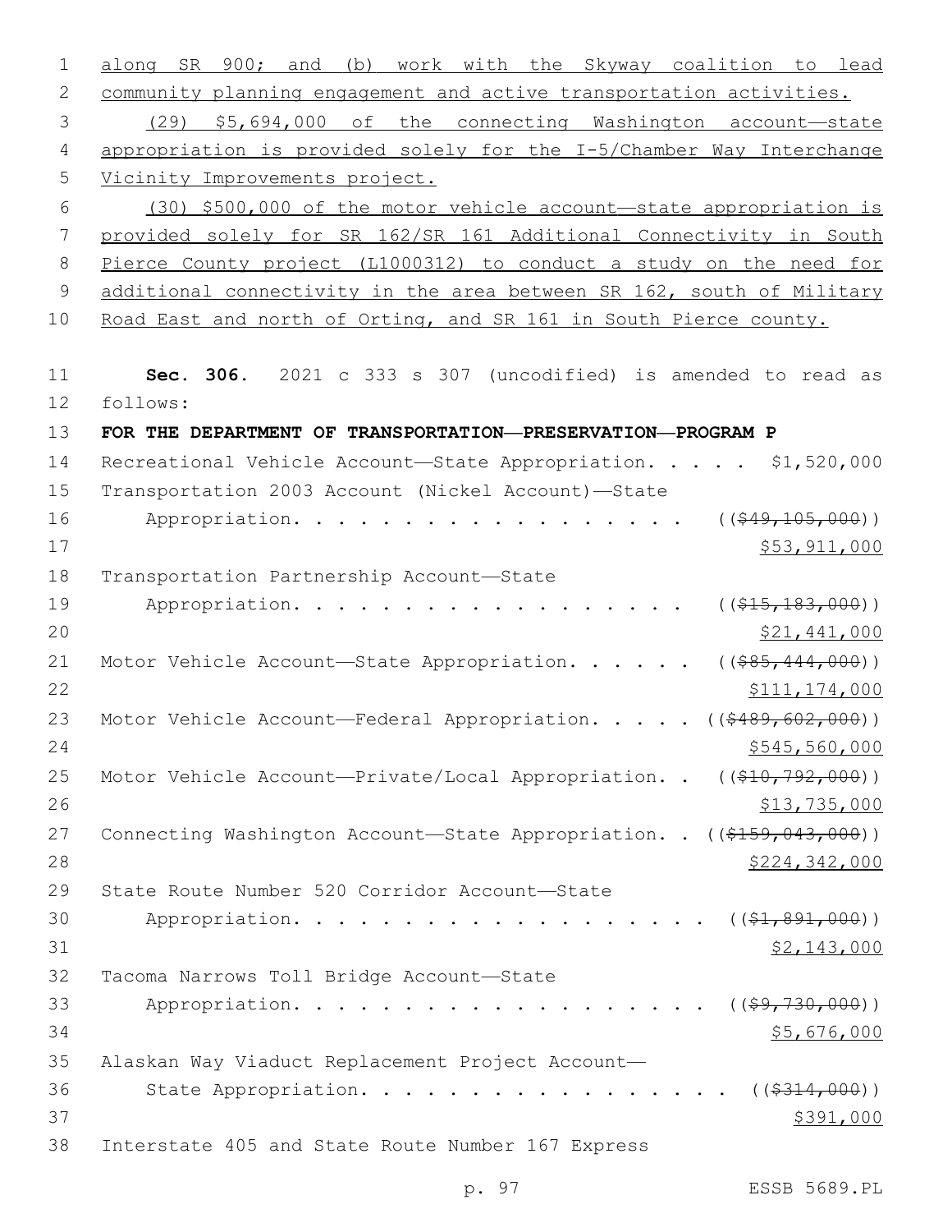along SR 900; and (b) work with the Skyway coalition to lead community planning engagement and active transportation activities.

(29) $5,694,000 of the connecting Washington account—state appropriation is provided solely for the I-5/Chamber Way Interchange Vicinity Improvements project.

(30) $500,000 of the motor vehicle account—state appropriation is provided solely for SR 162/SR 161 Additional Connectivity in South Pierce County project (L1000312) to conduct a study on the need for additional connectivity in the area between SR 162, south of Military Road East and north of Orting, and SR 161 in South Pierce county.

**Sec. 306.** 2021 c 333 s 307 (uncodified) is amended to read as follows:

**FOR THE DEPARTMENT OF TRANSPORTATION—PRESERVATION—PROGRAM P**

Recreational Vehicle Account—State Appropriation. . . . . $1,520,000

Transportation 2003 Account (Nickel Account)—State Appropriation. . . . . . . . . . . . . . . . . . ((~~$49,105,000~~)) $53,911,000

Transportation Partnership Account—State Appropriation. . . . . . . . . . . . . . . . . . ((~~$15,183,000~~)) $21,441,000

Motor Vehicle Account—State Appropriation. . . . . . ((~~$85,444,000~~)) $111,174,000

Motor Vehicle Account—Federal Appropriation. . . . . ((~~$489,602,000~~)) $545,560,000

Motor Vehicle Account—Private/Local Appropriation. . ((~~$10,792,000~~)) $13,735,000

Connecting Washington Account—State Appropriation. . ((~~$159,043,000~~)) $224,342,000

State Route Number 520 Corridor Account—State Appropriation. . . . . . . . . . . . . . . . . . . ((~~$1,891,000~~)) $2,143,000

Tacoma Narrows Toll Bridge Account—State Appropriation. . . . . . . . . . . . . . . . . . . . ((~~$9,730,000~~)) $5,676,000

Alaskan Way Viaduct Replacement Project Account—State Appropriation. . . . . . . . . . . . . . . . . ((~~$314,000~~)) $391,000

Interstate 405 and State Route Number 167 Express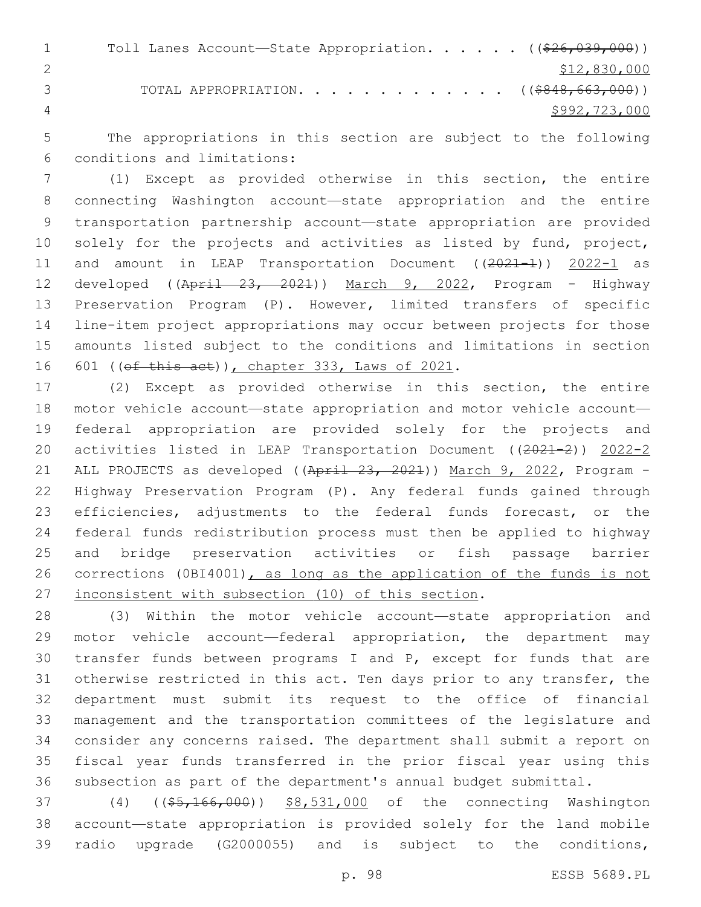Toll Lanes Account—State Appropriation. . . . . . ((~~$26,039,000~~))
$12,830,000

TOTAL APPROPRIATION. . . . . . . . . . . . . . ((~~$848,663,000~~))
$992,723,000

The appropriations in this section are subject to the following conditions and limitations:

(1) Except as provided otherwise in this section, the entire connecting Washington account—state appropriation and the entire transportation partnership account—state appropriation are provided solely for the projects and activities as listed by fund, project, and amount in LEAP Transportation Document ((~~2021-1~~)) 2022-1 as developed ((~~April 23, 2021~~)) March 9, 2022, Program - Highway Preservation Program (P). However, limited transfers of specific line-item project appropriations may occur between projects for those amounts listed subject to the conditions and limitations in section 601 ((~~of this act~~)), chapter 333, Laws of 2021.

(2) Except as provided otherwise in this section, the entire motor vehicle account—state appropriation and motor vehicle account—federal appropriation are provided solely for the projects and activities listed in LEAP Transportation Document ((~~2021-2~~)) 2022-2 ALL PROJECTS as developed ((~~April 23, 2021~~)) March 9, 2022, Program - Highway Preservation Program (P). Any federal funds gained through efficiencies, adjustments to the federal funds forecast, or the federal funds redistribution process must then be applied to highway and bridge preservation activities or fish passage barrier corrections (0BI4001), as long as the application of the funds is not inconsistent with subsection (10) of this section.

(3) Within the motor vehicle account—state appropriation and motor vehicle account—federal appropriation, the department may transfer funds between programs I and P, except for funds that are otherwise restricted in this act. Ten days prior to any transfer, the department must submit its request to the office of financial management and the transportation committees of the legislature and consider any concerns raised. The department shall submit a report on fiscal year funds transferred in the prior fiscal year using this subsection as part of the department's annual budget submittal.

(4) ((~~$5,166,000~~)) $8,531,000 of the connecting Washington account—state appropriation is provided solely for the land mobile radio upgrade (G2000055) and is subject to the conditions,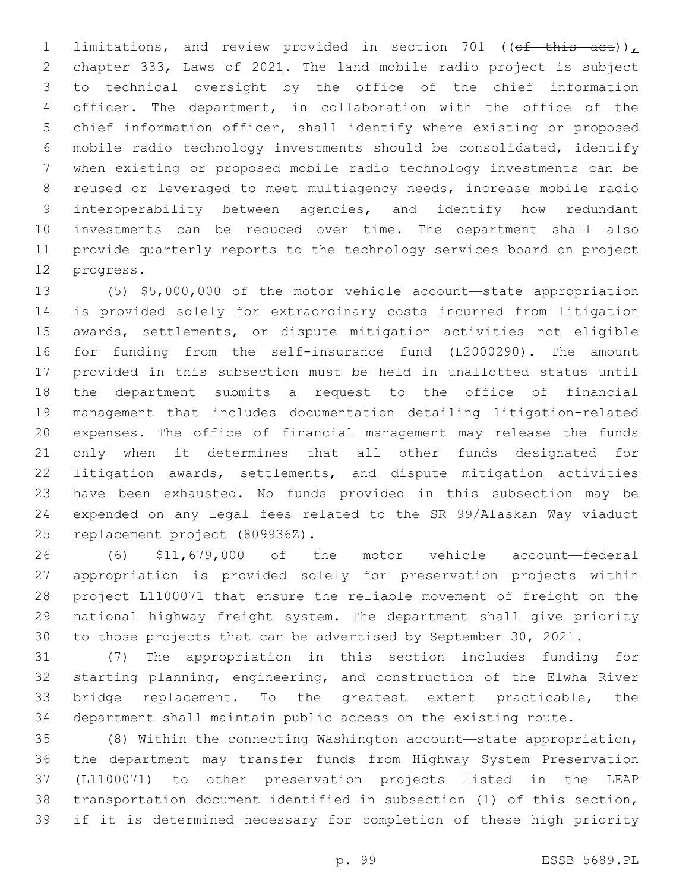limitations, and review provided in section 701 ((~~of this act~~)), chapter 333, Laws of 2021. The land mobile radio project is subject to technical oversight by the office of the chief information officer. The department, in collaboration with the office of the chief information officer, shall identify where existing or proposed mobile radio technology investments should be consolidated, identify when existing or proposed mobile radio technology investments can be reused or leveraged to meet multiagency needs, increase mobile radio interoperability between agencies, and identify how redundant investments can be reduced over time. The department shall also provide quarterly reports to the technology services board on project progress.

(5) $5,000,000 of the motor vehicle account—state appropriation is provided solely for extraordinary costs incurred from litigation awards, settlements, or dispute mitigation activities not eligible for funding from the self-insurance fund (L2000290). The amount provided in this subsection must be held in unallotted status until the department submits a request to the office of financial management that includes documentation detailing litigation-related expenses. The office of financial management may release the funds only when it determines that all other funds designated for litigation awards, settlements, and dispute mitigation activities have been exhausted. No funds provided in this subsection may be expended on any legal fees related to the SR 99/Alaskan Way viaduct replacement project (809936Z).

(6) $11,679,000 of the motor vehicle account—federal appropriation is provided solely for preservation projects within project L1100071 that ensure the reliable movement of freight on the national highway freight system. The department shall give priority to those projects that can be advertised by September 30, 2021.

(7) The appropriation in this section includes funding for starting planning, engineering, and construction of the Elwha River bridge replacement. To the greatest extent practicable, the department shall maintain public access on the existing route.

(8) Within the connecting Washington account—state appropriation, the department may transfer funds from Highway System Preservation (L1100071) to other preservation projects listed in the LEAP transportation document identified in subsection (1) of this section, if it is determined necessary for completion of these high priority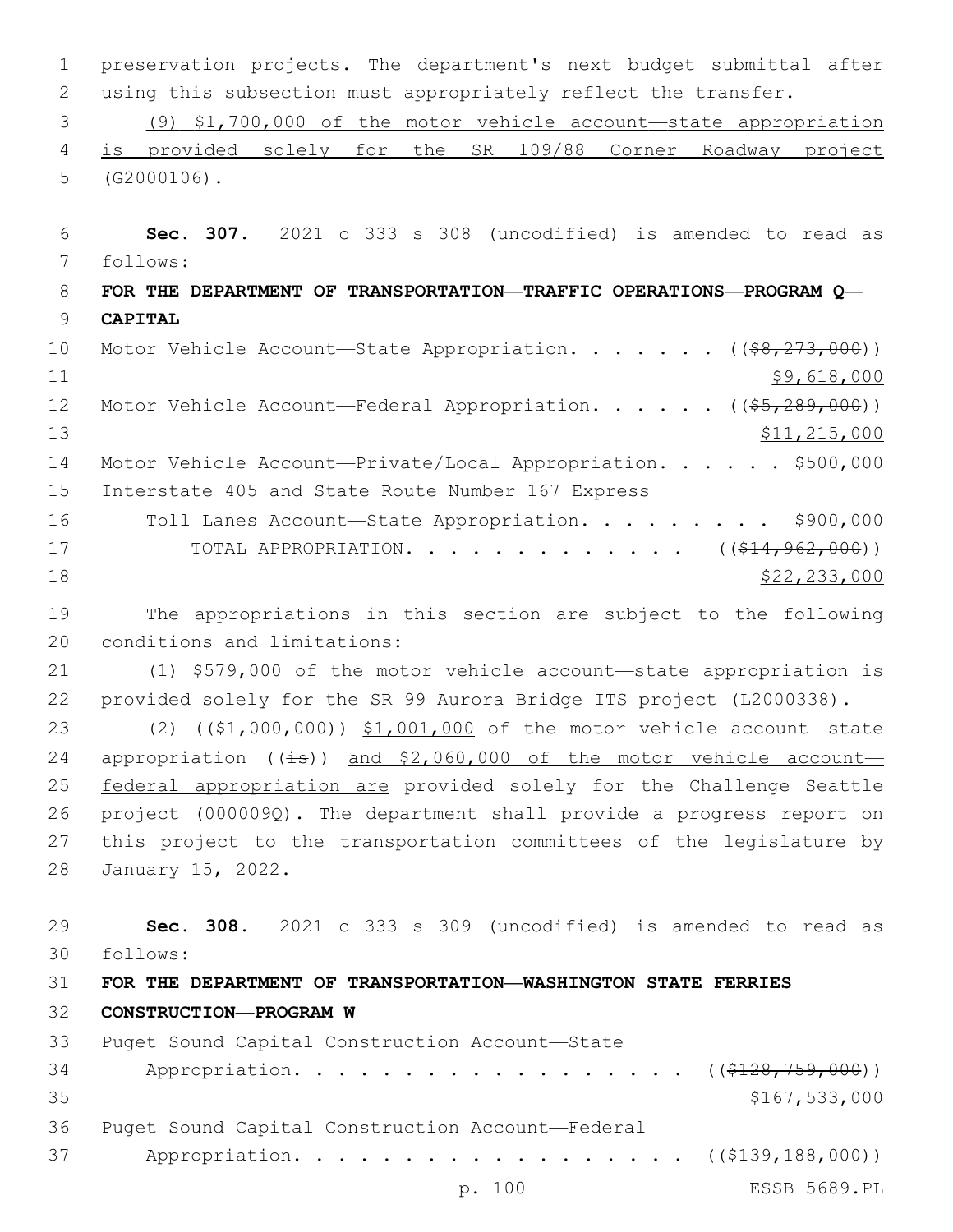preservation projects. The department's next budget submittal after using this subsection must appropriately reflect the transfer.

(9) $1,700,000 of the motor vehicle account—state appropriation is provided solely for the SR 109/88 Corner Roadway project (G2000106).

**Sec. 307.** 2021 c 333 s 308 (uncodified) is amended to read as follows:

**FOR THE DEPARTMENT OF TRANSPORTATION—TRAFFIC OPERATIONS—PROGRAM Q—CAPITAL**

Motor Vehicle Account—State Appropriation. . . . . . . ((~~$8,273,000~~)) $9,618,000

Motor Vehicle Account—Federal Appropriation. . . . . . ((~~$5,289,000~~)) $11,215,000

Motor Vehicle Account—Private/Local Appropriation. . . . . . $500,000

Interstate 405 and State Route Number 167 Express Toll Lanes Account—State Appropriation. . . . . . . . . . $900,000

TOTAL APPROPRIATION. . . . . . . . . . . . . ((~~$14,962,000~~)) $22,233,000

The appropriations in this section are subject to the following conditions and limitations:

(1) $579,000 of the motor vehicle account—state appropriation is provided solely for the SR 99 Aurora Bridge ITS project (L2000338).

(2) ((~~$1,000,000~~)) $1,001,000 of the motor vehicle account—state appropriation ((~~is~~)) and $2,060,000 of the motor vehicle account—federal appropriation are provided solely for the Challenge Seattle project (000009Q). The department shall provide a progress report on this project to the transportation committees of the legislature by January 15, 2022.

**Sec. 308.** 2021 c 333 s 309 (uncodified) is amended to read as follows:

**FOR THE DEPARTMENT OF TRANSPORTATION—WASHINGTON STATE FERRIES CONSTRUCTION—PROGRAM W**

Puget Sound Capital Construction Account—State Appropriation. . . . . . . . . . . . . . . . . . . ((~~$128,759,000~~)) $167,533,000

Puget Sound Capital Construction Account—Federal Appropriation. . . . . . . . . . . . . . . . . . . ((~~$139,188,000~~))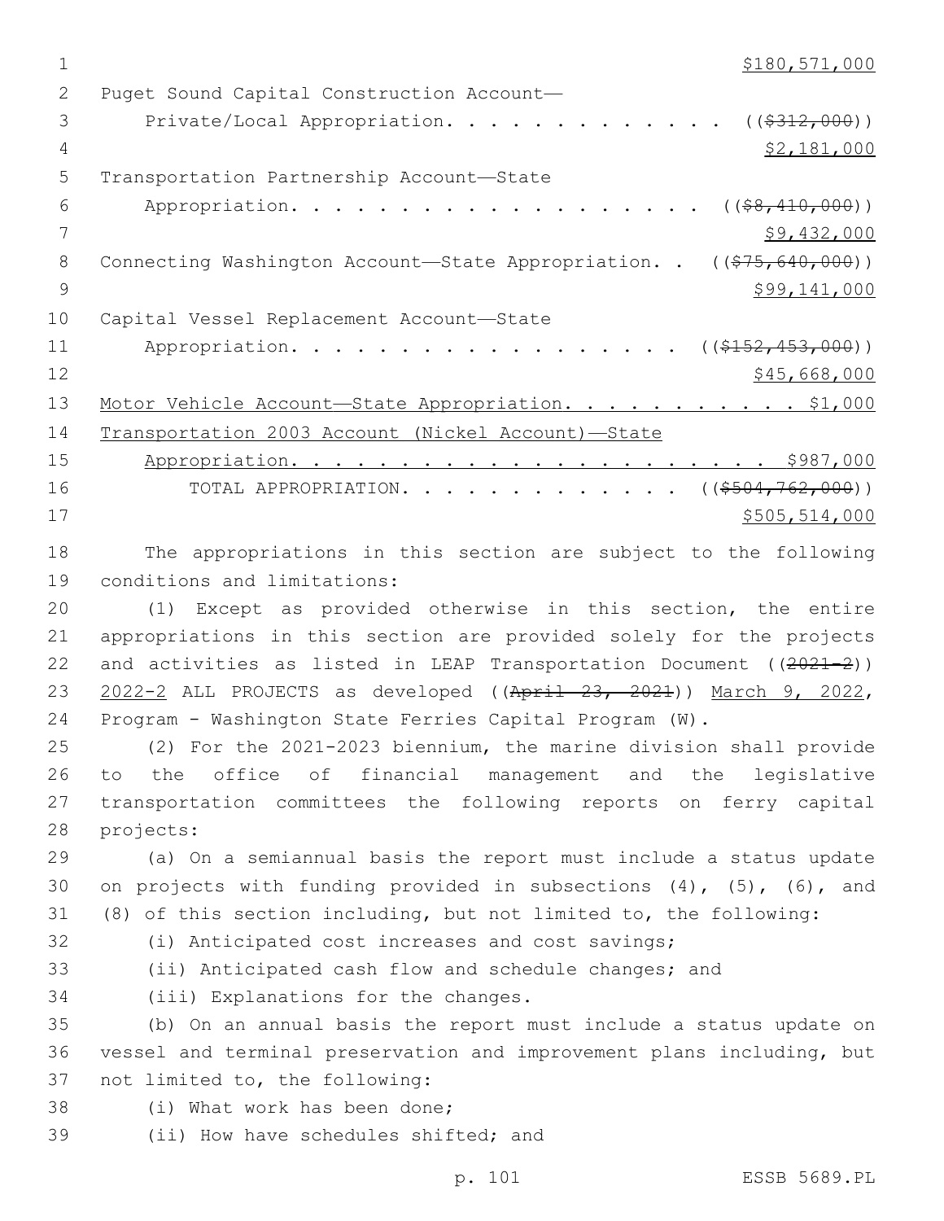$180,571,000

Puget Sound Capital Construction Account—
Private/Local Appropriation. . . . . . . . . . . . . ((~~$312,000~~))
$2,181,000

Transportation Partnership Account—State
Appropriation. . . . . . . . . . . . . . . . . . . ((~~$8,410,000~~))
$9,432,000

Connecting Washington Account—State Appropriation. . ((~~$75,640,000~~))
$99,141,000

Capital Vessel Replacement Account—State
Appropriation. . . . . . . . . . . . . . . . . . ((~~$152,453,000~~))
$45,668,000

Motor Vehicle Account—State Appropriation. . . . . . . . . . . $1,000

Transportation 2003 Account (Nickel Account)—State
Appropriation. . . . . . . . . . . . . . . . . . . . . . $987,000

TOTAL APPROPRIATION. . . . . . . . . . . . . ((~~$504,762,000~~))
$505,514,000

The appropriations in this section are subject to the following conditions and limitations:

(1) Except as provided otherwise in this section, the entire appropriations in this section are provided solely for the projects and activities as listed in LEAP Transportation Document ((~~2021-2~~)) 2022-2 ALL PROJECTS as developed ((~~April 23, 2021~~)) March 9, 2022, Program - Washington State Ferries Capital Program (W).

(2) For the 2021-2023 biennium, the marine division shall provide to the office of financial management and the legislative transportation committees the following reports on ferry capital projects:

(a) On a semiannual basis the report must include a status update on projects with funding provided in subsections (4), (5), (6), and (8) of this section including, but not limited to, the following:

(i) Anticipated cost increases and cost savings;

(ii) Anticipated cash flow and schedule changes; and

(iii) Explanations for the changes.

(b) On an annual basis the report must include a status update on vessel and terminal preservation and improvement plans including, but not limited to, the following:

(i) What work has been done;

(ii) How have schedules shifted; and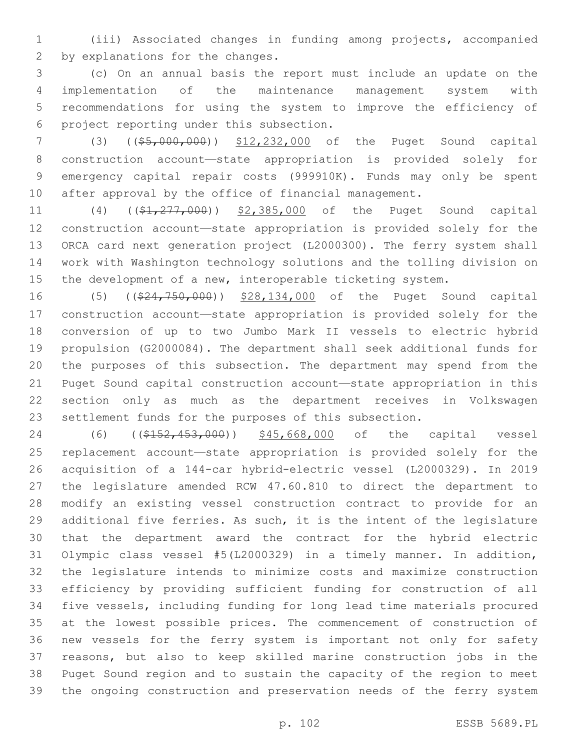(iii) Associated changes in funding among projects, accompanied by explanations for the changes.

(c) On an annual basis the report must include an update on the implementation of the maintenance management system with recommendations for using the system to improve the efficiency of project reporting under this subsection.

(3) ((~~$5,000,000~~)) $12,232,000 of the Puget Sound capital construction account—state appropriation is provided solely for emergency capital repair costs (999910K). Funds may only be spent after approval by the office of financial management.

(4) ((~~$1,277,000~~)) $2,385,000 of the Puget Sound capital construction account—state appropriation is provided solely for the ORCA card next generation project (L2000300). The ferry system shall work with Washington technology solutions and the tolling division on the development of a new, interoperable ticketing system.

(5) ((~~$24,750,000~~)) $28,134,000 of the Puget Sound capital construction account—state appropriation is provided solely for the conversion of up to two Jumbo Mark II vessels to electric hybrid propulsion (G2000084). The department shall seek additional funds for the purposes of this subsection. The department may spend from the Puget Sound capital construction account—state appropriation in this section only as much as the department receives in Volkswagen settlement funds for the purposes of this subsection.

(6) ((~~$152,453,000~~)) $45,668,000 of the capital vessel replacement account—state appropriation is provided solely for the acquisition of a 144-car hybrid-electric vessel (L2000329). In 2019 the legislature amended RCW 47.60.810 to direct the department to modify an existing vessel construction contract to provide for an additional five ferries. As such, it is the intent of the legislature that the department award the contract for the hybrid electric Olympic class vessel #5(L2000329) in a timely manner. In addition, the legislature intends to minimize costs and maximize construction efficiency by providing sufficient funding for construction of all five vessels, including funding for long lead time materials procured at the lowest possible prices. The commencement of construction of new vessels for the ferry system is important not only for safety reasons, but also to keep skilled marine construction jobs in the Puget Sound region and to sustain the capacity of the region to meet the ongoing construction and preservation needs of the ferry system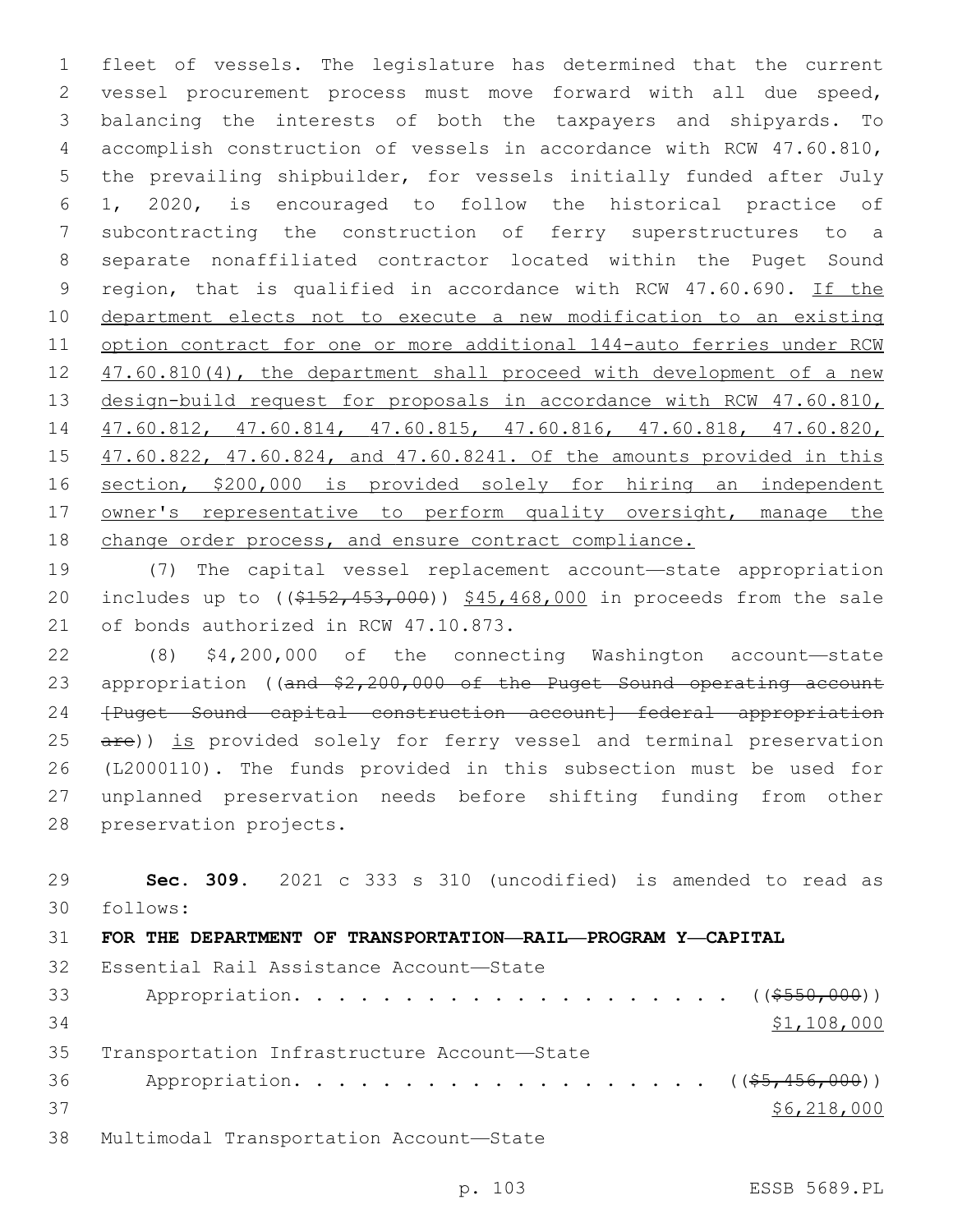fleet of vessels. The legislature has determined that the current vessel procurement process must move forward with all due speed, balancing the interests of both the taxpayers and shipyards. To accomplish construction of vessels in accordance with RCW 47.60.810, the prevailing shipbuilder, for vessels initially funded after July 1, 2020, is encouraged to follow the historical practice of subcontracting the construction of ferry superstructures to a separate nonaffiliated contractor located within the Puget Sound region, that is qualified in accordance with RCW 47.60.690. <u>If the department elects not to execute a new modification to an existing option contract for one or more additional 144-auto ferries under RCW 47.60.810(4), the department shall proceed with development of a new design-build request for proposals in accordance with RCW 47.60.810, 47.60.812, 47.60.814, 47.60.815, 47.60.816, 47.60.818, 47.60.820, 47.60.822, 47.60.824, and 47.60.8241. Of the amounts provided in this section, $200,000 is provided solely for hiring an independent owner's representative to perform quality oversight, manage the change order process, and ensure contract compliance.</u>

(7) The capital vessel replacement account—state appropriation includes up to ((~~$152,453,000~~)) <u>$45,468,000</u> in proceeds from the sale of bonds authorized in RCW 47.10.873.

(8) $4,200,000 of the connecting Washington account—state appropriation ((~~and $2,200,000 of the Puget Sound operating account [Puget Sound capital construction account] federal appropriation are~~)) <u>is</u> provided solely for ferry vessel and terminal preservation (L2000110). The funds provided in this subsection must be used for unplanned preservation needs before shifting funding from other preservation projects.

**Sec. 309.** 2021 c 333 s 310 (uncodified) is amended to read as follows:

**FOR THE DEPARTMENT OF TRANSPORTATION—RAIL—PROGRAM Y—CAPITAL**

Essential Rail Assistance Account—State
Appropriation. . . . . . . . . . . . . . . . . . . . ((~~$550,000~~))
<u>$1,108,000</u>

Transportation Infrastructure Account—State
Appropriation. . . . . . . . . . . . . . . . . . . ((~~$5,456,000~~))
<u>$6,218,000</u>

Multimodal Transportation Account—State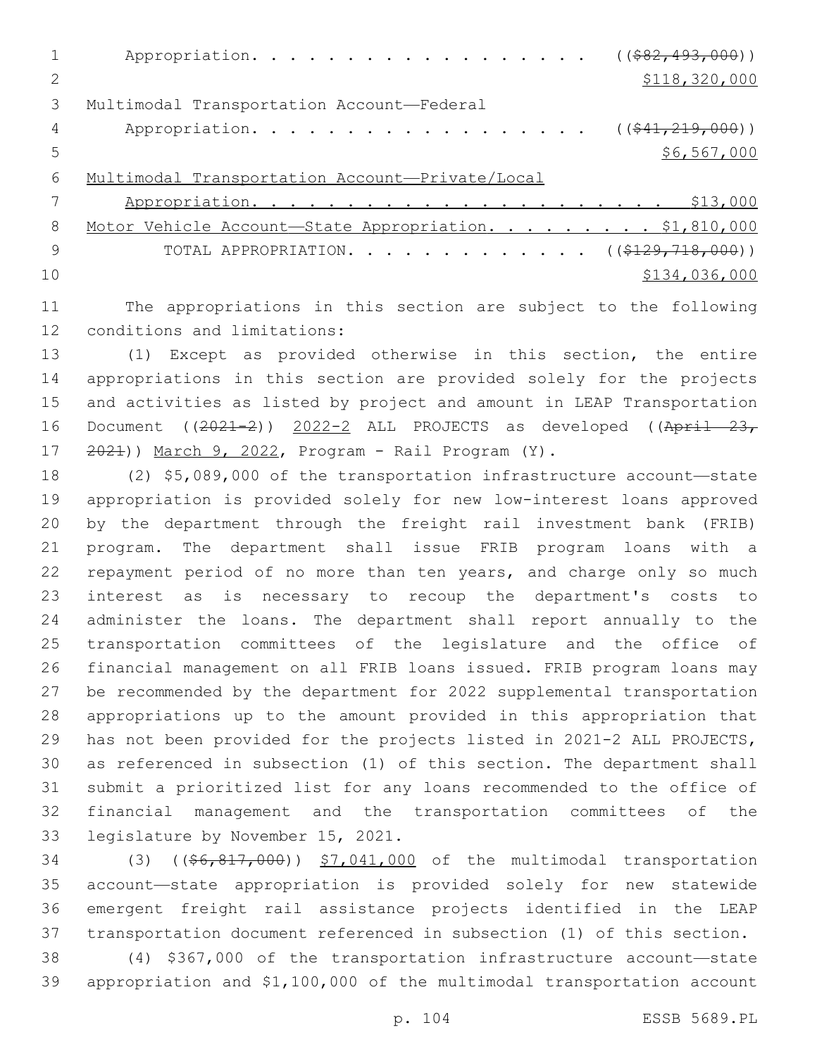Appropriation. . . . . . . . . . . . . . . . . . . ((~~$82,493,000~~))
$118,320,000

Multimodal Transportation Account—Federal
Appropriation. . . . . . . . . . . . . . . . . . . ((~~$41,219,000~~))
$6,567,000

Multimodal Transportation Account—Private/Local
Appropriation. . . . . . . . . . . . . . . . . . . . . . $13,000

Motor Vehicle Account—State Appropriation. . . . . . . . . $1,810,000

TOTAL APPROPRIATION. . . . . . . . . . . . . . ((~~$129,718,000~~))
$134,036,000

The appropriations in this section are subject to the following conditions and limitations:

(1) Except as provided otherwise in this section, the entire appropriations in this section are provided solely for the projects and activities as listed by project and amount in LEAP Transportation Document ((~~2021-2~~)) 2022-2 ALL PROJECTS as developed ((~~April 23, 2021~~)) March 9, 2022, Program - Rail Program (Y).

(2) $5,089,000 of the transportation infrastructure account—state appropriation is provided solely for new low-interest loans approved by the department through the freight rail investment bank (FRIB) program. The department shall issue FRIB program loans with a repayment period of no more than ten years, and charge only so much interest as is necessary to recoup the department's costs to administer the loans. The department shall report annually to the transportation committees of the legislature and the office of financial management on all FRIB loans issued. FRIB program loans may be recommended by the department for 2022 supplemental transportation appropriations up to the amount provided in this appropriation that has not been provided for the projects listed in 2021-2 ALL PROJECTS, as referenced in subsection (1) of this section. The department shall submit a prioritized list for any loans recommended to the office of financial management and the transportation committees of the legislature by November 15, 2021.

(3) ((~~$6,817,000~~)) $7,041,000 of the multimodal transportation account—state appropriation is provided solely for new statewide emergent freight rail assistance projects identified in the LEAP transportation document referenced in subsection (1) of this section.

(4) $367,000 of the transportation infrastructure account—state appropriation and $1,100,000 of the multimodal transportation account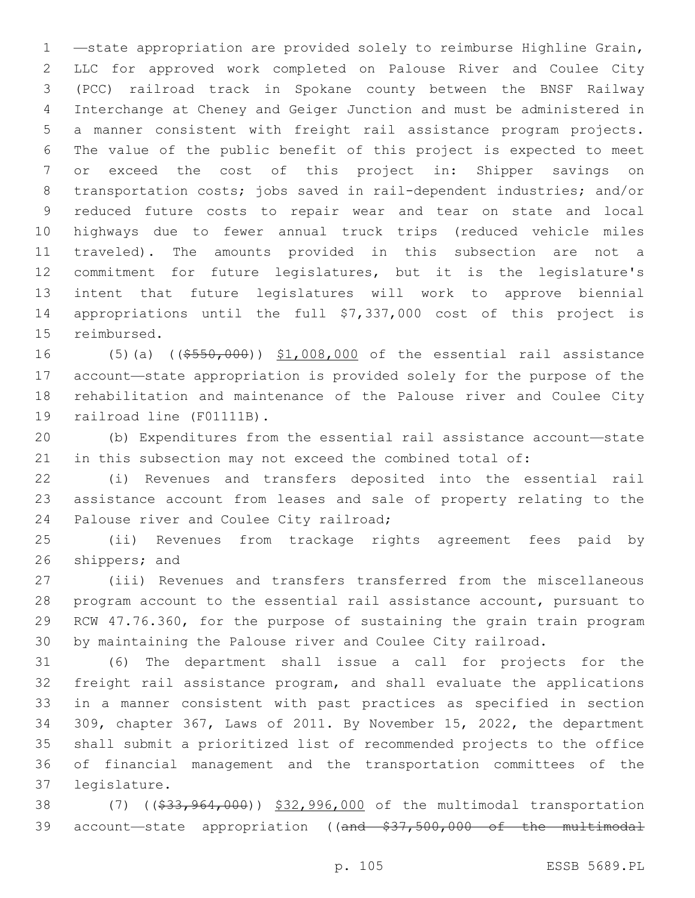—state appropriation are provided solely to reimburse Highline Grain, LLC for approved work completed on Palouse River and Coulee City (PCC) railroad track in Spokane county between the BNSF Railway Interchange at Cheney and Geiger Junction and must be administered in a manner consistent with freight rail assistance program projects. The value of the public benefit of this project is expected to meet or exceed the cost of this project in: Shipper savings on transportation costs; jobs saved in rail-dependent industries; and/or reduced future costs to repair wear and tear on state and local highways due to fewer annual truck trips (reduced vehicle miles traveled). The amounts provided in this subsection are not a commitment for future legislatures, but it is the legislature's intent that future legislatures will work to approve biennial appropriations until the full $7,337,000 cost of this project is reimbursed.

(5)(a) ((~~$550,000~~)) $1,008,000 of the essential rail assistance account—state appropriation is provided solely for the purpose of the rehabilitation and maintenance of the Palouse river and Coulee City railroad line (F01111B).

(b) Expenditures from the essential rail assistance account—state in this subsection may not exceed the combined total of:

(i) Revenues and transfers deposited into the essential rail assistance account from leases and sale of property relating to the Palouse river and Coulee City railroad;

(ii) Revenues from trackage rights agreement fees paid by shippers; and

(iii) Revenues and transfers transferred from the miscellaneous program account to the essential rail assistance account, pursuant to RCW 47.76.360, for the purpose of sustaining the grain train program by maintaining the Palouse river and Coulee City railroad.

(6) The department shall issue a call for projects for the freight rail assistance program, and shall evaluate the applications in a manner consistent with past practices as specified in section 309, chapter 367, Laws of 2011. By November 15, 2022, the department shall submit a prioritized list of recommended projects to the office of financial management and the transportation committees of the legislature.

(7) ((~~$33,964,000~~)) $32,996,000 of the multimodal transportation account—state appropriation ((~~and $37,500,000 of the multimodal~~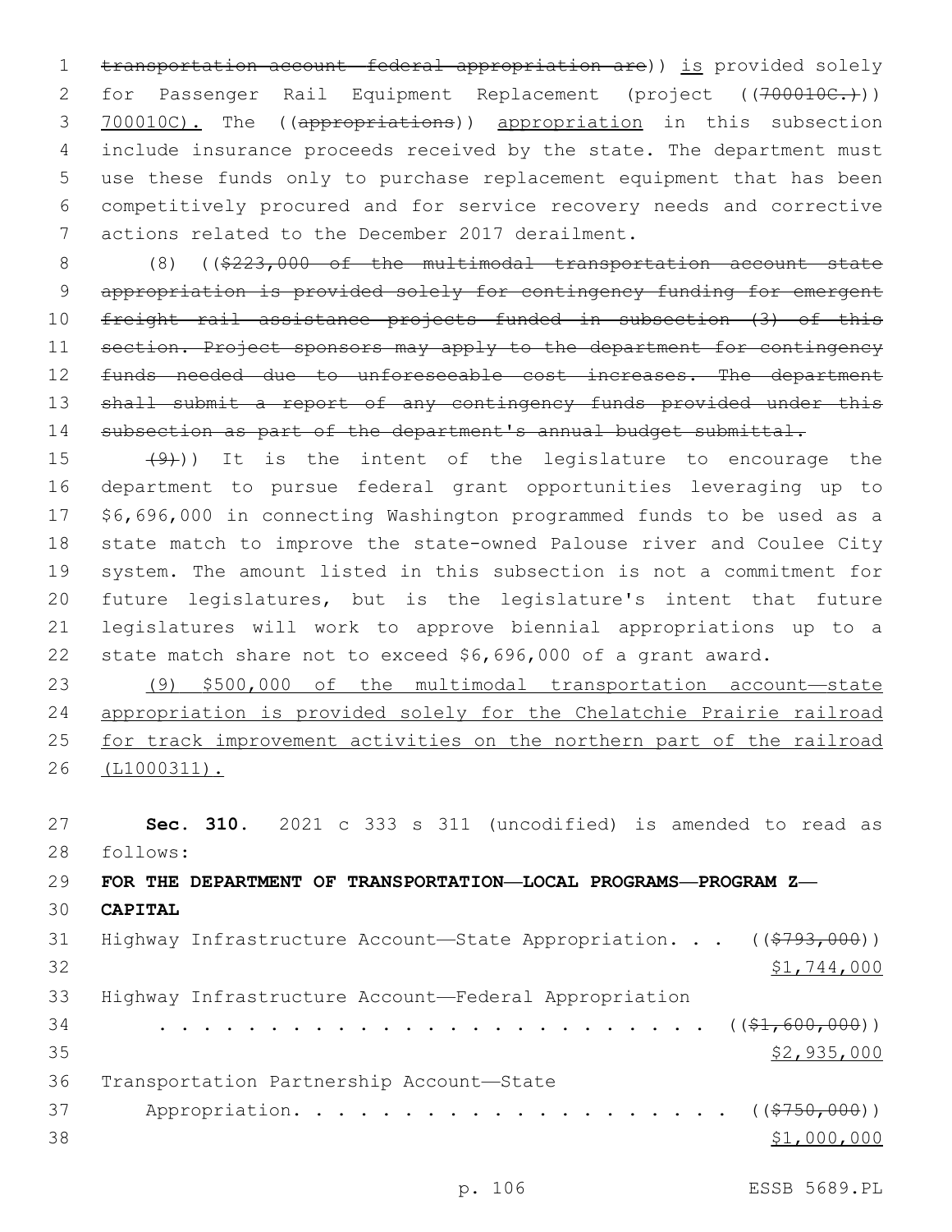~~transportation account—federal appropriation are~~)) is provided solely for Passenger Rail Equipment Replacement (project ((~~700010C.)~~)) 700010C). The ((~~appropriations~~)) appropriation in this subsection include insurance proceeds received by the state. The department must use these funds only to purchase replacement equipment that has been competitively procured and for service recovery needs and corrective actions related to the December 2017 derailment.

(8) ((~~$223,000 of the multimodal transportation account—state appropriation is provided solely for contingency funding for emergent freight rail assistance projects funded in subsection (3) of this section. Project sponsors may apply to the department for contingency funds needed due to unforeseeable cost increases. The department shall submit a report of any contingency funds provided under this subsection as part of the department's annual budget submittal.~~

~~(9)~~)) It is the intent of the legislature to encourage the department to pursue federal grant opportunities leveraging up to $6,696,000 in connecting Washington programmed funds to be used as a state match to improve the state-owned Palouse river and Coulee City system. The amount listed in this subsection is not a commitment for future legislatures, but is the legislature's intent that future legislatures will work to approve biennial appropriations up to a state match share not to exceed $6,696,000 of a grant award.

(9) $500,000 of the multimodal transportation account—state appropriation is provided solely for the Chelatchie Prairie railroad for track improvement activities on the northern part of the railroad (L1000311).

**Sec. 310.** 2021 c 333 s 311 (uncodified) is amended to read as follows:

**FOR THE DEPARTMENT OF TRANSPORTATION—LOCAL PROGRAMS—PROGRAM Z—CAPITAL**

Highway Infrastructure Account—State Appropriation. . . ((~~$793,000~~))
$1,744,000

Highway Infrastructure Account—Federal Appropriation
. . . . . . . . . . . . . . . . . . . . . . . . . ((~~$1,600,000~~))
$2,935,000

Transportation Partnership Account—State
Appropriation. . . . . . . . . . . . . . . . . . . . ((~~$750,000~~))
$1,000,000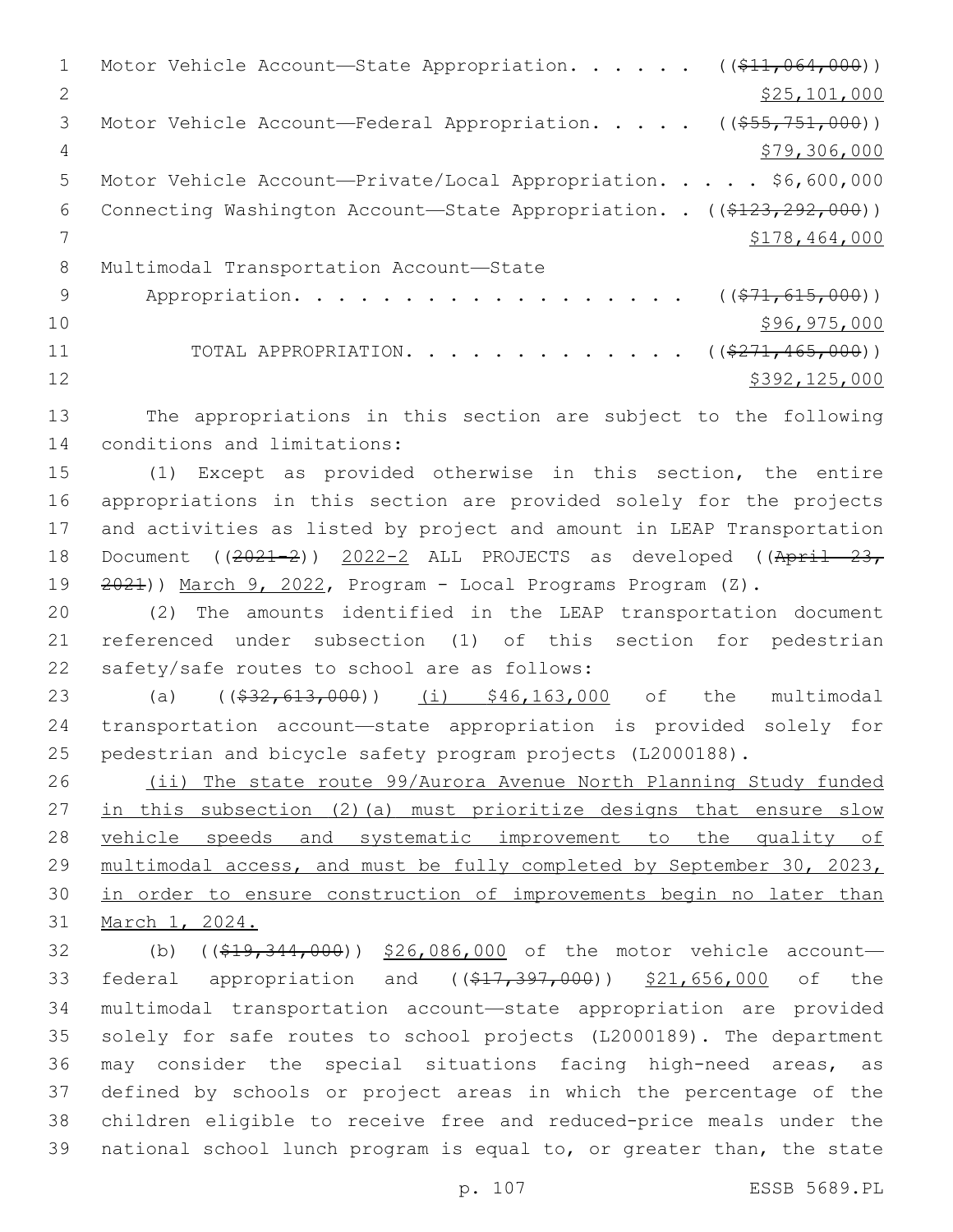Motor Vehicle Account—State Appropriation. . . . . . ((~~$11,064,000~~))
$25,101,000

Motor Vehicle Account—Federal Appropriation. . . . . ((~~$55,751,000~~))
$79,306,000

Motor Vehicle Account—Private/Local Appropriation. . . . . $6,600,000

Connecting Washington Account—State Appropriation. . ((~~$123,292,000~~))
$178,464,000

Multimodal Transportation Account—State
Appropriation. . . . . . . . . . . . . . . . . . ((~~$71,615,000~~))
$96,975,000

TOTAL APPROPRIATION. . . . . . . . . . . . . . ((~~$271,465,000~~))
$392,125,000

The appropriations in this section are subject to the following conditions and limitations:

(1) Except as provided otherwise in this section, the entire appropriations in this section are provided solely for the projects and activities as listed by project and amount in LEAP Transportation Document ((~~2021-2~~)) 2022-2 ALL PROJECTS as developed ((~~April 23, 2021~~)) March 9, 2022, Program - Local Programs Program (Z).

(2) The amounts identified in the LEAP transportation document referenced under subsection (1) of this section for pedestrian safety/safe routes to school are as follows:

(a) ((~~$32,613,000~~)) (i) $46,163,000 of the multimodal transportation account—state appropriation is provided solely for pedestrian and bicycle safety program projects (L2000188).

(ii) The state route 99/Aurora Avenue North Planning Study funded in this subsection (2)(a) must prioritize designs that ensure slow vehicle speeds and systematic improvement to the quality of multimodal access, and must be fully completed by September 30, 2023, in order to ensure construction of improvements begin no later than March 1, 2024.

(b) ((~~$19,344,000~~)) $26,086,000 of the motor vehicle account—federal appropriation and ((~~$17,397,000~~)) $21,656,000 of the multimodal transportation account—state appropriation are provided solely for safe routes to school projects (L2000189). The department may consider the special situations facing high-need areas, as defined by schools or project areas in which the percentage of the children eligible to receive free and reduced-price meals under the national school lunch program is equal to, or greater than, the state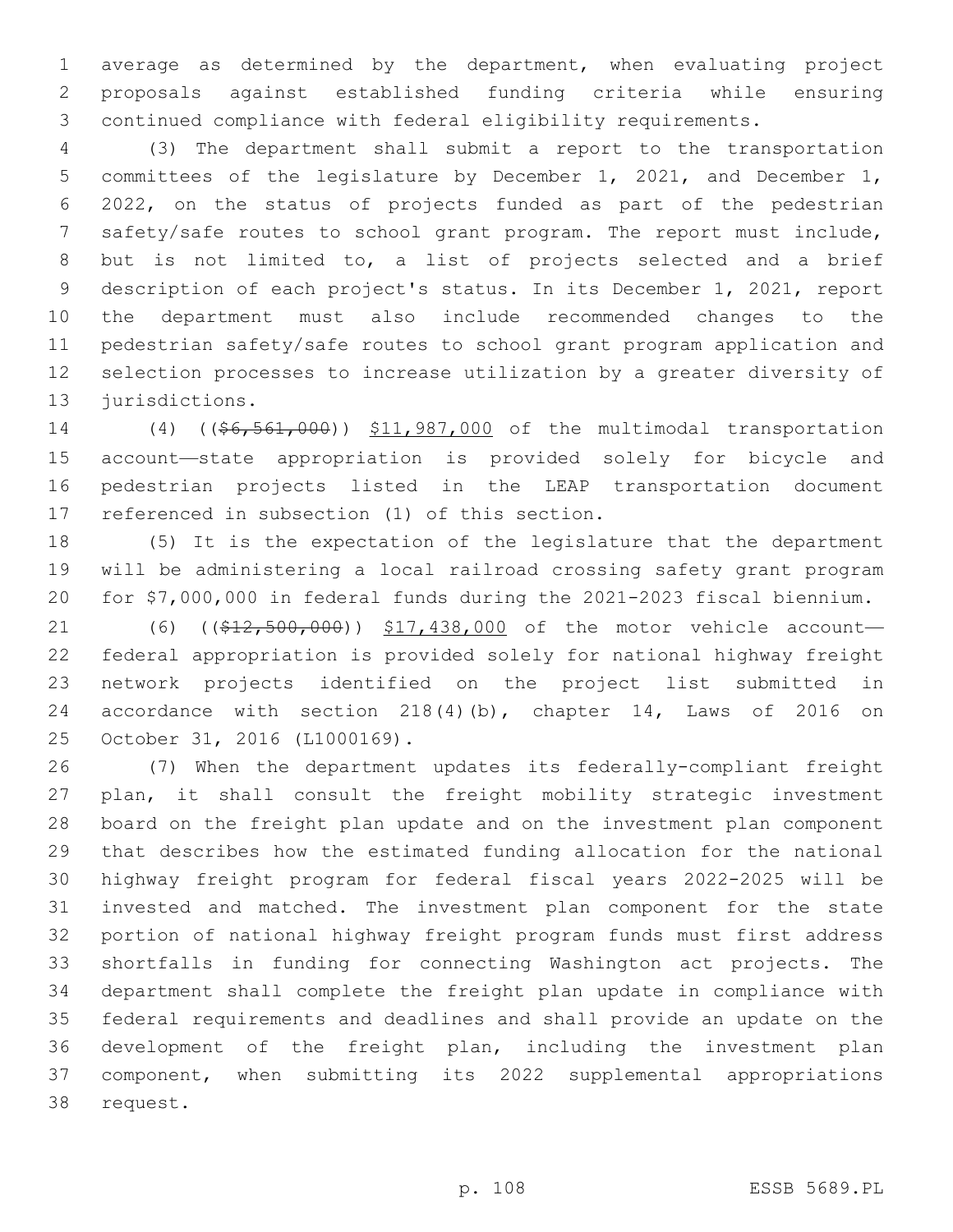average as determined by the department, when evaluating project proposals against established funding criteria while ensuring continued compliance with federal eligibility requirements.

(3) The department shall submit a report to the transportation committees of the legislature by December 1, 2021, and December 1, 2022, on the status of projects funded as part of the pedestrian safety/safe routes to school grant program. The report must include, but is not limited to, a list of projects selected and a brief description of each project's status. In its December 1, 2021, report the department must also include recommended changes to the pedestrian safety/safe routes to school grant program application and selection processes to increase utilization by a greater diversity of jurisdictions.

(4) ((~~$6,561,000~~)) <u>$11,987,000</u> of the multimodal transportation account—state appropriation is provided solely for bicycle and pedestrian projects listed in the LEAP transportation document referenced in subsection (1) of this section.

(5) It is the expectation of the legislature that the department will be administering a local railroad crossing safety grant program for $7,000,000 in federal funds during the 2021-2023 fiscal biennium.

(6) ((~~$12,500,000~~)) <u>$17,438,000</u> of the motor vehicle account—federal appropriation is provided solely for national highway freight network projects identified on the project list submitted in accordance with section 218(4)(b), chapter 14, Laws of 2016 on October 31, 2016 (L1000169).

(7) When the department updates its federally-compliant freight plan, it shall consult the freight mobility strategic investment board on the freight plan update and on the investment plan component that describes how the estimated funding allocation for the national highway freight program for federal fiscal years 2022-2025 will be invested and matched. The investment plan component for the state portion of national highway freight program funds must first address shortfalls in funding for connecting Washington act projects. The department shall complete the freight plan update in compliance with federal requirements and deadlines and shall provide an update on the development of the freight plan, including the investment plan component, when submitting its 2022 supplemental appropriations request.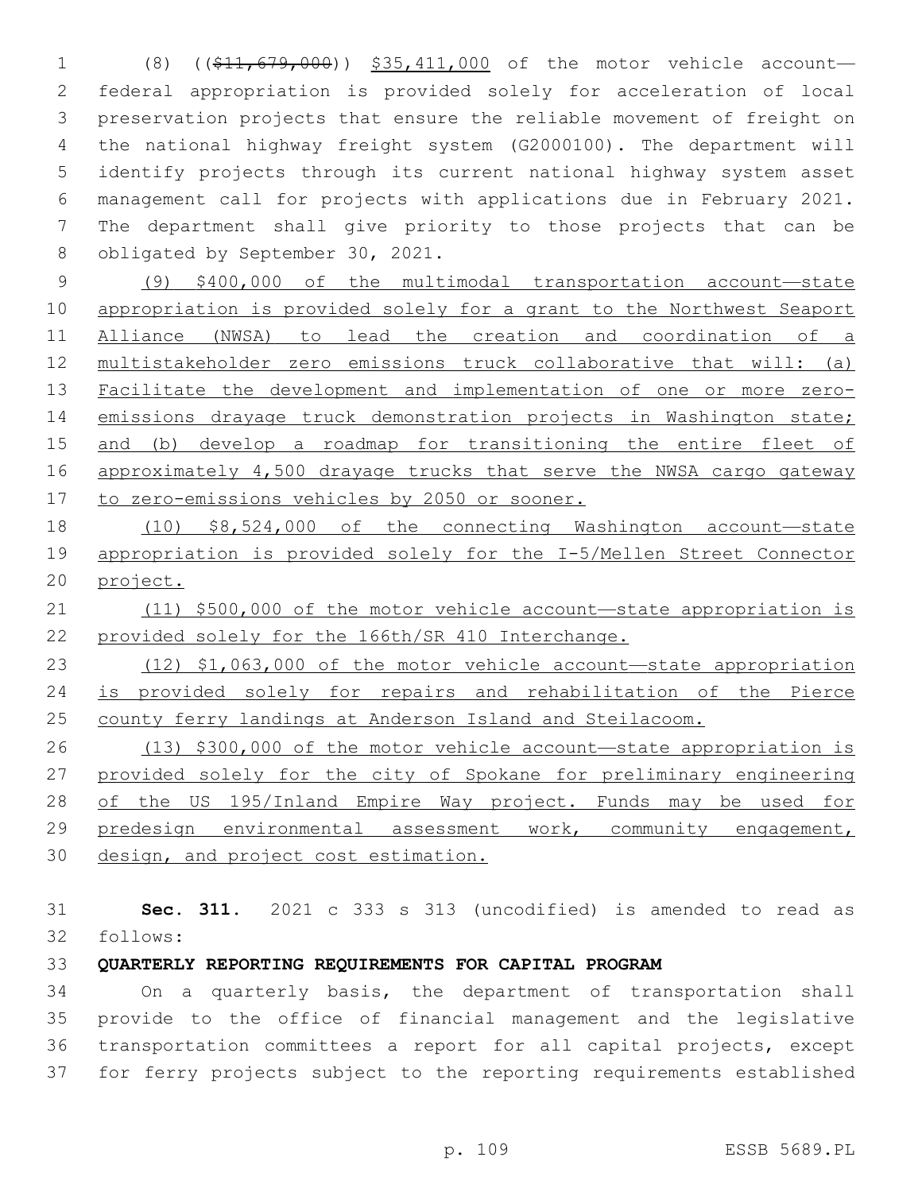(8) ((~~$11,679,000~~)) $35,411,000 of the motor vehicle account—federal appropriation is provided solely for acceleration of local preservation projects that ensure the reliable movement of freight on the national highway freight system (G2000100). The department will identify projects through its current national highway system asset management call for projects with applications due in February 2021. The department shall give priority to those projects that can be obligated by September 30, 2021.

(9) $400,000 of the multimodal transportation account—state appropriation is provided solely for a grant to the Northwest Seaport Alliance (NWSA) to lead the creation and coordination of a multistakeholder zero emissions truck collaborative that will: (a) Facilitate the development and implementation of one or more zero-emissions drayage truck demonstration projects in Washington state; and (b) develop a roadmap for transitioning the entire fleet of approximately 4,500 drayage trucks that serve the NWSA cargo gateway to zero-emissions vehicles by 2050 or sooner.

(10) $8,524,000 of the connecting Washington account—state appropriation is provided solely for the I-5/Mellen Street Connector project.

(11) $500,000 of the motor vehicle account—state appropriation is provided solely for the 166th/SR 410 Interchange.

(12) $1,063,000 of the motor vehicle account—state appropriation is provided solely for repairs and rehabilitation of the Pierce county ferry landings at Anderson Island and Steilacoom.

(13) $300,000 of the motor vehicle account—state appropriation is provided solely for the city of Spokane for preliminary engineering of the US 195/Inland Empire Way project. Funds may be used for predesign environmental assessment work, community engagement, design, and project cost estimation.

**Sec. 311.** 2021 c 333 s 313 (uncodified) is amended to read as follows:

**QUARTERLY REPORTING REQUIREMENTS FOR CAPITAL PROGRAM**

On a quarterly basis, the department of transportation shall provide to the office of financial management and the legislative transportation committees a report for all capital projects, except for ferry projects subject to the reporting requirements established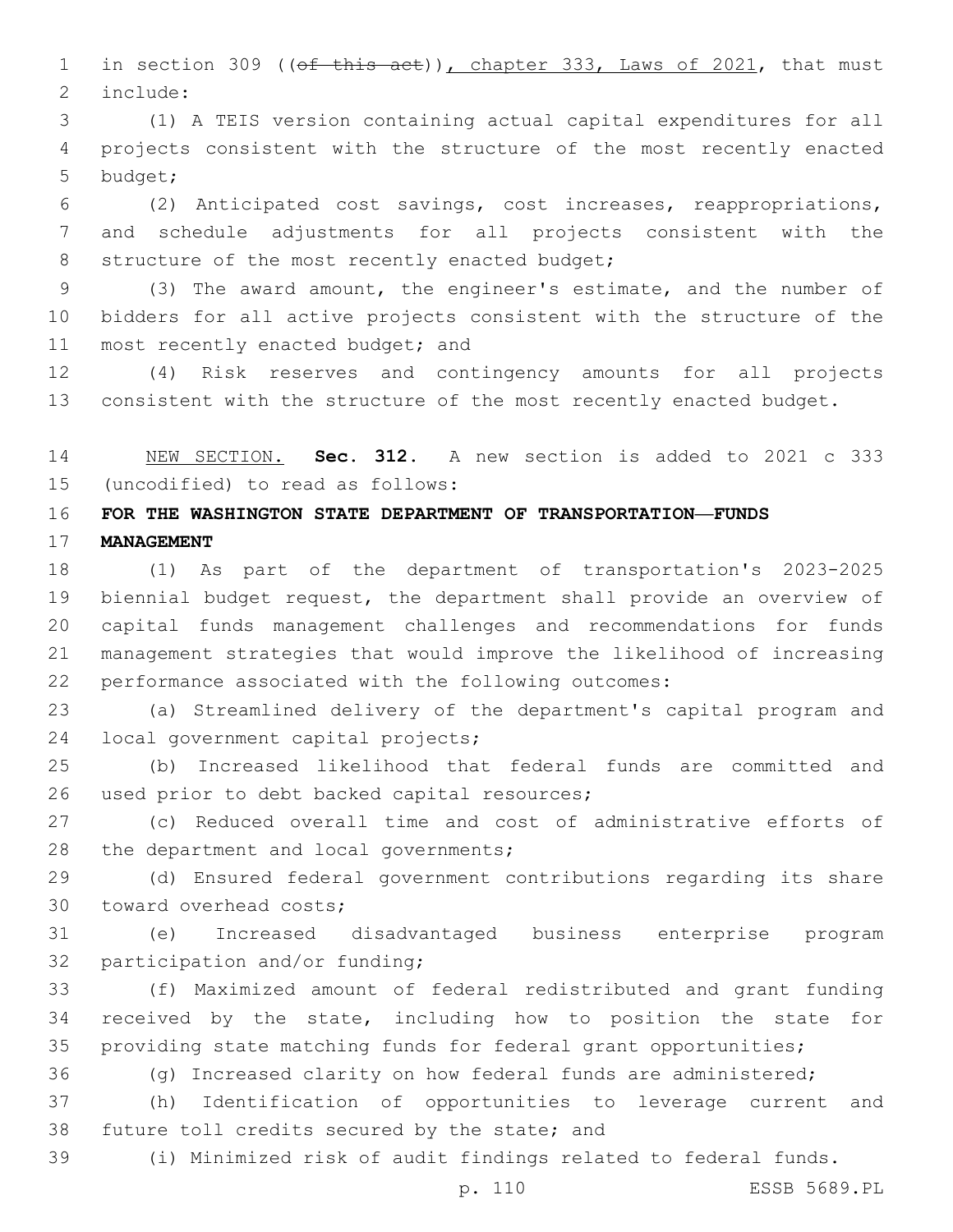in section 309 ((~~of this act~~)), chapter 333, Laws of 2021, that must include:

(1) A TEIS version containing actual capital expenditures for all projects consistent with the structure of the most recently enacted budget;

(2) Anticipated cost savings, cost increases, reappropriations, and schedule adjustments for all projects consistent with the structure of the most recently enacted budget;

(3) The award amount, the engineer's estimate, and the number of bidders for all active projects consistent with the structure of the most recently enacted budget; and

(4) Risk reserves and contingency amounts for all projects consistent with the structure of the most recently enacted budget.

NEW SECTION. **Sec. 312.** A new section is added to 2021 c 333 (uncodified) to read as follows:

**FOR THE WASHINGTON STATE DEPARTMENT OF TRANSPORTATION—FUNDS MANAGEMENT**

(1) As part of the department of transportation's 2023-2025 biennial budget request, the department shall provide an overview of capital funds management challenges and recommendations for funds management strategies that would improve the likelihood of increasing performance associated with the following outcomes:

(a) Streamlined delivery of the department's capital program and local government capital projects;

(b) Increased likelihood that federal funds are committed and used prior to debt backed capital resources;

(c) Reduced overall time and cost of administrative efforts of the department and local governments;

(d) Ensured federal government contributions regarding its share toward overhead costs;

(e) Increased disadvantaged business enterprise program participation and/or funding;

(f) Maximized amount of federal redistributed and grant funding received by the state, including how to position the state for providing state matching funds for federal grant opportunities;

(g) Increased clarity on how federal funds are administered;

(h) Identification of opportunities to leverage current and future toll credits secured by the state; and

(i) Minimized risk of audit findings related to federal funds.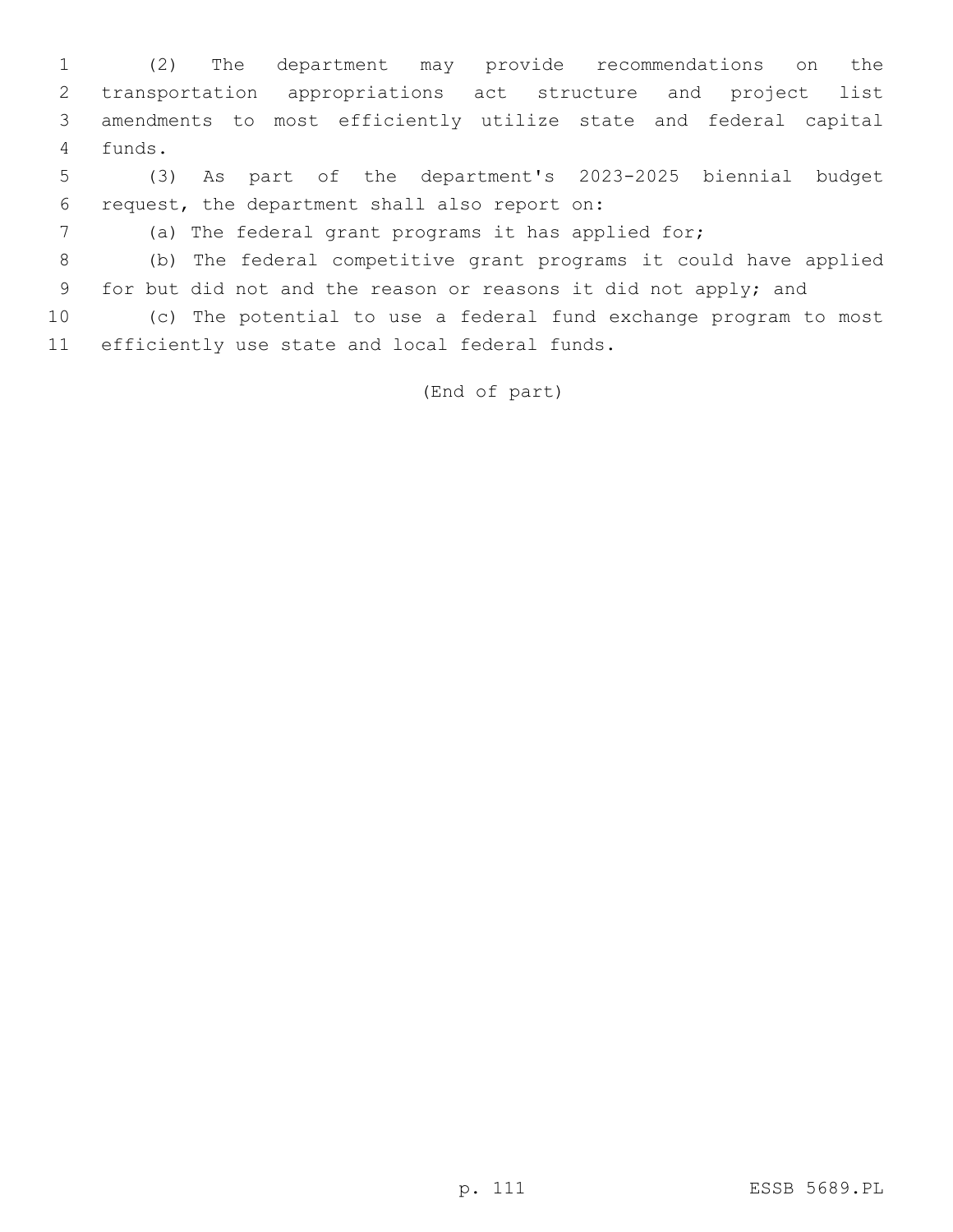(2) The department may provide recommendations on the transportation appropriations act structure and project list amendments to most efficiently utilize state and federal capital funds.

(3) As part of the department's 2023-2025 biennial budget request, the department shall also report on:

(a) The federal grant programs it has applied for;

(b) The federal competitive grant programs it could have applied for but did not and the reason or reasons it did not apply; and

(c) The potential to use a federal fund exchange program to most efficiently use state and local federal funds.

(End of part)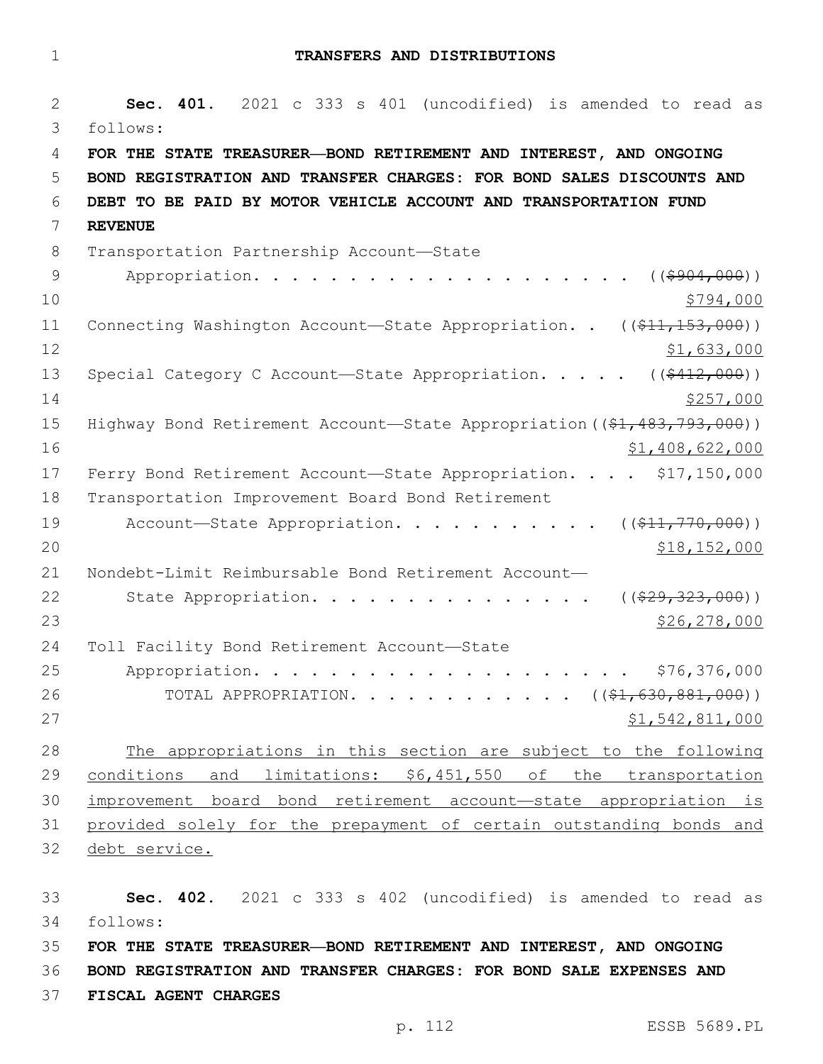# TRANSFERS AND DISTRIBUTIONS

**Sec. 401.** 2021 c 333 s 401 (uncodified) is amended to read as follows:

**FOR THE STATE TREASURER—BOND RETIREMENT AND INTEREST, AND ONGOING BOND REGISTRATION AND TRANSFER CHARGES: FOR BOND SALES DISCOUNTS AND DEBT TO BE PAID BY MOTOR VEHICLE ACCOUNT AND TRANSPORTATION FUND REVENUE**

Transportation Partnership Account—State Appropriation. . . . . . . . . . . . . . . . . . . . ((~~$904,000~~)) $794,000

Connecting Washington Account—State Appropriation. . ((~~$11,153,000~~)) $1,633,000

Special Category C Account—State Appropriation. . . . . ((~~$412,000~~)) $257,000

Highway Bond Retirement Account—State Appropriation((~~$1,483,793,000~~)) $1,408,622,000

Ferry Bond Retirement Account—State Appropriation. . . . $17,150,000

Transportation Improvement Board Bond Retirement Account—State Appropriation. . . . . . . . . . . ((~~$11,770,000~~)) $18,152,000

Nondebt-Limit Reimbursable Bond Retirement Account—State Appropriation. . . . . . . . . . . . . . . . ((~~$29,323,000~~)) $26,278,000

Toll Facility Bond Retirement Account—State Appropriation. . . . . . . . . . . . . . . . . . . . . . $76,376,000

TOTAL APPROPRIATION. . . . . . . . . . . . . ((~~$1,630,881,000~~)) $1,542,811,000

The appropriations in this section are subject to the following conditions and limitations: $6,451,550 of the transportation improvement board bond retirement account—state appropriation is provided solely for the prepayment of certain outstanding bonds and debt service.

**Sec. 402.** 2021 c 333 s 402 (uncodified) is amended to read as follows:

**FOR THE STATE TREASURER—BOND RETIREMENT AND INTEREST, AND ONGOING BOND REGISTRATION AND TRANSFER CHARGES: FOR BOND SALE EXPENSES AND FISCAL AGENT CHARGES**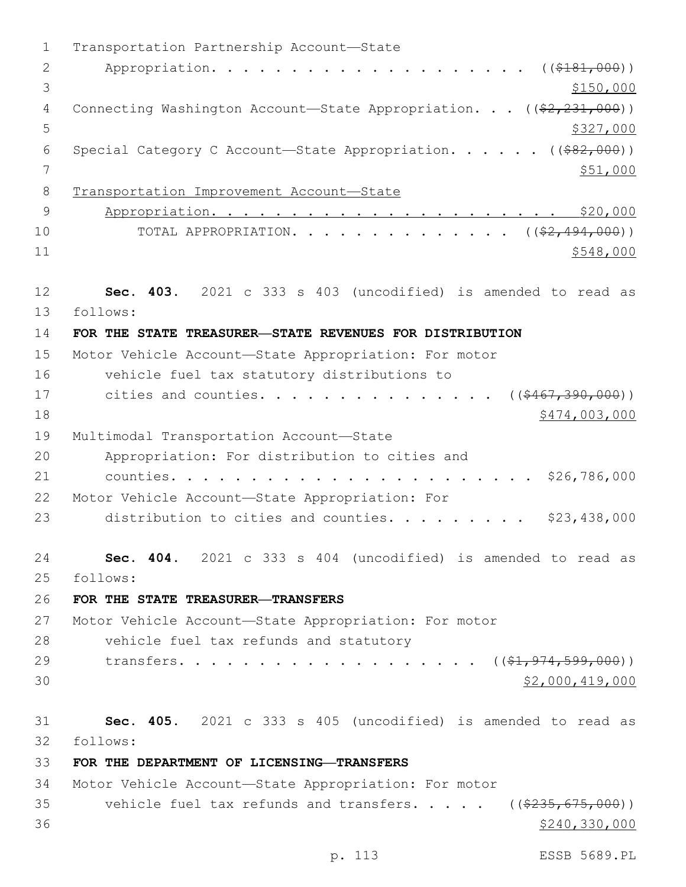Transportation Partnership Account—State
Appropriation. . . . . . . . . . . . . . . . . . . . ((~~$181,000~~))
<u>$150,000</u>

Connecting Washington Account—State Appropriation. . . ((~~$2,231,000~~))
<u>$327,000</u>

Special Category C Account—State Appropriation. . . . . . ((~~$82,000~~))
<u>$51,000</u>

<u>Transportation Improvement Account—State</u>
<u>Appropriation. . . . . . . . . . . . . . . . . . . . . . $20,000</u>

TOTAL APPROPRIATION. . . . . . . . . . . . . . ((~~$2,494,000~~))
<u>$548,000</u>

**Sec. 403.** 2021 c 333 s 403 (uncodified) is amended to read as follows:

**FOR THE STATE TREASURER—STATE REVENUES FOR DISTRIBUTION**

Motor Vehicle Account—State Appropriation: For motor vehicle fuel tax statutory distributions to cities and counties. . . . . . . . . . . . . . . ((~~$467,390,000~~))
<u>$474,003,000</u>

Multimodal Transportation Account—State Appropriation: For distribution to cities and counties. . . . . . . . . . . . . . . . . . . . . . . . $26,786,000

Motor Vehicle Account—State Appropriation: For distribution to cities and counties. . . . . . . . . $23,438,000

**Sec. 404.** 2021 c 333 s 404 (uncodified) is amended to read as follows:

**FOR THE STATE TREASURER—TRANSFERS**

Motor Vehicle Account—State Appropriation: For motor vehicle fuel tax refunds and statutory transfers. . . . . . . . . . . . . . . . . . . ((~~$1,974,599,000~~))
<u>$2,000,419,000</u>

**Sec. 405.** 2021 c 333 s 405 (uncodified) is amended to read as follows:

**FOR THE DEPARTMENT OF LICENSING—TRANSFERS**

Motor Vehicle Account—State Appropriation: For motor vehicle fuel tax refunds and transfers. . . . . ((~~$235,675,000~~))
<u>$240,330,000</u>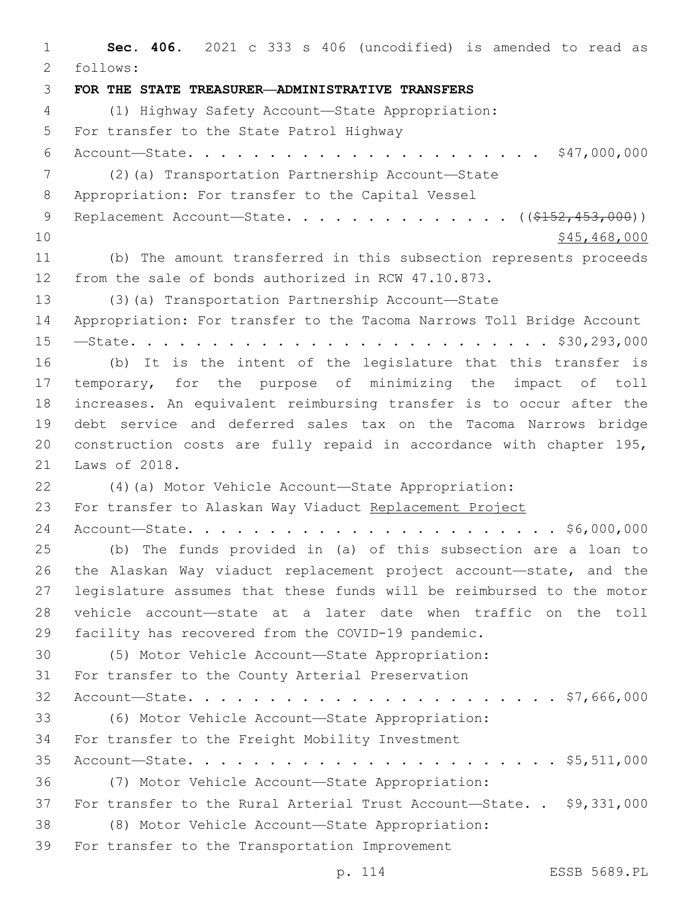**Sec. 406.** 2021 c 333 s 406 (uncodified) is amended to read as follows:

**FOR THE STATE TREASURER—ADMINISTRATIVE TRANSFERS**

(1) Highway Safety Account—State Appropriation: For transfer to the State Patrol Highway Account—State. . . . . . . . . . . . . . . . . . . . . . . $47,000,000

(2)(a) Transportation Partnership Account—State Appropriation: For transfer to the Capital Vessel Replacement Account—State. . . . . . . . . . . . . . . ((~~$152,453,000~~)) $45,468,000

(b) The amount transferred in this subsection represents proceeds from the sale of bonds authorized in RCW 47.10.873.

(3)(a) Transportation Partnership Account—State Appropriation: For transfer to the Tacoma Narrows Toll Bridge Account—State. . . . . . . . . . . . . . . . . . . . . . . . . . $30,293,000

(b) It is the intent of the legislature that this transfer is temporary, for the purpose of minimizing the impact of toll increases. An equivalent reimbursing transfer is to occur after the debt service and deferred sales tax on the Tacoma Narrows bridge construction costs are fully repaid in accordance with chapter 195, Laws of 2018.

(4)(a) Motor Vehicle Account—State Appropriation: For transfer to Alaskan Way Viaduct <u>Replacement Project</u> Account—State. . . . . . . . . . . . . . . . . . . . . . . . $6,000,000

(b) The funds provided in (a) of this subsection are a loan to the Alaskan Way viaduct replacement project account—state, and the legislature assumes that these funds will be reimbursed to the motor vehicle account—state at a later date when traffic on the toll facility has recovered from the COVID-19 pandemic.

(5) Motor Vehicle Account—State Appropriation: For transfer to the County Arterial Preservation Account—State. . . . . . . . . . . . . . . . . . . . . . . . $7,666,000

(6) Motor Vehicle Account—State Appropriation: For transfer to the Freight Mobility Investment Account—State. . . . . . . . . . . . . . . . . . . . . . . . $5,511,000

(7) Motor Vehicle Account—State Appropriation: For transfer to the Rural Arterial Trust Account—State. . $9,331,000

(8) Motor Vehicle Account—State Appropriation: For transfer to the Transportation Improvement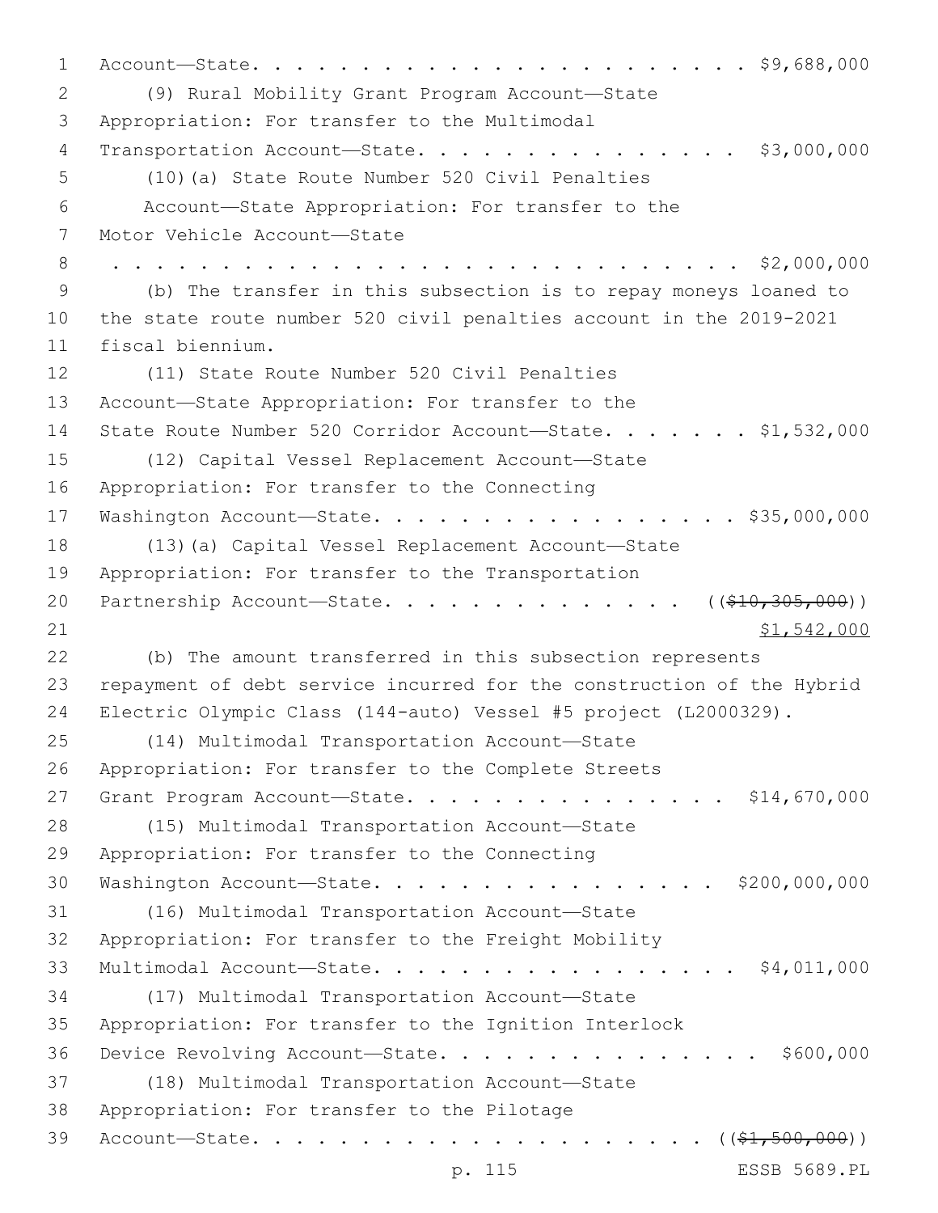Account—State. . . . . . . . . . . . . . . . . . . . . . . . $9,688,000

(9) Rural Mobility Grant Program Account—State Appropriation: For transfer to the Multimodal Transportation Account—State. . . . . . . . . . . . . . . . $3,000,000

(10)(a) State Route Number 520 Civil Penalties Account—State Appropriation: For transfer to the Motor Vehicle Account—State . . . . . . . . . . . . . . . . . . . . . . . . . . . . . $2,000,000

(b) The transfer in this subsection is to repay moneys loaned to the state route number 520 civil penalties account in the 2019-2021 fiscal biennium.

(11) State Route Number 520 Civil Penalties Account—State Appropriation: For transfer to the State Route Number 520 Corridor Account—State. . . . . . . $1,532,000

(12) Capital Vessel Replacement Account—State Appropriation: For transfer to the Connecting Washington Account—State. . . . . . . . . . . . . . . . . . $35,000,000

(13)(a) Capital Vessel Replacement Account—State Appropriation: For transfer to the Transportation Partnership Account—State. . . . . . . . . . . . . . . ((~~$10,305,000~~)) <u>$1,542,000</u>

(b) The amount transferred in this subsection represents repayment of debt service incurred for the construction of the Hybrid Electric Olympic Class (144-auto) Vessel #5 project (L2000329).

(14) Multimodal Transportation Account—State Appropriation: For transfer to the Complete Streets Grant Program Account—State. . . . . . . . . . . . . . . . $14,670,000

(15) Multimodal Transportation Account—State Appropriation: For transfer to the Connecting Washington Account—State. . . . . . . . . . . . . . . . . $200,000,000

(16) Multimodal Transportation Account—State Appropriation: For transfer to the Freight Mobility Multimodal Account—State. . . . . . . . . . . . . . . . . . $4,011,000

(17) Multimodal Transportation Account—State Appropriation: For transfer to the Ignition Interlock Device Revolving Account—State. . . . . . . . . . . . . . . . $600,000

(18) Multimodal Transportation Account—State Appropriation: For transfer to the Pilotage Account—State. . . . . . . . . . . . . . . . . . . . . . ((~~$1,500,000~~))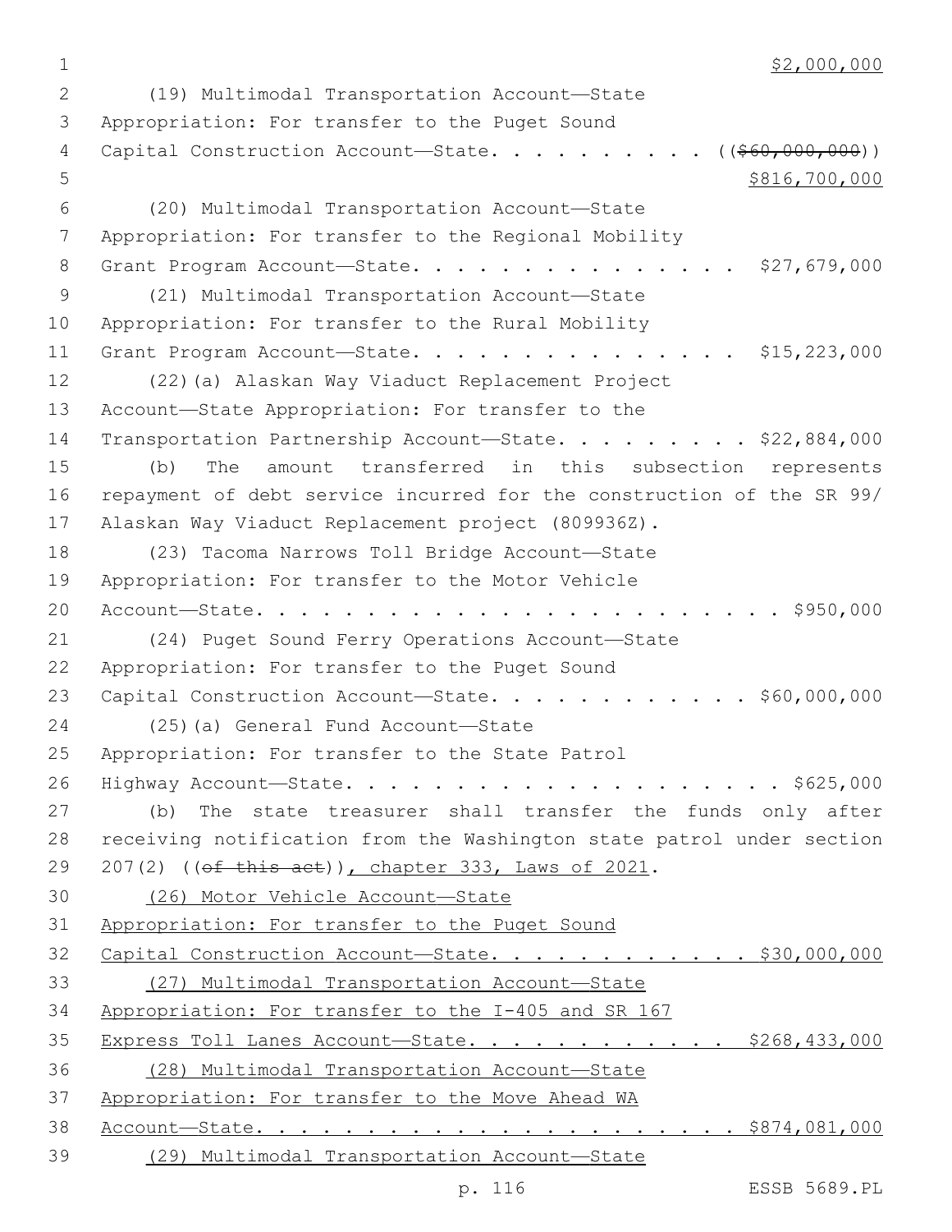$2,000,000

(19) Multimodal Transportation Account—State Appropriation: For transfer to the Puget Sound Capital Construction Account—State. . . . . . . . . . . ((~~$60,000,000~~))
$816,700,000

(20) Multimodal Transportation Account—State Appropriation: For transfer to the Regional Mobility Grant Program Account—State. . . . . . . . . . . . . . . . $27,679,000

(21) Multimodal Transportation Account—State Appropriation: For transfer to the Rural Mobility Grant Program Account—State. . . . . . . . . . . . . . . . $15,223,000

(22)(a) Alaskan Way Viaduct Replacement Project Account—State Appropriation: For transfer to the Transportation Partnership Account—State. . . . . . . . . . $22,884,000

(b) The amount transferred in this subsection represents repayment of debt service incurred for the construction of the SR 99/ Alaskan Way Viaduct Replacement project (809936Z).

(23) Tacoma Narrows Toll Bridge Account—State Appropriation: For transfer to the Motor Vehicle Account—State. . . . . . . . . . . . . . . . . . . . . . . . . $950,000

(24) Puget Sound Ferry Operations Account—State Appropriation: For transfer to the Puget Sound Capital Construction Account—State. . . . . . . . . . . . . $60,000,000

(25)(a) General Fund Account—State Appropriation: For transfer to the State Patrol Highway Account—State. . . . . . . . . . . . . . . . . . . . . . $625,000

(b) The state treasurer shall transfer the funds only after receiving notification from the Washington state patrol under section 207(2) ((~~of this act~~)), chapter 333, Laws of 2021.

(26) Motor Vehicle Account—State Appropriation: For transfer to the Puget Sound Capital Construction Account—State. . . . . . . . . . . . . $30,000,000

(27) Multimodal Transportation Account—State Appropriation: For transfer to the I-405 and SR 167 Express Toll Lanes Account—State. . . . . . . . . . . . $268,433,000

(28) Multimodal Transportation Account—State Appropriation: For transfer to the Move Ahead WA Account—State. . . . . . . . . . . . . . . . . . . . . . . $874,081,000

(29) Multimodal Transportation Account—State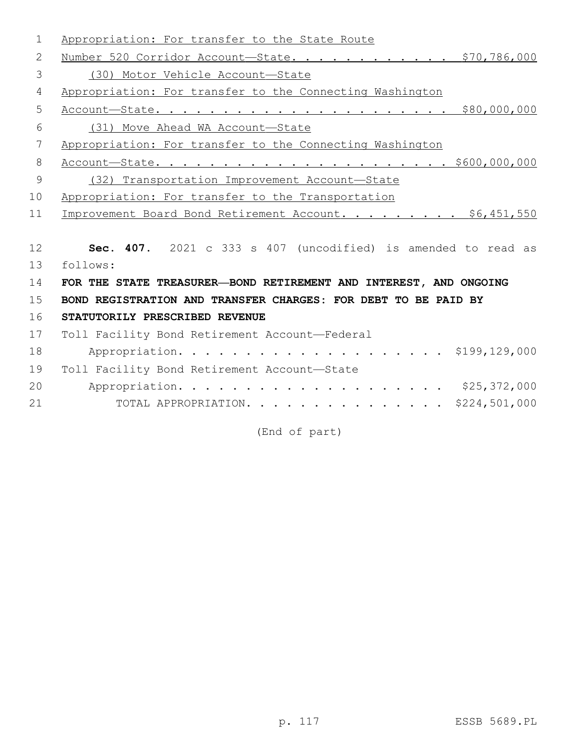Appropriation: For transfer to the State Route Number 520 Corridor Account—State. . . . . . . . . . . . . $70,786,000

(30) Motor Vehicle Account—State Appropriation: For transfer to the Connecting Washington Account—State. . . . . . . . . . . . . . . . . . . . . . $80,000,000

(31) Move Ahead WA Account—State Appropriation: For transfer to the Connecting Washington Account—State. . . . . . . . . . . . . . . . . . . . . . $600,000,000

(32) Transportation Improvement Account—State Appropriation: For transfer to the Transportation Improvement Board Bond Retirement Account. . . . . . . . . $6,451,550

**Sec. 407.** 2021 c 333 s 407 (uncodified) is amended to read as follows:

**FOR THE STATE TREASURER—BOND RETIREMENT AND INTEREST, AND ONGOING BOND REGISTRATION AND TRANSFER CHARGES: FOR DEBT TO BE PAID BY STATUTORILY PRESCRIBED REVENUE**

Toll Facility Bond Retirement Account—Federal Appropriation. . . . . . . . . . . . . . . . . . . . . $199,129,000

Toll Facility Bond Retirement Account—State Appropriation. . . . . . . . . . . . . . . . . . . . . $25,372,000

TOTAL APPROPRIATION. . . . . . . . . . . . . . . . $224,501,000

(End of part)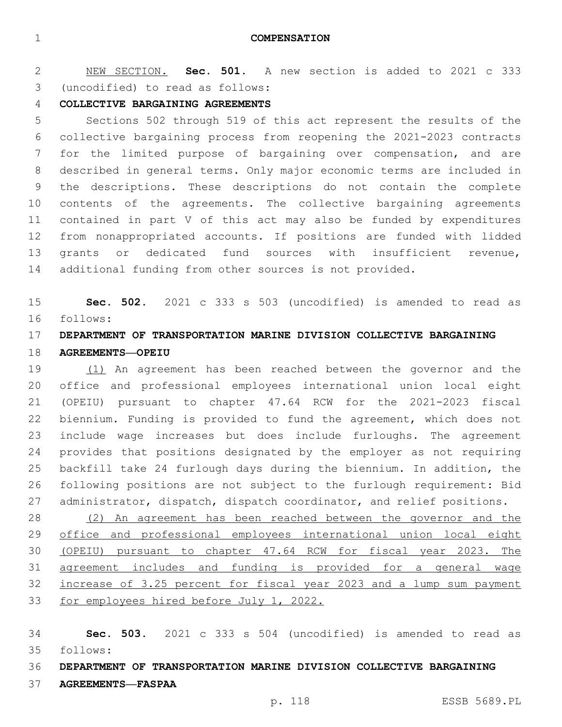# COMPENSATION

NEW SECTION. **Sec. 501.** A new section is added to 2021 c 333 (uncodified) to read as follows:

**COLLECTIVE BARGAINING AGREEMENTS**

Sections 502 through 519 of this act represent the results of the collective bargaining process from reopening the 2021-2023 contracts for the limited purpose of bargaining over compensation, and are described in general terms. Only major economic terms are included in the descriptions. These descriptions do not contain the complete contents of the agreements. The collective bargaining agreements contained in part V of this act may also be funded by expenditures from nonappropriated accounts. If positions are funded with lidded grants or dedicated fund sources with insufficient revenue, additional funding from other sources is not provided.

**Sec. 502.** 2021 c 333 s 503 (uncodified) is amended to read as follows:

**DEPARTMENT OF TRANSPORTATION MARINE DIVISION COLLECTIVE BARGAINING AGREEMENTS—OPEIU**

(1) An agreement has been reached between the governor and the office and professional employees international union local eight (OPEIU) pursuant to chapter 47.64 RCW for the 2021-2023 fiscal biennium. Funding is provided to fund the agreement, which does not include wage increases but does include furloughs. The agreement provides that positions designated by the employer as not requiring backfill take 24 furlough days during the biennium. In addition, the following positions are not subject to the furlough requirement: Bid administrator, dispatch, dispatch coordinator, and relief positions.

(2) An agreement has been reached between the governor and the office and professional employees international union local eight (OPEIU) pursuant to chapter 47.64 RCW for fiscal year 2023. The agreement includes and funding is provided for a general wage increase of 3.25 percent for fiscal year 2023 and a lump sum payment for employees hired before July 1, 2022.

**Sec. 503.** 2021 c 333 s 504 (uncodified) is amended to read as follows:

**DEPARTMENT OF TRANSPORTATION MARINE DIVISION COLLECTIVE BARGAINING AGREEMENTS—FASPAA**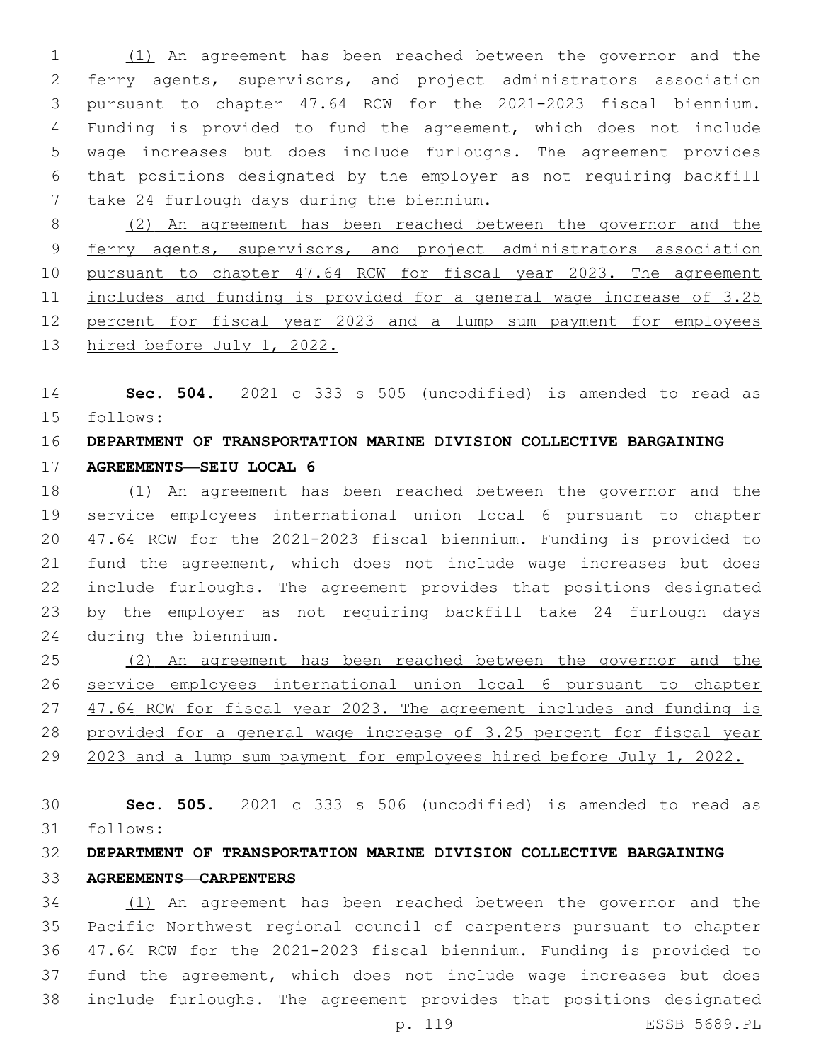(1) An agreement has been reached between the governor and the ferry agents, supervisors, and project administrators association pursuant to chapter 47.64 RCW for the 2021-2023 fiscal biennium. Funding is provided to fund the agreement, which does not include wage increases but does include furloughs. The agreement provides that positions designated by the employer as not requiring backfill take 24 furlough days during the biennium.

(2) An agreement has been reached between the governor and the ferry agents, supervisors, and project administrators association pursuant to chapter 47.64 RCW for fiscal year 2023. The agreement includes and funding is provided for a general wage increase of 3.25 percent for fiscal year 2023 and a lump sum payment for employees hired before July 1, 2022.

**Sec. 504.** 2021 c 333 s 505 (uncodified) is amended to read as follows:

**DEPARTMENT OF TRANSPORTATION MARINE DIVISION COLLECTIVE BARGAINING AGREEMENTS—SEIU LOCAL 6**

(1) An agreement has been reached between the governor and the service employees international union local 6 pursuant to chapter 47.64 RCW for the 2021-2023 fiscal biennium. Funding is provided to fund the agreement, which does not include wage increases but does include furloughs. The agreement provides that positions designated by the employer as not requiring backfill take 24 furlough days during the biennium.

(2) An agreement has been reached between the governor and the service employees international union local 6 pursuant to chapter 47.64 RCW for fiscal year 2023. The agreement includes and funding is provided for a general wage increase of 3.25 percent for fiscal year 2023 and a lump sum payment for employees hired before July 1, 2022.

**Sec. 505.** 2021 c 333 s 506 (uncodified) is amended to read as follows:

**DEPARTMENT OF TRANSPORTATION MARINE DIVISION COLLECTIVE BARGAINING AGREEMENTS—CARPENTERS**

(1) An agreement has been reached between the governor and the Pacific Northwest regional council of carpenters pursuant to chapter 47.64 RCW for the 2021-2023 fiscal biennium. Funding is provided to fund the agreement, which does not include wage increases but does include furloughs. The agreement provides that positions designated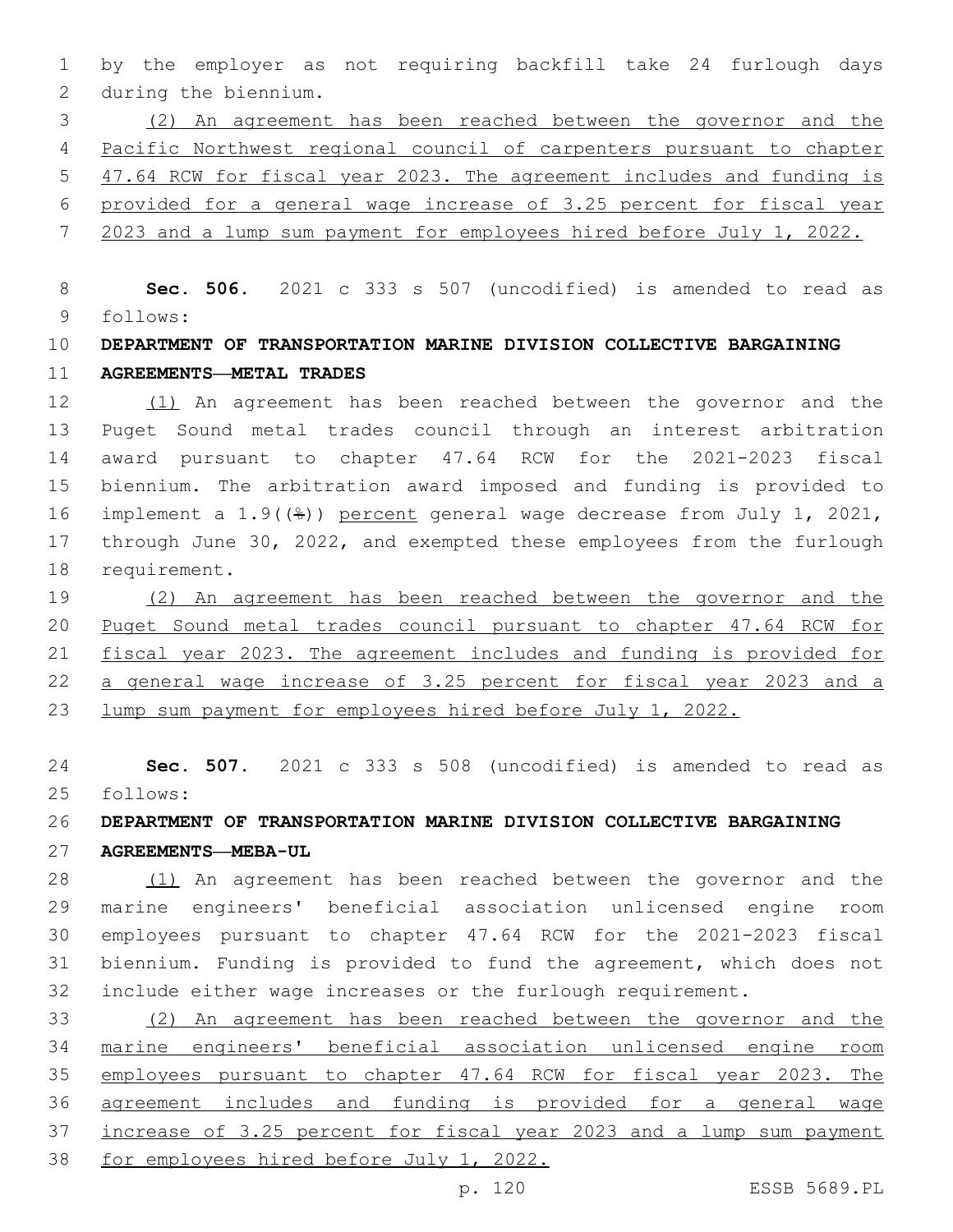by the employer as not requiring backfill take 24 furlough days during the biennium.

(2) An agreement has been reached between the governor and the Pacific Northwest regional council of carpenters pursuant to chapter 47.64 RCW for fiscal year 2023. The agreement includes and funding is provided for a general wage increase of 3.25 percent for fiscal year 2023 and a lump sum payment for employees hired before July 1, 2022.

**Sec. 506.** 2021 c 333 s 507 (uncodified) is amended to read as follows:

**DEPARTMENT OF TRANSPORTATION MARINE DIVISION COLLECTIVE BARGAINING AGREEMENTS—METAL TRADES**

(1) An agreement has been reached between the governor and the Puget Sound metal trades council through an interest arbitration award pursuant to chapter 47.64 RCW for the 2021-2023 fiscal biennium. The arbitration award imposed and funding is provided to implement a 1.9((%)) percent general wage decrease from July 1, 2021, through June 30, 2022, and exempted these employees from the furlough requirement.

(2) An agreement has been reached between the governor and the Puget Sound metal trades council pursuant to chapter 47.64 RCW for fiscal year 2023. The agreement includes and funding is provided for a general wage increase of 3.25 percent for fiscal year 2023 and a lump sum payment for employees hired before July 1, 2022.

**Sec. 507.** 2021 c 333 s 508 (uncodified) is amended to read as follows:

**DEPARTMENT OF TRANSPORTATION MARINE DIVISION COLLECTIVE BARGAINING AGREEMENTS—MEBA-UL**

(1) An agreement has been reached between the governor and the marine engineers' beneficial association unlicensed engine room employees pursuant to chapter 47.64 RCW for the 2021-2023 fiscal biennium. Funding is provided to fund the agreement, which does not include either wage increases or the furlough requirement.

(2) An agreement has been reached between the governor and the marine engineers' beneficial association unlicensed engine room employees pursuant to chapter 47.64 RCW for fiscal year 2023. The agreement includes and funding is provided for a general wage increase of 3.25 percent for fiscal year 2023 and a lump sum payment for employees hired before July 1, 2022.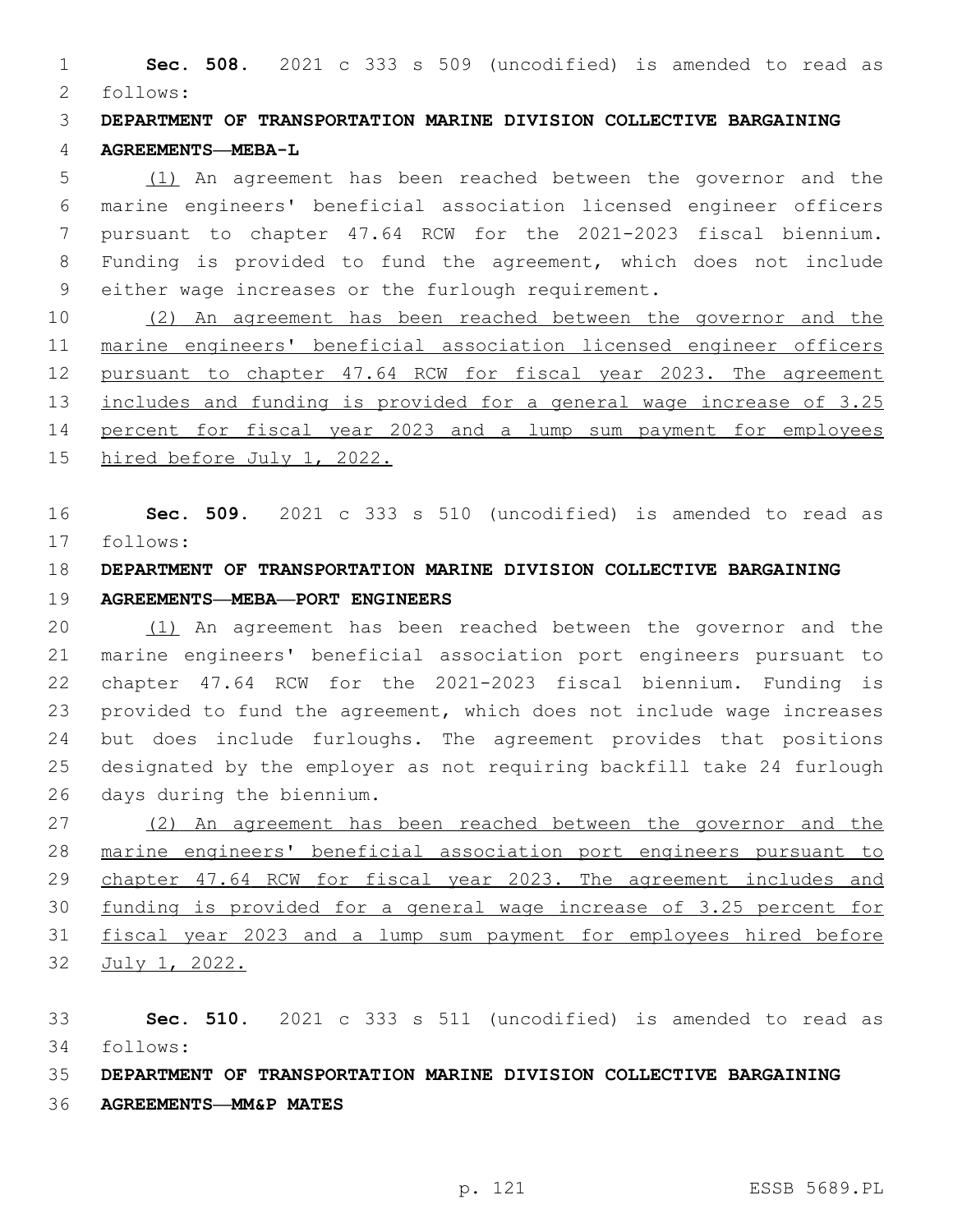**Sec. 508.** 2021 c 333 s 509 (uncodified) is amended to read as follows:

**DEPARTMENT OF TRANSPORTATION MARINE DIVISION COLLECTIVE BARGAINING AGREEMENTS—MEBA-L**

(1) An agreement has been reached between the governor and the marine engineers' beneficial association licensed engineer officers pursuant to chapter 47.64 RCW for the 2021-2023 fiscal biennium. Funding is provided to fund the agreement, which does not include either wage increases or the furlough requirement.

(2) An agreement has been reached between the governor and the marine engineers' beneficial association licensed engineer officers pursuant to chapter 47.64 RCW for fiscal year 2023. The agreement includes and funding is provided for a general wage increase of 3.25 percent for fiscal year 2023 and a lump sum payment for employees hired before July 1, 2022.

**Sec. 509.** 2021 c 333 s 510 (uncodified) is amended to read as follows:

**DEPARTMENT OF TRANSPORTATION MARINE DIVISION COLLECTIVE BARGAINING AGREEMENTS—MEBA—PORT ENGINEERS**

(1) An agreement has been reached between the governor and the marine engineers' beneficial association port engineers pursuant to chapter 47.64 RCW for the 2021-2023 fiscal biennium. Funding is provided to fund the agreement, which does not include wage increases but does include furloughs. The agreement provides that positions designated by the employer as not requiring backfill take 24 furlough days during the biennium.

(2) An agreement has been reached between the governor and the marine engineers' beneficial association port engineers pursuant to chapter 47.64 RCW for fiscal year 2023. The agreement includes and funding is provided for a general wage increase of 3.25 percent for fiscal year 2023 and a lump sum payment for employees hired before July 1, 2022.

**Sec. 510.** 2021 c 333 s 511 (uncodified) is amended to read as follows:

**DEPARTMENT OF TRANSPORTATION MARINE DIVISION COLLECTIVE BARGAINING AGREEMENTS—MM&P MATES**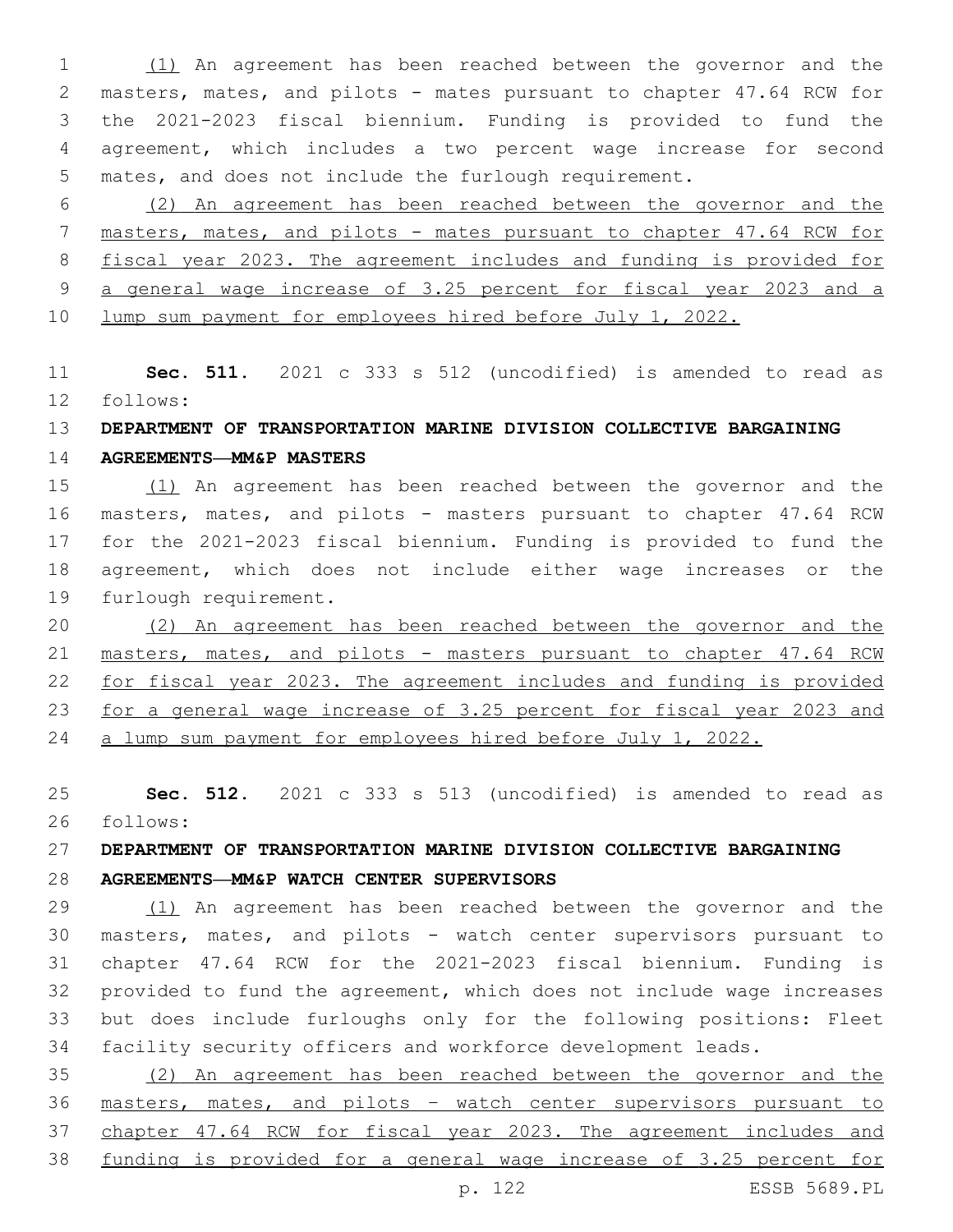(1) An agreement has been reached between the governor and the masters, mates, and pilots - mates pursuant to chapter 47.64 RCW for the 2021-2023 fiscal biennium. Funding is provided to fund the agreement, which includes a two percent wage increase for second mates, and does not include the furlough requirement.

(2) An agreement has been reached between the governor and the masters, mates, and pilots - mates pursuant to chapter 47.64 RCW for fiscal year 2023. The agreement includes and funding is provided for a general wage increase of 3.25 percent for fiscal year 2023 and a lump sum payment for employees hired before July 1, 2022.

**Sec. 511.** 2021 c 333 s 512 (uncodified) is amended to read as follows:

**DEPARTMENT OF TRANSPORTATION MARINE DIVISION COLLECTIVE BARGAINING AGREEMENTS—MM&P MASTERS**

(1) An agreement has been reached between the governor and the masters, mates, and pilots - masters pursuant to chapter 47.64 RCW for the 2021-2023 fiscal biennium. Funding is provided to fund the agreement, which does not include either wage increases or the furlough requirement.

(2) An agreement has been reached between the governor and the masters, mates, and pilots - masters pursuant to chapter 47.64 RCW for fiscal year 2023. The agreement includes and funding is provided for a general wage increase of 3.25 percent for fiscal year 2023 and a lump sum payment for employees hired before July 1, 2022.

**Sec. 512.** 2021 c 333 s 513 (uncodified) is amended to read as follows:

**DEPARTMENT OF TRANSPORTATION MARINE DIVISION COLLECTIVE BARGAINING AGREEMENTS—MM&P WATCH CENTER SUPERVISORS**

(1) An agreement has been reached between the governor and the masters, mates, and pilots - watch center supervisors pursuant to chapter 47.64 RCW for the 2021-2023 fiscal biennium. Funding is provided to fund the agreement, which does not include wage increases but does include furloughs only for the following positions: Fleet facility security officers and workforce development leads.

(2) An agreement has been reached between the governor and the masters, mates, and pilots – watch center supervisors pursuant to chapter 47.64 RCW for fiscal year 2023. The agreement includes and funding is provided for a general wage increase of 3.25 percent for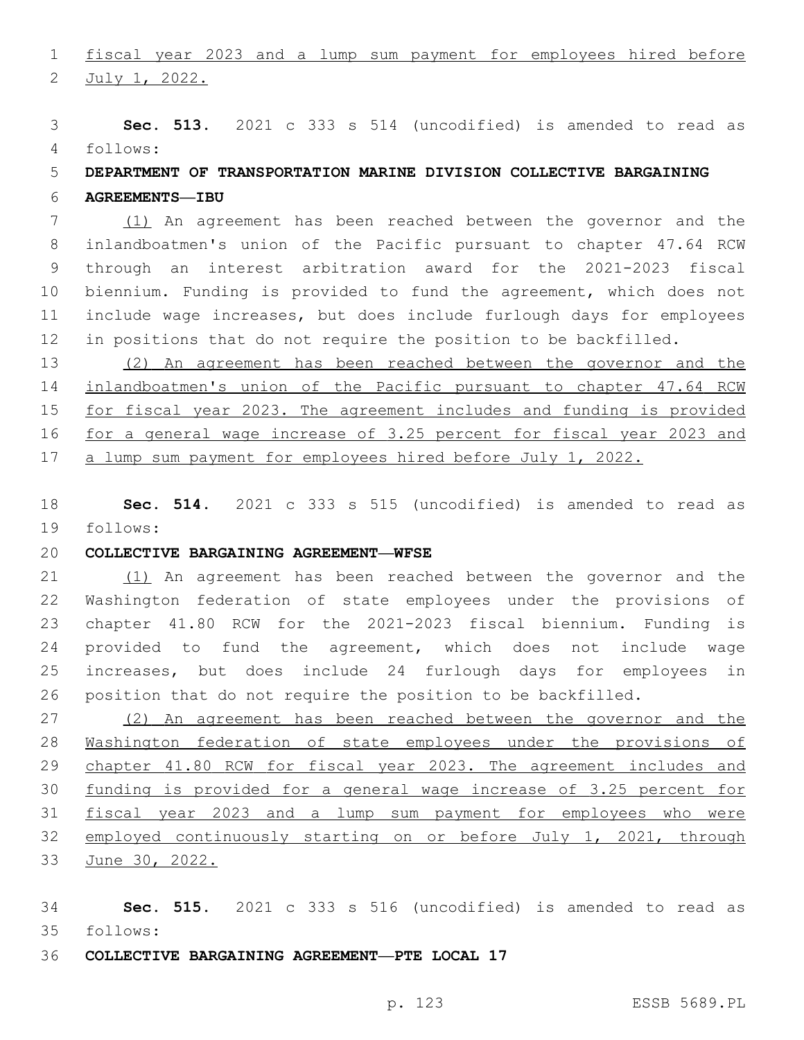fiscal year 2023 and a lump sum payment for employees hired before July 1, 2022.

**Sec. 513.** 2021 c 333 s 514 (uncodified) is amended to read as follows:

**DEPARTMENT OF TRANSPORTATION MARINE DIVISION COLLECTIVE BARGAINING AGREEMENTS—IBU**

(1) An agreement has been reached between the governor and the inlandboatmen's union of the Pacific pursuant to chapter 47.64 RCW through an interest arbitration award for the 2021-2023 fiscal biennium. Funding is provided to fund the agreement, which does not include wage increases, but does include furlough days for employees in positions that do not require the position to be backfilled.

(2) An agreement has been reached between the governor and the inlandboatmen's union of the Pacific pursuant to chapter 47.64 RCW for fiscal year 2023. The agreement includes and funding is provided for a general wage increase of 3.25 percent for fiscal year 2023 and a lump sum payment for employees hired before July 1, 2022.

**Sec. 514.** 2021 c 333 s 515 (uncodified) is amended to read as follows:

**COLLECTIVE BARGAINING AGREEMENT—WFSE**

(1) An agreement has been reached between the governor and the Washington federation of state employees under the provisions of chapter 41.80 RCW for the 2021-2023 fiscal biennium. Funding is provided to fund the agreement, which does not include wage increases, but does include 24 furlough days for employees in position that do not require the position to be backfilled.

(2) An agreement has been reached between the governor and the Washington federation of state employees under the provisions of chapter 41.80 RCW for fiscal year 2023. The agreement includes and funding is provided for a general wage increase of 3.25 percent for fiscal year 2023 and a lump sum payment for employees who were employed continuously starting on or before July 1, 2021, through June 30, 2022.

**Sec. 515.** 2021 c 333 s 516 (uncodified) is amended to read as follows:

**COLLECTIVE BARGAINING AGREEMENT—PTE LOCAL 17**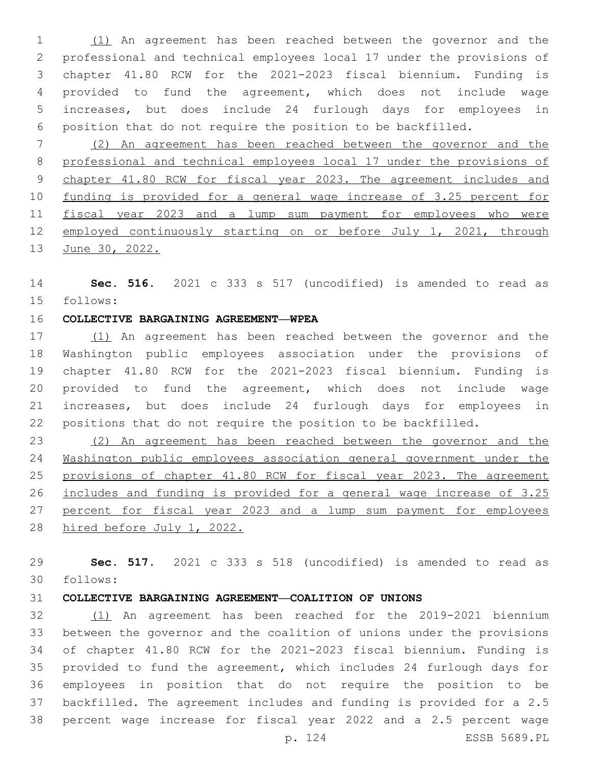(1) An agreement has been reached between the governor and the professional and technical employees local 17 under the provisions of chapter 41.80 RCW for the 2021-2023 fiscal biennium. Funding is provided to fund the agreement, which does not include wage increases, but does include 24 furlough days for employees in position that do not require the position to be backfilled.

(2) An agreement has been reached between the governor and the professional and technical employees local 17 under the provisions of chapter 41.80 RCW for fiscal year 2023. The agreement includes and funding is provided for a general wage increase of 3.25 percent for fiscal year 2023 and a lump sum payment for employees who were employed continuously starting on or before July 1, 2021, through June 30, 2022.

**Sec. 516.** 2021 c 333 s 517 (uncodified) is amended to read as follows:

**COLLECTIVE BARGAINING AGREEMENT—WPEA**

(1) An agreement has been reached between the governor and the Washington public employees association under the provisions of chapter 41.80 RCW for the 2021-2023 fiscal biennium. Funding is provided to fund the agreement, which does not include wage increases, but does include 24 furlough days for employees in positions that do not require the position to be backfilled.

(2) An agreement has been reached between the governor and the Washington public employees association general government under the provisions of chapter 41.80 RCW for fiscal year 2023. The agreement includes and funding is provided for a general wage increase of 3.25 percent for fiscal year 2023 and a lump sum payment for employees hired before July 1, 2022.

**Sec. 517.** 2021 c 333 s 518 (uncodified) is amended to read as follows:

**COLLECTIVE BARGAINING AGREEMENT—COALITION OF UNIONS**

(1) An agreement has been reached for the 2019-2021 biennium between the governor and the coalition of unions under the provisions of chapter 41.80 RCW for the 2021-2023 fiscal biennium. Funding is provided to fund the agreement, which includes 24 furlough days for employees in position that do not require the position to be backfilled. The agreement includes and funding is provided for a 2.5 percent wage increase for fiscal year 2022 and a 2.5 percent wage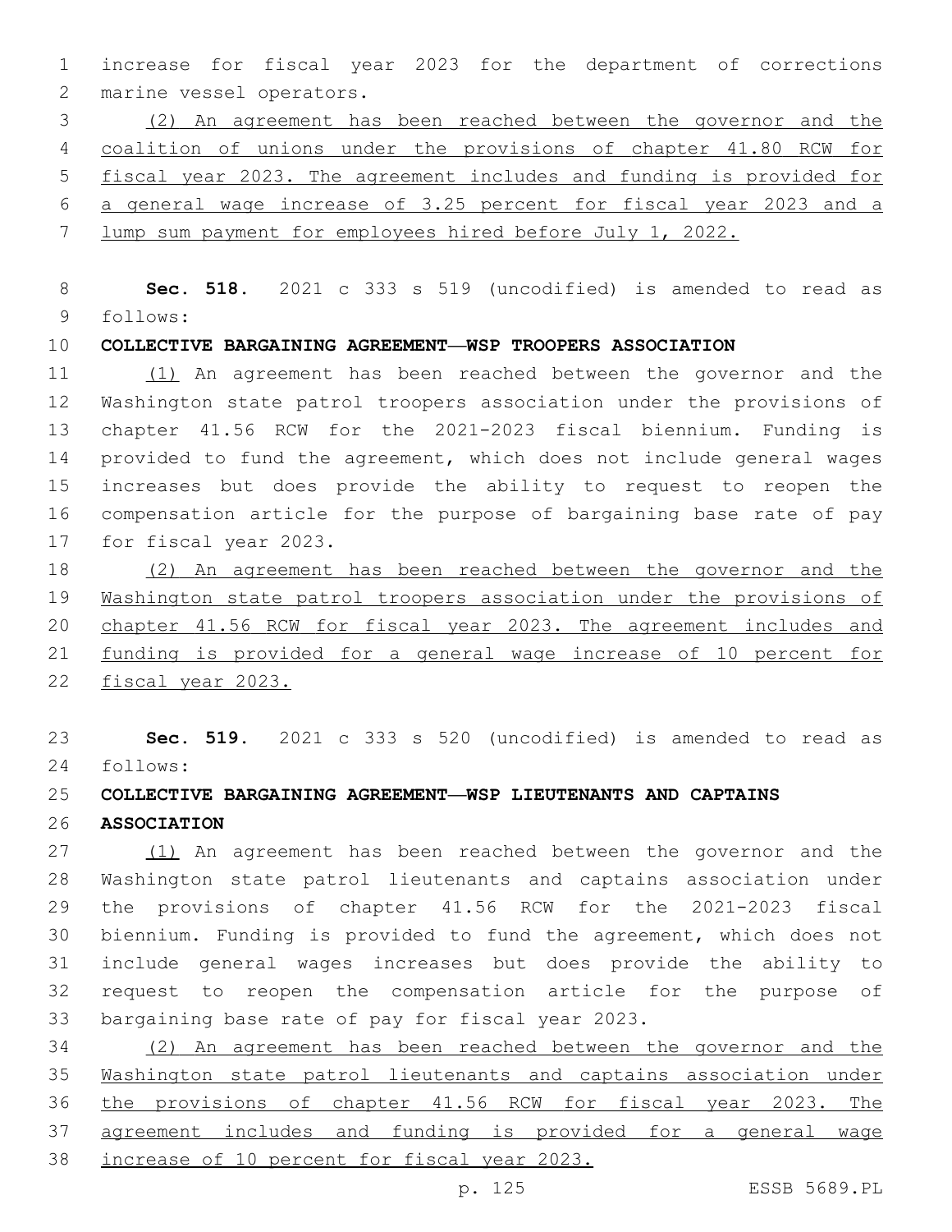increase for fiscal year 2023 for the department of corrections marine vessel operators.

(2) An agreement has been reached between the governor and the coalition of unions under the provisions of chapter 41.80 RCW for fiscal year 2023. The agreement includes and funding is provided for a general wage increase of 3.25 percent for fiscal year 2023 and a lump sum payment for employees hired before July 1, 2022.

**Sec. 518.** 2021 c 333 s 519 (uncodified) is amended to read as follows:

**COLLECTIVE BARGAINING AGREEMENT—WSP TROOPERS ASSOCIATION**

(1) An agreement has been reached between the governor and the Washington state patrol troopers association under the provisions of chapter 41.56 RCW for the 2021-2023 fiscal biennium. Funding is provided to fund the agreement, which does not include general wages increases but does provide the ability to request to reopen the compensation article for the purpose of bargaining base rate of pay for fiscal year 2023.

(2) An agreement has been reached between the governor and the Washington state patrol troopers association under the provisions of chapter 41.56 RCW for fiscal year 2023. The agreement includes and funding is provided for a general wage increase of 10 percent for fiscal year 2023.

**Sec. 519.** 2021 c 333 s 520 (uncodified) is amended to read as follows:

**COLLECTIVE BARGAINING AGREEMENT—WSP LIEUTENANTS AND CAPTAINS ASSOCIATION**

(1) An agreement has been reached between the governor and the Washington state patrol lieutenants and captains association under the provisions of chapter 41.56 RCW for the 2021-2023 fiscal biennium. Funding is provided to fund the agreement, which does not include general wages increases but does provide the ability to request to reopen the compensation article for the purpose of bargaining base rate of pay for fiscal year 2023.

(2) An agreement has been reached between the governor and the Washington state patrol lieutenants and captains association under the provisions of chapter 41.56 RCW for fiscal year 2023. The agreement includes and funding is provided for a general wage increase of 10 percent for fiscal year 2023.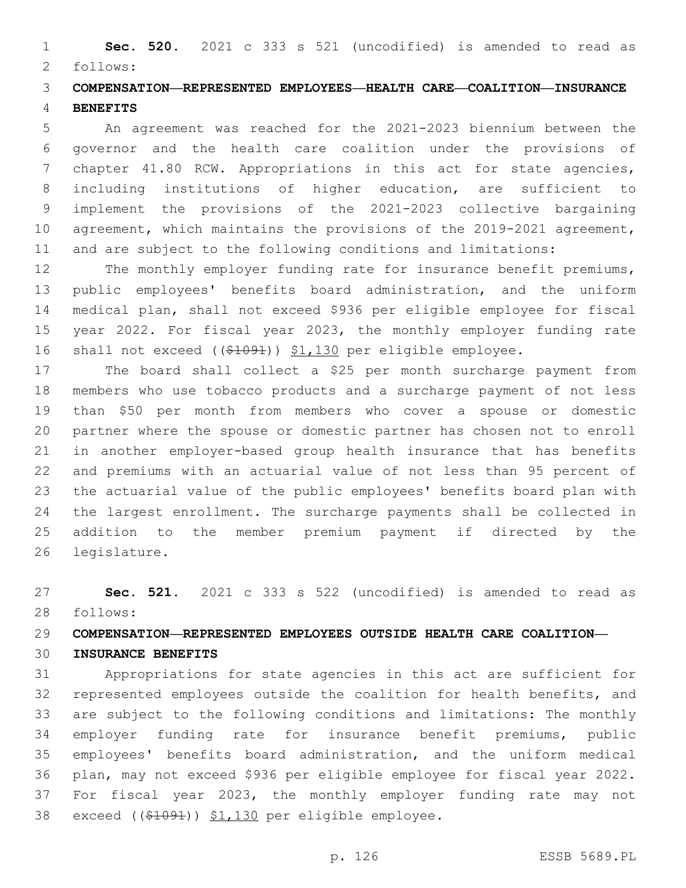**Sec. 520.** 2021 c 333 s 521 (uncodified) is amended to read as follows:

**COMPENSATION—REPRESENTED EMPLOYEES—HEALTH CARE—COALITION—INSURANCE BENEFITS**

An agreement was reached for the 2021-2023 biennium between the governor and the health care coalition under the provisions of chapter 41.80 RCW. Appropriations in this act for state agencies, including institutions of higher education, are sufficient to implement the provisions of the 2021-2023 collective bargaining agreement, which maintains the provisions of the 2019-2021 agreement, and are subject to the following conditions and limitations:

The monthly employer funding rate for insurance benefit premiums, public employees' benefits board administration, and the uniform medical plan, shall not exceed $936 per eligible employee for fiscal year 2022. For fiscal year 2023, the monthly employer funding rate shall not exceed ((~~$1091~~)) $1,130 per eligible employee.

The board shall collect a $25 per month surcharge payment from members who use tobacco products and a surcharge payment of not less than $50 per month from members who cover a spouse or domestic partner where the spouse or domestic partner has chosen not to enroll in another employer-based group health insurance that has benefits and premiums with an actuarial value of not less than 95 percent of the actuarial value of the public employees' benefits board plan with the largest enrollment. The surcharge payments shall be collected in addition to the member premium payment if directed by the legislature.

**Sec. 521.** 2021 c 333 s 522 (uncodified) is amended to read as follows:

**COMPENSATION—REPRESENTED EMPLOYEES OUTSIDE HEALTH CARE COALITION—INSURANCE BENEFITS**

Appropriations for state agencies in this act are sufficient for represented employees outside the coalition for health benefits, and are subject to the following conditions and limitations: The monthly employer funding rate for insurance benefit premiums, public employees' benefits board administration, and the uniform medical plan, may not exceed $936 per eligible employee for fiscal year 2022. For fiscal year 2023, the monthly employer funding rate may not exceed ((~~$1091~~)) $1,130 per eligible employee.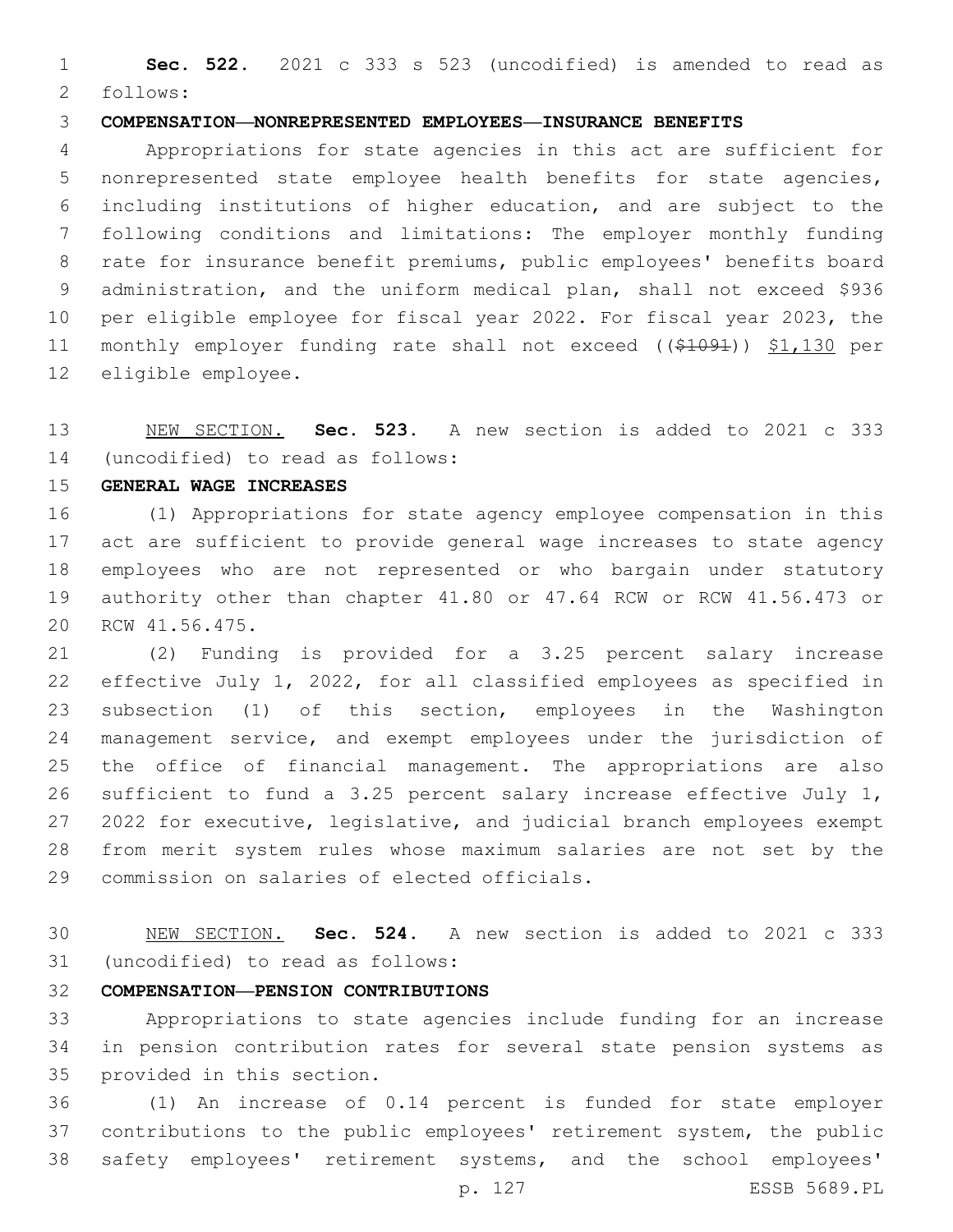**Sec. 522.** 2021 c 333 s 523 (uncodified) is amended to read as follows:

**COMPENSATION—NONREPRESENTED EMPLOYEES—INSURANCE BENEFITS**

Appropriations for state agencies in this act are sufficient for nonrepresented state employee health benefits for state agencies, including institutions of higher education, and are subject to the following conditions and limitations: The employer monthly funding rate for insurance benefit premiums, public employees' benefits board administration, and the uniform medical plan, shall not exceed $936 per eligible employee for fiscal year 2022. For fiscal year 2023, the monthly employer funding rate shall not exceed ((~~$1091~~)) <u>$1,130</u> per eligible employee.

<u>NEW SECTION.</u> **Sec. 523.** A new section is added to 2021 c 333 (uncodified) to read as follows:

**GENERAL WAGE INCREASES**

(1) Appropriations for state agency employee compensation in this act are sufficient to provide general wage increases to state agency employees who are not represented or who bargain under statutory authority other than chapter 41.80 or 47.64 RCW or RCW 41.56.473 or RCW 41.56.475.

(2) Funding is provided for a 3.25 percent salary increase effective July 1, 2022, for all classified employees as specified in subsection (1) of this section, employees in the Washington management service, and exempt employees under the jurisdiction of the office of financial management. The appropriations are also sufficient to fund a 3.25 percent salary increase effective July 1, 2022 for executive, legislative, and judicial branch employees exempt from merit system rules whose maximum salaries are not set by the commission on salaries of elected officials.

<u>NEW SECTION.</u> **Sec. 524.** A new section is added to 2021 c 333 (uncodified) to read as follows:

**COMPENSATION—PENSION CONTRIBUTIONS**

Appropriations to state agencies include funding for an increase in pension contribution rates for several state pension systems as provided in this section.

(1) An increase of 0.14 percent is funded for state employer contributions to the public employees' retirement system, the public safety employees' retirement systems, and the school employees'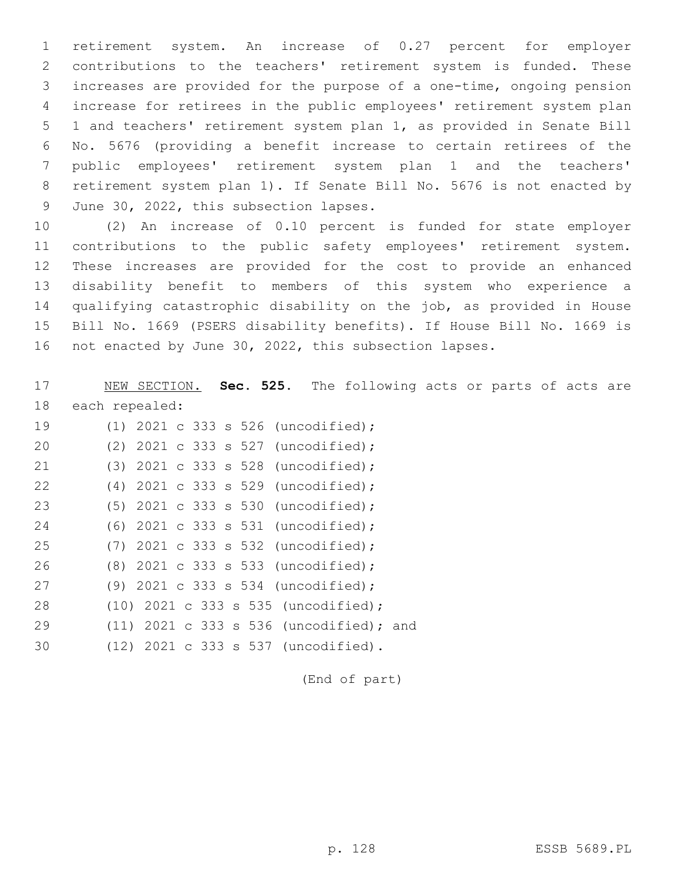retirement system. An increase of 0.27 percent for employer contributions to the teachers' retirement system is funded. These increases are provided for the purpose of a one-time, ongoing pension increase for retirees in the public employees' retirement system plan 1 and teachers' retirement system plan 1, as provided in Senate Bill No. 5676 (providing a benefit increase to certain retirees of the public employees' retirement system plan 1 and the teachers' retirement system plan 1). If Senate Bill No. 5676 is not enacted by June 30, 2022, this subsection lapses.

(2) An increase of 0.10 percent is funded for state employer contributions to the public safety employees' retirement system. These increases are provided for the cost to provide an enhanced disability benefit to members of this system who experience a qualifying catastrophic disability on the job, as provided in House Bill No. 1669 (PSERS disability benefits). If House Bill No. 1669 is not enacted by June 30, 2022, this subsection lapses.

NEW SECTION. **Sec. 525.** The following acts or parts of acts are each repealed:

(1) 2021 c 333 s 526 (uncodified);
(2) 2021 c 333 s 527 (uncodified);
(3) 2021 c 333 s 528 (uncodified);
(4) 2021 c 333 s 529 (uncodified);
(5) 2021 c 333 s 530 (uncodified);
(6) 2021 c 333 s 531 (uncodified);
(7) 2021 c 333 s 532 (uncodified);
(8) 2021 c 333 s 533 (uncodified);
(9) 2021 c 333 s 534 (uncodified);
(10) 2021 c 333 s 535 (uncodified);
(11) 2021 c 333 s 536 (uncodified); and
(12) 2021 c 333 s 537 (uncodified).

(End of part)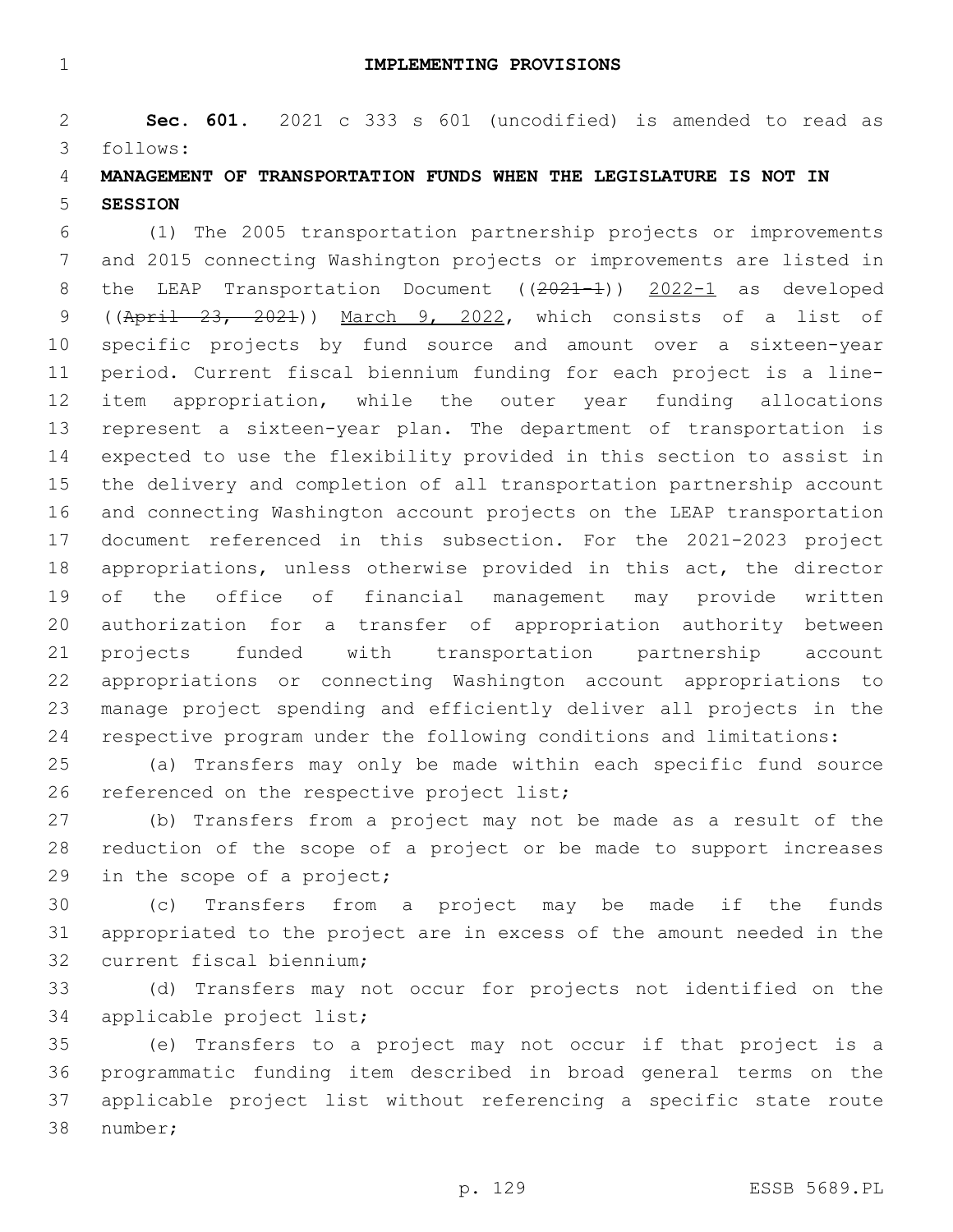# IMPLEMENTING PROVISIONS

**Sec. 601.** 2021 c 333 s 601 (uncodified) is amended to read as follows:

**MANAGEMENT OF TRANSPORTATION FUNDS WHEN THE LEGISLATURE IS NOT IN SESSION**

(1) The 2005 transportation partnership projects or improvements and 2015 connecting Washington projects or improvements are listed in the LEAP Transportation Document ((~~2021-1~~)) 2022-1 as developed ((~~April 23, 2021~~)) March 9, 2022, which consists of a list of specific projects by fund source and amount over a sixteen-year period. Current fiscal biennium funding for each project is a line-item appropriation, while the outer year funding allocations represent a sixteen-year plan. The department of transportation is expected to use the flexibility provided in this section to assist in the delivery and completion of all transportation partnership account and connecting Washington account projects on the LEAP transportation document referenced in this subsection. For the 2021-2023 project appropriations, unless otherwise provided in this act, the director of the office of financial management may provide written authorization for a transfer of appropriation authority between projects funded with transportation partnership account appropriations or connecting Washington account appropriations to manage project spending and efficiently deliver all projects in the respective program under the following conditions and limitations:

(a) Transfers may only be made within each specific fund source referenced on the respective project list;

(b) Transfers from a project may not be made as a result of the reduction of the scope of a project or be made to support increases in the scope of a project;

(c) Transfers from a project may be made if the funds appropriated to the project are in excess of the amount needed in the current fiscal biennium;

(d) Transfers may not occur for projects not identified on the applicable project list;

(e) Transfers to a project may not occur if that project is a programmatic funding item described in broad general terms on the applicable project list without referencing a specific state route number;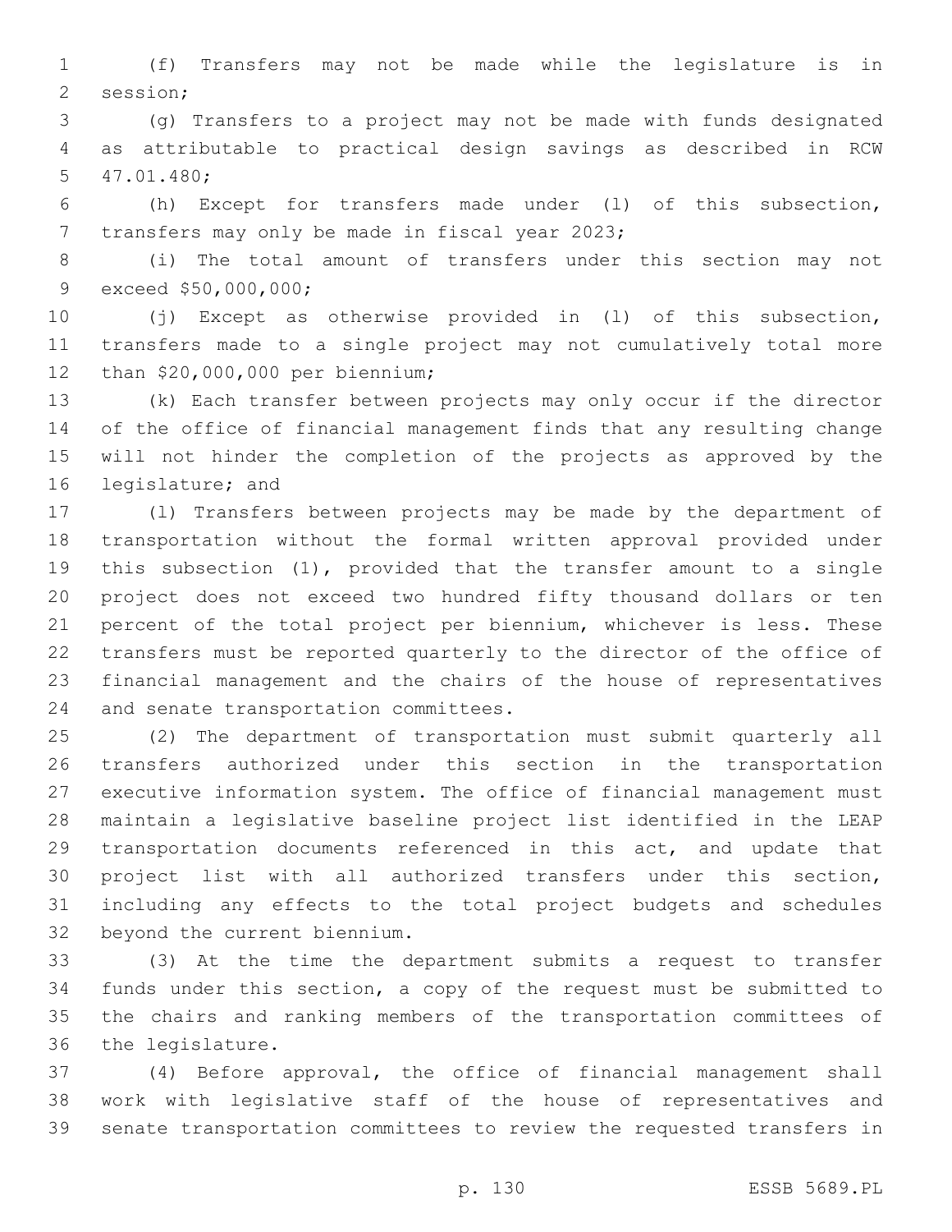(f) Transfers may not be made while the legislature is in session;

(g) Transfers to a project may not be made with funds designated as attributable to practical design savings as described in RCW 47.01.480;

(h) Except for transfers made under (l) of this subsection, transfers may only be made in fiscal year 2023;

(i) The total amount of transfers under this section may not exceed $50,000,000;

(j) Except as otherwise provided in (l) of this subsection, transfers made to a single project may not cumulatively total more than $20,000,000 per biennium;

(k) Each transfer between projects may only occur if the director of the office of financial management finds that any resulting change will not hinder the completion of the projects as approved by the legislature; and

(l) Transfers between projects may be made by the department of transportation without the formal written approval provided under this subsection (1), provided that the transfer amount to a single project does not exceed two hundred fifty thousand dollars or ten percent of the total project per biennium, whichever is less. These transfers must be reported quarterly to the director of the office of financial management and the chairs of the house of representatives and senate transportation committees.

(2) The department of transportation must submit quarterly all transfers authorized under this section in the transportation executive information system. The office of financial management must maintain a legislative baseline project list identified in the LEAP transportation documents referenced in this act, and update that project list with all authorized transfers under this section, including any effects to the total project budgets and schedules beyond the current biennium.

(3) At the time the department submits a request to transfer funds under this section, a copy of the request must be submitted to the chairs and ranking members of the transportation committees of the legislature.

(4) Before approval, the office of financial management shall work with legislative staff of the house of representatives and senate transportation committees to review the requested transfers in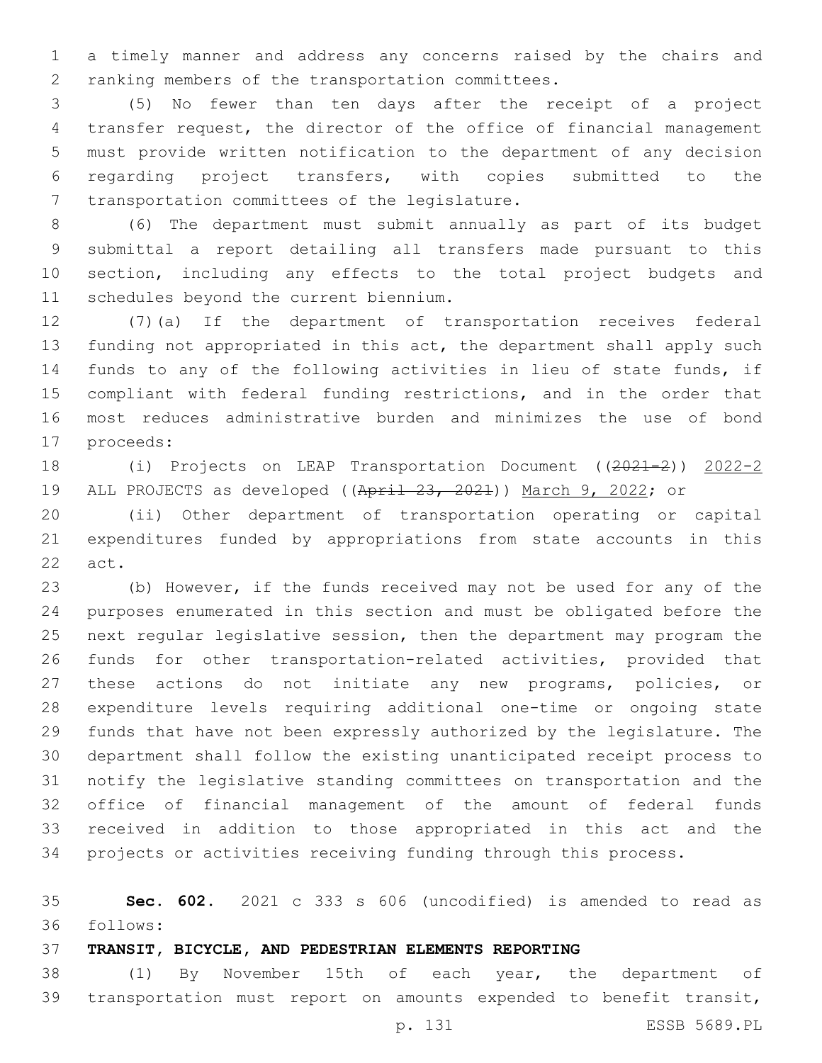a timely manner and address any concerns raised by the chairs and ranking members of the transportation committees.

(5) No fewer than ten days after the receipt of a project transfer request, the director of the office of financial management must provide written notification to the department of any decision regarding project transfers, with copies submitted to the transportation committees of the legislature.

(6) The department must submit annually as part of its budget submittal a report detailing all transfers made pursuant to this section, including any effects to the total project budgets and schedules beyond the current biennium.

(7)(a) If the department of transportation receives federal funding not appropriated in this act, the department shall apply such funds to any of the following activities in lieu of state funds, if compliant with federal funding restrictions, and in the order that most reduces administrative burden and minimizes the use of bond proceeds:

(i) Projects on LEAP Transportation Document ((~~2021-2~~)) 2022-2 ALL PROJECTS as developed ((~~April 23, 2021~~)) March 9, 2022; or

(ii) Other department of transportation operating or capital expenditures funded by appropriations from state accounts in this act.

(b) However, if the funds received may not be used for any of the purposes enumerated in this section and must be obligated before the next regular legislative session, then the department may program the funds for other transportation-related activities, provided that these actions do not initiate any new programs, policies, or expenditure levels requiring additional one-time or ongoing state funds that have not been expressly authorized by the legislature. The department shall follow the existing unanticipated receipt process to notify the legislative standing committees on transportation and the office of financial management of the amount of federal funds received in addition to those appropriated in this act and the projects or activities receiving funding through this process.

**Sec. 602.** 2021 c 333 s 606 (uncodified) is amended to read as follows:

**TRANSIT, BICYCLE, AND PEDESTRIAN ELEMENTS REPORTING**

(1) By November 15th of each year, the department of transportation must report on amounts expended to benefit transit,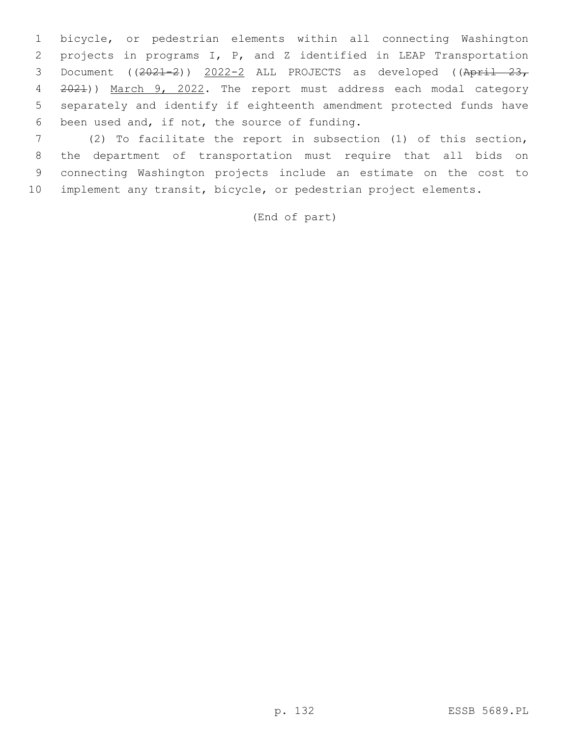bicycle, or pedestrian elements within all connecting Washington projects in programs I, P, and Z identified in LEAP Transportation Document ((~~2021-2~~)) 2022-2 ALL PROJECTS as developed ((~~April 23, 2021~~)) March 9, 2022. The report must address each modal category separately and identify if eighteenth amendment protected funds have been used and, if not, the source of funding.

(2) To facilitate the report in subsection (1) of this section, the department of transportation must require that all bids on connecting Washington projects include an estimate on the cost to implement any transit, bicycle, or pedestrian project elements.

(End of part)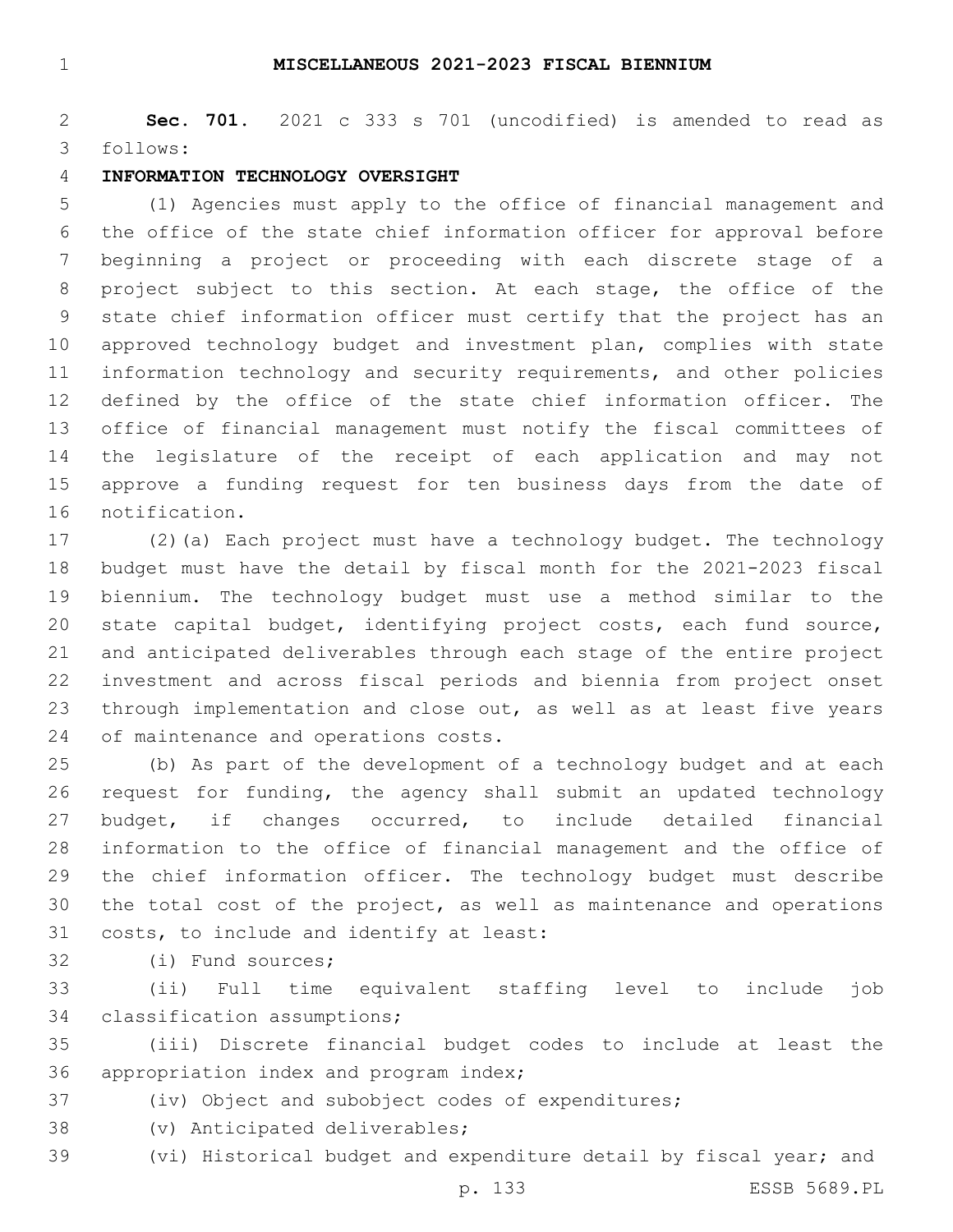## MISCELLANEOUS 2021-2023 FISCAL BIENNIUM

**Sec. 701.** 2021 c 333 s 701 (uncodified) is amended to read as follows:

**INFORMATION TECHNOLOGY OVERSIGHT**

(1) Agencies must apply to the office of financial management and the office of the state chief information officer for approval before beginning a project or proceeding with each discrete stage of a project subject to this section. At each stage, the office of the state chief information officer must certify that the project has an approved technology budget and investment plan, complies with state information technology and security requirements, and other policies defined by the office of the state chief information officer. The office of financial management must notify the fiscal committees of the legislature of the receipt of each application and may not approve a funding request for ten business days from the date of notification.

(2)(a) Each project must have a technology budget. The technology budget must have the detail by fiscal month for the 2021-2023 fiscal biennium. The technology budget must use a method similar to the state capital budget, identifying project costs, each fund source, and anticipated deliverables through each stage of the entire project investment and across fiscal periods and biennia from project onset through implementation and close out, as well as at least five years of maintenance and operations costs.

(b) As part of the development of a technology budget and at each request for funding, the agency shall submit an updated technology budget, if changes occurred, to include detailed financial information to the office of financial management and the office of the chief information officer. The technology budget must describe the total cost of the project, as well as maintenance and operations costs, to include and identify at least:

(i) Fund sources;

(ii) Full time equivalent staffing level to include job classification assumptions;

(iii) Discrete financial budget codes to include at least the appropriation index and program index;

(iv) Object and subobject codes of expenditures;

(v) Anticipated deliverables;

(vi) Historical budget and expenditure detail by fiscal year; and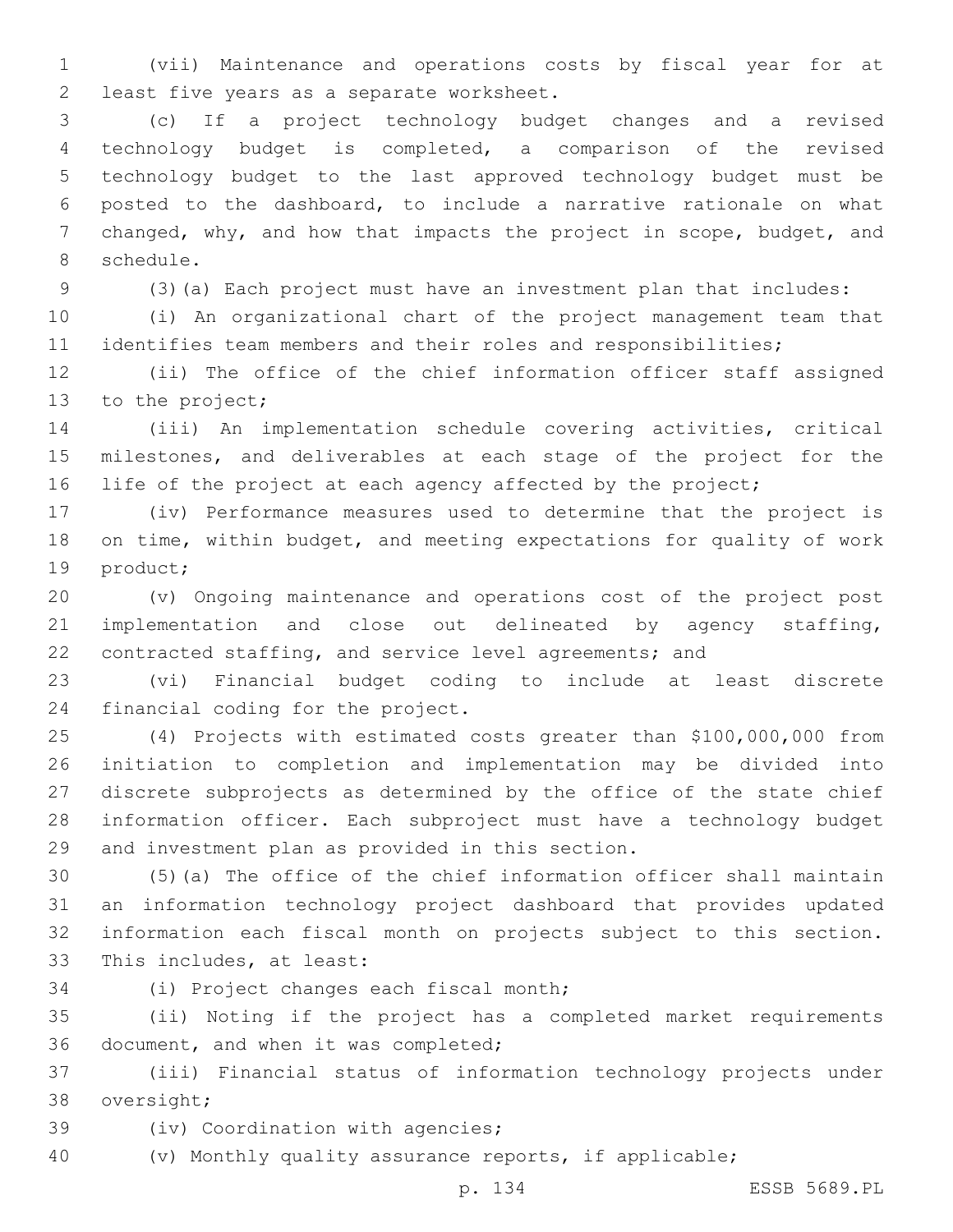(vii) Maintenance and operations costs by fiscal year for at least five years as a separate worksheet.

(c) If a project technology budget changes and a revised technology budget is completed, a comparison of the revised technology budget to the last approved technology budget must be posted to the dashboard, to include a narrative rationale on what changed, why, and how that impacts the project in scope, budget, and schedule.

(3)(a) Each project must have an investment plan that includes:

(i) An organizational chart of the project management team that identifies team members and their roles and responsibilities;

(ii) The office of the chief information officer staff assigned to the project;

(iii) An implementation schedule covering activities, critical milestones, and deliverables at each stage of the project for the life of the project at each agency affected by the project;

(iv) Performance measures used to determine that the project is on time, within budget, and meeting expectations for quality of work product;

(v) Ongoing maintenance and operations cost of the project post implementation and close out delineated by agency staffing, contracted staffing, and service level agreements; and

(vi) Financial budget coding to include at least discrete financial coding for the project.

(4) Projects with estimated costs greater than $100,000,000 from initiation to completion and implementation may be divided into discrete subprojects as determined by the office of the state chief information officer. Each subproject must have a technology budget and investment plan as provided in this section.

(5)(a) The office of the chief information officer shall maintain an information technology project dashboard that provides updated information each fiscal month on projects subject to this section. This includes, at least:

(i) Project changes each fiscal month;

(ii) Noting if the project has a completed market requirements document, and when it was completed;

(iii) Financial status of information technology projects under oversight;

(iv) Coordination with agencies;

(v) Monthly quality assurance reports, if applicable;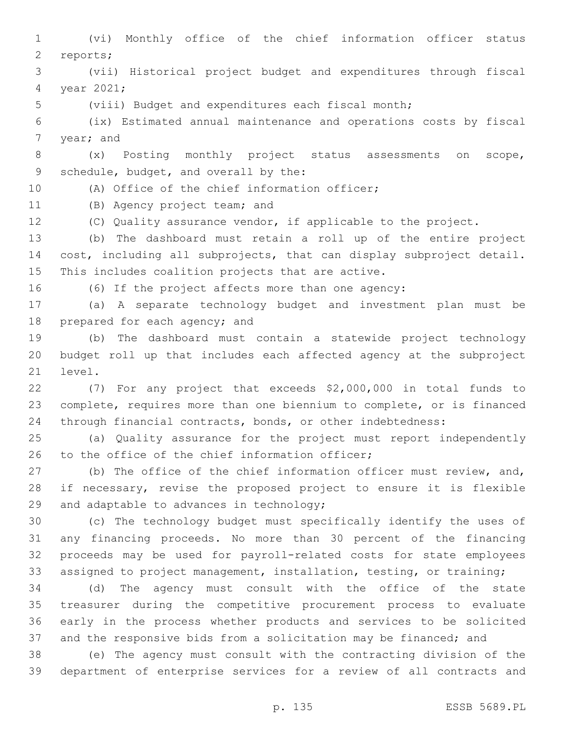(vi) Monthly office of the chief information officer status reports;

(vii) Historical project budget and expenditures through fiscal year 2021;

(viii) Budget and expenditures each fiscal month;

(ix) Estimated annual maintenance and operations costs by fiscal year; and

(x) Posting monthly project status assessments on scope, schedule, budget, and overall by the:

(A) Office of the chief information officer;

(B) Agency project team; and

(C) Quality assurance vendor, if applicable to the project.

(b) The dashboard must retain a roll up of the entire project cost, including all subprojects, that can display subproject detail. This includes coalition projects that are active.

(6) If the project affects more than one agency:

(a) A separate technology budget and investment plan must be prepared for each agency; and

(b) The dashboard must contain a statewide project technology budget roll up that includes each affected agency at the subproject level.

(7) For any project that exceeds $2,000,000 in total funds to complete, requires more than one biennium to complete, or is financed through financial contracts, bonds, or other indebtedness:

(a) Quality assurance for the project must report independently to the office of the chief information officer;

(b) The office of the chief information officer must review, and, if necessary, revise the proposed project to ensure it is flexible and adaptable to advances in technology;

(c) The technology budget must specifically identify the uses of any financing proceeds. No more than 30 percent of the financing proceeds may be used for payroll-related costs for state employees assigned to project management, installation, testing, or training;

(d) The agency must consult with the office of the state treasurer during the competitive procurement process to evaluate early in the process whether products and services to be solicited and the responsive bids from a solicitation may be financed; and

(e) The agency must consult with the contracting division of the department of enterprise services for a review of all contracts and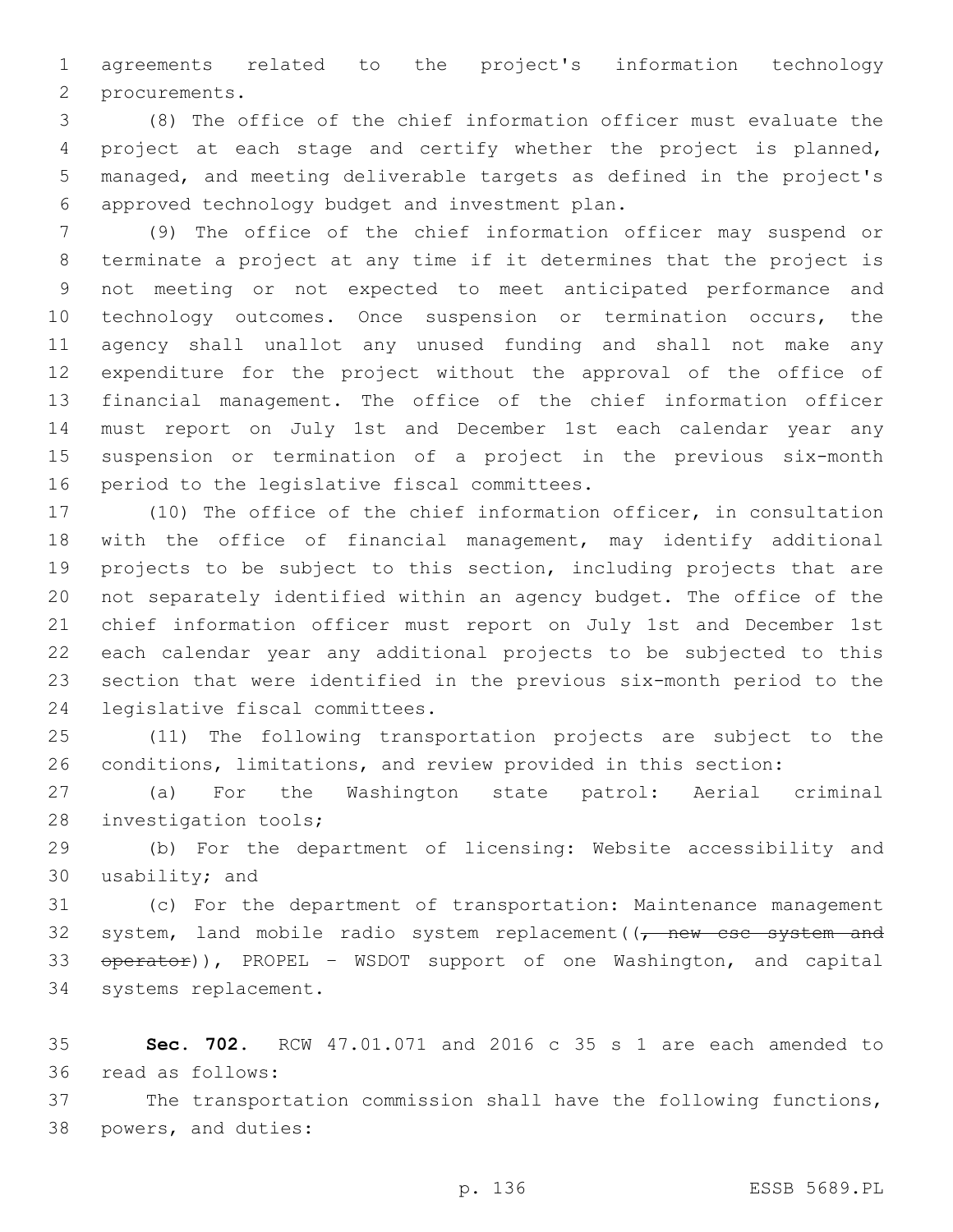agreements related to the project's information technology procurements.

(8) The office of the chief information officer must evaluate the project at each stage and certify whether the project is planned, managed, and meeting deliverable targets as defined in the project's approved technology budget and investment plan.

(9) The office of the chief information officer may suspend or terminate a project at any time if it determines that the project is not meeting or not expected to meet anticipated performance and technology outcomes. Once suspension or termination occurs, the agency shall unallot any unused funding and shall not make any expenditure for the project without the approval of the office of financial management. The office of the chief information officer must report on July 1st and December 1st each calendar year any suspension or termination of a project in the previous six-month period to the legislative fiscal committees.

(10) The office of the chief information officer, in consultation with the office of financial management, may identify additional projects to be subject to this section, including projects that are not separately identified within an agency budget. The office of the chief information officer must report on July 1st and December 1st each calendar year any additional projects to be subjected to this section that were identified in the previous six-month period to the legislative fiscal committees.

(11) The following transportation projects are subject to the conditions, limitations, and review provided in this section:

(a) For the Washington state patrol: Aerial criminal investigation tools;

(b) For the department of licensing: Website accessibility and usability; and

(c) For the department of transportation: Maintenance management system, land mobile radio system replacement((~~, new csc system and operator~~)), PROPEL - WSDOT support of one Washington, and capital systems replacement.

**Sec. 702.** RCW 47.01.071 and 2016 c 35 s 1 are each amended to read as follows:

The transportation commission shall have the following functions, powers, and duties: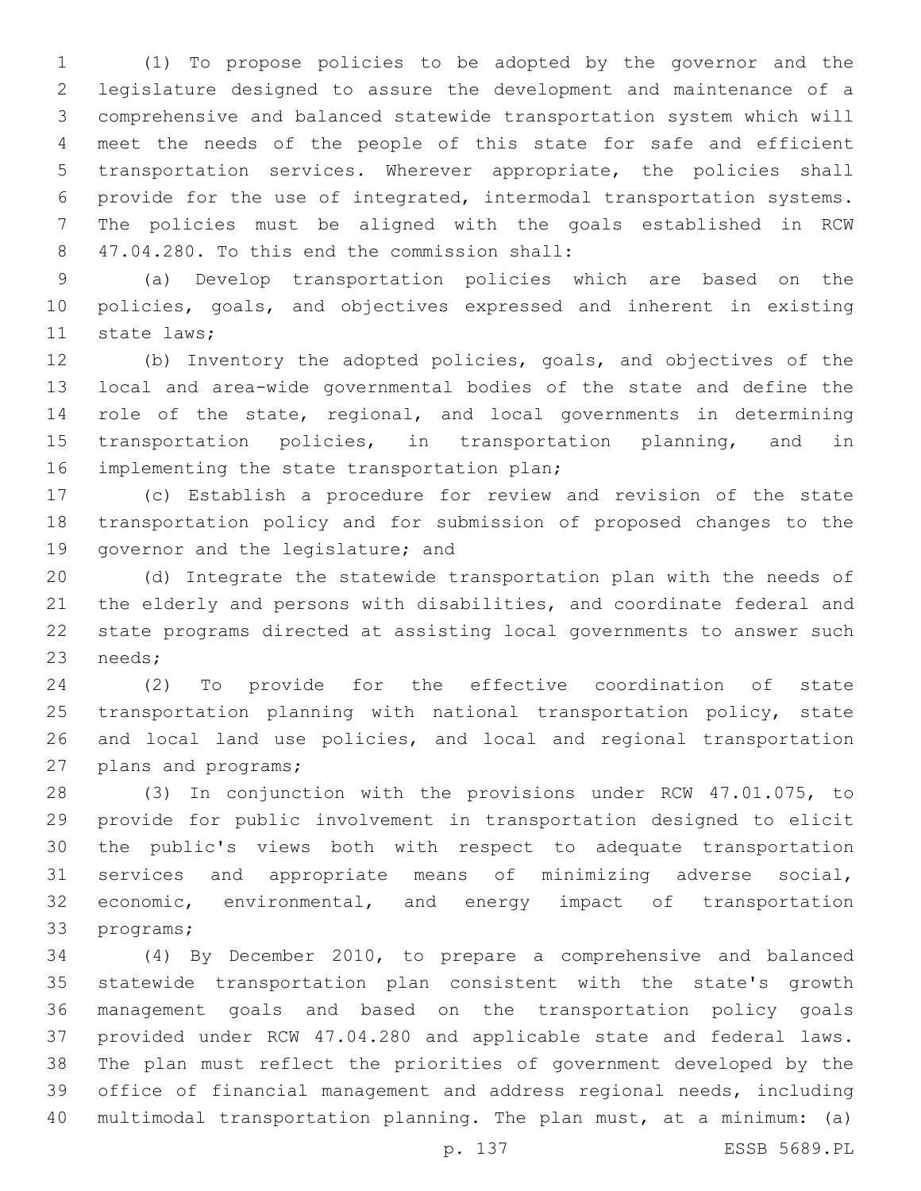(1) To propose policies to be adopted by the governor and the legislature designed to assure the development and maintenance of a comprehensive and balanced statewide transportation system which will meet the needs of the people of this state for safe and efficient transportation services. Wherever appropriate, the policies shall provide for the use of integrated, intermodal transportation systems. The policies must be aligned with the goals established in RCW 47.04.280. To this end the commission shall:

(a) Develop transportation policies which are based on the policies, goals, and objectives expressed and inherent in existing state laws;

(b) Inventory the adopted policies, goals, and objectives of the local and area-wide governmental bodies of the state and define the role of the state, regional, and local governments in determining transportation policies, in transportation planning, and in implementing the state transportation plan;

(c) Establish a procedure for review and revision of the state transportation policy and for submission of proposed changes to the governor and the legislature; and

(d) Integrate the statewide transportation plan with the needs of the elderly and persons with disabilities, and coordinate federal and state programs directed at assisting local governments to answer such needs;

(2) To provide for the effective coordination of state transportation planning with national transportation policy, state and local land use policies, and local and regional transportation plans and programs;

(3) In conjunction with the provisions under RCW 47.01.075, to provide for public involvement in transportation designed to elicit the public's views both with respect to adequate transportation services and appropriate means of minimizing adverse social, economic, environmental, and energy impact of transportation programs;

(4) By December 2010, to prepare a comprehensive and balanced statewide transportation plan consistent with the state's growth management goals and based on the transportation policy goals provided under RCW 47.04.280 and applicable state and federal laws. The plan must reflect the priorities of government developed by the office of financial management and address regional needs, including multimodal transportation planning. The plan must, at a minimum: (a)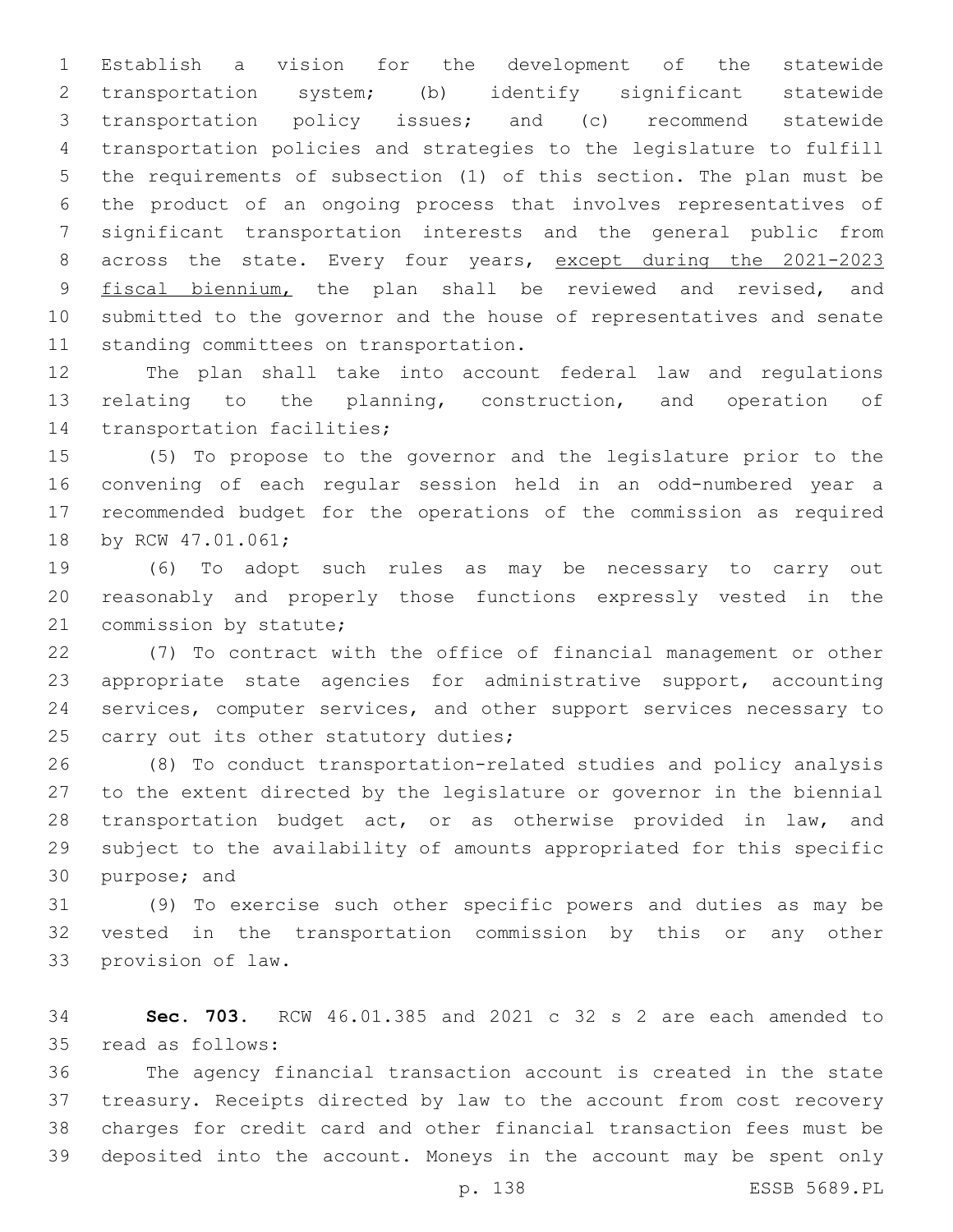Establish a vision for the development of the statewide transportation system; (b) identify significant statewide transportation policy issues; and (c) recommend statewide transportation policies and strategies to the legislature to fulfill the requirements of subsection (1) of this section. The plan must be the product of an ongoing process that involves representatives of significant transportation interests and the general public from across the state. Every four years, except during the 2021-2023 fiscal biennium, the plan shall be reviewed and revised, and submitted to the governor and the house of representatives and senate standing committees on transportation.

The plan shall take into account federal law and regulations relating to the planning, construction, and operation of transportation facilities;

(5) To propose to the governor and the legislature prior to the convening of each regular session held in an odd-numbered year a recommended budget for the operations of the commission as required by RCW 47.01.061;

(6) To adopt such rules as may be necessary to carry out reasonably and properly those functions expressly vested in the commission by statute;

(7) To contract with the office of financial management or other appropriate state agencies for administrative support, accounting services, computer services, and other support services necessary to carry out its other statutory duties;

(8) To conduct transportation-related studies and policy analysis to the extent directed by the legislature or governor in the biennial transportation budget act, or as otherwise provided in law, and subject to the availability of amounts appropriated for this specific purpose; and

(9) To exercise such other specific powers and duties as may be vested in the transportation commission by this or any other provision of law.

**Sec. 703.** RCW 46.01.385 and 2021 c 32 s 2 are each amended to read as follows:

The agency financial transaction account is created in the state treasury. Receipts directed by law to the account from cost recovery charges for credit card and other financial transaction fees must be deposited into the account. Moneys in the account may be spent only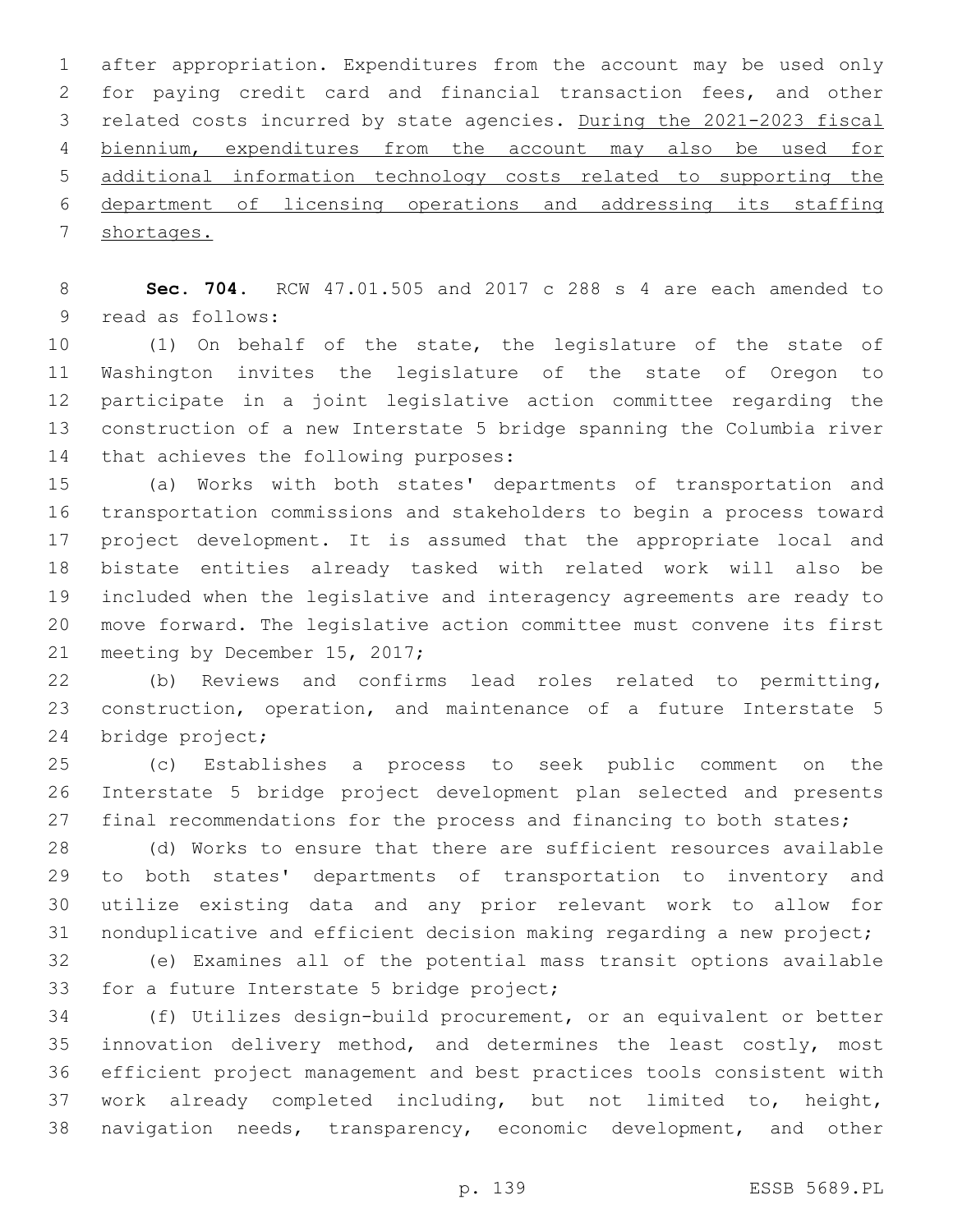after appropriation. Expenditures from the account may be used only for paying credit card and financial transaction fees, and other related costs incurred by state agencies. <u>During the 2021-2023 fiscal biennium, expenditures from the account may also be used for additional information technology costs related to supporting the department of licensing operations and addressing its staffing shortages.</u>

**Sec. 704.** RCW 47.01.505 and 2017 c 288 s 4 are each amended to read as follows:

(1) On behalf of the state, the legislature of the state of Washington invites the legislature of the state of Oregon to participate in a joint legislative action committee regarding the construction of a new Interstate 5 bridge spanning the Columbia river that achieves the following purposes:

(a) Works with both states' departments of transportation and transportation commissions and stakeholders to begin a process toward project development. It is assumed that the appropriate local and bistate entities already tasked with related work will also be included when the legislative and interagency agreements are ready to move forward. The legislative action committee must convene its first meeting by December 15, 2017;

(b) Reviews and confirms lead roles related to permitting, construction, operation, and maintenance of a future Interstate 5 bridge project;

(c) Establishes a process to seek public comment on the Interstate 5 bridge project development plan selected and presents final recommendations for the process and financing to both states;

(d) Works to ensure that there are sufficient resources available to both states' departments of transportation to inventory and utilize existing data and any prior relevant work to allow for nonduplicative and efficient decision making regarding a new project;

(e) Examines all of the potential mass transit options available for a future Interstate 5 bridge project;

(f) Utilizes design-build procurement, or an equivalent or better innovation delivery method, and determines the least costly, most efficient project management and best practices tools consistent with work already completed including, but not limited to, height, navigation needs, transparency, economic development, and other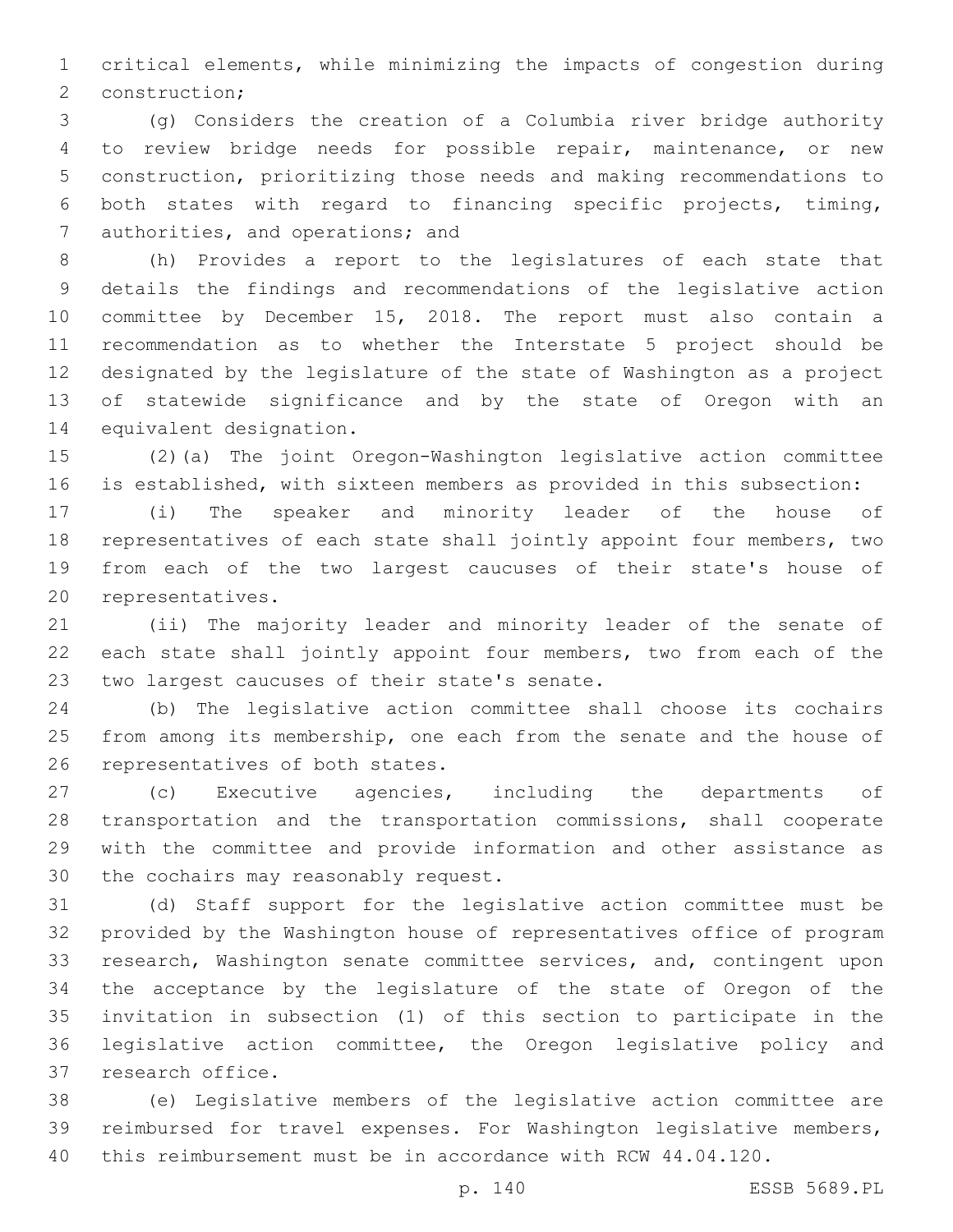critical elements, while minimizing the impacts of congestion during construction;

(g) Considers the creation of a Columbia river bridge authority to review bridge needs for possible repair, maintenance, or new construction, prioritizing those needs and making recommendations to both states with regard to financing specific projects, timing, authorities, and operations; and

(h) Provides a report to the legislatures of each state that details the findings and recommendations of the legislative action committee by December 15, 2018. The report must also contain a recommendation as to whether the Interstate 5 project should be designated by the legislature of the state of Washington as a project of statewide significance and by the state of Oregon with an equivalent designation.

(2)(a) The joint Oregon-Washington legislative action committee is established, with sixteen members as provided in this subsection:

(i) The speaker and minority leader of the house of representatives of each state shall jointly appoint four members, two from each of the two largest caucuses of their state's house of representatives.

(ii) The majority leader and minority leader of the senate of each state shall jointly appoint four members, two from each of the two largest caucuses of their state's senate.

(b) The legislative action committee shall choose its cochairs from among its membership, one each from the senate and the house of representatives of both states.

(c) Executive agencies, including the departments of transportation and the transportation commissions, shall cooperate with the committee and provide information and other assistance as the cochairs may reasonably request.

(d) Staff support for the legislative action committee must be provided by the Washington house of representatives office of program research, Washington senate committee services, and, contingent upon the acceptance by the legislature of the state of Oregon of the invitation in subsection (1) of this section to participate in the legislative action committee, the Oregon legislative policy and research office.

(e) Legislative members of the legislative action committee are reimbursed for travel expenses. For Washington legislative members, this reimbursement must be in accordance with RCW 44.04.120.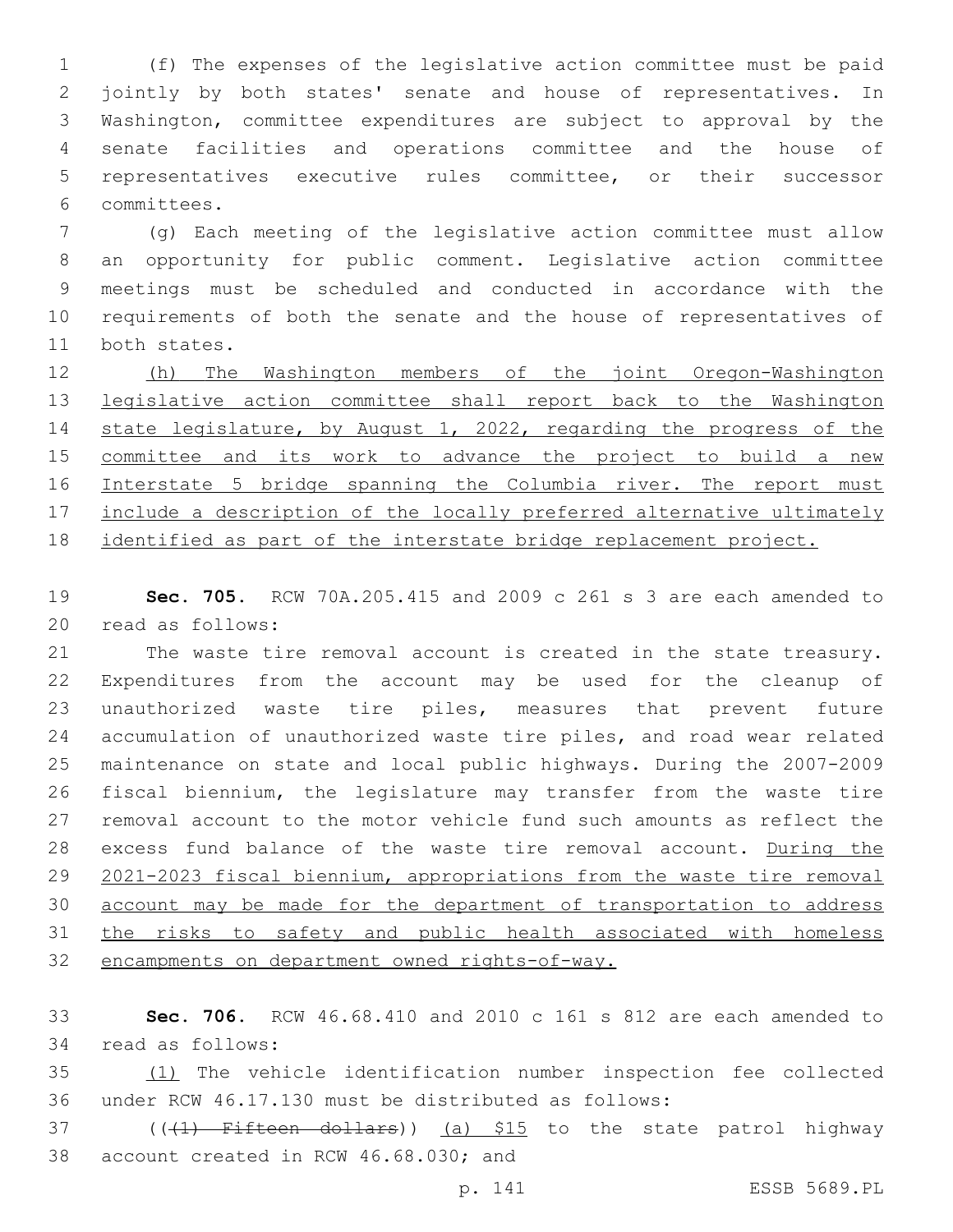(f) The expenses of the legislative action committee must be paid jointly by both states' senate and house of representatives. In Washington, committee expenditures are subject to approval by the senate facilities and operations committee and the house of representatives executive rules committee, or their successor committees.

(g) Each meeting of the legislative action committee must allow an opportunity for public comment. Legislative action committee meetings must be scheduled and conducted in accordance with the requirements of both the senate and the house of representatives of both states.

<u>(h) The Washington members of the joint Oregon-Washington legislative action committee shall report back to the Washington state legislature, by August 1, 2022, regarding the progress of the committee and its work to advance the project to build a new Interstate 5 bridge spanning the Columbia river. The report must include a description of the locally preferred alternative ultimately identified as part of the interstate bridge replacement project.</u>

**Sec. 705.** RCW 70A.205.415 and 2009 c 261 s 3 are each amended to read as follows:

The waste tire removal account is created in the state treasury. Expenditures from the account may be used for the cleanup of unauthorized waste tire piles, measures that prevent future accumulation of unauthorized waste tire piles, and road wear related maintenance on state and local public highways. During the 2007-2009 fiscal biennium, the legislature may transfer from the waste tire removal account to the motor vehicle fund such amounts as reflect the excess fund balance of the waste tire removal account. <u>During the 2021-2023 fiscal biennium, appropriations from the waste tire removal account may be made for the department of transportation to address the risks to safety and public health associated with homeless encampments on department owned rights-of-way.</u>

**Sec. 706.** RCW 46.68.410 and 2010 c 161 s 812 are each amended to read as follows:

<u>(1)</u> The vehicle identification number inspection fee collected under RCW 46.17.130 must be distributed as follows:

((~~(1) Fifteen dollars~~)) <u>(a) $15</u> to the state patrol highway account created in RCW 46.68.030; and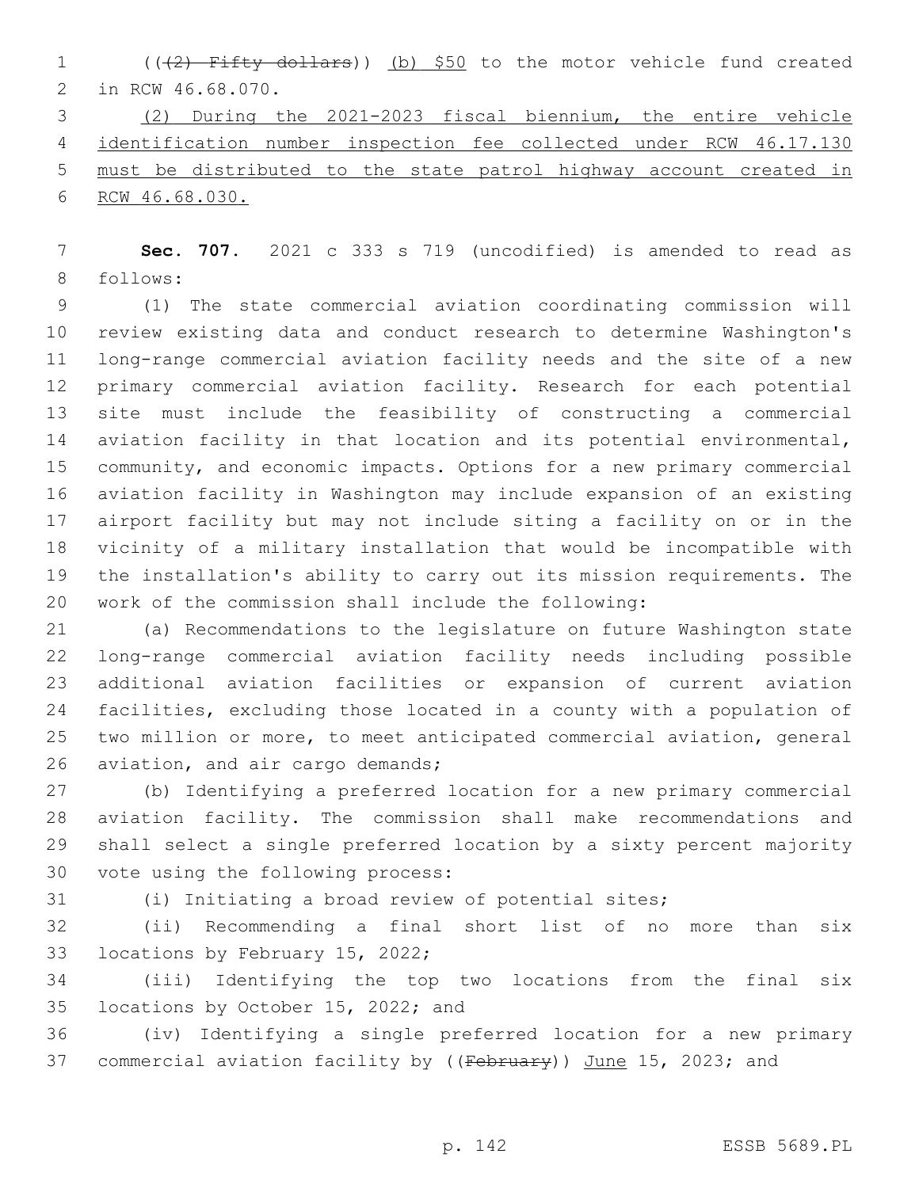(((2) Fifty dollars)) (b) $50 to the motor vehicle fund created in RCW 46.68.070.

(2) During the 2021-2023 fiscal biennium, the entire vehicle identification number inspection fee collected under RCW 46.17.130 must be distributed to the state patrol highway account created in RCW 46.68.030.

**Sec. 707.** 2021 c 333 s 719 (uncodified) is amended to read as follows:

(1) The state commercial aviation coordinating commission will review existing data and conduct research to determine Washington's long-range commercial aviation facility needs and the site of a new primary commercial aviation facility. Research for each potential site must include the feasibility of constructing a commercial aviation facility in that location and its potential environmental, community, and economic impacts. Options for a new primary commercial aviation facility in Washington may include expansion of an existing airport facility but may not include siting a facility on or in the vicinity of a military installation that would be incompatible with the installation's ability to carry out its mission requirements. The work of the commission shall include the following:

(a) Recommendations to the legislature on future Washington state long-range commercial aviation facility needs including possible additional aviation facilities or expansion of current aviation facilities, excluding those located in a county with a population of two million or more, to meet anticipated commercial aviation, general aviation, and air cargo demands;

(b) Identifying a preferred location for a new primary commercial aviation facility. The commission shall make recommendations and shall select a single preferred location by a sixty percent majority vote using the following process:

(i) Initiating a broad review of potential sites;

(ii) Recommending a final short list of no more than six locations by February 15, 2022;

(iii) Identifying the top two locations from the final six locations by October 15, 2022; and

(iv) Identifying a single preferred location for a new primary commercial aviation facility by ((February)) June 15, 2023; and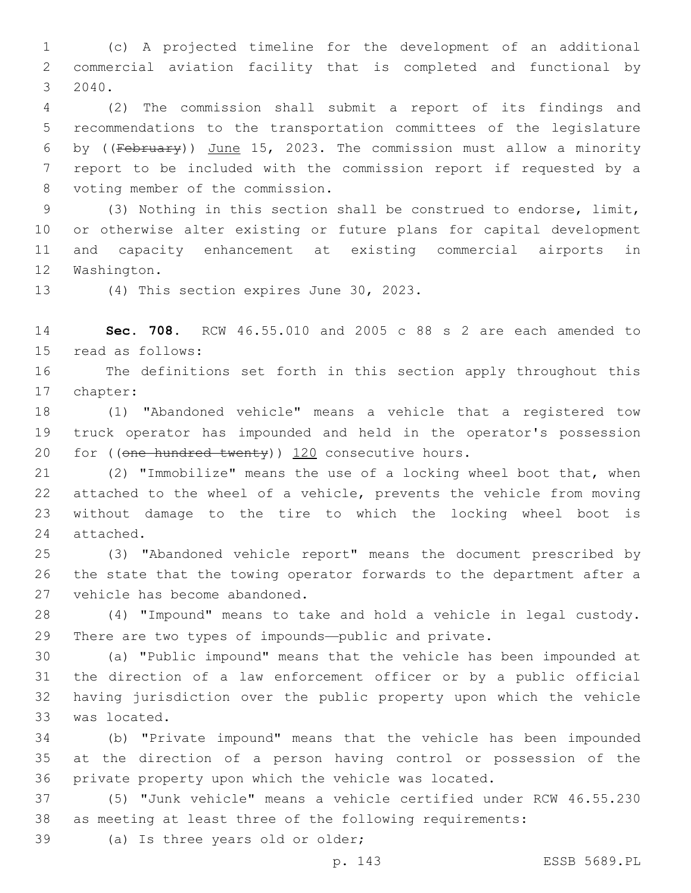(c) A projected timeline for the development of an additional commercial aviation facility that is completed and functional by 2040.

(2) The commission shall submit a report of its findings and recommendations to the transportation committees of the legislature by ((~~February~~)) June 15, 2023. The commission must allow a minority report to be included with the commission report if requested by a voting member of the commission.

(3) Nothing in this section shall be construed to endorse, limit, or otherwise alter existing or future plans for capital development and capacity enhancement at existing commercial airports in Washington.

(4) This section expires June 30, 2023.

**Sec. 708.** RCW 46.55.010 and 2005 c 88 s 2 are each amended to read as follows:

The definitions set forth in this section apply throughout this chapter:

(1) "Abandoned vehicle" means a vehicle that a registered tow truck operator has impounded and held in the operator's possession for ((~~one hundred twenty~~)) 120 consecutive hours.

(2) "Immobilize" means the use of a locking wheel boot that, when attached to the wheel of a vehicle, prevents the vehicle from moving without damage to the tire to which the locking wheel boot is attached.

(3) "Abandoned vehicle report" means the document prescribed by the state that the towing operator forwards to the department after a vehicle has become abandoned.

(4) "Impound" means to take and hold a vehicle in legal custody. There are two types of impounds—public and private.

(a) "Public impound" means that the vehicle has been impounded at the direction of a law enforcement officer or by a public official having jurisdiction over the public property upon which the vehicle was located.

(b) "Private impound" means that the vehicle has been impounded at the direction of a person having control or possession of the private property upon which the vehicle was located.

(5) "Junk vehicle" means a vehicle certified under RCW 46.55.230 as meeting at least three of the following requirements:

(a) Is three years old or older;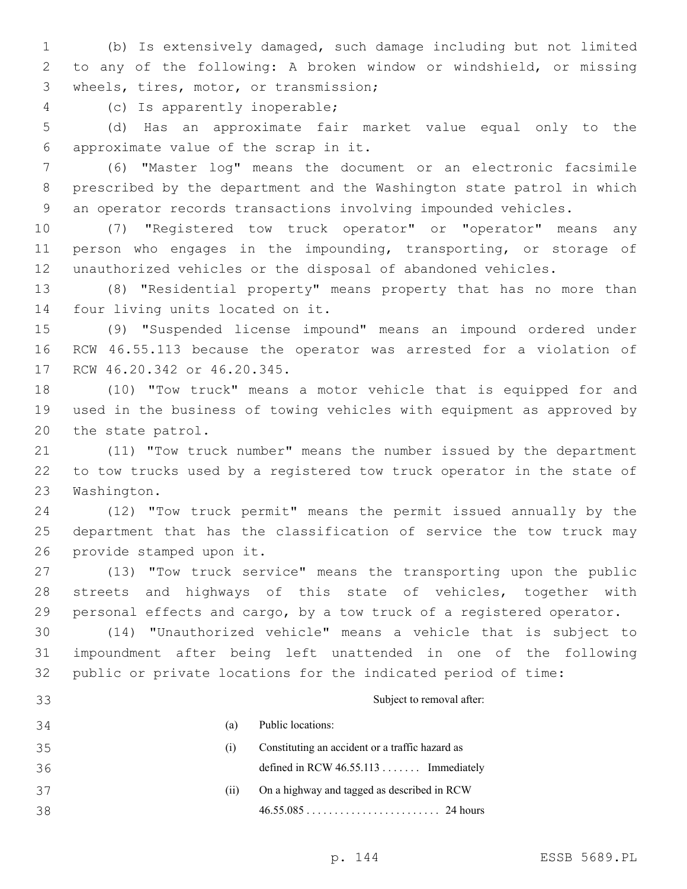(b) Is extensively damaged, such damage including but not limited to any of the following: A broken window or windshield, or missing wheels, tires, motor, or transmission;

(c) Is apparently inoperable;

(d) Has an approximate fair market value equal only to the approximate value of the scrap in it.

(6) "Master log" means the document or an electronic facsimile prescribed by the department and the Washington state patrol in which an operator records transactions involving impounded vehicles.

(7) "Registered tow truck operator" or "operator" means any person who engages in the impounding, transporting, or storage of unauthorized vehicles or the disposal of abandoned vehicles.

(8) "Residential property" means property that has no more than four living units located on it.

(9) "Suspended license impound" means an impound ordered under RCW 46.55.113 because the operator was arrested for a violation of RCW 46.20.342 or 46.20.345.

(10) "Tow truck" means a motor vehicle that is equipped for and used in the business of towing vehicles with equipment as approved by the state patrol.

(11) "Tow truck number" means the number issued by the department to tow trucks used by a registered tow truck operator in the state of Washington.

(12) "Tow truck permit" means the permit issued annually by the department that has the classification of service the tow truck may provide stamped upon it.

(13) "Tow truck service" means the transporting upon the public streets and highways of this state of vehicles, together with personal effects and cargo, by a tow truck of a registered operator.

(14) "Unauthorized vehicle" means a vehicle that is subject to impoundment after being left unattended in one of the following public or private locations for the indicated period of time:

| | | Subject to removal after: |
|---|---|---|
| (a) | Public locations: | |
| (i) | Constituting an accident or a traffic hazard as defined in RCW 46.55.113 | Immediately |
| (ii) | On a highway and tagged as described in RCW 46.55.085 | 24 hours |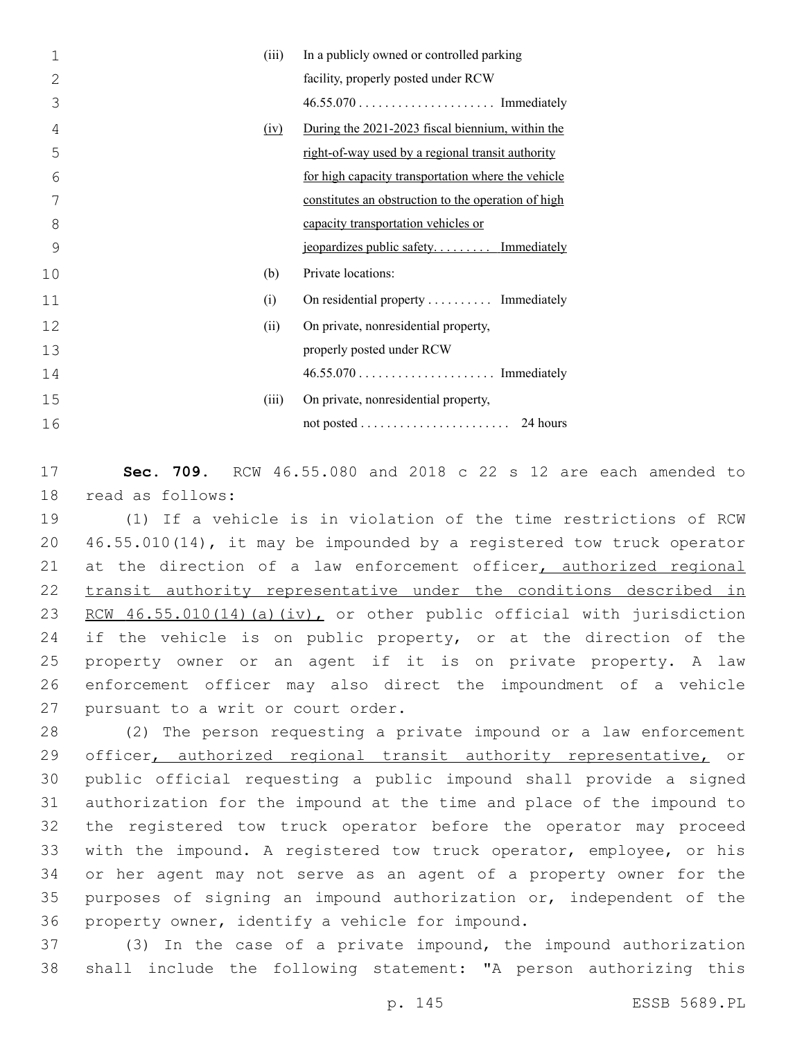| | | |
|---|---|---|
| (iii) | In a publicly owned or controlled parking facility, properly posted under RCW 46.55.070 . . . . . . . . . . . . . . . . . . . . . | Immediately |
| <u>(iv)</u> | <u>During the 2021-2023 fiscal biennium, within the right-of-way used by a regional transit authority for high capacity transportation where the vehicle constitutes an obstruction to the operation of high capacity transportation vehicles or jeopardizes public safety. . . . . . . . .</u> | <u>Immediately</u> |
| (b) | Private locations: | |
| (i) | On residential property . . . . . . . . . . | Immediately |
| (ii) | On private, nonresidential property, properly posted under RCW 46.55.070 . . . . . . . . . . . . . . . . . . . . . | Immediately |
| (iii) | On private, nonresidential property, not posted . . . . . . . . . . . . . . . . . . . . . . . | 24 hours |

**Sec. 709.** RCW 46.55.080 and 2018 c 22 s 12 are each amended to read as follows:

(1) If a vehicle is in violation of the time restrictions of RCW 46.55.010(14), it may be impounded by a registered tow truck operator at the direction of a law enforcement officer<u>, authorized regional transit authority representative under the conditions described in RCW 46.55.010(14)(a)(iv),</u> or other public official with jurisdiction if the vehicle is on public property, or at the direction of the property owner or an agent if it is on private property. A law enforcement officer may also direct the impoundment of a vehicle pursuant to a writ or court order.

(2) The person requesting a private impound or a law enforcement officer<u>, authorized regional transit authority representative,</u> or public official requesting a public impound shall provide a signed authorization for the impound at the time and place of the impound to the registered tow truck operator before the operator may proceed with the impound. A registered tow truck operator, employee, or his or her agent may not serve as an agent of a property owner for the purposes of signing an impound authorization or, independent of the property owner, identify a vehicle for impound.

(3) In the case of a private impound, the impound authorization shall include the following statement: "A person authorizing this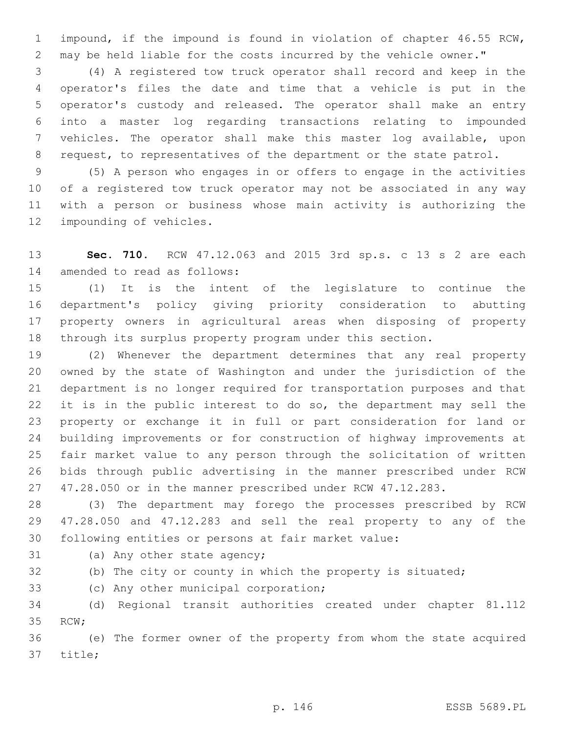impound, if the impound is found in violation of chapter 46.55 RCW, may be held liable for the costs incurred by the vehicle owner."

(4) A registered tow truck operator shall record and keep in the operator's files the date and time that a vehicle is put in the operator's custody and released. The operator shall make an entry into a master log regarding transactions relating to impounded vehicles. The operator shall make this master log available, upon request, to representatives of the department or the state patrol.

(5) A person who engages in or offers to engage in the activities of a registered tow truck operator may not be associated in any way with a person or business whose main activity is authorizing the impounding of vehicles.

**Sec. 710.** RCW 47.12.063 and 2015 3rd sp.s. c 13 s 2 are each amended to read as follows:

(1) It is the intent of the legislature to continue the department's policy giving priority consideration to abutting property owners in agricultural areas when disposing of property through its surplus property program under this section.

(2) Whenever the department determines that any real property owned by the state of Washington and under the jurisdiction of the department is no longer required for transportation purposes and that it is in the public interest to do so, the department may sell the property or exchange it in full or part consideration for land or building improvements or for construction of highway improvements at fair market value to any person through the solicitation of written bids through public advertising in the manner prescribed under RCW 47.28.050 or in the manner prescribed under RCW 47.12.283.

(3) The department may forego the processes prescribed by RCW 47.28.050 and 47.12.283 and sell the real property to any of the following entities or persons at fair market value:

(a) Any other state agency;

(b) The city or county in which the property is situated;

(c) Any other municipal corporation;

(d) Regional transit authorities created under chapter 81.112 RCW;

(e) The former owner of the property from whom the state acquired title;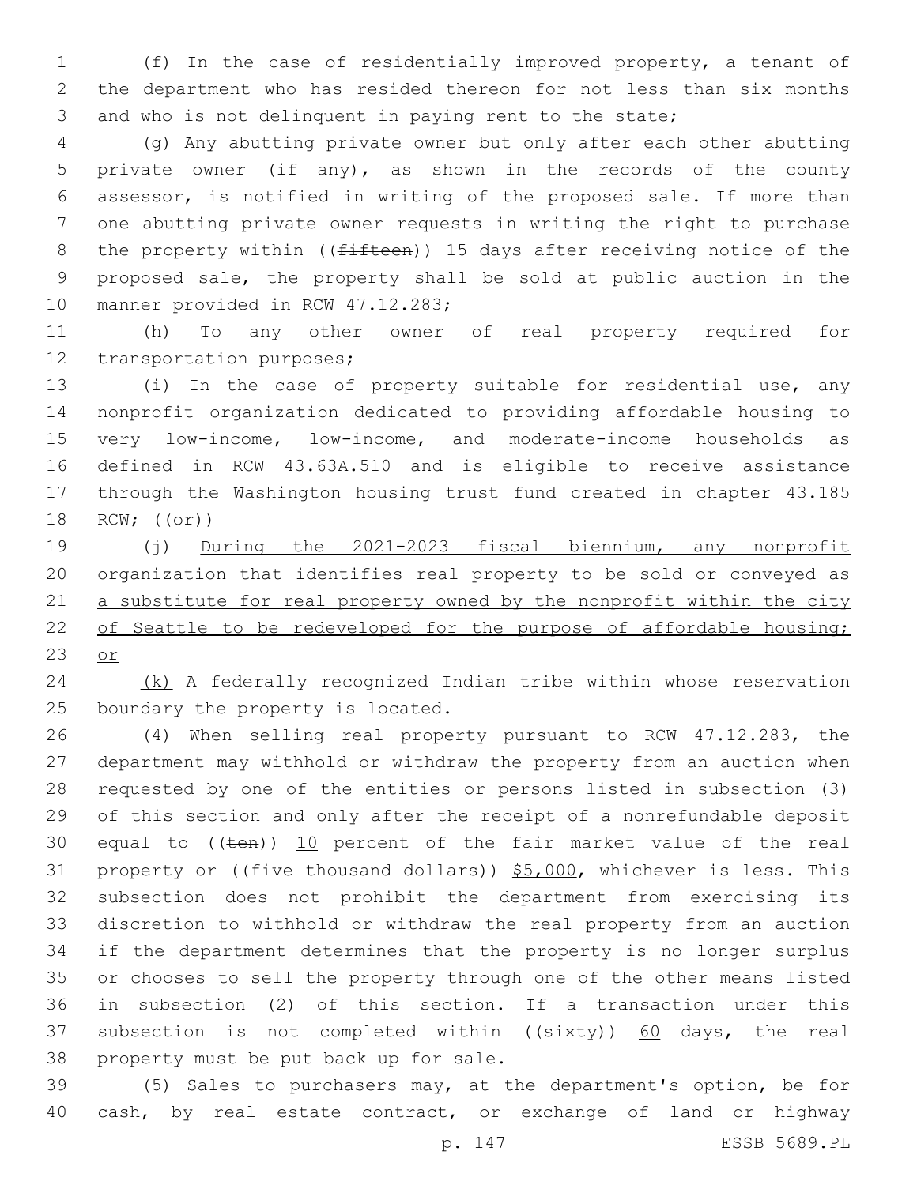(f) In the case of residentially improved property, a tenant of the department who has resided thereon for not less than six months and who is not delinquent in paying rent to the state;

(g) Any abutting private owner but only after each other abutting private owner (if any), as shown in the records of the county assessor, is notified in writing of the proposed sale. If more than one abutting private owner requests in writing the right to purchase the property within ((~~fifteen~~)) 15 days after receiving notice of the proposed sale, the property shall be sold at public auction in the manner provided in RCW 47.12.283;

(h) To any other owner of real property required for transportation purposes;

(i) In the case of property suitable for residential use, any nonprofit organization dedicated to providing affordable housing to very low-income, low-income, and moderate-income households as defined in RCW 43.63A.510 and is eligible to receive assistance through the Washington housing trust fund created in chapter 43.185 RCW; ((~~or~~))

(j) During the 2021-2023 fiscal biennium, any nonprofit organization that identifies real property to be sold or conveyed as a substitute for real property owned by the nonprofit within the city of Seattle to be redeveloped for the purpose of affordable housing; or

(k) A federally recognized Indian tribe within whose reservation boundary the property is located.

(4) When selling real property pursuant to RCW 47.12.283, the department may withhold or withdraw the property from an auction when requested by one of the entities or persons listed in subsection (3) of this section and only after the receipt of a nonrefundable deposit equal to ((~~ten~~)) 10 percent of the fair market value of the real property or ((~~five thousand dollars~~)) $5,000, whichever is less. This subsection does not prohibit the department from exercising its discretion to withhold or withdraw the real property from an auction if the department determines that the property is no longer surplus or chooses to sell the property through one of the other means listed in subsection (2) of this section. If a transaction under this subsection is not completed within ((~~sixty~~)) 60 days, the real property must be put back up for sale.

(5) Sales to purchasers may, at the department's option, be for cash, by real estate contract, or exchange of land or highway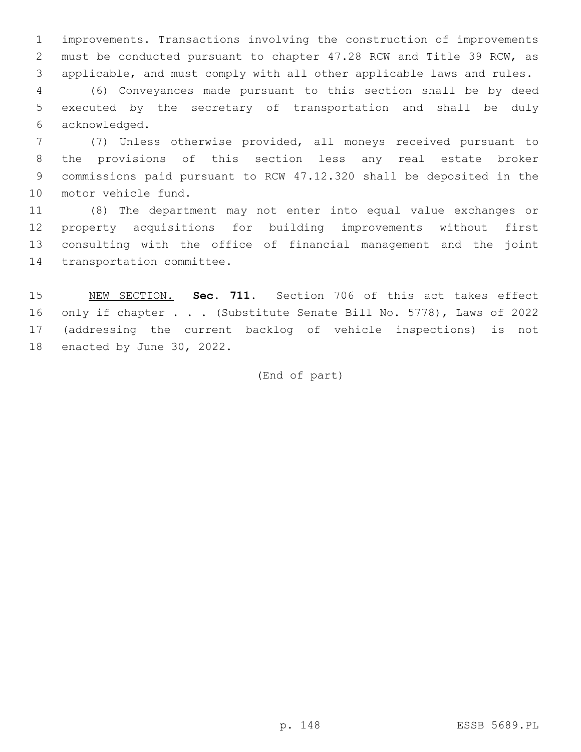improvements. Transactions involving the construction of improvements must be conducted pursuant to chapter 47.28 RCW and Title 39 RCW, as applicable, and must comply with all other applicable laws and rules.

(6) Conveyances made pursuant to this section shall be by deed executed by the secretary of transportation and shall be duly acknowledged.

(7) Unless otherwise provided, all moneys received pursuant to the provisions of this section less any real estate broker commissions paid pursuant to RCW 47.12.320 shall be deposited in the motor vehicle fund.

(8) The department may not enter into equal value exchanges or property acquisitions for building improvements without first consulting with the office of financial management and the joint transportation committee.

NEW SECTION. **Sec. 711.** Section 706 of this act takes effect only if chapter . . . (Substitute Senate Bill No. 5778), Laws of 2022 (addressing the current backlog of vehicle inspections) is not enacted by June 30, 2022.

(End of part)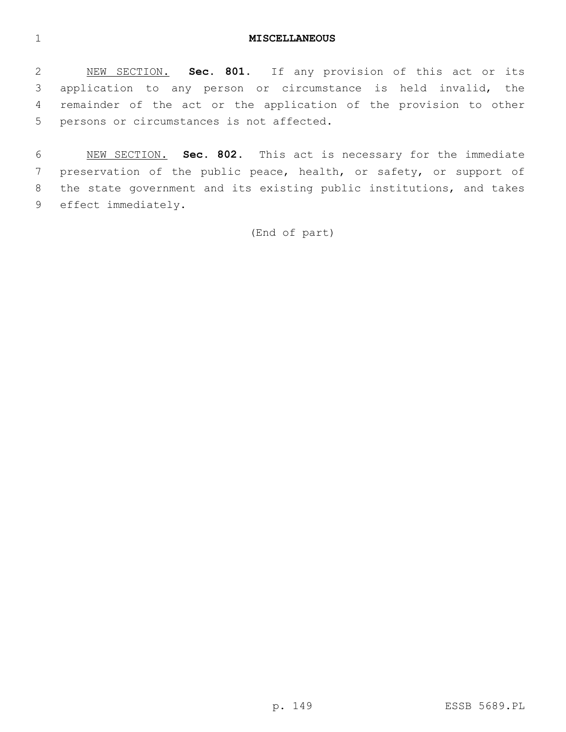**MISCELLANEOUS**

NEW SECTION. **Sec. 801.** If any provision of this act or its application to any person or circumstance is held invalid, the remainder of the act or the application of the provision to other persons or circumstances is not affected.

NEW SECTION. **Sec. 802.** This act is necessary for the immediate preservation of the public peace, health, or safety, or support of the state government and its existing public institutions, and takes effect immediately.

(End of part)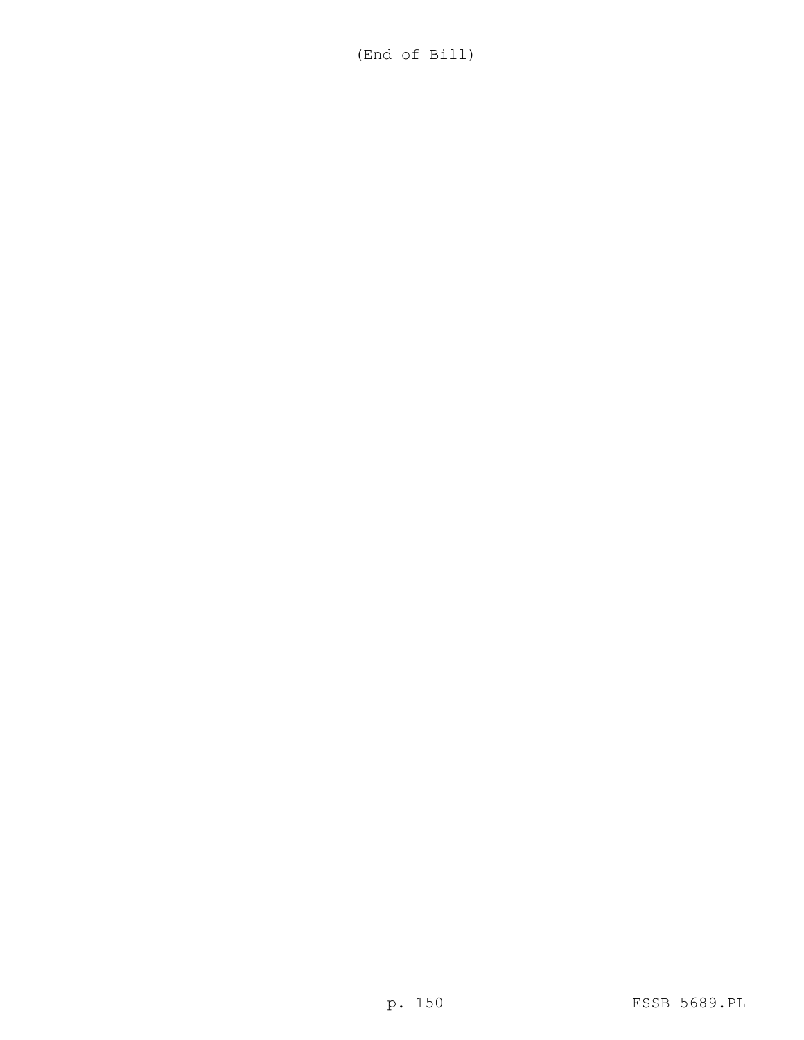(End of Bill)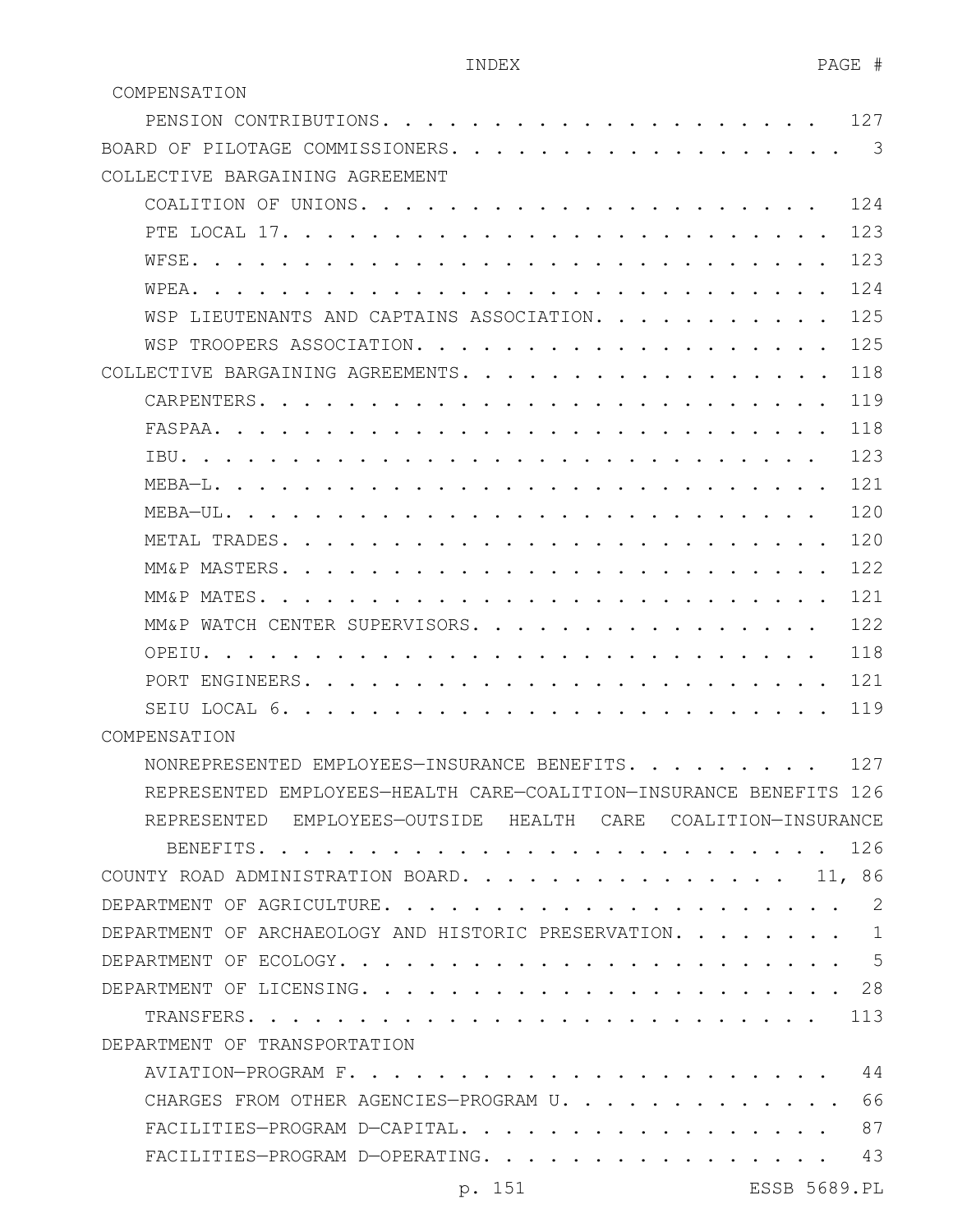INDEX PAGE #

COMPENSATION

PENSION CONTRIBUTIONS. . . . . . . . . . . . . . . . . . . . 127

BOARD OF PILOTAGE COMMISSIONERS. . . . . . . . . . . . . . . . . . . 3

COLLECTIVE BARGAINING AGREEMENT

COALITION OF UNIONS. . . . . . . . . . . . . . . . . . . . 124

PTE LOCAL 17. . . . . . . . . . . . . . . . . . . . . . . . 123

WFSE. . . . . . . . . . . . . . . . . . . . . . . . . . . . 123

WPEA. . . . . . . . . . . . . . . . . . . . . . . . . . . . 124

WSP LIEUTENANTS AND CAPTAINS ASSOCIATION. . . . . . . . . . . 125

WSP TROOPERS ASSOCIATION. . . . . . . . . . . . . . . . . . 125

COLLECTIVE BARGAINING AGREEMENTS. . . . . . . . . . . . . . . . . . 118

CARPENTERS. . . . . . . . . . . . . . . . . . . . . . . . . 119

FASPAA. . . . . . . . . . . . . . . . . . . . . . . . . . . 118

IBU. . . . . . . . . . . . . . . . . . . . . . . . . . . . 123

MEBA—L. . . . . . . . . . . . . . . . . . . . . . . . . . . 121

MEBA—UL. . . . . . . . . . . . . . . . . . . . . . . . . . 120

METAL TRADES. . . . . . . . . . . . . . . . . . . . . . . . 120

MM&P MASTERS. . . . . . . . . . . . . . . . . . . . . . . . 122

MM&P MATES. . . . . . . . . . . . . . . . . . . . . . . . . 121

MM&P WATCH CENTER SUPERVISORS. . . . . . . . . . . . . . . . 122

OPEIU. . . . . . . . . . . . . . . . . . . . . . . . . . . 118

PORT ENGINEERS. . . . . . . . . . . . . . . . . . . . . . . 121

SEIU LOCAL 6. . . . . . . . . . . . . . . . . . . . . . . . 119

COMPENSATION

NONREPRESENTED EMPLOYEES—INSURANCE BENEFITS. . . . . . . . . 127

REPRESENTED EMPLOYEES—HEALTH CARE—COALITION—INSURANCE BENEFITS 126

REPRESENTED EMPLOYEES—OUTSIDE HEALTH CARE COALITION—INSURANCE BENEFITS. . . . . . . . . . . . . . . . . . . . . . . . . 126

COUNTY ROAD ADMINISTRATION BOARD. . . . . . . . . . . . . . . . 11, 86

DEPARTMENT OF AGRICULTURE. . . . . . . . . . . . . . . . . . . . . 2

DEPARTMENT OF ARCHAEOLOGY AND HISTORIC PRESERVATION. . . . . . . . 1

DEPARTMENT OF ECOLOGY. . . . . . . . . . . . . . . . . . . . . . . 5

DEPARTMENT OF LICENSING. . . . . . . . . . . . . . . . . . . . . . 28

TRANSFERS. . . . . . . . . . . . . . . . . . . . . . . . . 113

DEPARTMENT OF TRANSPORTATION

AVIATION—PROGRAM F. . . . . . . . . . . . . . . . . . . . . 44

CHARGES FROM OTHER AGENCIES—PROGRAM U. . . . . . . . . . . . . 66

FACILITIES—PROGRAM D—CAPITAL. . . . . . . . . . . . . . . . . 87

FACILITIES—PROGRAM D—OPERATING. . . . . . . . . . . . . . . . 43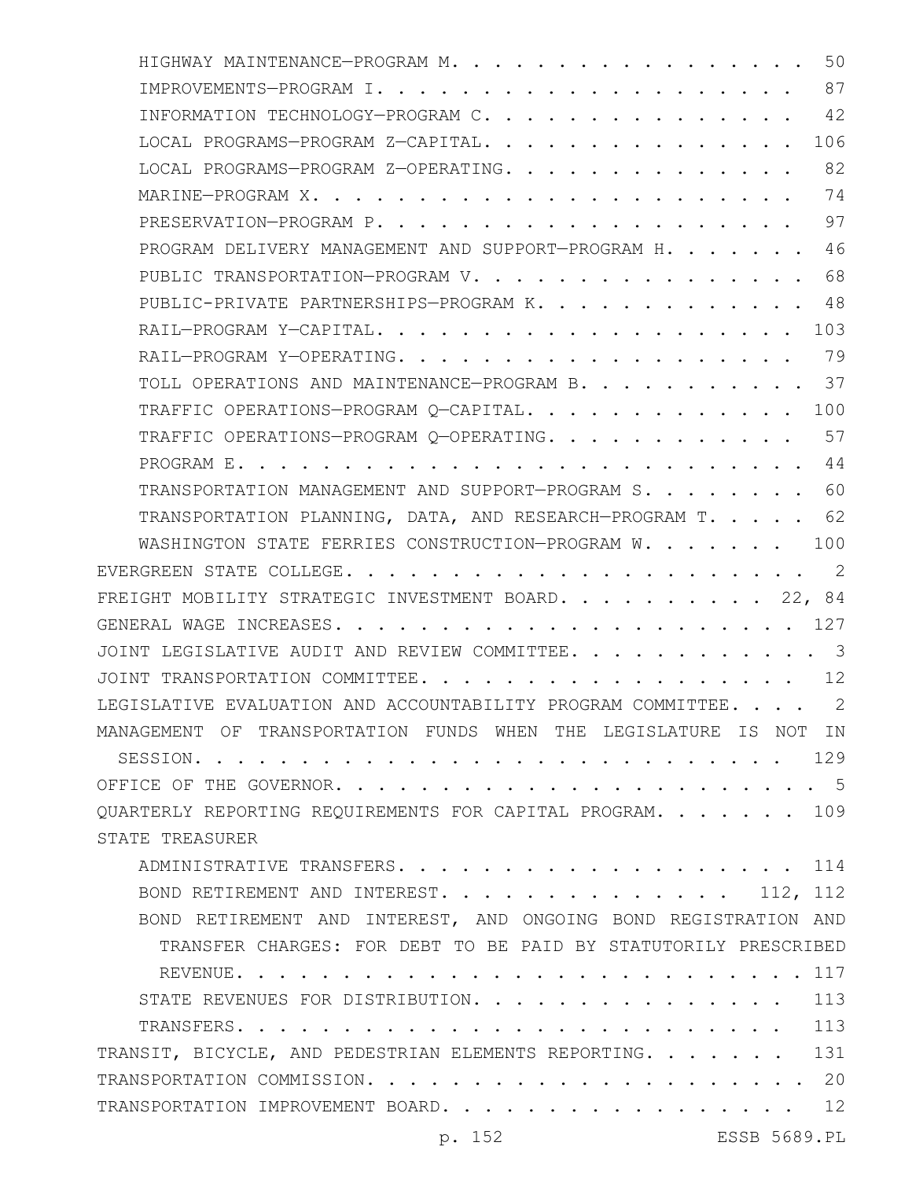HIGHWAY MAINTENANCE—PROGRAM M. . . . . . . . . . . . . . . . . . 50
IMPROVEMENTS—PROGRAM I. . . . . . . . . . . . . . . . . . . . . . 87
INFORMATION TECHNOLOGY—PROGRAM C. . . . . . . . . . . . . . . . 42
LOCAL PROGRAMS—PROGRAM Z—CAPITAL. . . . . . . . . . . . . . . . 106
LOCAL PROGRAMS—PROGRAM Z—OPERATING. . . . . . . . . . . . . . . 82
MARINE—PROGRAM X. . . . . . . . . . . . . . . . . . . . . . . . . 74
PRESERVATION—PROGRAM P. . . . . . . . . . . . . . . . . . . . . . 97
PROGRAM DELIVERY MANAGEMENT AND SUPPORT—PROGRAM H. . . . . . . 46
PUBLIC TRANSPORTATION—PROGRAM V. . . . . . . . . . . . . . . . . 68
PUBLIC-PRIVATE PARTNERSHIPS—PROGRAM K. . . . . . . . . . . . . . 48
RAIL—PROGRAM Y—CAPITAL. . . . . . . . . . . . . . . . . . . . . . 103
RAIL—PROGRAM Y—OPERATING. . . . . . . . . . . . . . . . . . . . . 79
TOLL OPERATIONS AND MAINTENANCE—PROGRAM B. . . . . . . . . . . . 37
TRAFFIC OPERATIONS—PROGRAM Q—CAPITAL. . . . . . . . . . . . . . 100
TRAFFIC OPERATIONS—PROGRAM Q—OPERATING. . . . . . . . . . . . . 57
PROGRAM E. . . . . . . . . . . . . . . . . . . . . . . . . . . . . 44
TRANSPORTATION MANAGEMENT AND SUPPORT—PROGRAM S. . . . . . . . . 60
TRANSPORTATION PLANNING, DATA, AND RESEARCH—PROGRAM T. . . . . 62
WASHINGTON STATE FERRIES CONSTRUCTION—PROGRAM W. . . . . . . . 100

EVERGREEN STATE COLLEGE. . . . . . . . . . . . . . . . . . . . . . . 2
FREIGHT MOBILITY STRATEGIC INVESTMENT BOARD. . . . . . . . . . 22, 84
GENERAL WAGE INCREASES. . . . . . . . . . . . . . . . . . . . . . 127
JOINT LEGISLATIVE AUDIT AND REVIEW COMMITTEE. . . . . . . . . . . . 3
JOINT TRANSPORTATION COMMITTEE. . . . . . . . . . . . . . . . . . . 12
LEGISLATIVE EVALUATION AND ACCOUNTABILITY PROGRAM COMMITTEE. . . . 2
MANAGEMENT OF TRANSPORTATION FUNDS WHEN THE LEGISLATURE IS NOT IN SESSION. . . . . . . . . . . . . . . . . . . . . . . . . . . . . . 129
OFFICE OF THE GOVERNOR. . . . . . . . . . . . . . . . . . . . . . . . 5
QUARTERLY REPORTING REQUIREMENTS FOR CAPITAL PROGRAM. . . . . . . 109
STATE TREASURER

ADMINISTRATIVE TRANSFERS. . . . . . . . . . . . . . . . . . . . 114
BOND RETIREMENT AND INTEREST. . . . . . . . . . . . . . . 112, 112
BOND RETIREMENT AND INTEREST, AND ONGOING BOND REGISTRATION AND TRANSFER CHARGES: FOR DEBT TO BE PAID BY STATUTORILY PRESCRIBED REVENUE. . . . . . . . . . . . . . . . . . . . . . . . . . . . . 117
STATE REVENUES FOR DISTRIBUTION. . . . . . . . . . . . . . . . 113
TRANSFERS. . . . . . . . . . . . . . . . . . . . . . . . . . . . 113

TRANSIT, BICYCLE, AND PEDESTRIAN ELEMENTS REPORTING. . . . . . . 131
TRANSPORTATION COMMISSION. . . . . . . . . . . . . . . . . . . . . 20
TRANSPORTATION IMPROVEMENT BOARD. . . . . . . . . . . . . . . . . . 12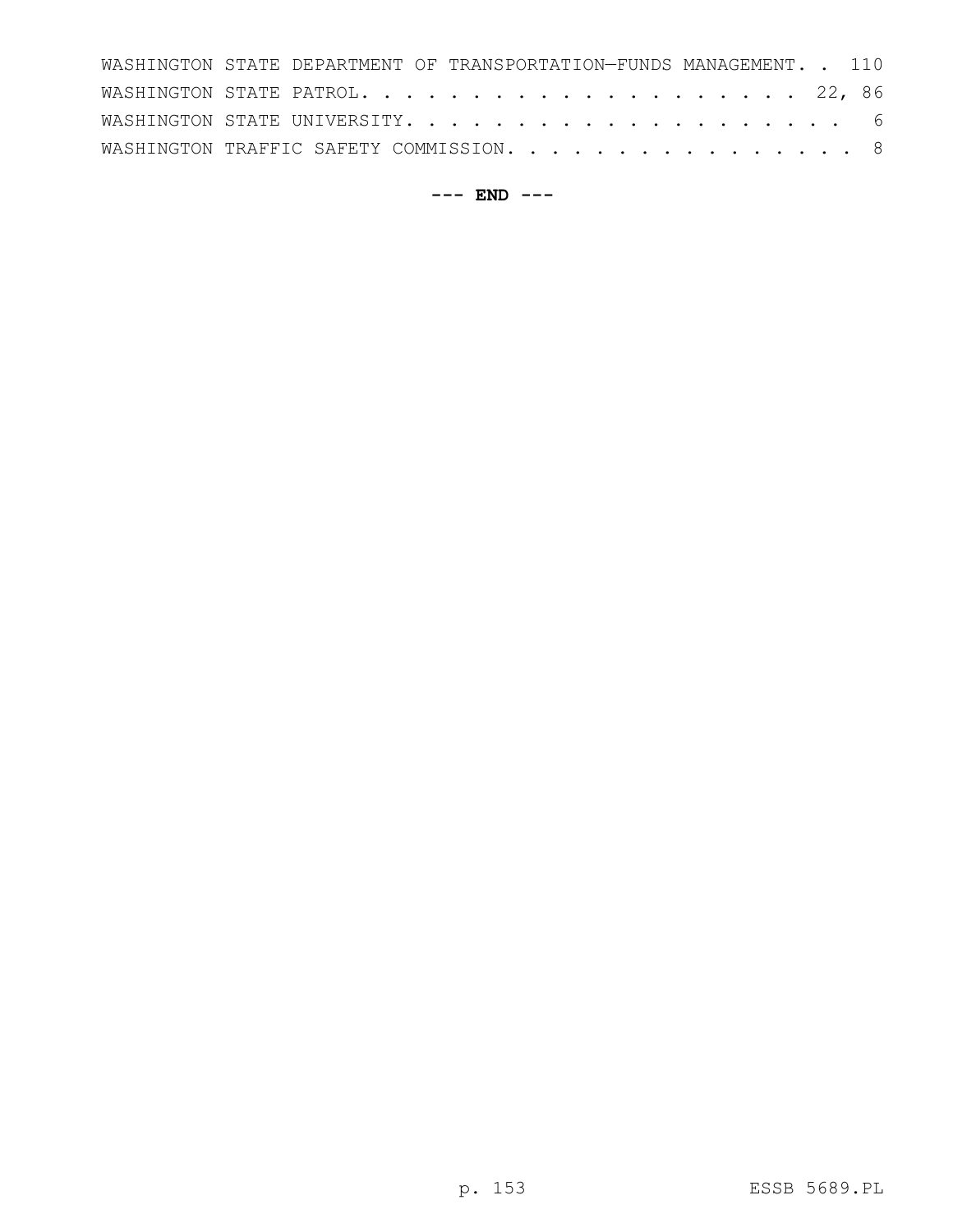WASHINGTON STATE DEPARTMENT OF TRANSPORTATION—FUNDS MANAGEMENT. . 110
WASHINGTON STATE PATROL. . . . . . . . . . . . . . . . . . . . 22, 86
WASHINGTON STATE UNIVERSITY. . . . . . . . . . . . . . . . . . . . 6
WASHINGTON TRAFFIC SAFETY COMMISSION. . . . . . . . . . . . . . . . 8

**--- END ---**